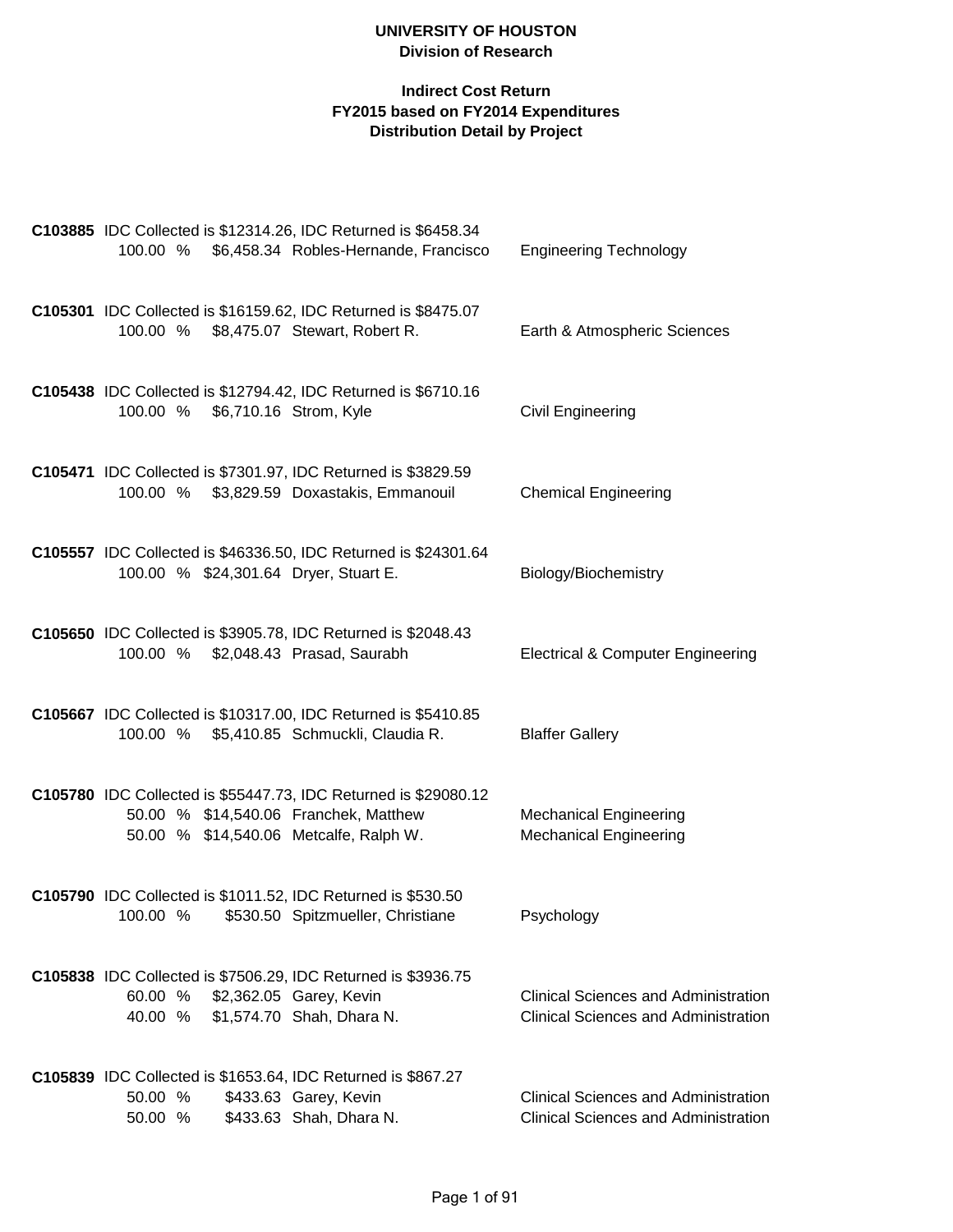# UNIVERSITY OF HOUSTON
## Division of Research

### Indirect Cost Return
### FY2015 based on FY2014 Expenditures
### Distribution Detail by Project

**C103885** IDC Collected is $12314.26, IDC Returned is $6458.34

| Percent | Amount | Name | Department |
|---|---|---|---|
| 100.00 % | $6,458.34 | Robles-Hernande, Francisco | Engineering Technology |

**C105301** IDC Collected is $16159.62, IDC Returned is $8475.07

| Percent | Amount | Name | Department |
|---|---|---|---|
| 100.00 % | $8,475.07 | Stewart, Robert R. | Earth & Atmospheric Sciences |

**C105438** IDC Collected is $12794.42, IDC Returned is $6710.16

| Percent | Amount | Name | Department |
|---|---|---|---|
| 100.00 % | $6,710.16 | Strom, Kyle | Civil Engineering |

**C105471** IDC Collected is $7301.97, IDC Returned is $3829.59

| Percent | Amount | Name | Department |
|---|---|---|---|
| 100.00 % | $3,829.59 | Doxastakis, Emmanouil | Chemical Engineering |

**C105557** IDC Collected is $46336.50, IDC Returned is $24301.64

| Percent | Amount | Name | Department |
|---|---|---|---|
| 100.00 % | $24,301.64 | Dryer, Stuart E. | Biology/Biochemistry |

**C105650** IDC Collected is $3905.78, IDC Returned is $2048.43

| Percent | Amount | Name | Department |
|---|---|---|---|
| 100.00 % | $2,048.43 | Prasad, Saurabh | Electrical & Computer Engineering |

**C105667** IDC Collected is $10317.00, IDC Returned is $5410.85

| Percent | Amount | Name | Department |
|---|---|---|---|
| 100.00 % | $5,410.85 | Schmuckli, Claudia R. | Blaffer Gallery |

**C105780** IDC Collected is $55447.73, IDC Returned is $29080.12

| Percent | Amount | Name | Department |
|---|---|---|---|
| 50.00 % | $14,540.06 | Franchek, Matthew | Mechanical Engineering |
| 50.00 % | $14,540.06 | Metcalfe, Ralph W. | Mechanical Engineering |

**C105790** IDC Collected is $1011.52, IDC Returned is $530.50

| Percent | Amount | Name | Department |
|---|---|---|---|
| 100.00 % | $530.50 | Spitzmueller, Christiane | Psychology |

**C105838** IDC Collected is $7506.29, IDC Returned is $3936.75

| Percent | Amount | Name | Department |
|---|---|---|---|
| 60.00 % | $2,362.05 | Garey, Kevin | Clinical Sciences and Administration |
| 40.00 % | $1,574.70 | Shah, Dhara N. | Clinical Sciences and Administration |

**C105839** IDC Collected is $1653.64, IDC Returned is $867.27

| Percent | Amount | Name | Department |
|---|---|---|---|
| 50.00 % | $433.63 | Garey, Kevin | Clinical Sciences and Administration |
| 50.00 % | $433.63 | Shah, Dhara N. | Clinical Sciences and Administration |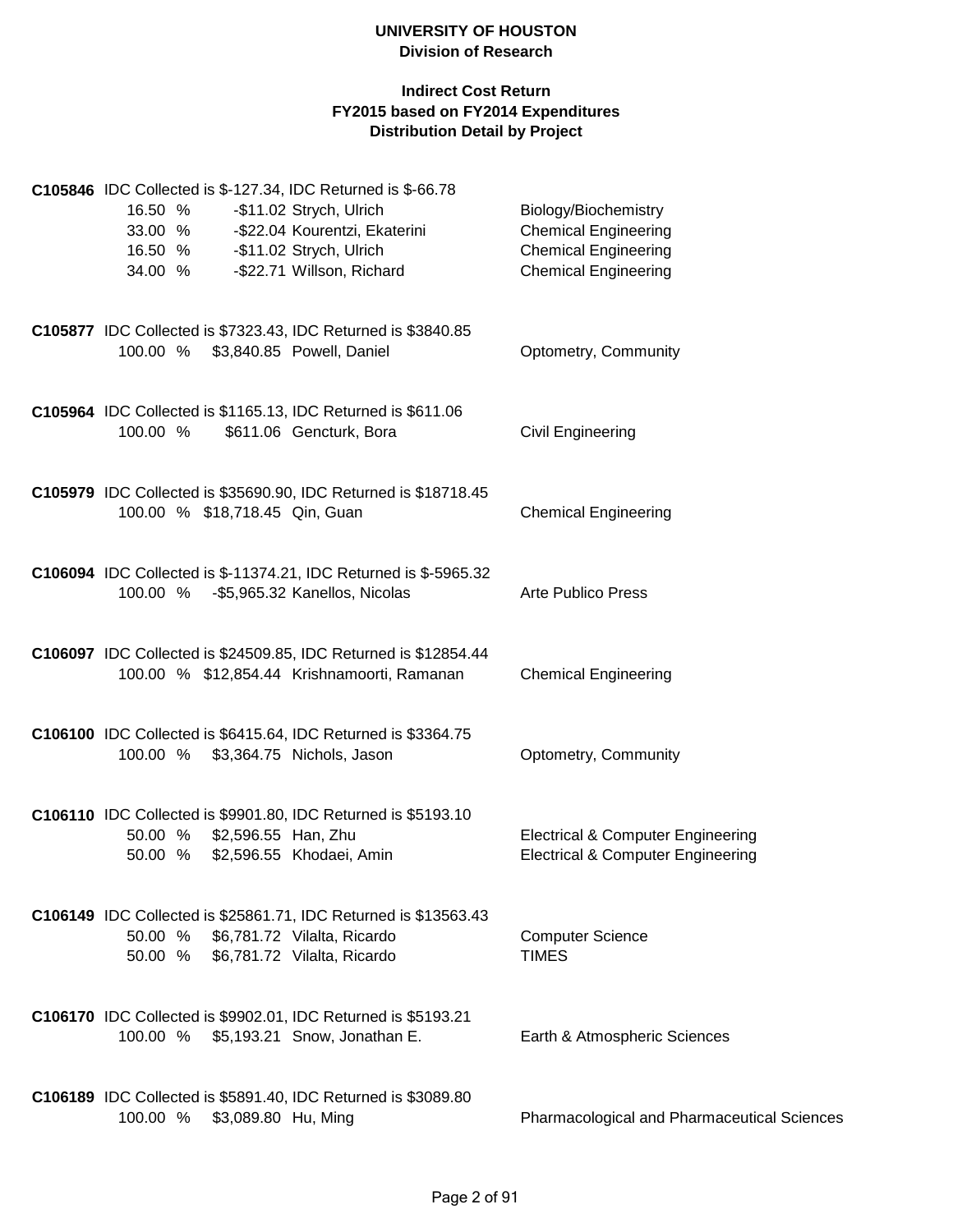**UNIVERSITY OF HOUSTON**
**Division of Research**

**Indirect Cost Return**
**FY2015 based on FY2014 Expenditures**
**Distribution Detail by Project**

**C105846** IDC Collected is $-127.34, IDC Returned is $-66.78

| % | Amount | Name | Department |
|---|---|---|---|
| 16.50 % | -$11.02 | Strych, Ulrich | Biology/Biochemistry |
| 33.00 % | -$22.04 | Kourentzi, Ekaterini | Chemical Engineering |
| 16.50 % | -$11.02 | Strych, Ulrich | Chemical Engineering |
| 34.00 % | -$22.71 | Willson, Richard | Chemical Engineering |

**C105877** IDC Collected is $7323.43, IDC Returned is $3840.85

| % | Amount | Name | Department |
|---|---|---|---|
| 100.00 % | $3,840.85 | Powell, Daniel | Optometry, Community |

**C105964** IDC Collected is $1165.13, IDC Returned is $611.06

| % | Amount | Name | Department |
|---|---|---|---|
| 100.00 % | $611.06 | Gencturk, Bora | Civil Engineering |

**C105979** IDC Collected is $35690.90, IDC Returned is $18718.45

| % | Amount | Name | Department |
|---|---|---|---|
| 100.00 % | $18,718.45 | Qin, Guan | Chemical Engineering |

**C106094** IDC Collected is $-11374.21, IDC Returned is $-5965.32

| % | Amount | Name | Department |
|---|---|---|---|
| 100.00 % | -$5,965.32 | Kanellos, Nicolas | Arte Publico Press |

**C106097** IDC Collected is $24509.85, IDC Returned is $12854.44

| % | Amount | Name | Department |
|---|---|---|---|
| 100.00 % | $12,854.44 | Krishnamoorti, Ramanan | Chemical Engineering |

**C106100** IDC Collected is $6415.64, IDC Returned is $3364.75

| % | Amount | Name | Department |
|---|---|---|---|
| 100.00 % | $3,364.75 | Nichols, Jason | Optometry, Community |

**C106110** IDC Collected is $9901.80, IDC Returned is $5193.10

| % | Amount | Name | Department |
|---|---|---|---|
| 50.00 % | $2,596.55 | Han, Zhu | Electrical & Computer Engineering |
| 50.00 % | $2,596.55 | Khodaei, Amin | Electrical & Computer Engineering |

**C106149** IDC Collected is $25861.71, IDC Returned is $13563.43

| % | Amount | Name | Department |
|---|---|---|---|
| 50.00 % | $6,781.72 | Vilalta, Ricardo | Computer Science |
| 50.00 % | $6,781.72 | Vilalta, Ricardo | TIMES |

**C106170** IDC Collected is $9902.01, IDC Returned is $5193.21

| % | Amount | Name | Department |
|---|---|---|---|
| 100.00 % | $5,193.21 | Snow, Jonathan E. | Earth & Atmospheric Sciences |

**C106189** IDC Collected is $5891.40, IDC Returned is $3089.80

| % | Amount | Name | Department |
|---|---|---|---|
| 100.00 % | $3,089.80 | Hu, Ming | Pharmacological and Pharmaceutical Sciences |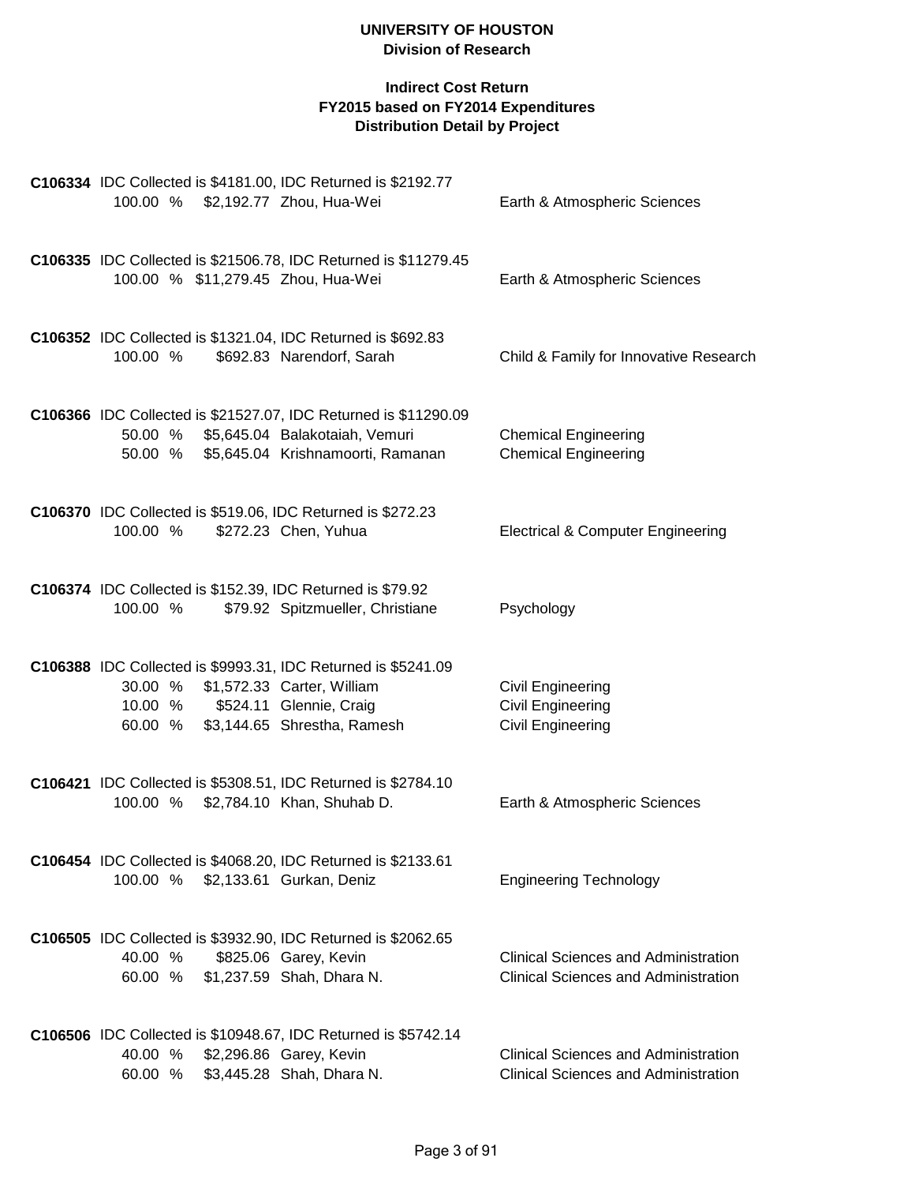**C106334** IDC Collected is \$4181.00, IDC Returned is \$2192.77

| % | Amount | Name | Department |
|---|---|---|---|
| 100.00 % | \$2,192.77 | Zhou, Hua-Wei | Earth & Atmospheric Sciences |

**C106335** IDC Collected is \$21506.78, IDC Returned is \$11279.45

| % | Amount | Name | Department |
|---|---|---|---|
| 100.00 % | \$11,279.45 | Zhou, Hua-Wei | Earth & Atmospheric Sciences |

**C106352** IDC Collected is \$1321.04, IDC Returned is \$692.83

| % | Amount | Name | Department |
|---|---|---|---|
| 100.00 % | \$692.83 | Narendorf, Sarah | Child & Family for Innovative Research |

**C106366** IDC Collected is \$21527.07, IDC Returned is \$11290.09

| % | Amount | Name | Department |
|---|---|---|---|
| 50.00 % | \$5,645.04 | Balakotaiah, Vemuri | Chemical Engineering |
| 50.00 % | \$5,645.04 | Krishnamoorti, Ramanan | Chemical Engineering |

**C106370** IDC Collected is \$519.06, IDC Returned is \$272.23

| % | Amount | Name | Department |
|---|---|---|---|
| 100.00 % | \$272.23 | Chen, Yuhua | Electrical & Computer Engineering |

**C106374** IDC Collected is \$152.39, IDC Returned is \$79.92

| % | Amount | Name | Department |
|---|---|---|---|
| 100.00 % | \$79.92 | Spitzmueller, Christiane | Psychology |

**C106388** IDC Collected is \$9993.31, IDC Returned is \$5241.09

| % | Amount | Name | Department |
|---|---|---|---|
| 30.00 % | \$1,572.33 | Carter, William | Civil Engineering |
| 10.00 % | \$524.11 | Glennie, Craig | Civil Engineering |
| 60.00 % | \$3,144.65 | Shrestha, Ramesh | Civil Engineering |

**C106421** IDC Collected is \$5308.51, IDC Returned is \$2784.10

| % | Amount | Name | Department |
|---|---|---|---|
| 100.00 % | \$2,784.10 | Khan, Shuhab D. | Earth & Atmospheric Sciences |

**C106454** IDC Collected is \$4068.20, IDC Returned is \$2133.61

| % | Amount | Name | Department |
|---|---|---|---|
| 100.00 % | \$2,133.61 | Gurkan, Deniz | Engineering Technology |

**C106505** IDC Collected is \$3932.90, IDC Returned is \$2062.65

| % | Amount | Name | Department |
|---|---|---|---|
| 40.00 % | \$825.06 | Garey, Kevin | Clinical Sciences and Administration |
| 60.00 % | \$1,237.59 | Shah, Dhara N. | Clinical Sciences and Administration |

**C106506** IDC Collected is \$10948.67, IDC Returned is \$5742.14

| % | Amount | Name | Department |
|---|---|---|---|
| 40.00 % | \$2,296.86 | Garey, Kevin | Clinical Sciences and Administration |
| 60.00 % | \$3,445.28 | Shah, Dhara N. | Clinical Sciences and Administration |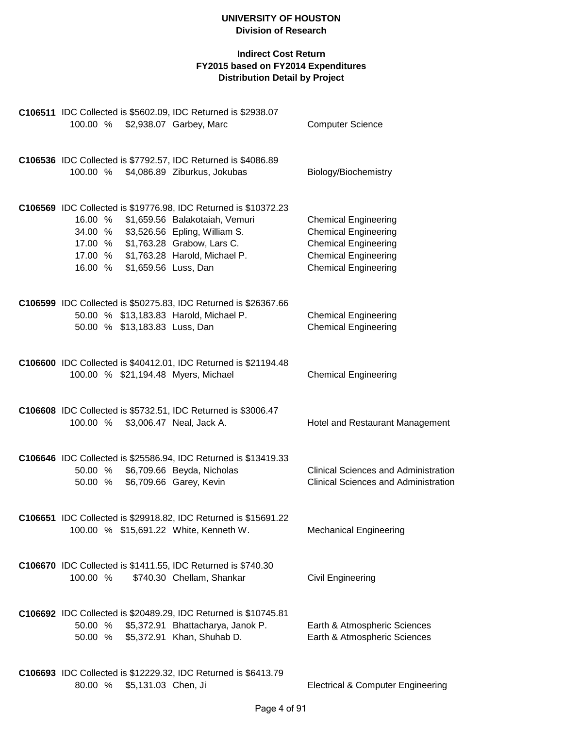**UNIVERSITY OF HOUSTON**
**Division of Research**

**Indirect Cost Return**
**FY2015 based on FY2014 Expenditures**
**Distribution Detail by Project**

**C106511** IDC Collected is $5602.09, IDC Returned is $2938.07

| Percent | Amount | Name | Department |
|---|---|---|---|
| 100.00 % | $2,938.07 | Garbey, Marc | Computer Science |

**C106536** IDC Collected is $7792.57, IDC Returned is $4086.89

| Percent | Amount | Name | Department |
|---|---|---|---|
| 100.00 % | $4,086.89 | Ziburkus, Jokubas | Biology/Biochemistry |

**C106569** IDC Collected is $19776.98, IDC Returned is $10372.23

| Percent | Amount | Name | Department |
|---|---|---|---|
| 16.00 % | $1,659.56 | Balakotaiah, Vemuri | Chemical Engineering |
| 34.00 % | $3,526.56 | Epling, William S. | Chemical Engineering |
| 17.00 % | $1,763.28 | Grabow, Lars C. | Chemical Engineering |
| 17.00 % | $1,763.28 | Harold, Michael P. | Chemical Engineering |
| 16.00 % | $1,659.56 | Luss, Dan | Chemical Engineering |

**C106599** IDC Collected is $50275.83, IDC Returned is $26367.66

| Percent | Amount | Name | Department |
|---|---|---|---|
| 50.00 % | $13,183.83 | Harold, Michael P. | Chemical Engineering |
| 50.00 % | $13,183.83 | Luss, Dan | Chemical Engineering |

**C106600** IDC Collected is $40412.01, IDC Returned is $21194.48

| Percent | Amount | Name | Department |
|---|---|---|---|
| 100.00 % | $21,194.48 | Myers, Michael | Chemical Engineering |

**C106608** IDC Collected is $5732.51, IDC Returned is $3006.47

| Percent | Amount | Name | Department |
|---|---|---|---|
| 100.00 % | $3,006.47 | Neal, Jack A. | Hotel and Restaurant Management |

**C106646** IDC Collected is $25586.94, IDC Returned is $13419.33

| Percent | Amount | Name | Department |
|---|---|---|---|
| 50.00 % | $6,709.66 | Beyda, Nicholas | Clinical Sciences and Administration |
| 50.00 % | $6,709.66 | Garey, Kevin | Clinical Sciences and Administration |

**C106651** IDC Collected is $29918.82, IDC Returned is $15691.22

| Percent | Amount | Name | Department |
|---|---|---|---|
| 100.00 % | $15,691.22 | White, Kenneth W. | Mechanical Engineering |

**C106670** IDC Collected is $1411.55, IDC Returned is $740.30

| Percent | Amount | Name | Department |
|---|---|---|---|
| 100.00 % | $740.30 | Chellam, Shankar | Civil Engineering |

**C106692** IDC Collected is $20489.29, IDC Returned is $10745.81

| Percent | Amount | Name | Department |
|---|---|---|---|
| 50.00 % | $5,372.91 | Bhattacharya, Janok P. | Earth & Atmospheric Sciences |
| 50.00 % | $5,372.91 | Khan, Shuhab D. | Earth & Atmospheric Sciences |

**C106693** IDC Collected is $12229.32, IDC Returned is $6413.79

| Percent | Amount | Name | Department |
|---|---|---|---|
| 80.00 % | $5,131.03 | Chen, Ji | Electrical & Computer Engineering |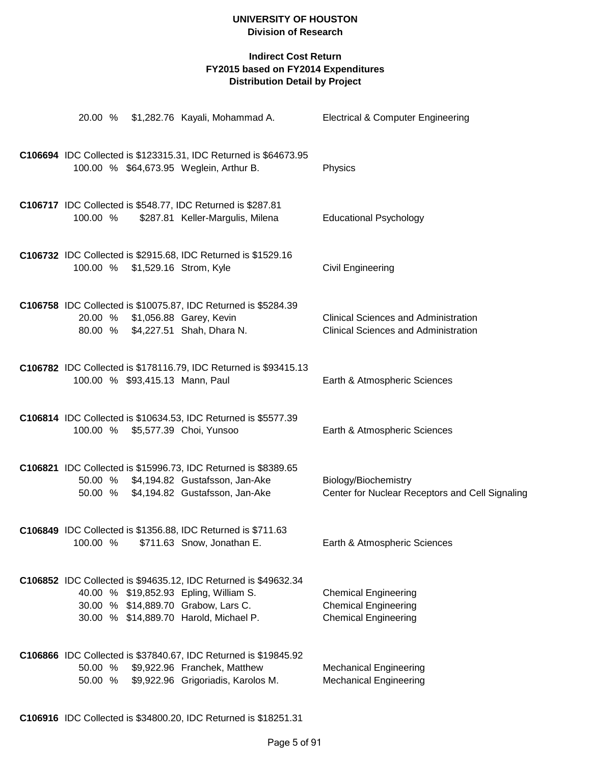**UNIVERSITY OF HOUSTON**
**Division of Research**

**Indirect Cost Return**
**FY2015 based on FY2014 Expenditures**
**Distribution Detail by Project**

| | | | |
|---|---|---|---|
| 20.00 % | $1,282.76 | Kayali, Mohammad A. | Electrical & Computer Engineering |

**C106694** IDC Collected is $123315.31, IDC Returned is $64673.95

| | | | |
|---|---|---|---|
| 100.00 % | $64,673.95 | Weglein, Arthur B. | Physics |

**C106717** IDC Collected is $548.77, IDC Returned is $287.81

| | | | |
|---|---|---|---|
| 100.00 % | $287.81 | Keller-Margulis, Milena | Educational Psychology |

**C106732** IDC Collected is $2915.68, IDC Returned is $1529.16

| | | | |
|---|---|---|---|
| 100.00 % | $1,529.16 | Strom, Kyle | Civil Engineering |

**C106758** IDC Collected is $10075.87, IDC Returned is $5284.39

| | | | |
|---|---|---|---|
| 20.00 % | $1,056.88 | Garey, Kevin | Clinical Sciences and Administration |
| 80.00 % | $4,227.51 | Shah, Dhara N. | Clinical Sciences and Administration |

**C106782** IDC Collected is $178116.79, IDC Returned is $93415.13

| | | | |
|---|---|---|---|
| 100.00 % | $93,415.13 | Mann, Paul | Earth & Atmospheric Sciences |

**C106814** IDC Collected is $10634.53, IDC Returned is $5577.39

| | | | |
|---|---|---|---|
| 100.00 % | $5,577.39 | Choi, Yunsoo | Earth & Atmospheric Sciences |

**C106821** IDC Collected is $15996.73, IDC Returned is $8389.65

| | | | |
|---|---|---|---|
| 50.00 % | $4,194.82 | Gustafsson, Jan-Ake | Biology/Biochemistry |
| 50.00 % | $4,194.82 | Gustafsson, Jan-Ake | Center for Nuclear Receptors and Cell Signaling |

**C106849** IDC Collected is $1356.88, IDC Returned is $711.63

| | | | |
|---|---|---|---|
| 100.00 % | $711.63 | Snow, Jonathan E. | Earth & Atmospheric Sciences |

**C106852** IDC Collected is $94635.12, IDC Returned is $49632.34

| | | | |
|---|---|---|---|
| 40.00 % | $19,852.93 | Epling, William S. | Chemical Engineering |
| 30.00 % | $14,889.70 | Grabow, Lars C. | Chemical Engineering |
| 30.00 % | $14,889.70 | Harold, Michael P. | Chemical Engineering |

**C106866** IDC Collected is $37840.67, IDC Returned is $19845.92

| | | | |
|---|---|---|---|
| 50.00 % | $9,922.96 | Franchek, Matthew | Mechanical Engineering |
| 50.00 % | $9,922.96 | Grigoriadis, Karolos M. | Mechanical Engineering |

**C106916** IDC Collected is $34800.20, IDC Returned is $18251.31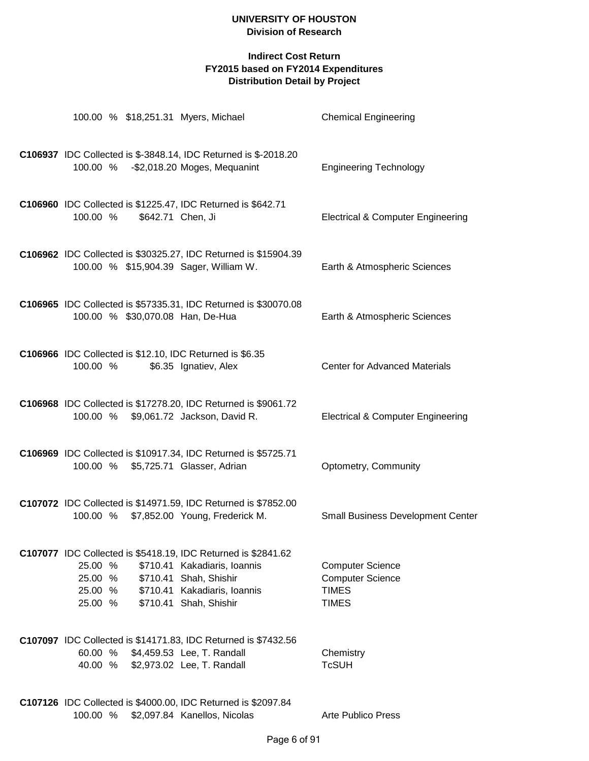**UNIVERSITY OF HOUSTON**
**Division of Research**

**Indirect Cost Return**
**FY2015 based on FY2014 Expenditures**
**Distribution Detail by Project**

100.00 % $18,251.31 Myers, Michael — Chemical Engineering

**C106937** IDC Collected is $-3848.14, IDC Returned is $-2018.20

100.00 % -$2,018.20 Moges, Mequanint — Engineering Technology

**C106960** IDC Collected is $1225.47, IDC Returned is $642.71

100.00 % $642.71 Chen, Ji — Electrical & Computer Engineering

**C106962** IDC Collected is $30325.27, IDC Returned is $15904.39

100.00 % $15,904.39 Sager, William W. — Earth & Atmospheric Sciences

**C106965** IDC Collected is $57335.31, IDC Returned is $30070.08

100.00 % $30,070.08 Han, De-Hua — Earth & Atmospheric Sciences

**C106966** IDC Collected is $12.10, IDC Returned is $6.35

100.00 % $6.35 Ignatiev, Alex — Center for Advanced Materials

**C106968** IDC Collected is $17278.20, IDC Returned is $9061.72

100.00 % $9,061.72 Jackson, David R. — Electrical & Computer Engineering

**C106969** IDC Collected is $10917.34, IDC Returned is $5725.71

100.00 % $5,725.71 Glasser, Adrian — Optometry, Community

**C107072** IDC Collected is $14971.59, IDC Returned is $7852.00

100.00 % $7,852.00 Young, Frederick M. — Small Business Development Center

**C107077** IDC Collected is $5418.19, IDC Returned is $2841.62

25.00 % $710.41 Kakadiaris, Ioannis — Computer Science
25.00 % $710.41 Shah, Shishir — Computer Science
25.00 % $710.41 Kakadiaris, Ioannis — TIMES
25.00 % $710.41 Shah, Shishir — TIMES

**C107097** IDC Collected is $14171.83, IDC Returned is $7432.56

60.00 % $4,459.53 Lee, T. Randall — Chemistry
40.00 % $2,973.02 Lee, T. Randall — TcSUH

**C107126** IDC Collected is $4000.00, IDC Returned is $2097.84

100.00 % $2,097.84 Kanellos, Nicolas — Arte Publico Press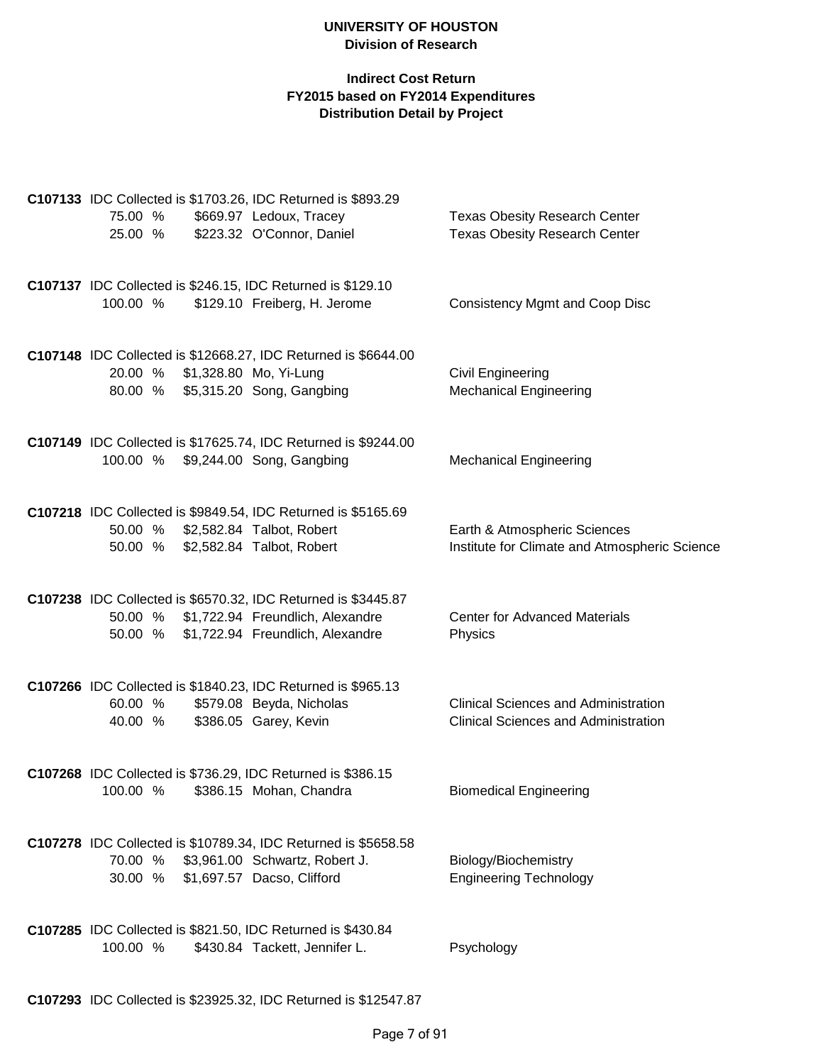**UNIVERSITY OF HOUSTON**
**Division of Research**

**Indirect Cost Return**
**FY2015 based on FY2014 Expenditures**
**Distribution Detail by Project**

**C107133** IDC Collected is $1703.26, IDC Returned is $893.29

| % | Amount | Name | Department |
|---|---|---|---|
| 75.00 % | $669.97 | Ledoux, Tracey | Texas Obesity Research Center |
| 25.00 % | $223.32 | O'Connor, Daniel | Texas Obesity Research Center |

**C107137** IDC Collected is $246.15, IDC Returned is $129.10

| % | Amount | Name | Department |
|---|---|---|---|
| 100.00 % | $129.10 | Freiberg, H. Jerome | Consistency Mgmt and Coop Disc |

**C107148** IDC Collected is $12668.27, IDC Returned is $6644.00

| % | Amount | Name | Department |
|---|---|---|---|
| 20.00 % | $1,328.80 | Mo, Yi-Lung | Civil Engineering |
| 80.00 % | $5,315.20 | Song, Gangbing | Mechanical Engineering |

**C107149** IDC Collected is $17625.74, IDC Returned is $9244.00

| % | Amount | Name | Department |
|---|---|---|---|
| 100.00 % | $9,244.00 | Song, Gangbing | Mechanical Engineering |

**C107218** IDC Collected is $9849.54, IDC Returned is $5165.69

| % | Amount | Name | Department |
|---|---|---|---|
| 50.00 % | $2,582.84 | Talbot, Robert | Earth & Atmospheric Sciences |
| 50.00 % | $2,582.84 | Talbot, Robert | Institute for Climate and Atmospheric Science |

**C107238** IDC Collected is $6570.32, IDC Returned is $3445.87

| % | Amount | Name | Department |
|---|---|---|---|
| 50.00 % | $1,722.94 | Freundlich, Alexandre | Center for Advanced Materials |
| 50.00 % | $1,722.94 | Freundlich, Alexandre | Physics |

**C107266** IDC Collected is $1840.23, IDC Returned is $965.13

| % | Amount | Name | Department |
|---|---|---|---|
| 60.00 % | $579.08 | Beyda, Nicholas | Clinical Sciences and Administration |
| 40.00 % | $386.05 | Garey, Kevin | Clinical Sciences and Administration |

**C107268** IDC Collected is $736.29, IDC Returned is $386.15

| % | Amount | Name | Department |
|---|---|---|---|
| 100.00 % | $386.15 | Mohan, Chandra | Biomedical Engineering |

**C107278** IDC Collected is $10789.34, IDC Returned is $5658.58

| % | Amount | Name | Department |
|---|---|---|---|
| 70.00 % | $3,961.00 | Schwartz, Robert J. | Biology/Biochemistry |
| 30.00 % | $1,697.57 | Dacso, Clifford | Engineering Technology |

**C107285** IDC Collected is $821.50, IDC Returned is $430.84

| % | Amount | Name | Department |
|---|---|---|---|
| 100.00 % | $430.84 | Tackett, Jennifer L. | Psychology |

**C107293** IDC Collected is $23925.32, IDC Returned is $12547.87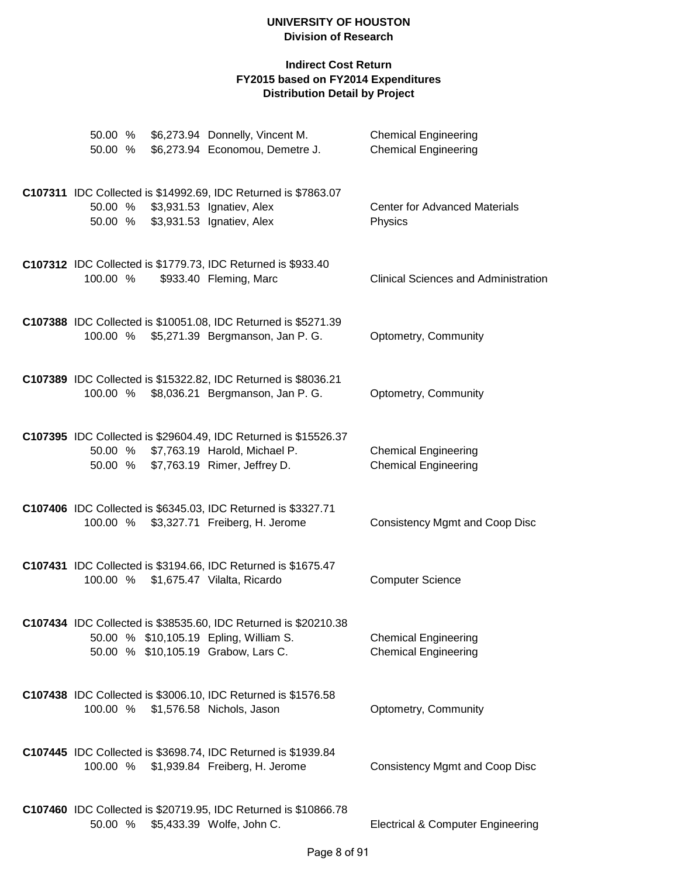# UNIVERSITY OF HOUSTON
## Division of Research

### Indirect Cost Return
### FY2015 based on FY2014 Expenditures
### Distribution Detail by Project

50.00 % $6,273.94 Donnelly, Vincent M. — Chemical Engineering
50.00 % $6,273.94 Economou, Demetre J. — Chemical Engineering

**C107311** IDC Collected is $14992.69, IDC Returned is $7863.07
50.00 % $3,931.53 Ignatiev, Alex — Center for Advanced Materials
50.00 % $3,931.53 Ignatiev, Alex — Physics

**C107312** IDC Collected is $1779.73, IDC Returned is $933.40
100.00 % $933.40 Fleming, Marc — Clinical Sciences and Administration

**C107388** IDC Collected is $10051.08, IDC Returned is $5271.39
100.00 % $5,271.39 Bergmanson, Jan P. G. — Optometry, Community

**C107389** IDC Collected is $15322.82, IDC Returned is $8036.21
100.00 % $8,036.21 Bergmanson, Jan P. G. — Optometry, Community

**C107395** IDC Collected is $29604.49, IDC Returned is $15526.37
50.00 % $7,763.19 Harold, Michael P. — Chemical Engineering
50.00 % $7,763.19 Rimer, Jeffrey D. — Chemical Engineering

**C107406** IDC Collected is $6345.03, IDC Returned is $3327.71
100.00 % $3,327.71 Freiberg, H. Jerome — Consistency Mgmt and Coop Disc

**C107431** IDC Collected is $3194.66, IDC Returned is $1675.47
100.00 % $1,675.47 Vilalta, Ricardo — Computer Science

**C107434** IDC Collected is $38535.60, IDC Returned is $20210.38
50.00 % $10,105.19 Epling, William S. — Chemical Engineering
50.00 % $10,105.19 Grabow, Lars C. — Chemical Engineering

**C107438** IDC Collected is $3006.10, IDC Returned is $1576.58
100.00 % $1,576.58 Nichols, Jason — Optometry, Community

**C107445** IDC Collected is $3698.74, IDC Returned is $1939.84
100.00 % $1,939.84 Freiberg, H. Jerome — Consistency Mgmt and Coop Disc

**C107460** IDC Collected is $20719.95, IDC Returned is $10866.78
50.00 % $5,433.39 Wolfe, John C. — Electrical & Computer Engineering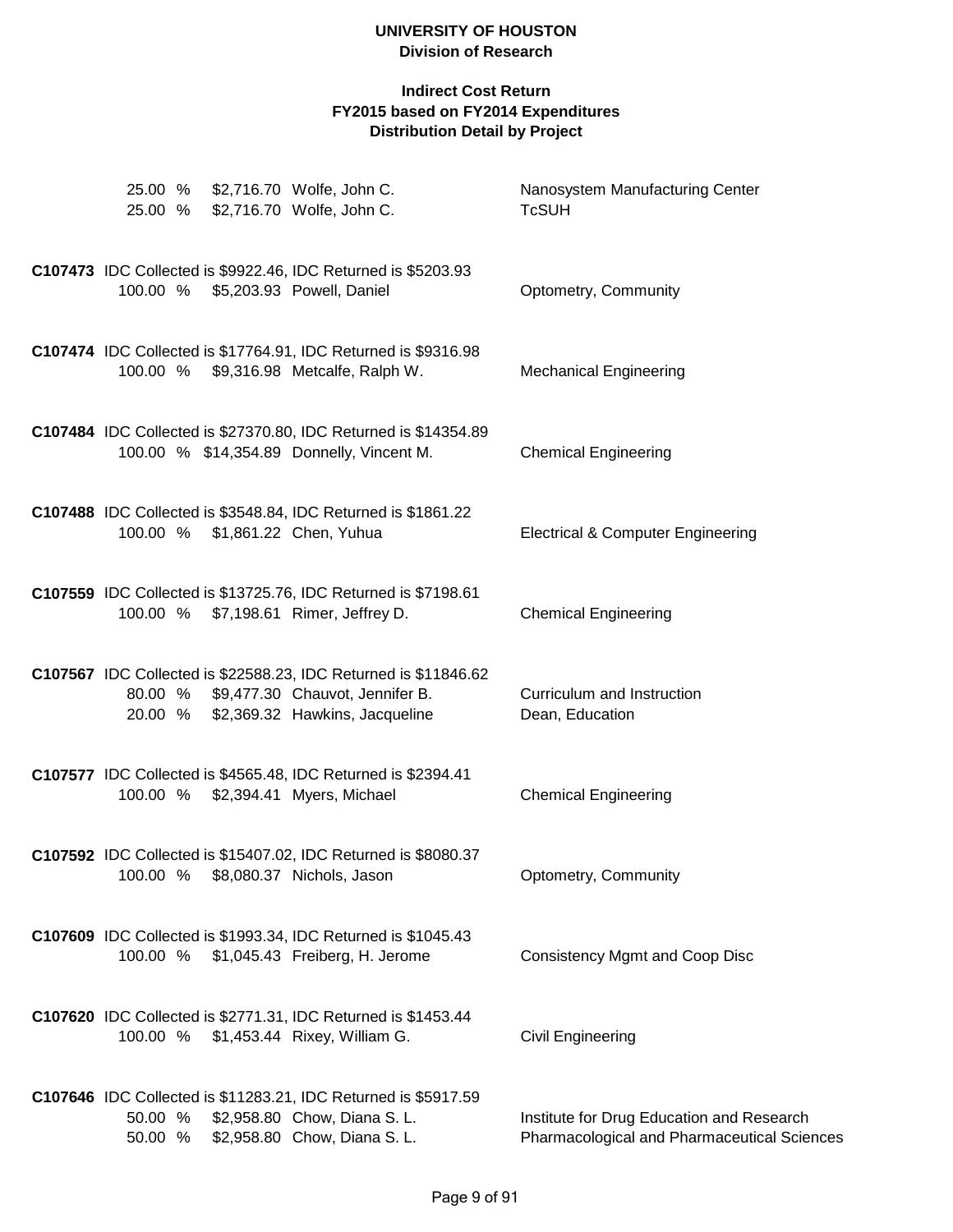25.00 % $2,716.70 Wolfe, John C. — Nanosystem Manufacturing Center
25.00 % $2,716.70 Wolfe, John C. — TcSUH

**C107473** IDC Collected is $9922.46, IDC Returned is $5203.93

100.00 % $5,203.93 Powell, Daniel — Optometry, Community

**C107474** IDC Collected is $17764.91, IDC Returned is $9316.98

100.00 % $9,316.98 Metcalfe, Ralph W. — Mechanical Engineering

**C107484** IDC Collected is $27370.80, IDC Returned is $14354.89

100.00 % $14,354.89 Donnelly, Vincent M. — Chemical Engineering

**C107488** IDC Collected is $3548.84, IDC Returned is $1861.22

100.00 % $1,861.22 Chen, Yuhua — Electrical & Computer Engineering

**C107559** IDC Collected is $13725.76, IDC Returned is $7198.61

100.00 % $7,198.61 Rimer, Jeffrey D. — Chemical Engineering

**C107567** IDC Collected is $22588.23, IDC Returned is $11846.62

80.00 % $9,477.30 Chauvot, Jennifer B. — Curriculum and Instruction
20.00 % $2,369.32 Hawkins, Jacqueline — Dean, Education

**C107577** IDC Collected is $4565.48, IDC Returned is $2394.41

100.00 % $2,394.41 Myers, Michael — Chemical Engineering

**C107592** IDC Collected is $15407.02, IDC Returned is $8080.37

100.00 % $8,080.37 Nichols, Jason — Optometry, Community

**C107609** IDC Collected is $1993.34, IDC Returned is $1045.43

100.00 % $1,045.43 Freiberg, H. Jerome — Consistency Mgmt and Coop Disc

**C107620** IDC Collected is $2771.31, IDC Returned is $1453.44

100.00 % $1,453.44 Rixey, William G. — Civil Engineering

**C107646** IDC Collected is $11283.21, IDC Returned is $5917.59

50.00 % $2,958.80 Chow, Diana S. L. — Institute for Drug Education and Research
50.00 % $2,958.80 Chow, Diana S. L. — Pharmacological and Pharmaceutical Sciences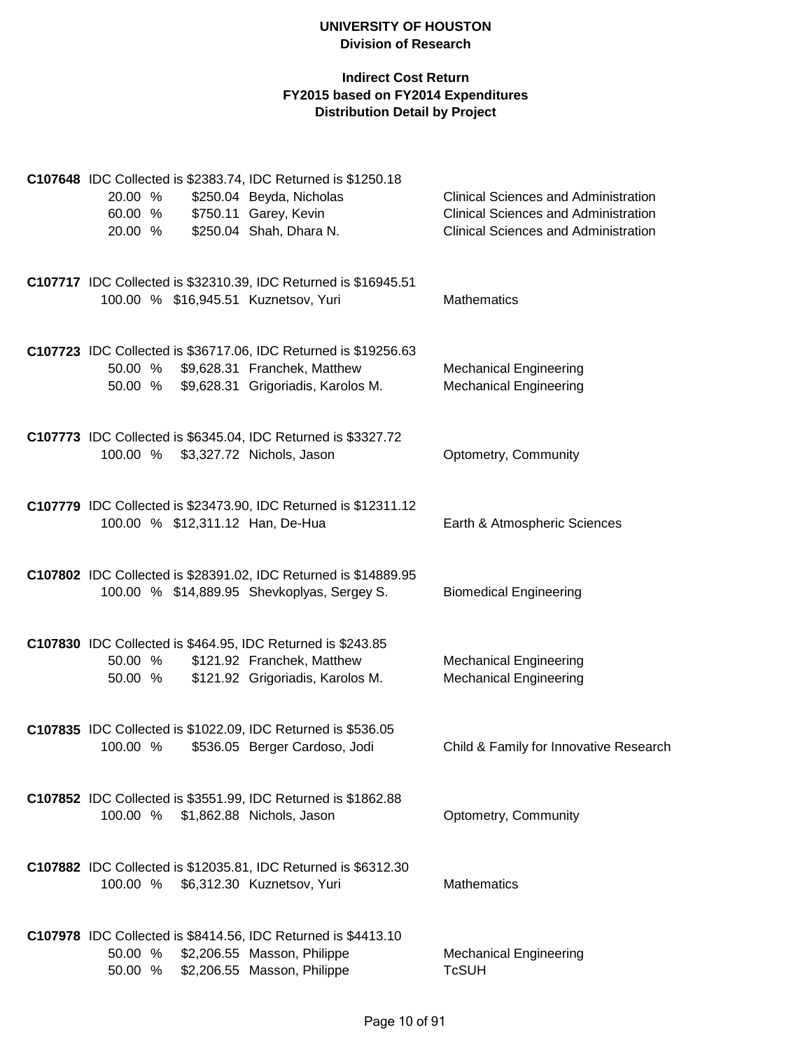**UNIVERSITY OF HOUSTON**
**Division of Research**

**Indirect Cost Return**
**FY2015 based on FY2014 Expenditures**
**Distribution Detail by Project**

**C107648** IDC Collected is $2383.74, IDC Returned is $1250.18

| % | Amount | Name | Department |
|---|---|---|---|
| 20.00 % | $250.04 | Beyda, Nicholas | Clinical Sciences and Administration |
| 60.00 % | $750.11 | Garey, Kevin | Clinical Sciences and Administration |
| 20.00 % | $250.04 | Shah, Dhara N. | Clinical Sciences and Administration |

**C107717** IDC Collected is $32310.39, IDC Returned is $16945.51

| % | Amount | Name | Department |
|---|---|---|---|
| 100.00 % | $16,945.51 | Kuznetsov, Yuri | Mathematics |

**C107723** IDC Collected is $36717.06, IDC Returned is $19256.63

| % | Amount | Name | Department |
|---|---|---|---|
| 50.00 % | $9,628.31 | Franchek, Matthew | Mechanical Engineering |
| 50.00 % | $9,628.31 | Grigoriadis, Karolos M. | Mechanical Engineering |

**C107773** IDC Collected is $6345.04, IDC Returned is $3327.72

| % | Amount | Name | Department |
|---|---|---|---|
| 100.00 % | $3,327.72 | Nichols, Jason | Optometry, Community |

**C107779** IDC Collected is $23473.90, IDC Returned is $12311.12

| % | Amount | Name | Department |
|---|---|---|---|
| 100.00 % | $12,311.12 | Han, De-Hua | Earth & Atmospheric Sciences |

**C107802** IDC Collected is $28391.02, IDC Returned is $14889.95

| % | Amount | Name | Department |
|---|---|---|---|
| 100.00 % | $14,889.95 | Shevkoplyas, Sergey S. | Biomedical Engineering |

**C107830** IDC Collected is $464.95, IDC Returned is $243.85

| % | Amount | Name | Department |
|---|---|---|---|
| 50.00 % | $121.92 | Franchek, Matthew | Mechanical Engineering |
| 50.00 % | $121.92 | Grigoriadis, Karolos M. | Mechanical Engineering |

**C107835** IDC Collected is $1022.09, IDC Returned is $536.05

| % | Amount | Name | Department |
|---|---|---|---|
| 100.00 % | $536.05 | Berger Cardoso, Jodi | Child & Family for Innovative Research |

**C107852** IDC Collected is $3551.99, IDC Returned is $1862.88

| % | Amount | Name | Department |
|---|---|---|---|
| 100.00 % | $1,862.88 | Nichols, Jason | Optometry, Community |

**C107882** IDC Collected is $12035.81, IDC Returned is $6312.30

| % | Amount | Name | Department |
|---|---|---|---|
| 100.00 % | $6,312.30 | Kuznetsov, Yuri | Mathematics |

**C107978** IDC Collected is $8414.56, IDC Returned is $4413.10

| % | Amount | Name | Department |
|---|---|---|---|
| 50.00 % | $2,206.55 | Masson, Philippe | Mechanical Engineering |
| 50.00 % | $2,206.55 | Masson, Philippe | TcSUH |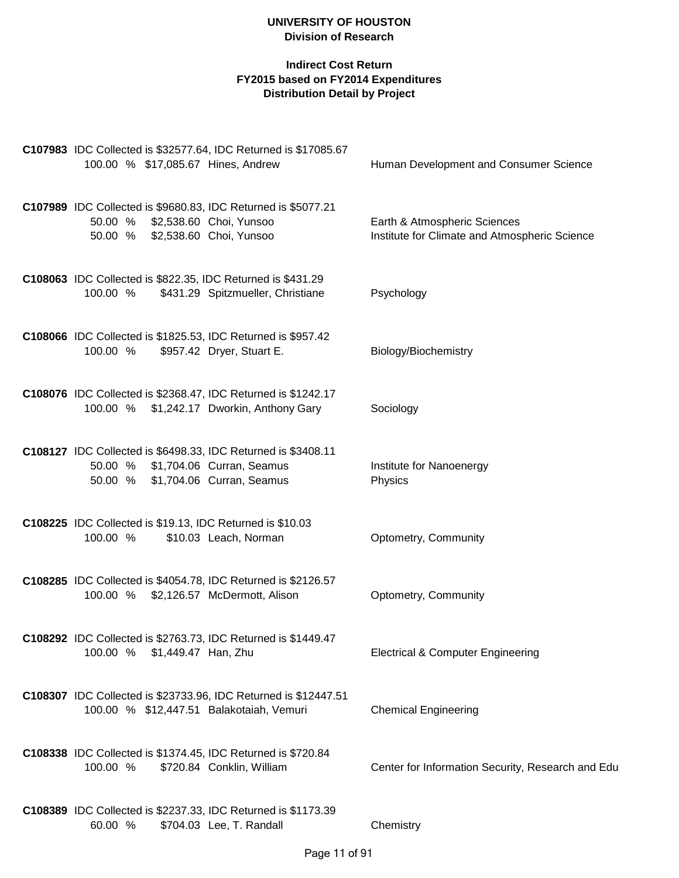# UNIVERSITY OF HOUSTON
## Division of Research

### Indirect Cost Return
### FY2015 based on FY2014 Expenditures
### Distribution Detail by Project

**C107983** IDC Collected is $32577.64, IDC Returned is $17085.67

| % | Amount | Name | Department |
|---|---|---|---|
| 100.00 % | $17,085.67 | Hines, Andrew | Human Development and Consumer Science |

**C107989** IDC Collected is $9680.83, IDC Returned is $5077.21

| % | Amount | Name | Department |
|---|---|---|---|
| 50.00 % | $2,538.60 | Choi, Yunsoo | Earth & Atmospheric Sciences |
| 50.00 % | $2,538.60 | Choi, Yunsoo | Institute for Climate and Atmospheric Science |

**C108063** IDC Collected is $822.35, IDC Returned is $431.29

| % | Amount | Name | Department |
|---|---|---|---|
| 100.00 % | $431.29 | Spitzmueller, Christiane | Psychology |

**C108066** IDC Collected is $1825.53, IDC Returned is $957.42

| % | Amount | Name | Department |
|---|---|---|---|
| 100.00 % | $957.42 | Dryer, Stuart E. | Biology/Biochemistry |

**C108076** IDC Collected is $2368.47, IDC Returned is $1242.17

| % | Amount | Name | Department |
|---|---|---|---|
| 100.00 % | $1,242.17 | Dworkin, Anthony Gary | Sociology |

**C108127** IDC Collected is $6498.33, IDC Returned is $3408.11

| % | Amount | Name | Department |
|---|---|---|---|
| 50.00 % | $1,704.06 | Curran, Seamus | Institute for Nanoenergy |
| 50.00 % | $1,704.06 | Curran, Seamus | Physics |

**C108225** IDC Collected is $19.13, IDC Returned is $10.03

| % | Amount | Name | Department |
|---|---|---|---|
| 100.00 % | $10.03 | Leach, Norman | Optometry, Community |

**C108285** IDC Collected is $4054.78, IDC Returned is $2126.57

| % | Amount | Name | Department |
|---|---|---|---|
| 100.00 % | $2,126.57 | McDermott, Alison | Optometry, Community |

**C108292** IDC Collected is $2763.73, IDC Returned is $1449.47

| % | Amount | Name | Department |
|---|---|---|---|
| 100.00 % | $1,449.47 | Han, Zhu | Electrical & Computer Engineering |

**C108307** IDC Collected is $23733.96, IDC Returned is $12447.51

| % | Amount | Name | Department |
|---|---|---|---|
| 100.00 % | $12,447.51 | Balakotaiah, Vemuri | Chemical Engineering |

**C108338** IDC Collected is $1374.45, IDC Returned is $720.84

| % | Amount | Name | Department |
|---|---|---|---|
| 100.00 % | $720.84 | Conklin, William | Center for Information Security, Research and Edu |

**C108389** IDC Collected is $2237.33, IDC Returned is $1173.39

| % | Amount | Name | Department |
|---|---|---|---|
| 60.00 % | $704.03 | Lee, T. Randall | Chemistry |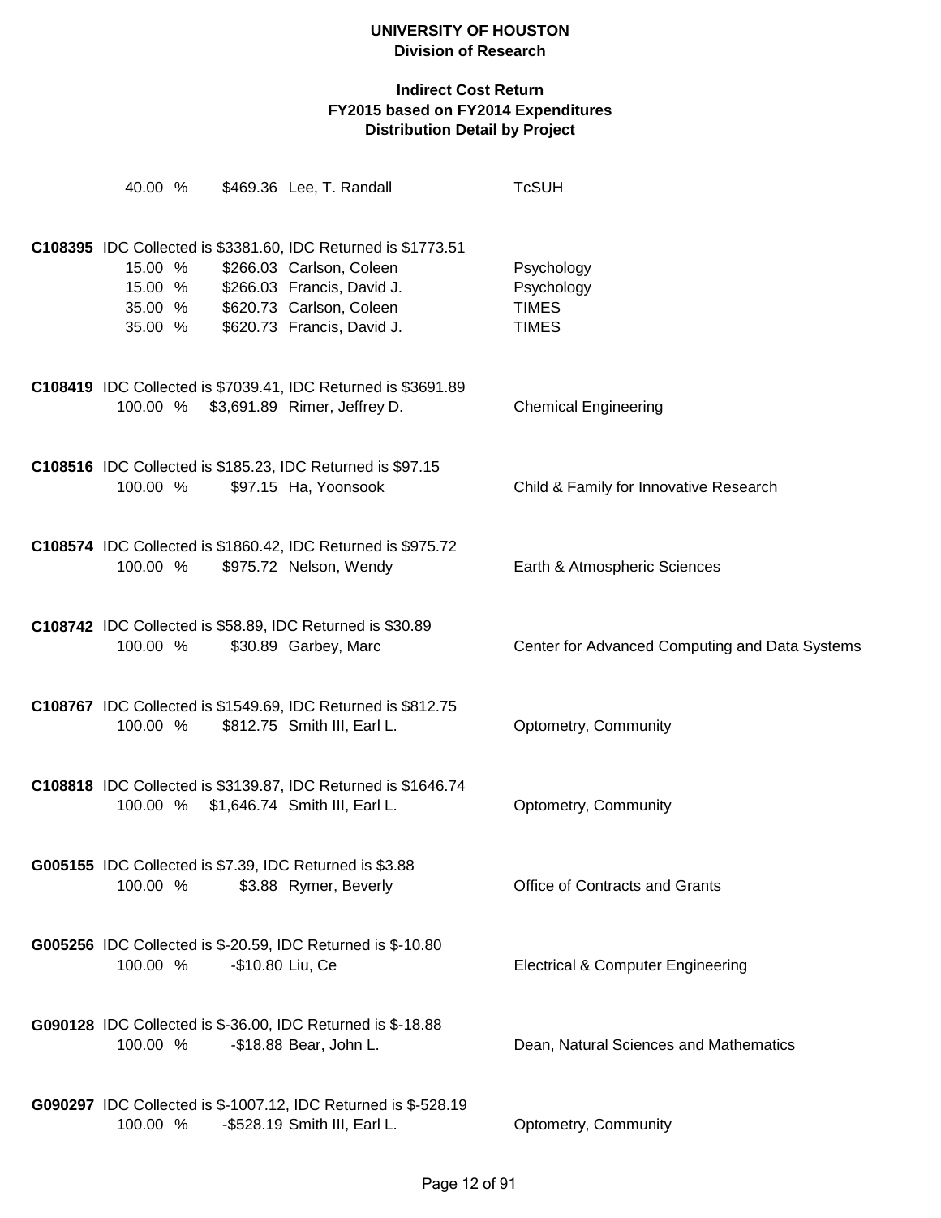**UNIVERSITY OF HOUSTON**
**Division of Research**

**Indirect Cost Return**
**FY2015 based on FY2014 Expenditures**
**Distribution Detail by Project**

| | | | |
|---|---|---|---|
| 40.00 % | $469.36 | Lee, T. Randall | TcSUH |

**C108395** IDC Collected is $3381.60, IDC Returned is $1773.51

| | | | |
|---|---|---|---|
| 15.00 % | $266.03 | Carlson, Coleen | Psychology |
| 15.00 % | $266.03 | Francis, David J. | Psychology |
| 35.00 % | $620.73 | Carlson, Coleen | TIMES |
| 35.00 % | $620.73 | Francis, David J. | TIMES |

**C108419** IDC Collected is $7039.41, IDC Returned is $3691.89

| | | | |
|---|---|---|---|
| 100.00 % | $3,691.89 | Rimer, Jeffrey D. | Chemical Engineering |

**C108516** IDC Collected is $185.23, IDC Returned is $97.15

| | | | |
|---|---|---|---|
| 100.00 % | $97.15 | Ha, Yoonsook | Child & Family for Innovative Research |

**C108574** IDC Collected is $1860.42, IDC Returned is $975.72

| | | | |
|---|---|---|---|
| 100.00 % | $975.72 | Nelson, Wendy | Earth & Atmospheric Sciences |

**C108742** IDC Collected is $58.89, IDC Returned is $30.89

| | | | |
|---|---|---|---|
| 100.00 % | $30.89 | Garbey, Marc | Center for Advanced Computing and Data Systems |

**C108767** IDC Collected is $1549.69, IDC Returned is $812.75

| | | | |
|---|---|---|---|
| 100.00 % | $812.75 | Smith III, Earl L. | Optometry, Community |

**C108818** IDC Collected is $3139.87, IDC Returned is $1646.74

| | | | |
|---|---|---|---|
| 100.00 % | $1,646.74 | Smith III, Earl L. | Optometry, Community |

**G005155** IDC Collected is $7.39, IDC Returned is $3.88

| | | | |
|---|---|---|---|
| 100.00 % | $3.88 | Rymer, Beverly | Office of Contracts and Grants |

**G005256** IDC Collected is $-20.59, IDC Returned is $-10.80

| | | | |
|---|---|---|---|
| 100.00 % | -$10.80 | Liu, Ce | Electrical & Computer Engineering |

**G090128** IDC Collected is $-36.00, IDC Returned is $-18.88

| | | | |
|---|---|---|---|
| 100.00 % | -$18.88 | Bear, John L. | Dean, Natural Sciences and Mathematics |

**G090297** IDC Collected is $-1007.12, IDC Returned is $-528.19

| | | | |
|---|---|---|---|
| 100.00 % | -$528.19 | Smith III, Earl L. | Optometry, Community |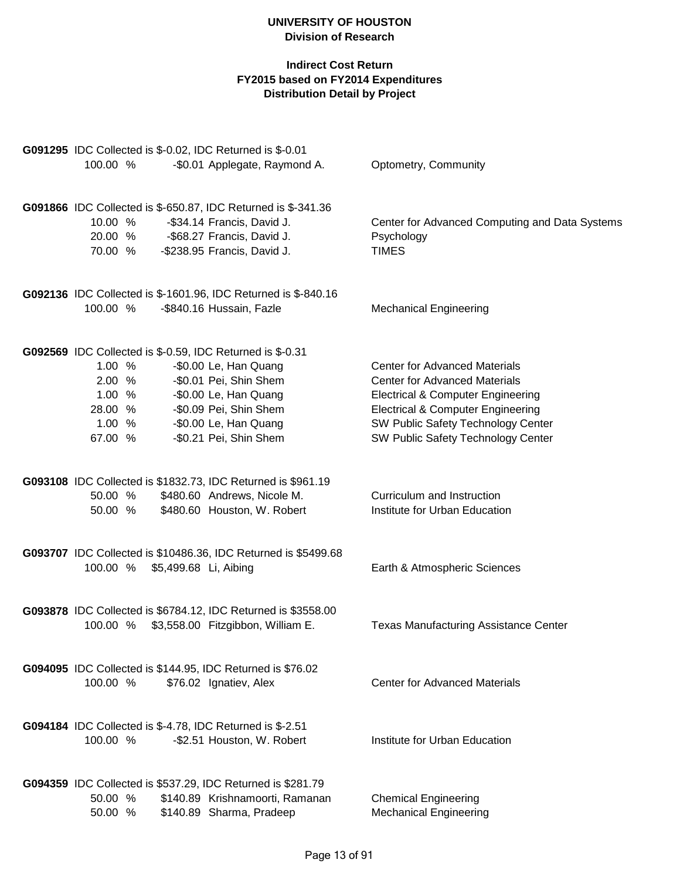**G091295** IDC Collected is $-0.02, IDC Returned is $-0.01

| % | Amount | Name | Department |
|---|---|---|---|
| 100.00 % | -$0.01 | Applegate, Raymond A. | Optometry, Community |

**G091866** IDC Collected is $-650.87, IDC Returned is $-341.36

| % | Amount | Name | Department |
|---|---|---|---|
| 10.00 % | -$34.14 | Francis, David J. | Center for Advanced Computing and Data Systems |
| 20.00 % | -$68.27 | Francis, David J. | Psychology |
| 70.00 % | -$238.95 | Francis, David J. | TIMES |

**G092136** IDC Collected is $-1601.96, IDC Returned is $-840.16

| % | Amount | Name | Department |
|---|---|---|---|
| 100.00 % | -$840.16 | Hussain, Fazle | Mechanical Engineering |

**G092569** IDC Collected is $-0.59, IDC Returned is $-0.31

| % | Amount | Name | Department |
|---|---|---|---|
| 1.00 % | -$0.00 | Le, Han Quang | Center for Advanced Materials |
| 2.00 % | -$0.01 | Pei, Shin Shem | Center for Advanced Materials |
| 1.00 % | -$0.00 | Le, Han Quang | Electrical & Computer Engineering |
| 28.00 % | -$0.09 | Pei, Shin Shem | Electrical & Computer Engineering |
| 1.00 % | -$0.00 | Le, Han Quang | SW Public Safety Technology Center |
| 67.00 % | -$0.21 | Pei, Shin Shem | SW Public Safety Technology Center |

**G093108** IDC Collected is $1832.73, IDC Returned is $961.19

| % | Amount | Name | Department |
|---|---|---|---|
| 50.00 % | $480.60 | Andrews, Nicole M. | Curriculum and Instruction |
| 50.00 % | $480.60 | Houston, W. Robert | Institute for Urban Education |

**G093707** IDC Collected is $10486.36, IDC Returned is $5499.68

| % | Amount | Name | Department |
|---|---|---|---|
| 100.00 % | $5,499.68 | Li, Aibing | Earth & Atmospheric Sciences |

**G093878** IDC Collected is $6784.12, IDC Returned is $3558.00

| % | Amount | Name | Department |
|---|---|---|---|
| 100.00 % | $3,558.00 | Fitzgibbon, William E. | Texas Manufacturing Assistance Center |

**G094095** IDC Collected is $144.95, IDC Returned is $76.02

| % | Amount | Name | Department |
|---|---|---|---|
| 100.00 % | $76.02 | Ignatiev, Alex | Center for Advanced Materials |

**G094184** IDC Collected is $-4.78, IDC Returned is $-2.51

| % | Amount | Name | Department |
|---|---|---|---|
| 100.00 % | -$2.51 | Houston, W. Robert | Institute for Urban Education |

**G094359** IDC Collected is $537.29, IDC Returned is $281.79

| % | Amount | Name | Department |
|---|---|---|---|
| 50.00 % | $140.89 | Krishnamoorti, Ramanan | Chemical Engineering |
| 50.00 % | $140.89 | Sharma, Pradeep | Mechanical Engineering |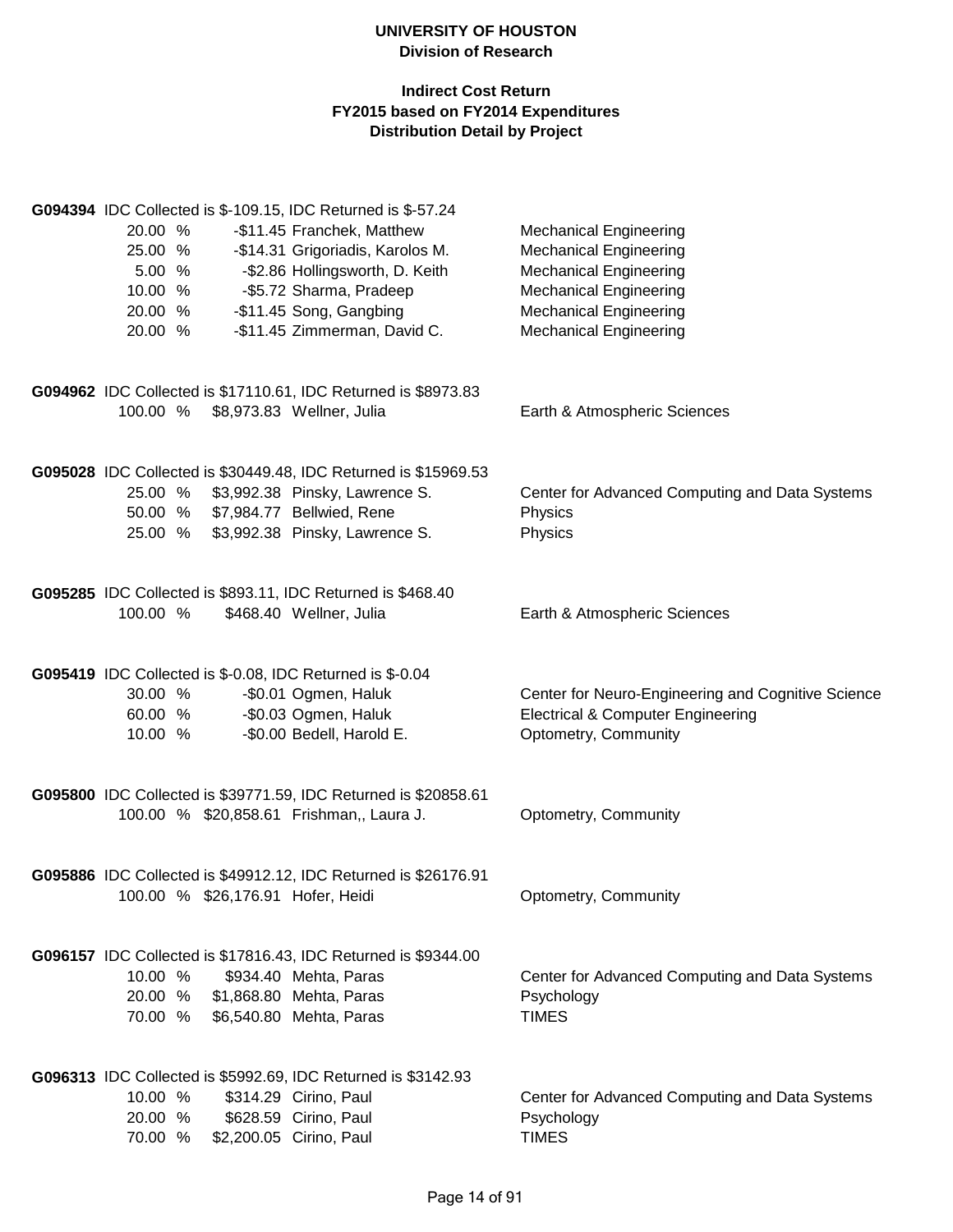**UNIVERSITY OF HOUSTON**
**Division of Research**

**Indirect Cost Return**
**FY2015 based on FY2014 Expenditures**
**Distribution Detail by Project**

**G094394** IDC Collected is $-109.15, IDC Returned is $-57.24

| % | Amount | Name | Department |
|---|---|---|---|
| 20.00 % | -$11.45 | Franchek, Matthew | Mechanical Engineering |
| 25.00 % | -$14.31 | Grigoriadis, Karolos M. | Mechanical Engineering |
| 5.00 % | -$2.86 | Hollingsworth, D. Keith | Mechanical Engineering |
| 10.00 % | -$5.72 | Sharma, Pradeep | Mechanical Engineering |
| 20.00 % | -$11.45 | Song, Gangbing | Mechanical Engineering |
| 20.00 % | -$11.45 | Zimmerman, David C. | Mechanical Engineering |

**G094962** IDC Collected is $17110.61, IDC Returned is $8973.83

| % | Amount | Name | Department |
|---|---|---|---|
| 100.00 % | $8,973.83 | Wellner, Julia | Earth & Atmospheric Sciences |

**G095028** IDC Collected is $30449.48, IDC Returned is $15969.53

| % | Amount | Name | Department |
|---|---|---|---|
| 25.00 % | $3,992.38 | Pinsky, Lawrence S. | Center for Advanced Computing and Data Systems |
| 50.00 % | $7,984.77 | Bellwied, Rene | Physics |
| 25.00 % | $3,992.38 | Pinsky, Lawrence S. | Physics |

**G095285** IDC Collected is $893.11, IDC Returned is $468.40

| % | Amount | Name | Department |
|---|---|---|---|
| 100.00 % | $468.40 | Wellner, Julia | Earth & Atmospheric Sciences |

**G095419** IDC Collected is $-0.08, IDC Returned is $-0.04

| % | Amount | Name | Department |
|---|---|---|---|
| 30.00 % | -$0.01 | Ogmen, Haluk | Center for Neuro-Engineering and Cognitive Science |
| 60.00 % | -$0.03 | Ogmen, Haluk | Electrical & Computer Engineering |
| 10.00 % | -$0.00 | Bedell, Harold E. | Optometry, Community |

**G095800** IDC Collected is $39771.59, IDC Returned is $20858.61

| % | Amount | Name | Department |
|---|---|---|---|
| 100.00 % | $20,858.61 | Frishman,, Laura J. | Optometry, Community |

**G095886** IDC Collected is $49912.12, IDC Returned is $26176.91

| % | Amount | Name | Department |
|---|---|---|---|
| 100.00 % | $26,176.91 | Hofer, Heidi | Optometry, Community |

**G096157** IDC Collected is $17816.43, IDC Returned is $9344.00

| % | Amount | Name | Department |
|---|---|---|---|
| 10.00 % | $934.40 | Mehta, Paras | Center for Advanced Computing and Data Systems |
| 20.00 % | $1,868.80 | Mehta, Paras | Psychology |
| 70.00 % | $6,540.80 | Mehta, Paras | TIMES |

**G096313** IDC Collected is $5992.69, IDC Returned is $3142.93

| % | Amount | Name | Department |
|---|---|---|---|
| 10.00 % | $314.29 | Cirino, Paul | Center for Advanced Computing and Data Systems |
| 20.00 % | $628.59 | Cirino, Paul | Psychology |
| 70.00 % | $2,200.05 | Cirino, Paul | TIMES |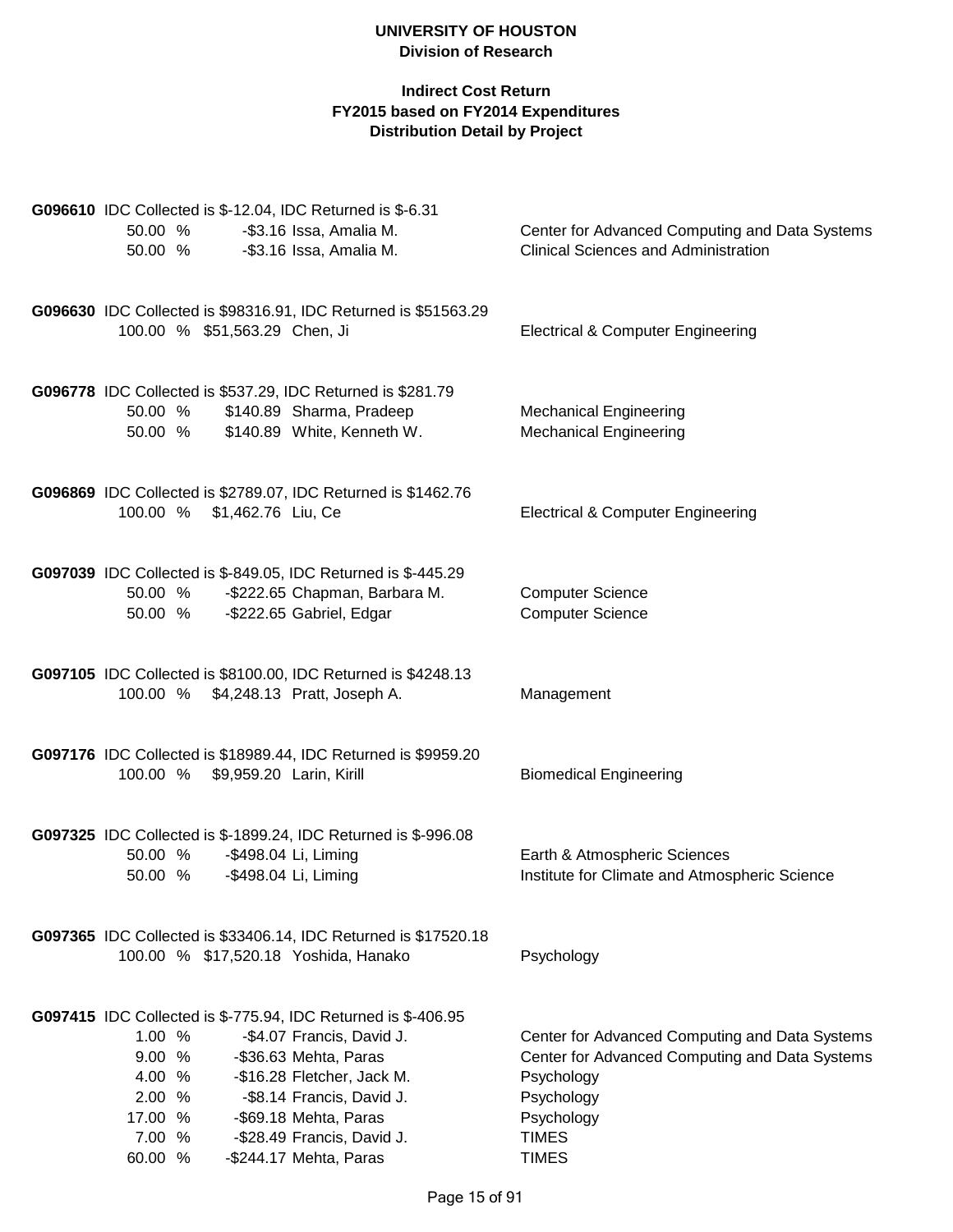**UNIVERSITY OF HOUSTON**
**Division of Research**

**Indirect Cost Return**
**FY2015 based on FY2014 Expenditures**
**Distribution Detail by Project**

**G096610** IDC Collected is $-12.04, IDC Returned is $-6.31

| | | | |
|---|---|---|---|
| 50.00 % | -$3.16 | Issa, Amalia M. | Center for Advanced Computing and Data Systems |
| 50.00 % | -$3.16 | Issa, Amalia M. | Clinical Sciences and Administration |

**G096630** IDC Collected is $98316.91, IDC Returned is $51563.29

| | | | |
|---|---|---|---|
| 100.00 % | $51,563.29 | Chen, Ji | Electrical & Computer Engineering |

**G096778** IDC Collected is $537.29, IDC Returned is $281.79

| | | | |
|---|---|---|---|
| 50.00 % | $140.89 | Sharma, Pradeep | Mechanical Engineering |
| 50.00 % | $140.89 | White, Kenneth W. | Mechanical Engineering |

**G096869** IDC Collected is $2789.07, IDC Returned is $1462.76

| | | | |
|---|---|---|---|
| 100.00 % | $1,462.76 | Liu, Ce | Electrical & Computer Engineering |

**G097039** IDC Collected is $-849.05, IDC Returned is $-445.29

| | | | |
|---|---|---|---|
| 50.00 % | -$222.65 | Chapman, Barbara M. | Computer Science |
| 50.00 % | -$222.65 | Gabriel, Edgar | Computer Science |

**G097105** IDC Collected is $8100.00, IDC Returned is $4248.13

| | | | |
|---|---|---|---|
| 100.00 % | $4,248.13 | Pratt, Joseph A. | Management |

**G097176** IDC Collected is $18989.44, IDC Returned is $9959.20

| | | | |
|---|---|---|---|
| 100.00 % | $9,959.20 | Larin, Kirill | Biomedical Engineering |

**G097325** IDC Collected is $-1899.24, IDC Returned is $-996.08

| | | | |
|---|---|---|---|
| 50.00 % | -$498.04 | Li, Liming | Earth & Atmospheric Sciences |
| 50.00 % | -$498.04 | Li, Liming | Institute for Climate and Atmospheric Science |

**G097365** IDC Collected is $33406.14, IDC Returned is $17520.18

| | | | |
|---|---|---|---|
| 100.00 % | $17,520.18 | Yoshida, Hanako | Psychology |

**G097415** IDC Collected is $-775.94, IDC Returned is $-406.95

| | | | |
|---|---|---|---|
| 1.00 % | -$4.07 | Francis, David J. | Center for Advanced Computing and Data Systems |
| 9.00 % | -$36.63 | Mehta, Paras | Center for Advanced Computing and Data Systems |
| 4.00 % | -$16.28 | Fletcher, Jack M. | Psychology |
| 2.00 % | -$8.14 | Francis, David J. | Psychology |
| 17.00 % | -$69.18 | Mehta, Paras | Psychology |
| 7.00 % | -$28.49 | Francis, David J. | TIMES |
| 60.00 % | -$244.17 | Mehta, Paras | TIMES |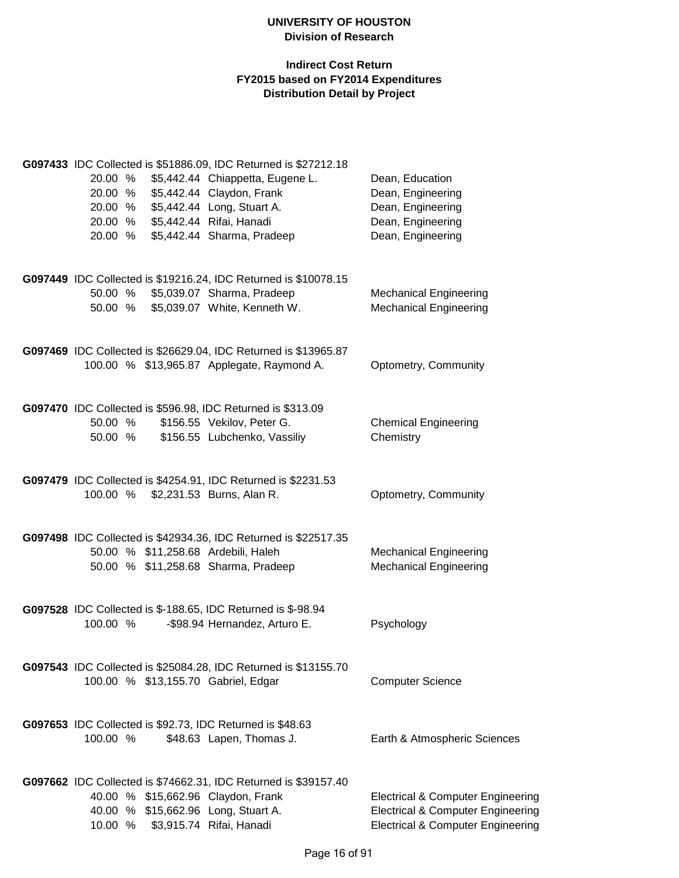**UNIVERSITY OF HOUSTON**
**Division of Research**

**Indirect Cost Return**
**FY2015 based on FY2014 Expenditures**
**Distribution Detail by Project**

**G097433** IDC Collected is $51886.09, IDC Returned is $27212.18

| % | Amount | Name | Department |
|---|---|---|---|
| 20.00 % | $5,442.44 | Chiappetta, Eugene L. | Dean, Education |
| 20.00 % | $5,442.44 | Claydon, Frank | Dean, Engineering |
| 20.00 % | $5,442.44 | Long, Stuart A. | Dean, Engineering |
| 20.00 % | $5,442.44 | Rifai, Hanadi | Dean, Engineering |
| 20.00 % | $5,442.44 | Sharma, Pradeep | Dean, Engineering |

**G097449** IDC Collected is $19216.24, IDC Returned is $10078.15

| % | Amount | Name | Department |
|---|---|---|---|
| 50.00 % | $5,039.07 | Sharma, Pradeep | Mechanical Engineering |
| 50.00 % | $5,039.07 | White, Kenneth W. | Mechanical Engineering |

**G097469** IDC Collected is $26629.04, IDC Returned is $13965.87

| % | Amount | Name | Department |
|---|---|---|---|
| 100.00 % | $13,965.87 | Applegate, Raymond A. | Optometry, Community |

**G097470** IDC Collected is $596.98, IDC Returned is $313.09

| % | Amount | Name | Department |
|---|---|---|---|
| 50.00 % | $156.55 | Vekilov, Peter G. | Chemical Engineering |
| 50.00 % | $156.55 | Lubchenko, Vassiliy | Chemistry |

**G097479** IDC Collected is $4254.91, IDC Returned is $2231.53

| % | Amount | Name | Department |
|---|---|---|---|
| 100.00 % | $2,231.53 | Burns, Alan R. | Optometry, Community |

**G097498** IDC Collected is $42934.36, IDC Returned is $22517.35

| % | Amount | Name | Department |
|---|---|---|---|
| 50.00 % | $11,258.68 | Ardebili, Haleh | Mechanical Engineering |
| 50.00 % | $11,258.68 | Sharma, Pradeep | Mechanical Engineering |

**G097528** IDC Collected is $-188.65, IDC Returned is $-98.94

| % | Amount | Name | Department |
|---|---|---|---|
| 100.00 % | -$98.94 | Hernandez, Arturo E. | Psychology |

**G097543** IDC Collected is $25084.28, IDC Returned is $13155.70

| % | Amount | Name | Department |
|---|---|---|---|
| 100.00 % | $13,155.70 | Gabriel, Edgar | Computer Science |

**G097653** IDC Collected is $92.73, IDC Returned is $48.63

| % | Amount | Name | Department |
|---|---|---|---|
| 100.00 % | $48.63 | Lapen, Thomas J. | Earth & Atmospheric Sciences |

**G097662** IDC Collected is $74662.31, IDC Returned is $39157.40

| % | Amount | Name | Department |
|---|---|---|---|
| 40.00 % | $15,662.96 | Claydon, Frank | Electrical & Computer Engineering |
| 40.00 % | $15,662.96 | Long, Stuart A. | Electrical & Computer Engineering |
| 10.00 % | $3,915.74 | Rifai, Hanadi | Electrical & Computer Engineering |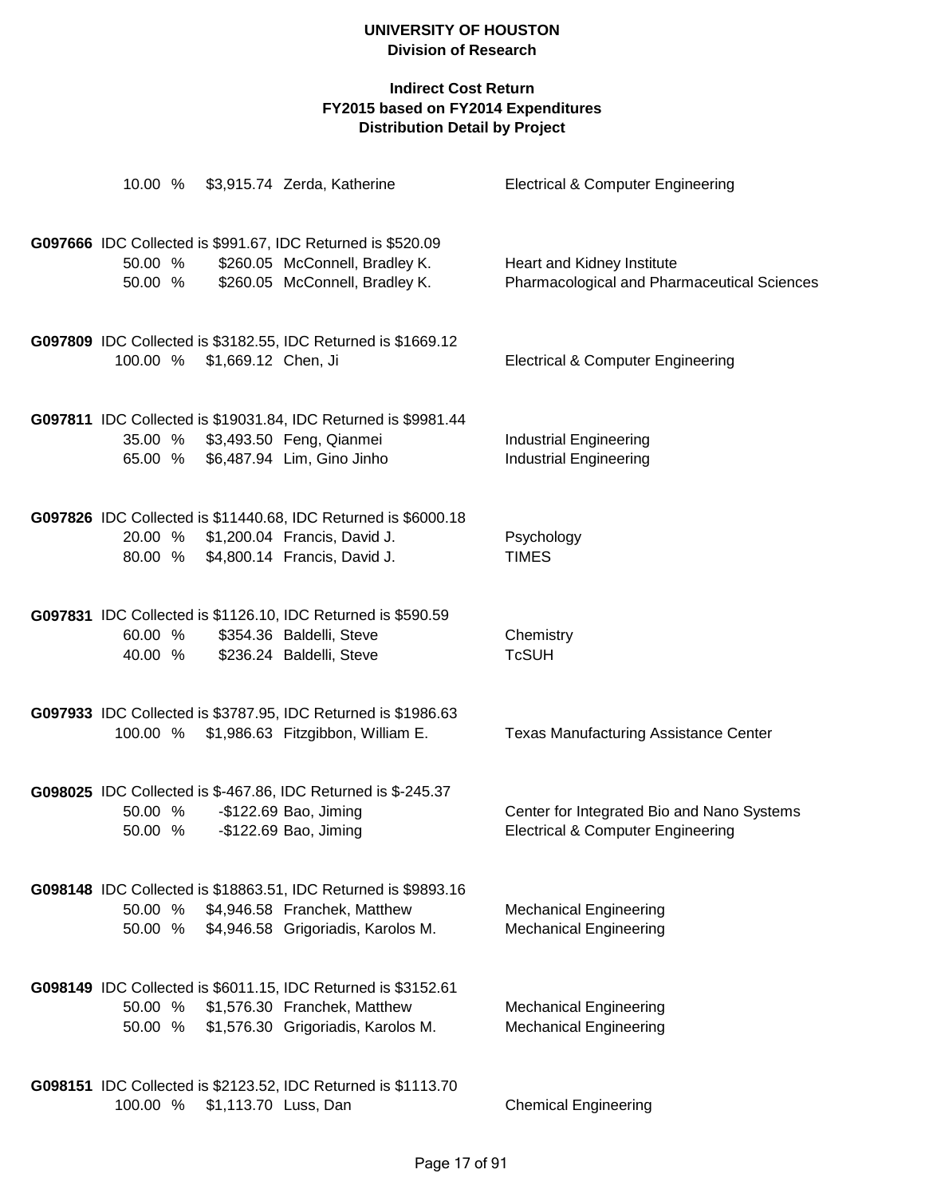# UNIVERSITY OF HOUSTON
## Division of Research

### Indirect Cost Return
### FY2015 based on FY2014 Expenditures
### Distribution Detail by Project

| | | | |
|---|---|---|---|
| 10.00 % | $3,915.74 | Zerda, Katherine | Electrical & Computer Engineering |

**G097666** IDC Collected is $991.67, IDC Returned is $520.09

| | | | |
|---|---|---|---|
| 50.00 % | $260.05 | McConnell, Bradley K. | Heart and Kidney Institute |
| 50.00 % | $260.05 | McConnell, Bradley K. | Pharmacological and Pharmaceutical Sciences |

**G097809** IDC Collected is $3182.55, IDC Returned is $1669.12

| | | | |
|---|---|---|---|
| 100.00 % | $1,669.12 | Chen, Ji | Electrical & Computer Engineering |

**G097811** IDC Collected is $19031.84, IDC Returned is $9981.44

| | | | |
|---|---|---|---|
| 35.00 % | $3,493.50 | Feng, Qianmei | Industrial Engineering |
| 65.00 % | $6,487.94 | Lim, Gino Jinho | Industrial Engineering |

**G097826** IDC Collected is $11440.68, IDC Returned is $6000.18

| | | | |
|---|---|---|---|
| 20.00 % | $1,200.04 | Francis, David J. | Psychology |
| 80.00 % | $4,800.14 | Francis, David J. | TIMES |

**G097831** IDC Collected is $1126.10, IDC Returned is $590.59

| | | | |
|---|---|---|---|
| 60.00 % | $354.36 | Baldelli, Steve | Chemistry |
| 40.00 % | $236.24 | Baldelli, Steve | TcSUH |

**G097933** IDC Collected is $3787.95, IDC Returned is $1986.63

| | | | |
|---|---|---|---|
| 100.00 % | $1,986.63 | Fitzgibbon, William E. | Texas Manufacturing Assistance Center |

**G098025** IDC Collected is $-467.86, IDC Returned is $-245.37

| | | | |
|---|---|---|---|
| 50.00 % | -$122.69 | Bao, Jiming | Center for Integrated Bio and Nano Systems |
| 50.00 % | -$122.69 | Bao, Jiming | Electrical & Computer Engineering |

**G098148** IDC Collected is $18863.51, IDC Returned is $9893.16

| | | | |
|---|---|---|---|
| 50.00 % | $4,946.58 | Franchek, Matthew | Mechanical Engineering |
| 50.00 % | $4,946.58 | Grigoriadis, Karolos M. | Mechanical Engineering |

**G098149** IDC Collected is $6011.15, IDC Returned is $3152.61

| | | | |
|---|---|---|---|
| 50.00 % | $1,576.30 | Franchek, Matthew | Mechanical Engineering |
| 50.00 % | $1,576.30 | Grigoriadis, Karolos M. | Mechanical Engineering |

**G098151** IDC Collected is $2123.52, IDC Returned is $1113.70

| | | | |
|---|---|---|---|
| 100.00 % | $1,113.70 | Luss, Dan | Chemical Engineering |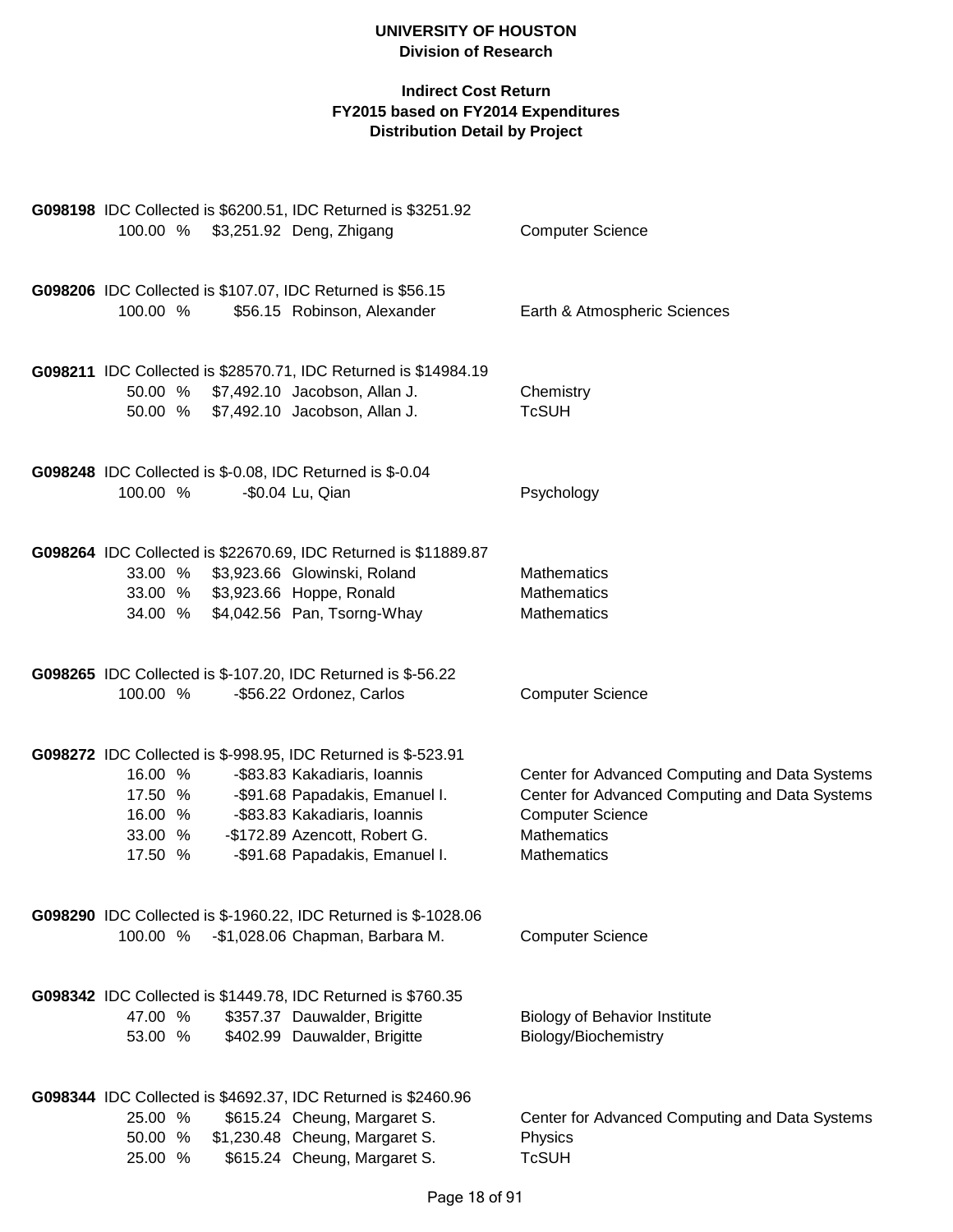**UNIVERSITY OF HOUSTON**
**Division of Research**

**Indirect Cost Return**
**FY2015 based on FY2014 Expenditures**
**Distribution Detail by Project**

**G098198** IDC Collected is $6200.51, IDC Returned is $3251.92

| Percent | Amount | Name | Department |
|---|---|---|---|
| 100.00 % | $3,251.92 | Deng, Zhigang | Computer Science |

**G098206** IDC Collected is $107.07, IDC Returned is $56.15

| Percent | Amount | Name | Department |
|---|---|---|---|
| 100.00 % | $56.15 | Robinson, Alexander | Earth & Atmospheric Sciences |

**G098211** IDC Collected is $28570.71, IDC Returned is $14984.19

| Percent | Amount | Name | Department |
|---|---|---|---|
| 50.00 % | $7,492.10 | Jacobson, Allan J. | Chemistry |
| 50.00 % | $7,492.10 | Jacobson, Allan J. | TcSUH |

**G098248** IDC Collected is $-0.08, IDC Returned is $-0.04

| Percent | Amount | Name | Department |
|---|---|---|---|
| 100.00 % | -$0.04 | Lu, Qian | Psychology |

**G098264** IDC Collected is $22670.69, IDC Returned is $11889.87

| Percent | Amount | Name | Department |
|---|---|---|---|
| 33.00 % | $3,923.66 | Glowinski, Roland | Mathematics |
| 33.00 % | $3,923.66 | Hoppe, Ronald | Mathematics |
| 34.00 % | $4,042.56 | Pan, Tsorng-Whay | Mathematics |

**G098265** IDC Collected is $-107.20, IDC Returned is $-56.22

| Percent | Amount | Name | Department |
|---|---|---|---|
| 100.00 % | -$56.22 | Ordonez, Carlos | Computer Science |

**G098272** IDC Collected is $-998.95, IDC Returned is $-523.91

| Percent | Amount | Name | Department |
|---|---|---|---|
| 16.00 % | -$83.83 | Kakadiaris, Ioannis | Center for Advanced Computing and Data Systems |
| 17.50 % | -$91.68 | Papadakis, Emanuel I. | Center for Advanced Computing and Data Systems |
| 16.00 % | -$83.83 | Kakadiaris, Ioannis | Computer Science |
| 33.00 % | -$172.89 | Azencott, Robert G. | Mathematics |
| 17.50 % | -$91.68 | Papadakis, Emanuel I. | Mathematics |

**G098290** IDC Collected is $-1960.22, IDC Returned is $-1028.06

| Percent | Amount | Name | Department |
|---|---|---|---|
| 100.00 % | -$1,028.06 | Chapman, Barbara M. | Computer Science |

**G098342** IDC Collected is $1449.78, IDC Returned is $760.35

| Percent | Amount | Name | Department |
|---|---|---|---|
| 47.00 % | $357.37 | Dauwalder, Brigitte | Biology of Behavior Institute |
| 53.00 % | $402.99 | Dauwalder, Brigitte | Biology/Biochemistry |

**G098344** IDC Collected is $4692.37, IDC Returned is $2460.96

| Percent | Amount | Name | Department |
|---|---|---|---|
| 25.00 % | $615.24 | Cheung, Margaret S. | Center for Advanced Computing and Data Systems |
| 50.00 % | $1,230.48 | Cheung, Margaret S. | Physics |
| 25.00 % | $615.24 | Cheung, Margaret S. | TcSUH |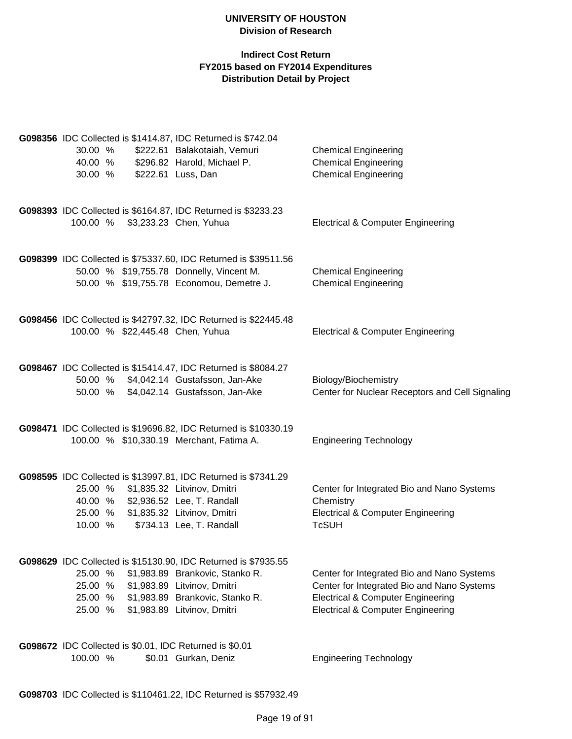**UNIVERSITY OF HOUSTON**
**Division of Research**

**Indirect Cost Return**
**FY2015 based on FY2014 Expenditures**
**Distribution Detail by Project**

**G098356** IDC Collected is $1414.87, IDC Returned is $742.04

| % | Amount | Name | Department |
|---|---|---|---|
| 30.00 % | $222.61 | Balakotaiah, Vemuri | Chemical Engineering |
| 40.00 % | $296.82 | Harold, Michael P. | Chemical Engineering |
| 30.00 % | $222.61 | Luss, Dan | Chemical Engineering |

**G098393** IDC Collected is $6164.87, IDC Returned is $3233.23

| % | Amount | Name | Department |
|---|---|---|---|
| 100.00 % | $3,233.23 | Chen, Yuhua | Electrical & Computer Engineering |

**G098399** IDC Collected is $75337.60, IDC Returned is $39511.56

| % | Amount | Name | Department |
|---|---|---|---|
| 50.00 % | $19,755.78 | Donnelly, Vincent M. | Chemical Engineering |
| 50.00 % | $19,755.78 | Economou, Demetre J. | Chemical Engineering |

**G098456** IDC Collected is $42797.32, IDC Returned is $22445.48

| % | Amount | Name | Department |
|---|---|---|---|
| 100.00 % | $22,445.48 | Chen, Yuhua | Electrical & Computer Engineering |

**G098467** IDC Collected is $15414.47, IDC Returned is $8084.27

| % | Amount | Name | Department |
|---|---|---|---|
| 50.00 % | $4,042.14 | Gustafsson, Jan-Ake | Biology/Biochemistry |
| 50.00 % | $4,042.14 | Gustafsson, Jan-Ake | Center for Nuclear Receptors and Cell Signaling |

**G098471** IDC Collected is $19696.82, IDC Returned is $10330.19

| % | Amount | Name | Department |
|---|---|---|---|
| 100.00 % | $10,330.19 | Merchant, Fatima A. | Engineering Technology |

**G098595** IDC Collected is $13997.81, IDC Returned is $7341.29

| % | Amount | Name | Department |
|---|---|---|---|
| 25.00 % | $1,835.32 | Litvinov, Dmitri | Center for Integrated Bio and Nano Systems |
| 40.00 % | $2,936.52 | Lee, T. Randall | Chemistry |
| 25.00 % | $1,835.32 | Litvinov, Dmitri | Electrical & Computer Engineering |
| 10.00 % | $734.13 | Lee, T. Randall | TcSUH |

**G098629** IDC Collected is $15130.90, IDC Returned is $7935.55

| % | Amount | Name | Department |
|---|---|---|---|
| 25.00 % | $1,983.89 | Brankovic, Stanko R. | Center for Integrated Bio and Nano Systems |
| 25.00 % | $1,983.89 | Litvinov, Dmitri | Center for Integrated Bio and Nano Systems |
| 25.00 % | $1,983.89 | Brankovic, Stanko R. | Electrical & Computer Engineering |
| 25.00 % | $1,983.89 | Litvinov, Dmitri | Electrical & Computer Engineering |

**G098672** IDC Collected is $0.01, IDC Returned is $0.01

| % | Amount | Name | Department |
|---|---|---|---|
| 100.00 % | $0.01 | Gurkan, Deniz | Engineering Technology |

**G098703** IDC Collected is $110461.22, IDC Returned is $57932.49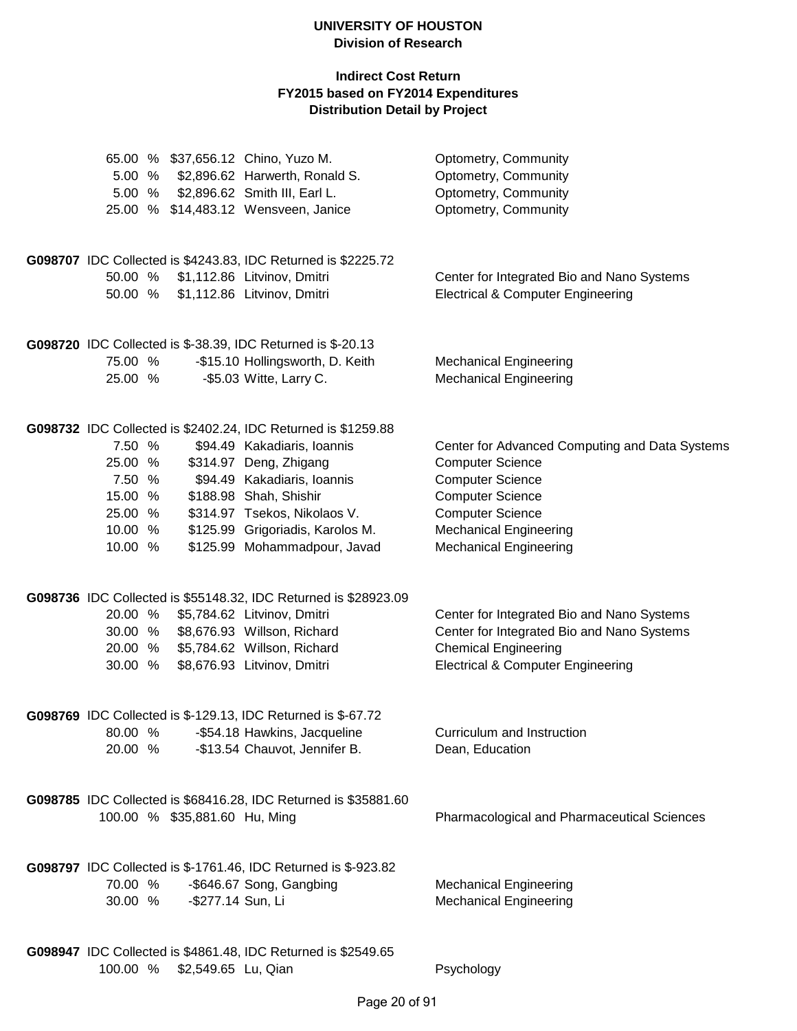**UNIVERSITY OF HOUSTON**
**Division of Research**

**Indirect Cost Return**
**FY2015 based on FY2014 Expenditures**
**Distribution Detail by Project**

| | | | |
|---|---|---|---|
| 65.00 % | $37,656.12 | Chino, Yuzo M. | Optometry, Community |
| 5.00 % | $2,896.62 | Harwerth, Ronald S. | Optometry, Community |
| 5.00 % | $2,896.62 | Smith III, Earl L. | Optometry, Community |
| 25.00 % | $14,483.12 | Wensveen, Janice | Optometry, Community |

**G098707** IDC Collected is $4243.83, IDC Returned is $2225.72

| | | | |
|---|---|---|---|
| 50.00 % | $1,112.86 | Litvinov, Dmitri | Center for Integrated Bio and Nano Systems |
| 50.00 % | $1,112.86 | Litvinov, Dmitri | Electrical & Computer Engineering |

**G098720** IDC Collected is $-38.39, IDC Returned is $-20.13

| | | | |
|---|---|---|---|
| 75.00 % | -$15.10 | Hollingsworth, D. Keith | Mechanical Engineering |
| 25.00 % | -$5.03 | Witte, Larry C. | Mechanical Engineering |

**G098732** IDC Collected is $2402.24, IDC Returned is $1259.88

| | | | |
|---|---|---|---|
| 7.50 % | $94.49 | Kakadiaris, Ioannis | Center for Advanced Computing and Data Systems |
| 25.00 % | $314.97 | Deng, Zhigang | Computer Science |
| 7.50 % | $94.49 | Kakadiaris, Ioannis | Computer Science |
| 15.00 % | $188.98 | Shah, Shishir | Computer Science |
| 25.00 % | $314.97 | Tsekos, Nikolaos V. | Computer Science |
| 10.00 % | $125.99 | Grigoriadis, Karolos M. | Mechanical Engineering |
| 10.00 % | $125.99 | Mohammadpour, Javad | Mechanical Engineering |

**G098736** IDC Collected is $55148.32, IDC Returned is $28923.09

| | | | |
|---|---|---|---|
| 20.00 % | $5,784.62 | Litvinov, Dmitri | Center for Integrated Bio and Nano Systems |
| 30.00 % | $8,676.93 | Willson, Richard | Center for Integrated Bio and Nano Systems |
| 20.00 % | $5,784.62 | Willson, Richard | Chemical Engineering |
| 30.00 % | $8,676.93 | Litvinov, Dmitri | Electrical & Computer Engineering |

**G098769** IDC Collected is $-129.13, IDC Returned is $-67.72

| | | | |
|---|---|---|---|
| 80.00 % | -$54.18 | Hawkins, Jacqueline | Curriculum and Instruction |
| 20.00 % | -$13.54 | Chauvot, Jennifer B. | Dean, Education |

**G098785** IDC Collected is $68416.28, IDC Returned is $35881.60

| | | | |
|---|---|---|---|
| 100.00 % | $35,881.60 | Hu, Ming | Pharmacological and Pharmaceutical Sciences |

**G098797** IDC Collected is $-1761.46, IDC Returned is $-923.82

| | | | |
|---|---|---|---|
| 70.00 % | -$646.67 | Song, Gangbing | Mechanical Engineering |
| 30.00 % | -$277.14 | Sun, Li | Mechanical Engineering |

**G098947** IDC Collected is $4861.48, IDC Returned is $2549.65

| | | | |
|---|---|---|---|
| 100.00 % | $2,549.65 | Lu, Qian | Psychology |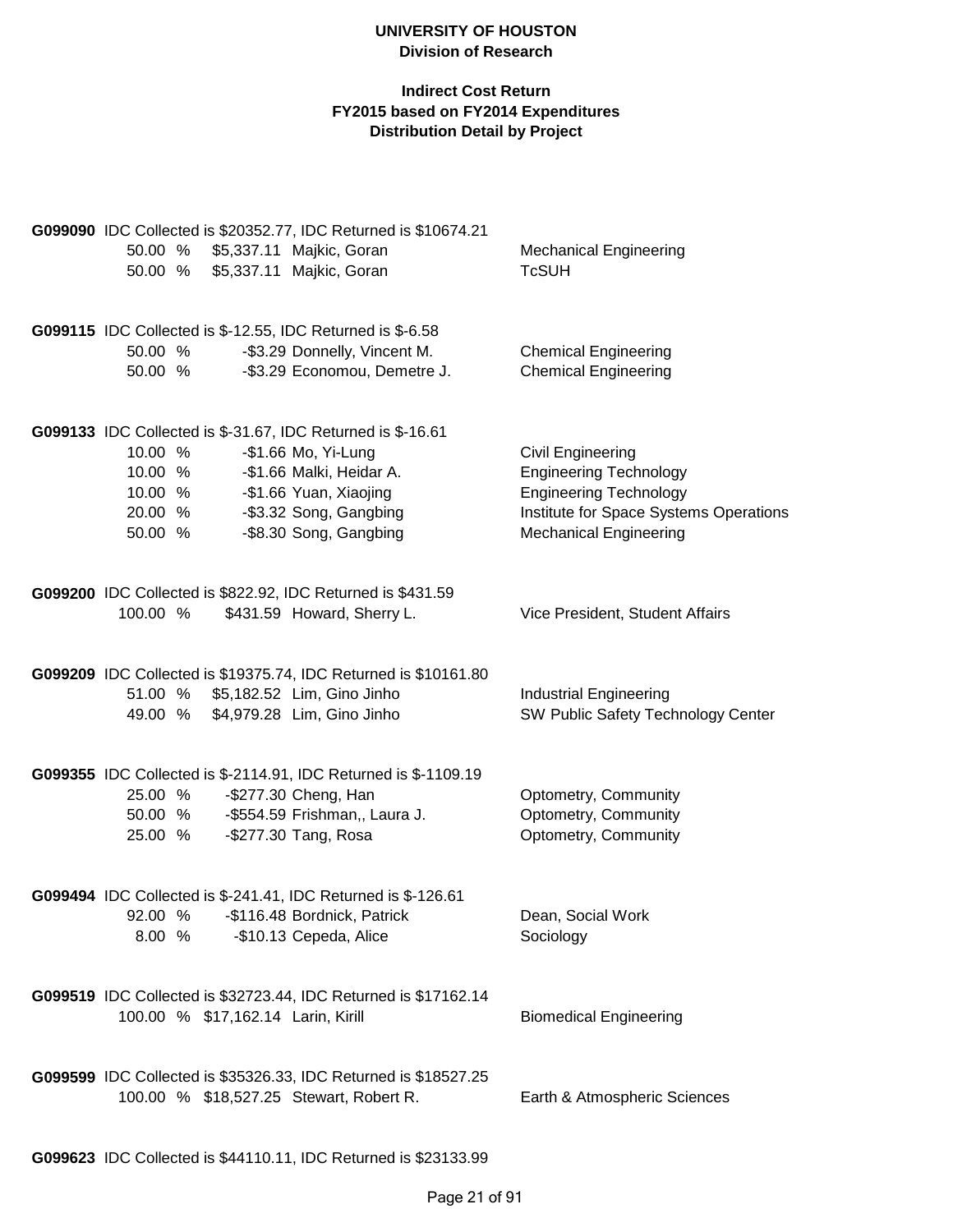**UNIVERSITY OF HOUSTON**
**Division of Research**

**Indirect Cost Return**
**FY2015 based on FY2014 Expenditures**
**Distribution Detail by Project**

**G099090** IDC Collected is $20352.77, IDC Returned is $10674.21

| Percent | Amount | Name | Department |
|---|---|---|---|
| 50.00 % | $5,337.11 | Majkic, Goran | Mechanical Engineering |
| 50.00 % | $5,337.11 | Majkic, Goran | TcSUH |

**G099115** IDC Collected is $-12.55, IDC Returned is $-6.58

| Percent | Amount | Name | Department |
|---|---|---|---|
| 50.00 % | -$3.29 | Donnelly, Vincent M. | Chemical Engineering |
| 50.00 % | -$3.29 | Economou, Demetre J. | Chemical Engineering |

**G099133** IDC Collected is $-31.67, IDC Returned is $-16.61

| Percent | Amount | Name | Department |
|---|---|---|---|
| 10.00 % | -$1.66 | Mo, Yi-Lung | Civil Engineering |
| 10.00 % | -$1.66 | Malki, Heidar A. | Engineering Technology |
| 10.00 % | -$1.66 | Yuan, Xiaojing | Engineering Technology |
| 20.00 % | -$3.32 | Song, Gangbing | Institute for Space Systems Operations |
| 50.00 % | -$8.30 | Song, Gangbing | Mechanical Engineering |

**G099200** IDC Collected is $822.92, IDC Returned is $431.59

| Percent | Amount | Name | Department |
|---|---|---|---|
| 100.00 % | $431.59 | Howard, Sherry L. | Vice President, Student Affairs |

**G099209** IDC Collected is $19375.74, IDC Returned is $10161.80

| Percent | Amount | Name | Department |
|---|---|---|---|
| 51.00 % | $5,182.52 | Lim, Gino Jinho | Industrial Engineering |
| 49.00 % | $4,979.28 | Lim, Gino Jinho | SW Public Safety Technology Center |

**G099355** IDC Collected is $-2114.91, IDC Returned is $-1109.19

| Percent | Amount | Name | Department |
|---|---|---|---|
| 25.00 % | -$277.30 | Cheng, Han | Optometry, Community |
| 50.00 % | -$554.59 | Frishman,, Laura J. | Optometry, Community |
| 25.00 % | -$277.30 | Tang, Rosa | Optometry, Community |

**G099494** IDC Collected is $-241.41, IDC Returned is $-126.61

| Percent | Amount | Name | Department |
|---|---|---|---|
| 92.00 % | -$116.48 | Bordnick, Patrick | Dean, Social Work |
| 8.00 % | -$10.13 | Cepeda, Alice | Sociology |

**G099519** IDC Collected is $32723.44, IDC Returned is $17162.14

| Percent | Amount | Name | Department |
|---|---|---|---|
| 100.00 % | $17,162.14 | Larin, Kirill | Biomedical Engineering |

**G099599** IDC Collected is $35326.33, IDC Returned is $18527.25

| Percent | Amount | Name | Department |
|---|---|---|---|
| 100.00 % | $18,527.25 | Stewart, Robert R. | Earth & Atmospheric Sciences |

**G099623** IDC Collected is $44110.11, IDC Returned is $23133.99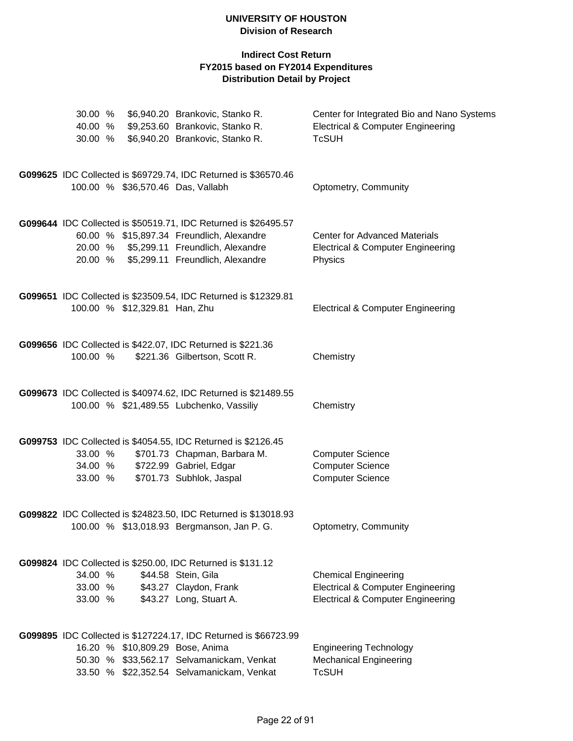| | | | |
|---|---|---|---|
| 30.00 % | $6,940.20 | Brankovic, Stanko R. | Center for Integrated Bio and Nano Systems |
| 40.00 % | $9,253.60 | Brankovic, Stanko R. | Electrical & Computer Engineering |
| 30.00 % | $6,940.20 | Brankovic, Stanko R. | TcSUH |

**G099625** IDC Collected is $69729.74, IDC Returned is $36570.46

| | | | |
|---|---|---|---|
| 100.00 % | $36,570.46 | Das, Vallabh | Optometry, Community |

**G099644** IDC Collected is $50519.71, IDC Returned is $26495.57

| | | | |
|---|---|---|---|
| 60.00 % | $15,897.34 | Freundlich, Alexandre | Center for Advanced Materials |
| 20.00 % | $5,299.11 | Freundlich, Alexandre | Electrical & Computer Engineering |
| 20.00 % | $5,299.11 | Freundlich, Alexandre | Physics |

**G099651** IDC Collected is $23509.54, IDC Returned is $12329.81

| | | | |
|---|---|---|---|
| 100.00 % | $12,329.81 | Han, Zhu | Electrical & Computer Engineering |

**G099656** IDC Collected is $422.07, IDC Returned is $221.36

| | | | |
|---|---|---|---|
| 100.00 % | $221.36 | Gilbertson, Scott R. | Chemistry |

**G099673** IDC Collected is $40974.62, IDC Returned is $21489.55

| | | | |
|---|---|---|---|
| 100.00 % | $21,489.55 | Lubchenko, Vassiliy | Chemistry |

**G099753** IDC Collected is $4054.55, IDC Returned is $2126.45

| | | | |
|---|---|---|---|
| 33.00 % | $701.73 | Chapman, Barbara M. | Computer Science |
| 34.00 % | $722.99 | Gabriel, Edgar | Computer Science |
| 33.00 % | $701.73 | Subhlok, Jaspal | Computer Science |

**G099822** IDC Collected is $24823.50, IDC Returned is $13018.93

| | | | |
|---|---|---|---|
| 100.00 % | $13,018.93 | Bergmanson, Jan P. G. | Optometry, Community |

**G099824** IDC Collected is $250.00, IDC Returned is $131.12

| | | | |
|---|---|---|---|
| 34.00 % | $44.58 | Stein, Gila | Chemical Engineering |
| 33.00 % | $43.27 | Claydon, Frank | Electrical & Computer Engineering |
| 33.00 % | $43.27 | Long, Stuart A. | Electrical & Computer Engineering |

**G099895** IDC Collected is $127224.17, IDC Returned is $66723.99

| | | | |
|---|---|---|---|
| 16.20 % | $10,809.29 | Bose, Anima | Engineering Technology |
| 50.30 % | $33,562.17 | Selvamanickam, Venkat | Mechanical Engineering |
| 33.50 % | $22,352.54 | Selvamanickam, Venkat | TcSUH |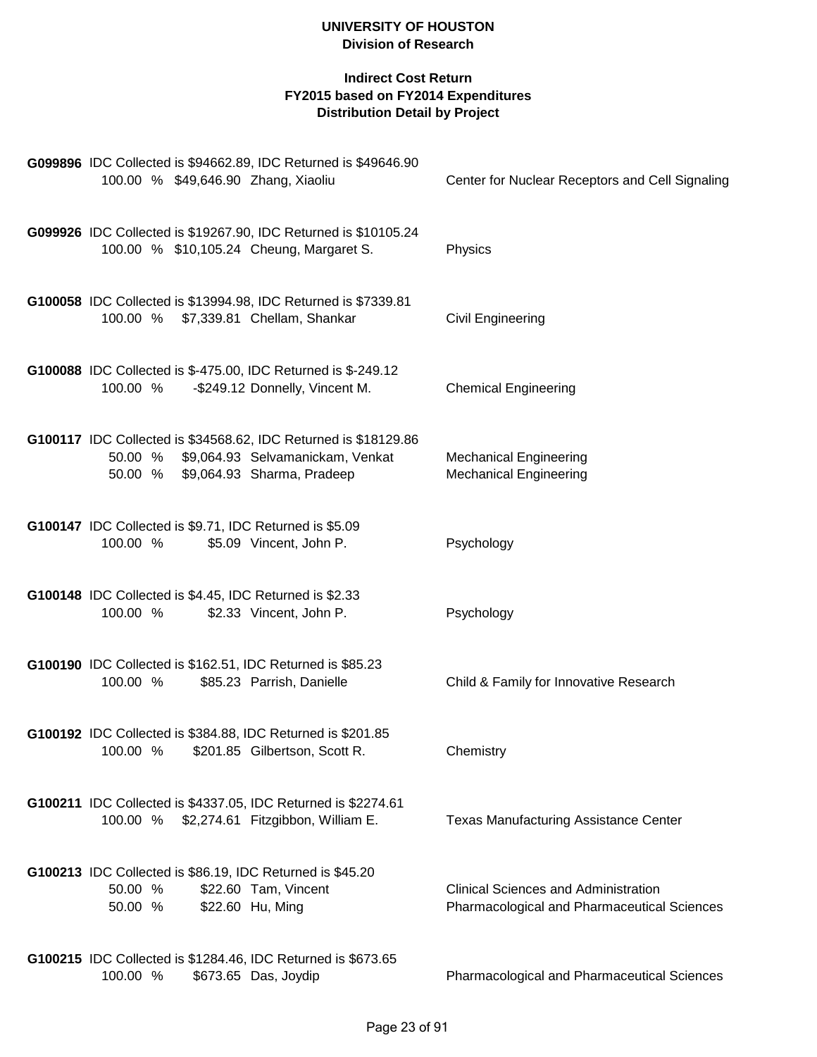**G099896** IDC Collected is $94662.89, IDC Returned is $49646.90

| | | | |
|---|---|---|---|
| 100.00 % | $49,646.90 | Zhang, Xiaoliu | Center for Nuclear Receptors and Cell Signaling |

**G099926** IDC Collected is $19267.90, IDC Returned is $10105.24

| | | | |
|---|---|---|---|
| 100.00 % | $10,105.24 | Cheung, Margaret S. | Physics |

**G100058** IDC Collected is $13994.98, IDC Returned is $7339.81

| | | | |
|---|---|---|---|
| 100.00 % | $7,339.81 | Chellam, Shankar | Civil Engineering |

**G100088** IDC Collected is $-475.00, IDC Returned is $-249.12

| | | | |
|---|---|---|---|
| 100.00 % | -$249.12 | Donnelly, Vincent M. | Chemical Engineering |

**G100117** IDC Collected is $34568.62, IDC Returned is $18129.86

| | | | |
|---|---|---|---|
| 50.00 % | $9,064.93 | Selvamanickam, Venkat | Mechanical Engineering |
| 50.00 % | $9,064.93 | Sharma, Pradeep | Mechanical Engineering |

**G100147** IDC Collected is $9.71, IDC Returned is $5.09

| | | | |
|---|---|---|---|
| 100.00 % | $5.09 | Vincent, John P. | Psychology |

**G100148** IDC Collected is $4.45, IDC Returned is $2.33

| | | | |
|---|---|---|---|
| 100.00 % | $2.33 | Vincent, John P. | Psychology |

**G100190** IDC Collected is $162.51, IDC Returned is $85.23

| | | | |
|---|---|---|---|
| 100.00 % | $85.23 | Parrish, Danielle | Child & Family for Innovative Research |

**G100192** IDC Collected is $384.88, IDC Returned is $201.85

| | | | |
|---|---|---|---|
| 100.00 % | $201.85 | Gilbertson, Scott R. | Chemistry |

**G100211** IDC Collected is $4337.05, IDC Returned is $2274.61

| | | | |
|---|---|---|---|
| 100.00 % | $2,274.61 | Fitzgibbon, William E. | Texas Manufacturing Assistance Center |

**G100213** IDC Collected is $86.19, IDC Returned is $45.20

| | | | |
|---|---|---|---|
| 50.00 % | $22.60 | Tam, Vincent | Clinical Sciences and Administration |
| 50.00 % | $22.60 | Hu, Ming | Pharmacological and Pharmaceutical Sciences |

**G100215** IDC Collected is $1284.46, IDC Returned is $673.65

| | | | |
|---|---|---|---|
| 100.00 % | $673.65 | Das, Joydip | Pharmacological and Pharmaceutical Sciences |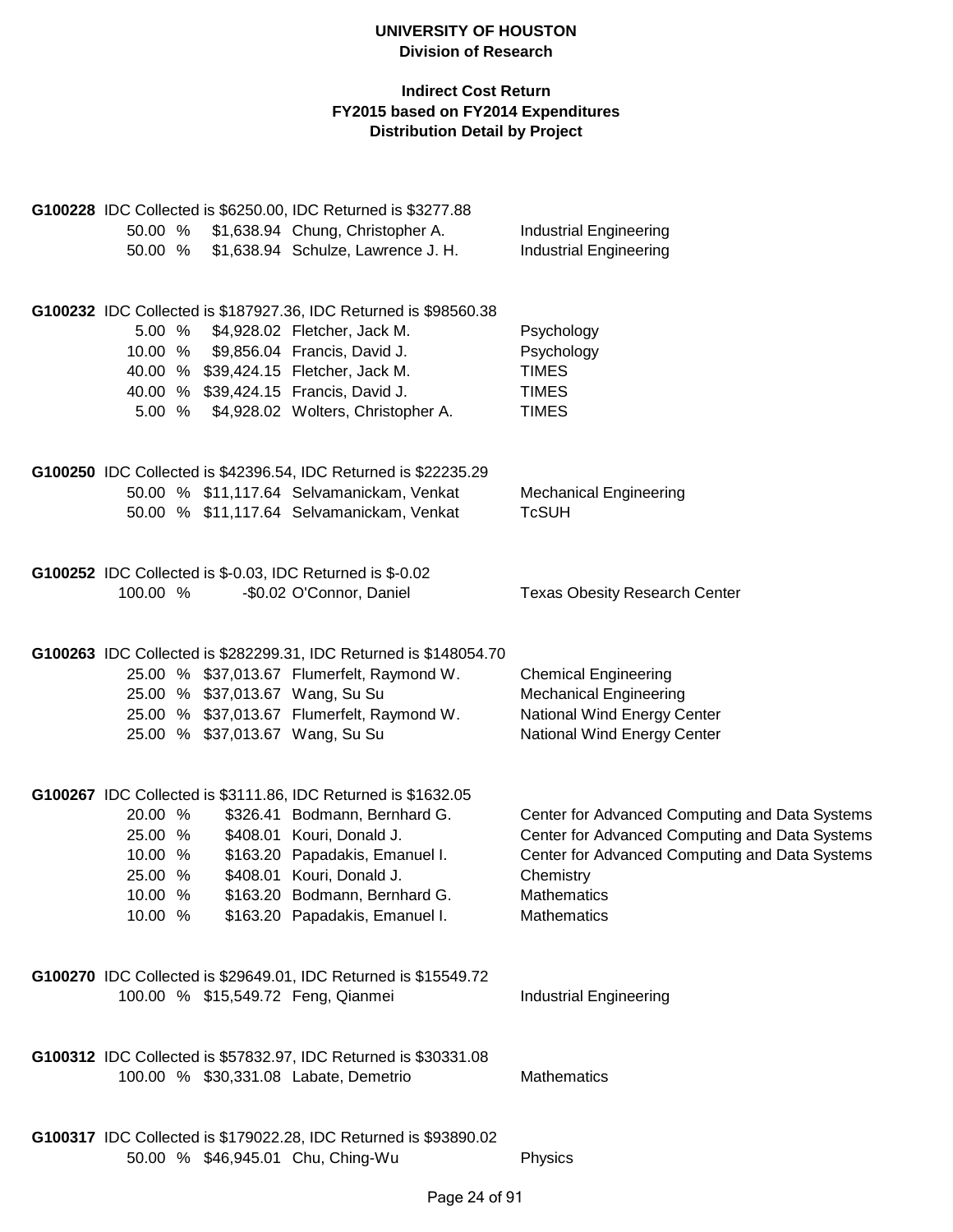**UNIVERSITY OF HOUSTON**
**Division of Research**

**Indirect Cost Return**
**FY2015 based on FY2014 Expenditures**
**Distribution Detail by Project**

**G100228** IDC Collected is $6250.00, IDC Returned is $3277.88

| Percent | Amount | Name | Department |
|---|---|---|---|
| 50.00 % | $1,638.94 | Chung, Christopher A. | Industrial Engineering |
| 50.00 % | $1,638.94 | Schulze, Lawrence J. H. | Industrial Engineering |

**G100232** IDC Collected is $187927.36, IDC Returned is $98560.38

| Percent | Amount | Name | Department |
|---|---|---|---|
| 5.00 % | $4,928.02 | Fletcher, Jack M. | Psychology |
| 10.00 % | $9,856.04 | Francis, David J. | Psychology |
| 40.00 % | $39,424.15 | Fletcher, Jack M. | TIMES |
| 40.00 % | $39,424.15 | Francis, David J. | TIMES |
| 5.00 % | $4,928.02 | Wolters, Christopher A. | TIMES |

**G100250** IDC Collected is $42396.54, IDC Returned is $22235.29

| Percent | Amount | Name | Department |
|---|---|---|---|
| 50.00 % | $11,117.64 | Selvamanickam, Venkat | Mechanical Engineering |
| 50.00 % | $11,117.64 | Selvamanickam, Venkat | TcSUH |

**G100252** IDC Collected is $-0.03, IDC Returned is $-0.02

| Percent | Amount | Name | Department |
|---|---|---|---|
| 100.00 % | -$0.02 | O'Connor, Daniel | Texas Obesity Research Center |

**G100263** IDC Collected is $282299.31, IDC Returned is $148054.70

| Percent | Amount | Name | Department |
|---|---|---|---|
| 25.00 % | $37,013.67 | Flumerfelt, Raymond W. | Chemical Engineering |
| 25.00 % | $37,013.67 | Wang, Su Su | Mechanical Engineering |
| 25.00 % | $37,013.67 | Flumerfelt, Raymond W. | National Wind Energy Center |
| 25.00 % | $37,013.67 | Wang, Su Su | National Wind Energy Center |

**G100267** IDC Collected is $3111.86, IDC Returned is $1632.05

| Percent | Amount | Name | Department |
|---|---|---|---|
| 20.00 % | $326.41 | Bodmann, Bernhard G. | Center for Advanced Computing and Data Systems |
| 25.00 % | $408.01 | Kouri, Donald J. | Center for Advanced Computing and Data Systems |
| 10.00 % | $163.20 | Papadakis, Emanuel I. | Center for Advanced Computing and Data Systems |
| 25.00 % | $408.01 | Kouri, Donald J. | Chemistry |
| 10.00 % | $163.20 | Bodmann, Bernhard G. | Mathematics |
| 10.00 % | $163.20 | Papadakis, Emanuel I. | Mathematics |

**G100270** IDC Collected is $29649.01, IDC Returned is $15549.72

| Percent | Amount | Name | Department |
|---|---|---|---|
| 100.00 % | $15,549.72 | Feng, Qianmei | Industrial Engineering |

**G100312** IDC Collected is $57832.97, IDC Returned is $30331.08

| Percent | Amount | Name | Department |
|---|---|---|---|
| 100.00 % | $30,331.08 | Labate, Demetrio | Mathematics |

**G100317** IDC Collected is $179022.28, IDC Returned is $93890.02

| Percent | Amount | Name | Department |
|---|---|---|---|
| 50.00 % | $46,945.01 | Chu, Ching-Wu | Physics |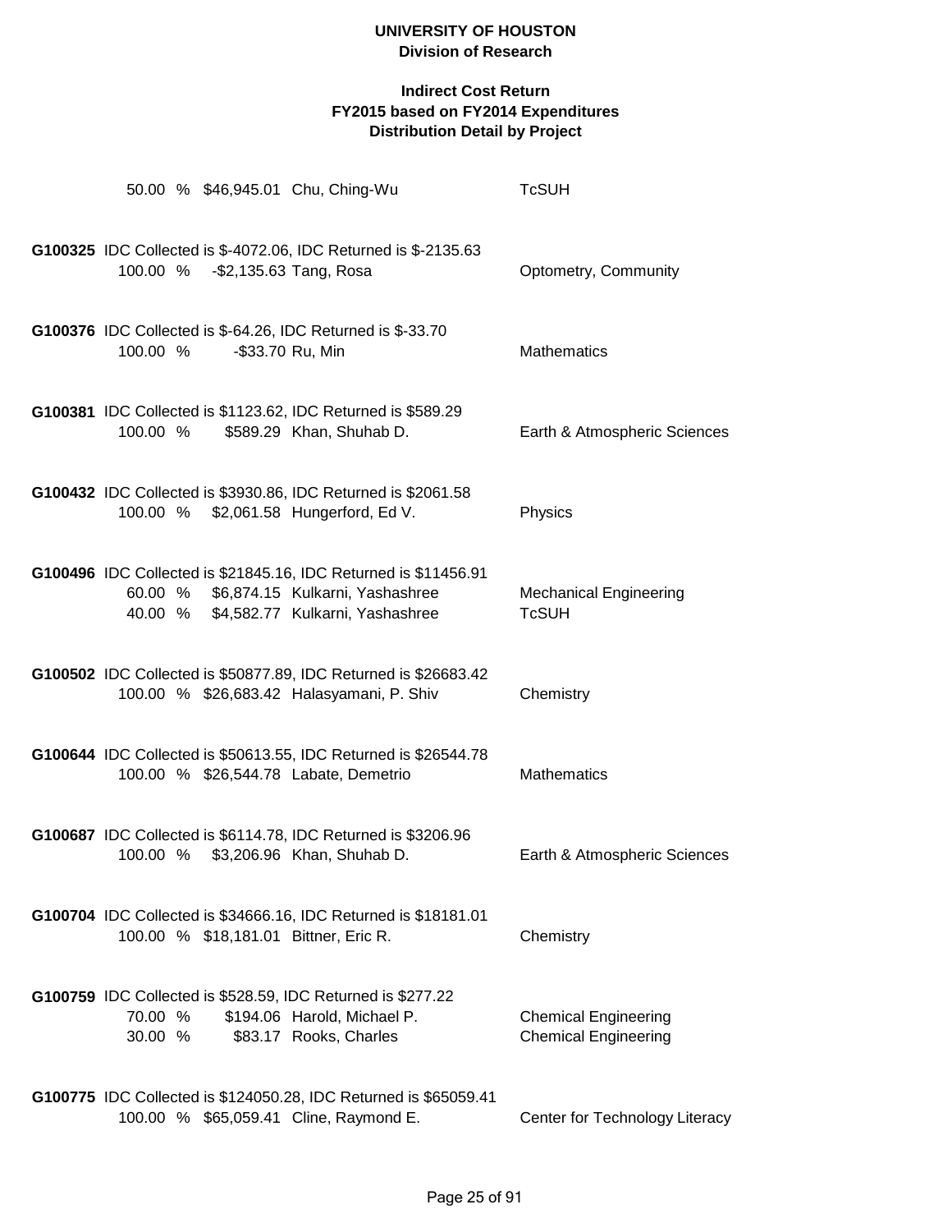**UNIVERSITY OF HOUSTON**
**Division of Research**

**Indirect Cost Return**
**FY2015 based on FY2014 Expenditures**
**Distribution Detail by Project**

50.00 % $46,945.01 Chu, Ching-Wu — TcSUH

**G100325** IDC Collected is $-4072.06, IDC Returned is $-2135.63

100.00 % -$2,135.63 Tang, Rosa — Optometry, Community

**G100376** IDC Collected is $-64.26, IDC Returned is $-33.70

100.00 % -$33.70 Ru, Min — Mathematics

**G100381** IDC Collected is $1123.62, IDC Returned is $589.29

100.00 % $589.29 Khan, Shuhab D. — Earth & Atmospheric Sciences

**G100432** IDC Collected is $3930.86, IDC Returned is $2061.58

100.00 % $2,061.58 Hungerford, Ed V. — Physics

**G100496** IDC Collected is $21845.16, IDC Returned is $11456.91

60.00 % $6,874.15 Kulkarni, Yashashree — Mechanical Engineering
40.00 % $4,582.77 Kulkarni, Yashashree — TcSUH

**G100502** IDC Collected is $50877.89, IDC Returned is $26683.42

100.00 % $26,683.42 Halasyamani, P. Shiv — Chemistry

**G100644** IDC Collected is $50613.55, IDC Returned is $26544.78

100.00 % $26,544.78 Labate, Demetrio — Mathematics

**G100687** IDC Collected is $6114.78, IDC Returned is $3206.96

100.00 % $3,206.96 Khan, Shuhab D. — Earth & Atmospheric Sciences

**G100704** IDC Collected is $34666.16, IDC Returned is $18181.01

100.00 % $18,181.01 Bittner, Eric R. — Chemistry

**G100759** IDC Collected is $528.59, IDC Returned is $277.22

70.00 % $194.06 Harold, Michael P. — Chemical Engineering
30.00 % $83.17 Rooks, Charles — Chemical Engineering

**G100775** IDC Collected is $124050.28, IDC Returned is $65059.41

100.00 % $65,059.41 Cline, Raymond E. — Center for Technology Literacy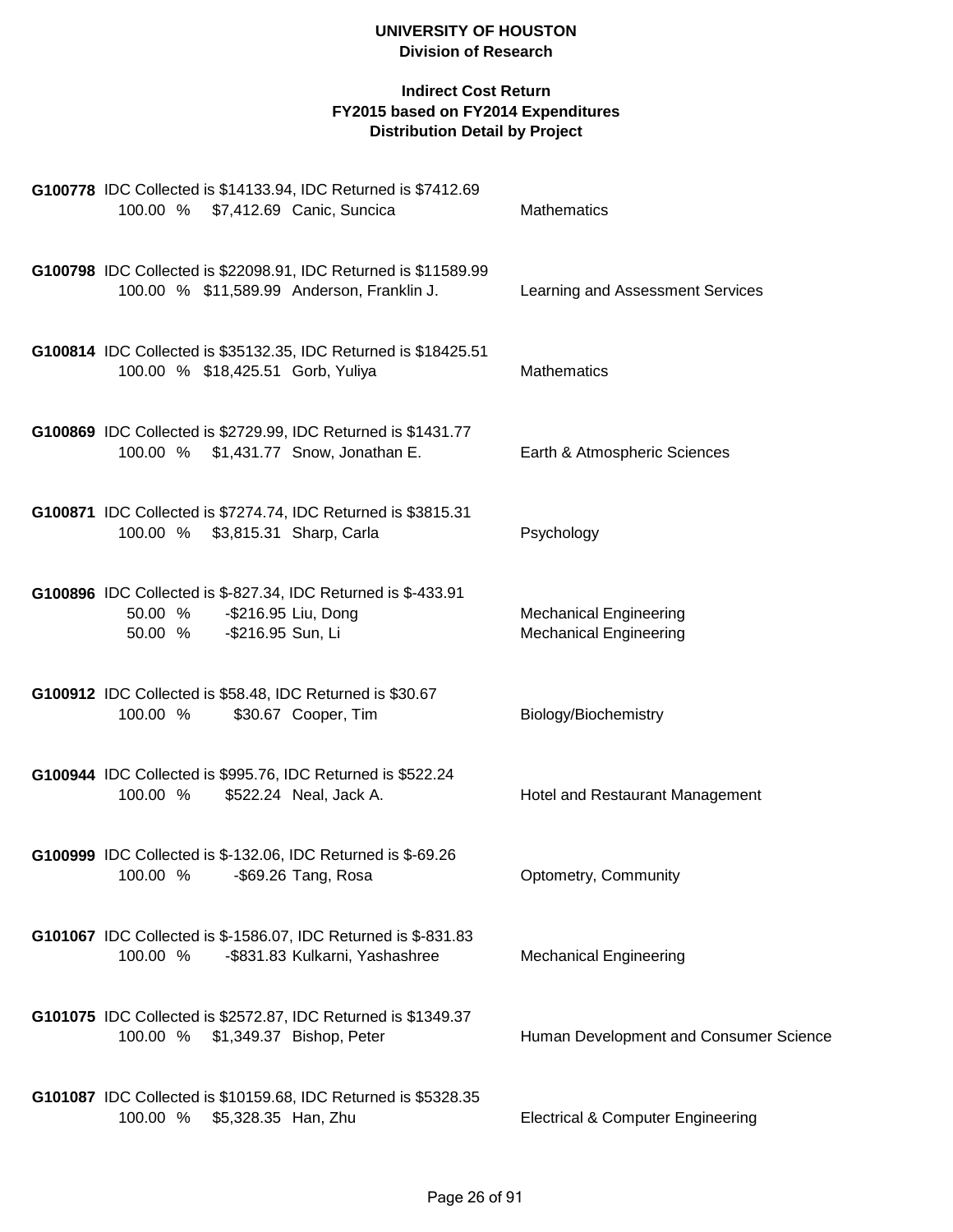**UNIVERSITY OF HOUSTON**
**Division of Research**

**Indirect Cost Return**
**FY2015 based on FY2014 Expenditures**
**Distribution Detail by Project**

**G100778** IDC Collected is $14133.94, IDC Returned is $7412.69

| | | | |
|---|---|---|---|
| 100.00 % | $7,412.69 | Canic, Suncica | Mathematics |

**G100798** IDC Collected is $22098.91, IDC Returned is $11589.99

| | | | |
|---|---|---|---|
| 100.00 % | $11,589.99 | Anderson, Franklin J. | Learning and Assessment Services |

**G100814** IDC Collected is $35132.35, IDC Returned is $18425.51

| | | | |
|---|---|---|---|
| 100.00 % | $18,425.51 | Gorb, Yuliya | Mathematics |

**G100869** IDC Collected is $2729.99, IDC Returned is $1431.77

| | | | |
|---|---|---|---|
| 100.00 % | $1,431.77 | Snow, Jonathan E. | Earth & Atmospheric Sciences |

**G100871** IDC Collected is $7274.74, IDC Returned is $3815.31

| | | | |
|---|---|---|---|
| 100.00 % | $3,815.31 | Sharp, Carla | Psychology |

**G100896** IDC Collected is $-827.34, IDC Returned is $-433.91

| | | | |
|---|---|---|---|
| 50.00 % | -$216.95 | Liu, Dong | Mechanical Engineering |
| 50.00 % | -$216.95 | Sun, Li | Mechanical Engineering |

**G100912** IDC Collected is $58.48, IDC Returned is $30.67

| | | | |
|---|---|---|---|
| 100.00 % | $30.67 | Cooper, Tim | Biology/Biochemistry |

**G100944** IDC Collected is $995.76, IDC Returned is $522.24

| | | | |
|---|---|---|---|
| 100.00 % | $522.24 | Neal, Jack A. | Hotel and Restaurant Management |

**G100999** IDC Collected is $-132.06, IDC Returned is $-69.26

| | | | |
|---|---|---|---|
| 100.00 % | -$69.26 | Tang, Rosa | Optometry, Community |

**G101067** IDC Collected is $-1586.07, IDC Returned is $-831.83

| | | | |
|---|---|---|---|
| 100.00 % | -$831.83 | Kulkarni, Yashashree | Mechanical Engineering |

**G101075** IDC Collected is $2572.87, IDC Returned is $1349.37

| | | | |
|---|---|---|---|
| 100.00 % | $1,349.37 | Bishop, Peter | Human Development and Consumer Science |

**G101087** IDC Collected is $10159.68, IDC Returned is $5328.35

| | | | |
|---|---|---|---|
| 100.00 % | $5,328.35 | Han, Zhu | Electrical & Computer Engineering |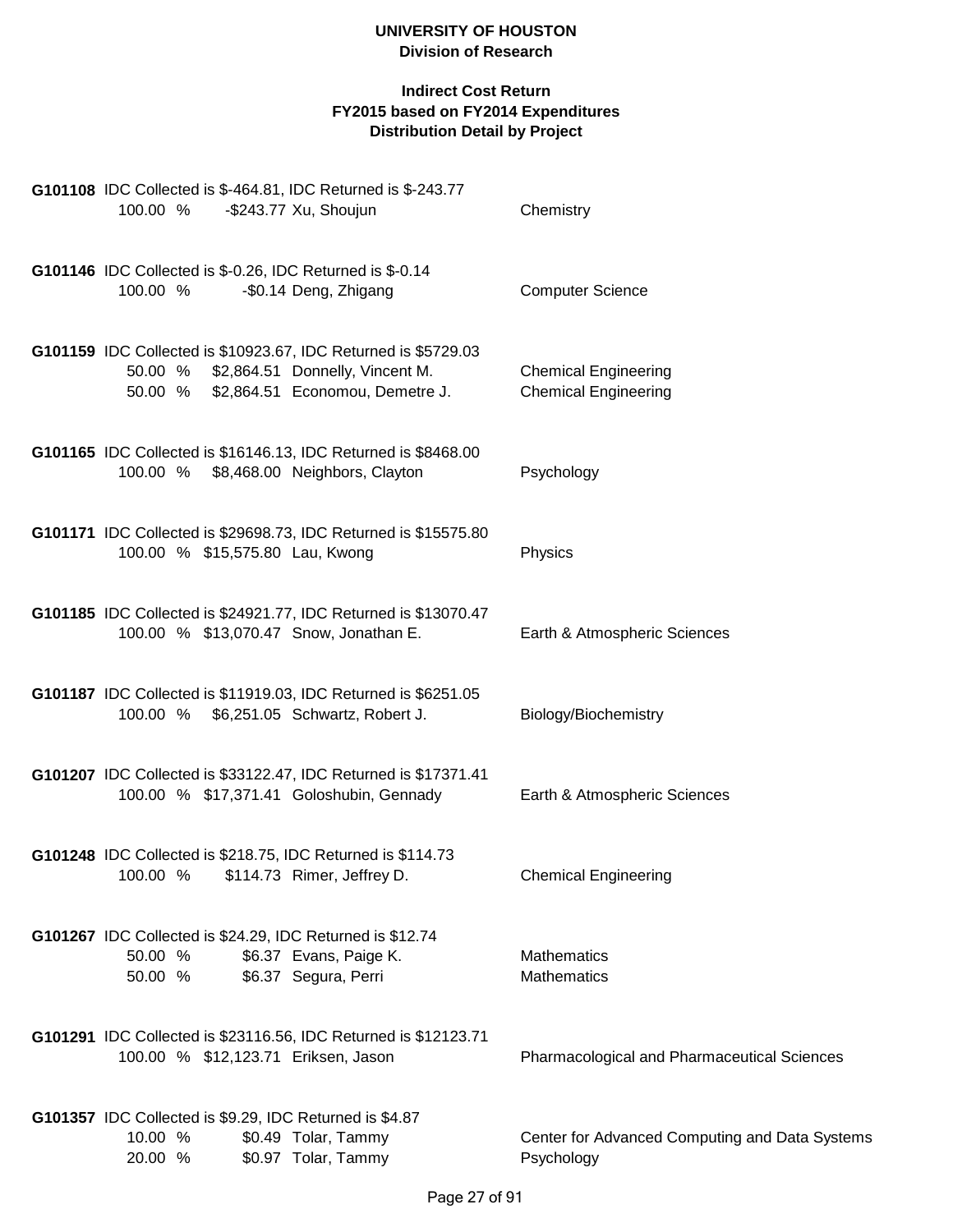**UNIVERSITY OF HOUSTON**
**Division of Research**

**Indirect Cost Return**
**FY2015 based on FY2014 Expenditures**
**Distribution Detail by Project**

**G101108** IDC Collected is $-464.81, IDC Returned is $-243.77

| % | Amount | Name | Department |
|---|---|---|---|
| 100.00 % | -$243.77 | Xu, Shoujun | Chemistry |

**G101146** IDC Collected is $-0.26, IDC Returned is $-0.14

| % | Amount | Name | Department |
|---|---|---|---|
| 100.00 % | -$0.14 | Deng, Zhigang | Computer Science |

**G101159** IDC Collected is $10923.67, IDC Returned is $5729.03

| % | Amount | Name | Department |
|---|---|---|---|
| 50.00 % | $2,864.51 | Donnelly, Vincent M. | Chemical Engineering |
| 50.00 % | $2,864.51 | Economou, Demetre J. | Chemical Engineering |

**G101165** IDC Collected is $16146.13, IDC Returned is $8468.00

| % | Amount | Name | Department |
|---|---|---|---|
| 100.00 % | $8,468.00 | Neighbors, Clayton | Psychology |

**G101171** IDC Collected is $29698.73, IDC Returned is $15575.80

| % | Amount | Name | Department |
|---|---|---|---|
| 100.00 % | $15,575.80 | Lau, Kwong | Physics |

**G101185** IDC Collected is $24921.77, IDC Returned is $13070.47

| % | Amount | Name | Department |
|---|---|---|---|
| 100.00 % | $13,070.47 | Snow, Jonathan E. | Earth & Atmospheric Sciences |

**G101187** IDC Collected is $11919.03, IDC Returned is $6251.05

| % | Amount | Name | Department |
|---|---|---|---|
| 100.00 % | $6,251.05 | Schwartz, Robert J. | Biology/Biochemistry |

**G101207** IDC Collected is $33122.47, IDC Returned is $17371.41

| % | Amount | Name | Department |
|---|---|---|---|
| 100.00 % | $17,371.41 | Goloshubin, Gennady | Earth & Atmospheric Sciences |

**G101248** IDC Collected is $218.75, IDC Returned is $114.73

| % | Amount | Name | Department |
|---|---|---|---|
| 100.00 % | $114.73 | Rimer, Jeffrey D. | Chemical Engineering |

**G101267** IDC Collected is $24.29, IDC Returned is $12.74

| % | Amount | Name | Department |
|---|---|---|---|
| 50.00 % | $6.37 | Evans, Paige K. | Mathematics |
| 50.00 % | $6.37 | Segura, Perri | Mathematics |

**G101291** IDC Collected is $23116.56, IDC Returned is $12123.71

| % | Amount | Name | Department |
|---|---|---|---|
| 100.00 % | $12,123.71 | Eriksen, Jason | Pharmacological and Pharmaceutical Sciences |

**G101357** IDC Collected is $9.29, IDC Returned is $4.87

| % | Amount | Name | Department |
|---|---|---|---|
| 10.00 % | $0.49 | Tolar, Tammy | Center for Advanced Computing and Data Systems |
| 20.00 % | $0.97 | Tolar, Tammy | Psychology |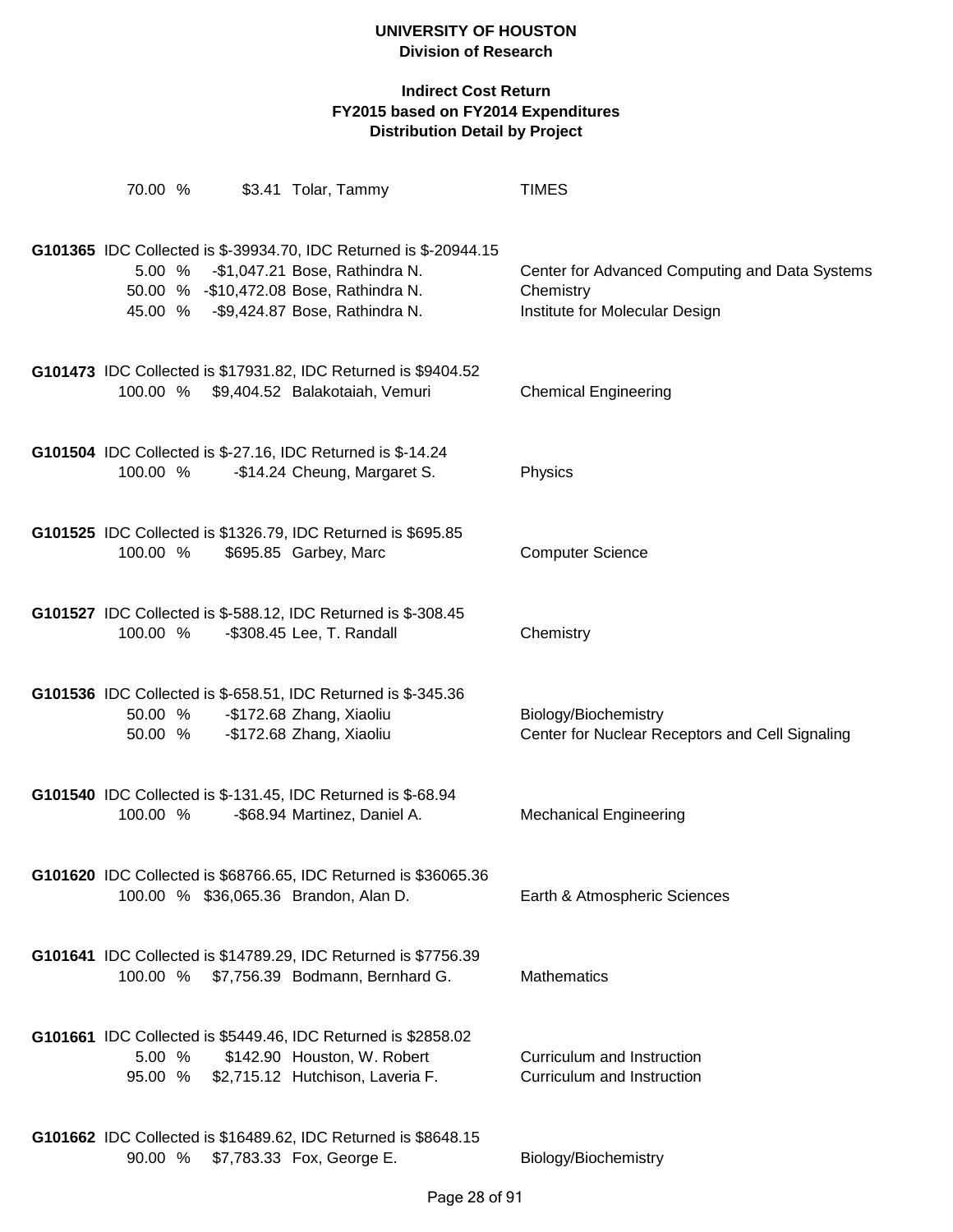**UNIVERSITY OF HOUSTON**
**Division of Research**

**Indirect Cost Return**
**FY2015 based on FY2014 Expenditures**
**Distribution Detail by Project**

| | | | |
|---|---|---|---|
| 70.00 % | $3.41 | Tolar, Tammy | TIMES |

**G101365** IDC Collected is $-39934.70, IDC Returned is $-20944.15

| | | | |
|---|---|---|---|
| 5.00 % | -$1,047.21 | Bose, Rathindra N. | Center for Advanced Computing and Data Systems |
| 50.00 % | -$10,472.08 | Bose, Rathindra N. | Chemistry |
| 45.00 % | -$9,424.87 | Bose, Rathindra N. | Institute for Molecular Design |

**G101473** IDC Collected is $17931.82, IDC Returned is $9404.52

| | | | |
|---|---|---|---|
| 100.00 % | $9,404.52 | Balakotaiah, Vemuri | Chemical Engineering |

**G101504** IDC Collected is $-27.16, IDC Returned is $-14.24

| | | | |
|---|---|---|---|
| 100.00 % | -$14.24 | Cheung, Margaret S. | Physics |

**G101525** IDC Collected is $1326.79, IDC Returned is $695.85

| | | | |
|---|---|---|---|
| 100.00 % | $695.85 | Garbey, Marc | Computer Science |

**G101527** IDC Collected is $-588.12, IDC Returned is $-308.45

| | | | |
|---|---|---|---|
| 100.00 % | -$308.45 | Lee, T. Randall | Chemistry |

**G101536** IDC Collected is $-658.51, IDC Returned is $-345.36

| | | | |
|---|---|---|---|
| 50.00 % | -$172.68 | Zhang, Xiaoliu | Biology/Biochemistry |
| 50.00 % | -$172.68 | Zhang, Xiaoliu | Center for Nuclear Receptors and Cell Signaling |

**G101540** IDC Collected is $-131.45, IDC Returned is $-68.94

| | | | |
|---|---|---|---|
| 100.00 % | -$68.94 | Martinez, Daniel A. | Mechanical Engineering |

**G101620** IDC Collected is $68766.65, IDC Returned is $36065.36

| | | | |
|---|---|---|---|
| 100.00 % | $36,065.36 | Brandon, Alan D. | Earth & Atmospheric Sciences |

**G101641** IDC Collected is $14789.29, IDC Returned is $7756.39

| | | | |
|---|---|---|---|
| 100.00 % | $7,756.39 | Bodmann, Bernhard G. | Mathematics |

**G101661** IDC Collected is $5449.46, IDC Returned is $2858.02

| | | | |
|---|---|---|---|
| 5.00 % | $142.90 | Houston, W. Robert | Curriculum and Instruction |
| 95.00 % | $2,715.12 | Hutchison, Laveria F. | Curriculum and Instruction |

**G101662** IDC Collected is $16489.62, IDC Returned is $8648.15

| | | | |
|---|---|---|---|
| 90.00 % | $7,783.33 | Fox, George E. | Biology/Biochemistry |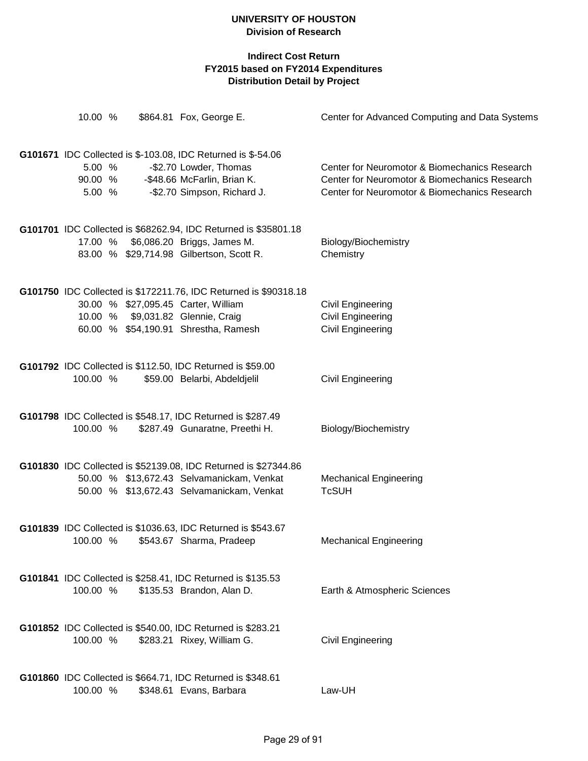**UNIVERSITY OF HOUSTON**
**Division of Research**

**Indirect Cost Return**
**FY2015 based on FY2014 Expenditures**
**Distribution Detail by Project**

| | | | |
|---|---|---|---|
| 10.00 % | $864.81 | Fox, George E. | Center for Advanced Computing and Data Systems |

**G101671** IDC Collected is $-103.08, IDC Returned is $-54.06

| | | | |
|---|---|---|---|
| 5.00 % | -$2.70 | Lowder, Thomas | Center for Neuromotor & Biomechanics Research |
| 90.00 % | -$48.66 | McFarlin, Brian K. | Center for Neuromotor & Biomechanics Research |
| 5.00 % | -$2.70 | Simpson, Richard J. | Center for Neuromotor & Biomechanics Research |

**G101701** IDC Collected is $68262.94, IDC Returned is $35801.18

| | | | |
|---|---|---|---|
| 17.00 % | $6,086.20 | Briggs, James M. | Biology/Biochemistry |
| 83.00 % | $29,714.98 | Gilbertson, Scott R. | Chemistry |

**G101750** IDC Collected is $172211.76, IDC Returned is $90318.18

| | | | |
|---|---|---|---|
| 30.00 % | $27,095.45 | Carter, William | Civil Engineering |
| 10.00 % | $9,031.82 | Glennie, Craig | Civil Engineering |
| 60.00 % | $54,190.91 | Shrestha, Ramesh | Civil Engineering |

**G101792** IDC Collected is $112.50, IDC Returned is $59.00

| | | | |
|---|---|---|---|
| 100.00 % | $59.00 | Belarbi, Abdeldjelil | Civil Engineering |

**G101798** IDC Collected is $548.17, IDC Returned is $287.49

| | | | |
|---|---|---|---|
| 100.00 % | $287.49 | Gunaratne, Preethi H. | Biology/Biochemistry |

**G101830** IDC Collected is $52139.08, IDC Returned is $27344.86

| | | | |
|---|---|---|---|
| 50.00 % | $13,672.43 | Selvamanickam, Venkat | Mechanical Engineering |
| 50.00 % | $13,672.43 | Selvamanickam, Venkat | TcSUH |

**G101839** IDC Collected is $1036.63, IDC Returned is $543.67

| | | | |
|---|---|---|---|
| 100.00 % | $543.67 | Sharma, Pradeep | Mechanical Engineering |

**G101841** IDC Collected is $258.41, IDC Returned is $135.53

| | | | |
|---|---|---|---|
| 100.00 % | $135.53 | Brandon, Alan D. | Earth & Atmospheric Sciences |

**G101852** IDC Collected is $540.00, IDC Returned is $283.21

| | | | |
|---|---|---|---|
| 100.00 % | $283.21 | Rixey, William G. | Civil Engineering |

**G101860** IDC Collected is $664.71, IDC Returned is $348.61

| | | | |
|---|---|---|---|
| 100.00 % | $348.61 | Evans, Barbara | Law-UH |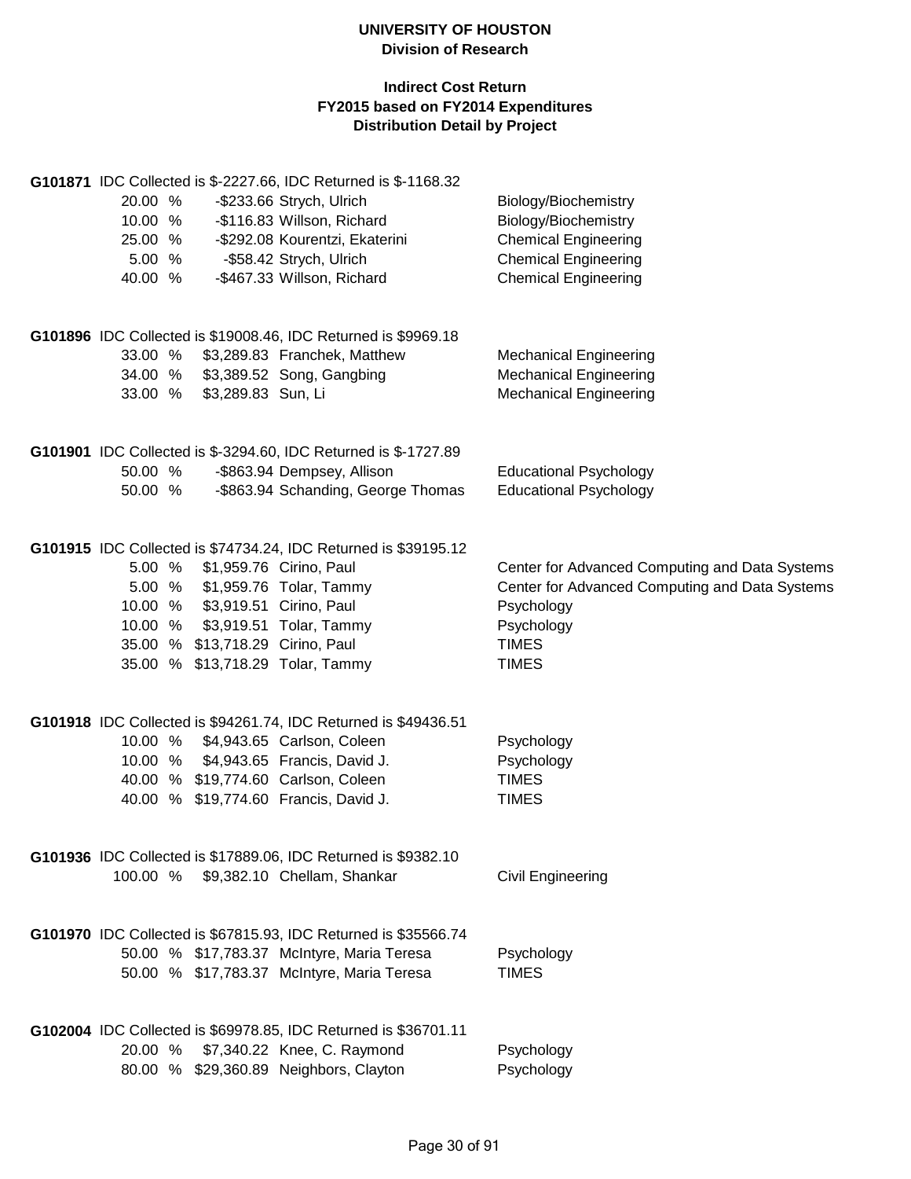**UNIVERSITY OF HOUSTON**
**Division of Research**

**Indirect Cost Return**
**FY2015 based on FY2014 Expenditures**
**Distribution Detail by Project**

**G101871** IDC Collected is $-2227.66, IDC Returned is $-1168.32

| % | Amount | Name | Department |
|---|---|---|---|
| 20.00 % | -$233.66 | Strych, Ulrich | Biology/Biochemistry |
| 10.00 % | -$116.83 | Willson, Richard | Biology/Biochemistry |
| 25.00 % | -$292.08 | Kourentzi, Ekaterini | Chemical Engineering |
| 5.00 % | -$58.42 | Strych, Ulrich | Chemical Engineering |
| 40.00 % | -$467.33 | Willson, Richard | Chemical Engineering |

**G101896** IDC Collected is $19008.46, IDC Returned is $9969.18

| % | Amount | Name | Department |
|---|---|---|---|
| 33.00 % | $3,289.83 | Franchek, Matthew | Mechanical Engineering |
| 34.00 % | $3,389.52 | Song, Gangbing | Mechanical Engineering |
| 33.00 % | $3,289.83 | Sun, Li | Mechanical Engineering |

**G101901** IDC Collected is $-3294.60, IDC Returned is $-1727.89

| % | Amount | Name | Department |
|---|---|---|---|
| 50.00 % | -$863.94 | Dempsey, Allison | Educational Psychology |
| 50.00 % | -$863.94 | Schanding, George Thomas | Educational Psychology |

**G101915** IDC Collected is $74734.24, IDC Returned is $39195.12

| % | Amount | Name | Department |
|---|---|---|---|
| 5.00 % | $1,959.76 | Cirino, Paul | Center for Advanced Computing and Data Systems |
| 5.00 % | $1,959.76 | Tolar, Tammy | Center for Advanced Computing and Data Systems |
| 10.00 % | $3,919.51 | Cirino, Paul | Psychology |
| 10.00 % | $3,919.51 | Tolar, Tammy | Psychology |
| 35.00 % | $13,718.29 | Cirino, Paul | TIMES |
| 35.00 % | $13,718.29 | Tolar, Tammy | TIMES |

**G101918** IDC Collected is $94261.74, IDC Returned is $49436.51

| % | Amount | Name | Department |
|---|---|---|---|
| 10.00 % | $4,943.65 | Carlson, Coleen | Psychology |
| 10.00 % | $4,943.65 | Francis, David J. | Psychology |
| 40.00 % | $19,774.60 | Carlson, Coleen | TIMES |
| 40.00 % | $19,774.60 | Francis, David J. | TIMES |

**G101936** IDC Collected is $17889.06, IDC Returned is $9382.10

| % | Amount | Name | Department |
|---|---|---|---|
| 100.00 % | $9,382.10 | Chellam, Shankar | Civil Engineering |

**G101970** IDC Collected is $67815.93, IDC Returned is $35566.74

| % | Amount | Name | Department |
|---|---|---|---|
| 50.00 % | $17,783.37 | McIntyre, Maria Teresa | Psychology |
| 50.00 % | $17,783.37 | McIntyre, Maria Teresa | TIMES |

**G102004** IDC Collected is $69978.85, IDC Returned is $36701.11

| % | Amount | Name | Department |
|---|---|---|---|
| 20.00 % | $7,340.22 | Knee, C. Raymond | Psychology |
| 80.00 % | $29,360.89 | Neighbors, Clayton | Psychology |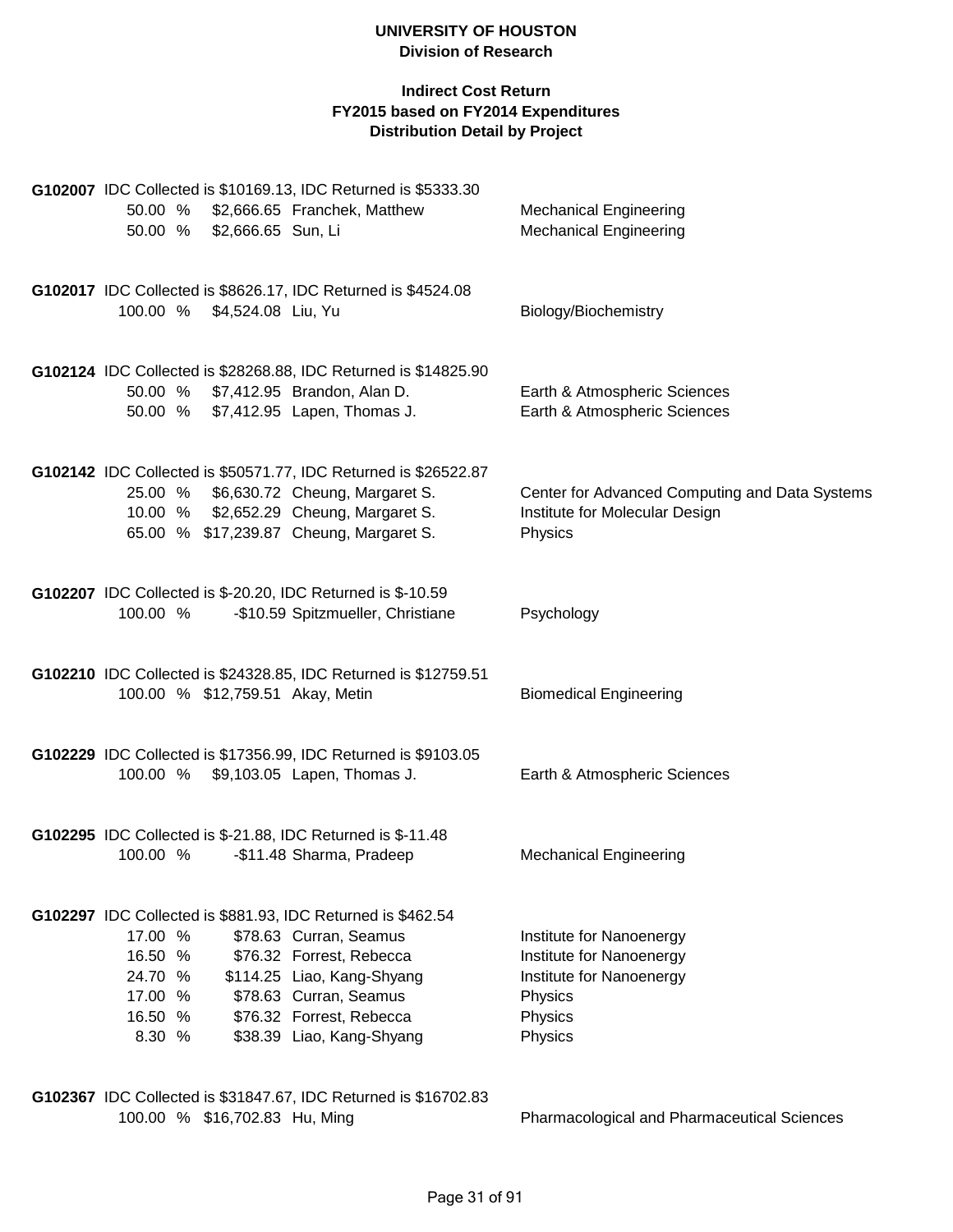**UNIVERSITY OF HOUSTON**
**Division of Research**

**Indirect Cost Return**
**FY2015 based on FY2014 Expenditures**
**Distribution Detail by Project**

**G102007** IDC Collected is $10169.13, IDC Returned is $5333.30

| Percent | Amount | Name | Department |
|---|---|---|---|
| 50.00 % | $2,666.65 | Franchek, Matthew | Mechanical Engineering |
| 50.00 % | $2,666.65 | Sun, Li | Mechanical Engineering |

**G102017** IDC Collected is $8626.17, IDC Returned is $4524.08

| Percent | Amount | Name | Department |
|---|---|---|---|
| 100.00 % | $4,524.08 | Liu, Yu | Biology/Biochemistry |

**G102124** IDC Collected is $28268.88, IDC Returned is $14825.90

| Percent | Amount | Name | Department |
|---|---|---|---|
| 50.00 % | $7,412.95 | Brandon, Alan D. | Earth & Atmospheric Sciences |
| 50.00 % | $7,412.95 | Lapen, Thomas J. | Earth & Atmospheric Sciences |

**G102142** IDC Collected is $50571.77, IDC Returned is $26522.87

| Percent | Amount | Name | Department |
|---|---|---|---|
| 25.00 % | $6,630.72 | Cheung, Margaret S. | Center for Advanced Computing and Data Systems |
| 10.00 % | $2,652.29 | Cheung, Margaret S. | Institute for Molecular Design |
| 65.00 % | $17,239.87 | Cheung, Margaret S. | Physics |

**G102207** IDC Collected is $-20.20, IDC Returned is $-10.59

| Percent | Amount | Name | Department |
|---|---|---|---|
| 100.00 % | -$10.59 | Spitzmueller, Christiane | Psychology |

**G102210** IDC Collected is $24328.85, IDC Returned is $12759.51

| Percent | Amount | Name | Department |
|---|---|---|---|
| 100.00 % | $12,759.51 | Akay, Metin | Biomedical Engineering |

**G102229** IDC Collected is $17356.99, IDC Returned is $9103.05

| Percent | Amount | Name | Department |
|---|---|---|---|
| 100.00 % | $9,103.05 | Lapen, Thomas J. | Earth & Atmospheric Sciences |

**G102295** IDC Collected is $-21.88, IDC Returned is $-11.48

| Percent | Amount | Name | Department |
|---|---|---|---|
| 100.00 % | -$11.48 | Sharma, Pradeep | Mechanical Engineering |

**G102297** IDC Collected is $881.93, IDC Returned is $462.54

| Percent | Amount | Name | Department |
|---|---|---|---|
| 17.00 % | $78.63 | Curran, Seamus | Institute for Nanoenergy |
| 16.50 % | $76.32 | Forrest, Rebecca | Institute for Nanoenergy |
| 24.70 % | $114.25 | Liao, Kang-Shyang | Institute for Nanoenergy |
| 17.00 % | $78.63 | Curran, Seamus | Physics |
| 16.50 % | $76.32 | Forrest, Rebecca | Physics |
| 8.30 % | $38.39 | Liao, Kang-Shyang | Physics |

**G102367** IDC Collected is $31847.67, IDC Returned is $16702.83

| Percent | Amount | Name | Department |
|---|---|---|---|
| 100.00 % | $16,702.83 | Hu, Ming | Pharmacological and Pharmaceutical Sciences |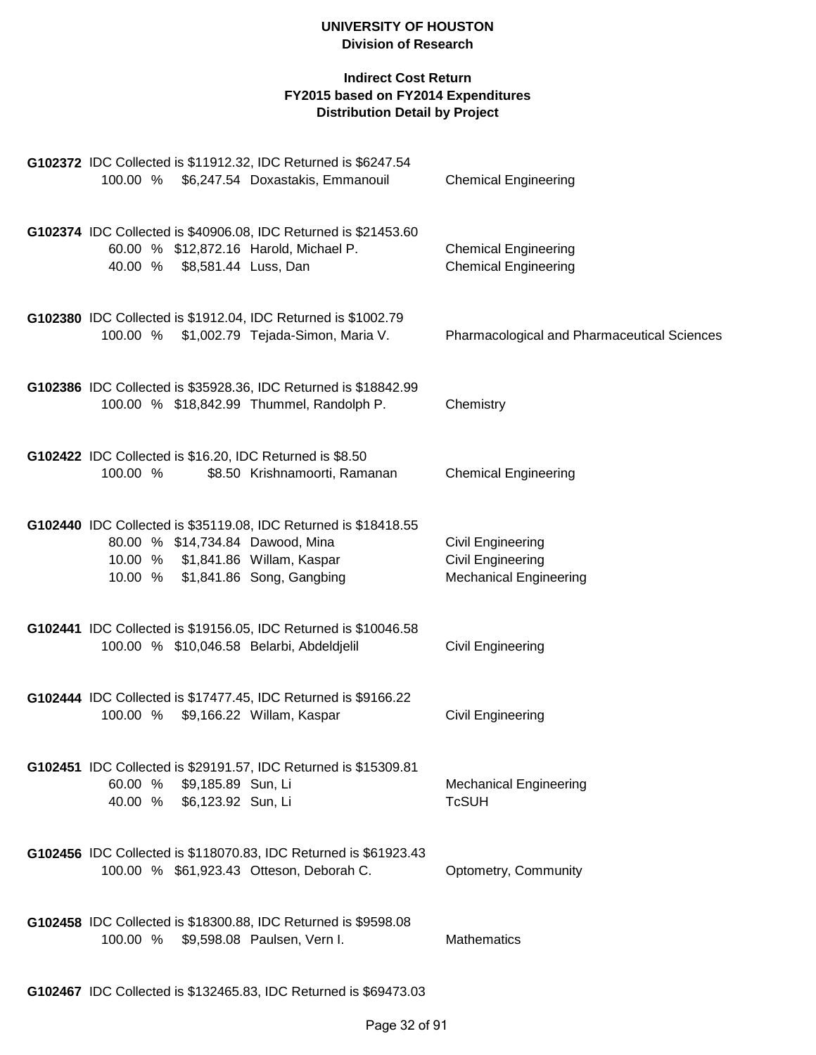**UNIVERSITY OF HOUSTON**
**Division of Research**

**Indirect Cost Return**
**FY2015 based on FY2014 Expenditures**
**Distribution Detail by Project**

**G102372** IDC Collected is $11912.32, IDC Returned is $6247.54

| % | Amount | Name | Department |
|---|---|---|---|
| 100.00 % | $6,247.54 | Doxastakis, Emmanouil | Chemical Engineering |

**G102374** IDC Collected is $40906.08, IDC Returned is $21453.60

| % | Amount | Name | Department |
|---|---|---|---|
| 60.00 % | $12,872.16 | Harold, Michael P. | Chemical Engineering |
| 40.00 % | $8,581.44 | Luss, Dan | Chemical Engineering |

**G102380** IDC Collected is $1912.04, IDC Returned is $1002.79

| % | Amount | Name | Department |
|---|---|---|---|
| 100.00 % | $1,002.79 | Tejada-Simon, Maria V. | Pharmacological and Pharmaceutical Sciences |

**G102386** IDC Collected is $35928.36, IDC Returned is $18842.99

| % | Amount | Name | Department |
|---|---|---|---|
| 100.00 % | $18,842.99 | Thummel, Randolph P. | Chemistry |

**G102422** IDC Collected is $16.20, IDC Returned is $8.50

| % | Amount | Name | Department |
|---|---|---|---|
| 100.00 % | $8.50 | Krishnamoorti, Ramanan | Chemical Engineering |

**G102440** IDC Collected is $35119.08, IDC Returned is $18418.55

| % | Amount | Name | Department |
|---|---|---|---|
| 80.00 % | $14,734.84 | Dawood, Mina | Civil Engineering |
| 10.00 % | $1,841.86 | Willam, Kaspar | Civil Engineering |
| 10.00 % | $1,841.86 | Song, Gangbing | Mechanical Engineering |

**G102441** IDC Collected is $19156.05, IDC Returned is $10046.58

| % | Amount | Name | Department |
|---|---|---|---|
| 100.00 % | $10,046.58 | Belarbi, Abdeldjelil | Civil Engineering |

**G102444** IDC Collected is $17477.45, IDC Returned is $9166.22

| % | Amount | Name | Department |
|---|---|---|---|
| 100.00 % | $9,166.22 | Willam, Kaspar | Civil Engineering |

**G102451** IDC Collected is $29191.57, IDC Returned is $15309.81

| % | Amount | Name | Department |
|---|---|---|---|
| 60.00 % | $9,185.89 | Sun, Li | Mechanical Engineering |
| 40.00 % | $6,123.92 | Sun, Li | TcSUH |

**G102456** IDC Collected is $118070.83, IDC Returned is $61923.43

| % | Amount | Name | Department |
|---|---|---|---|
| 100.00 % | $61,923.43 | Otteson, Deborah C. | Optometry, Community |

**G102458** IDC Collected is $18300.88, IDC Returned is $9598.08

| % | Amount | Name | Department |
|---|---|---|---|
| 100.00 % | $9,598.08 | Paulsen, Vern I. | Mathematics |

**G102467** IDC Collected is $132465.83, IDC Returned is $69473.03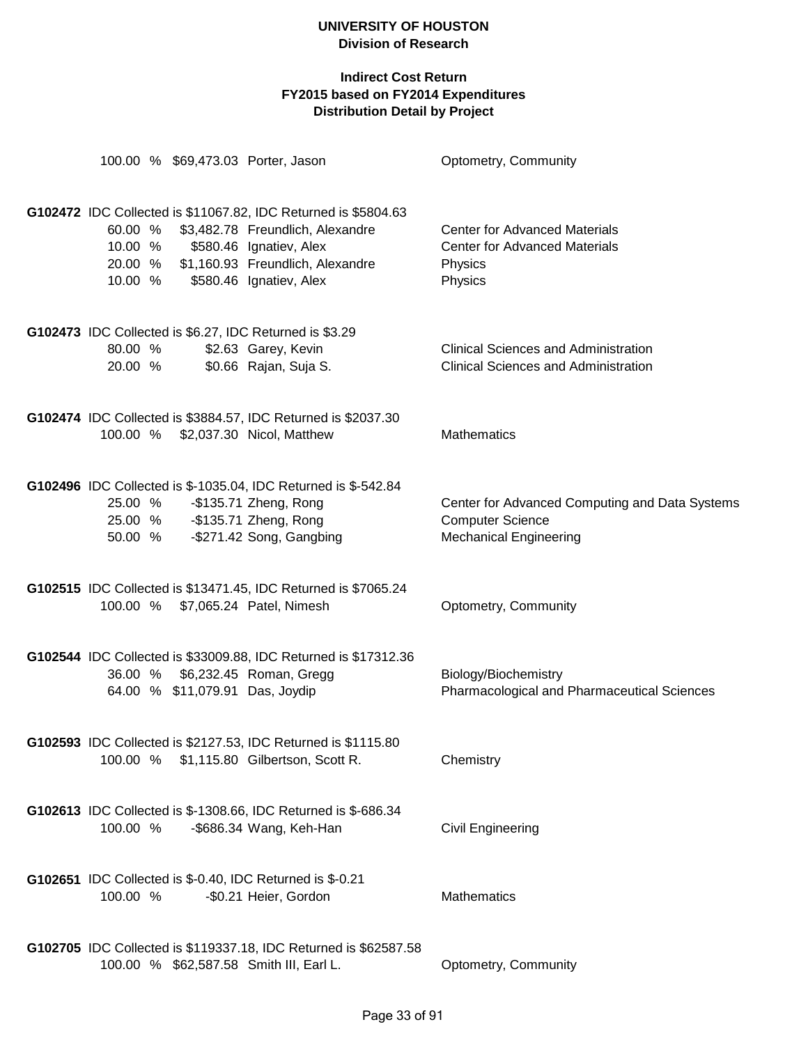**UNIVERSITY OF HOUSTON**
**Division of Research**

**Indirect Cost Return**
**FY2015 based on FY2014 Expenditures**
**Distribution Detail by Project**

| | Percent | Amount | Name | Department |
|---|---|---|---|---|
| | 100.00 % | $69,473.03 | Porter, Jason | Optometry, Community |

**G102472** IDC Collected is $11067.82, IDC Returned is $5804.63

| Percent | Amount | Name | Department |
|---|---|---|---|
| 60.00 % | $3,482.78 | Freundlich, Alexandre | Center for Advanced Materials |
| 10.00 % | $580.46 | Ignatiev, Alex | Center for Advanced Materials |
| 20.00 % | $1,160.93 | Freundlich, Alexandre | Physics |
| 10.00 % | $580.46 | Ignatiev, Alex | Physics |

**G102473** IDC Collected is $6.27, IDC Returned is $3.29

| Percent | Amount | Name | Department |
|---|---|---|---|
| 80.00 % | $2.63 | Garey, Kevin | Clinical Sciences and Administration |
| 20.00 % | $0.66 | Rajan, Suja S. | Clinical Sciences and Administration |

**G102474** IDC Collected is $3884.57, IDC Returned is $2037.30

| Percent | Amount | Name | Department |
|---|---|---|---|
| 100.00 % | $2,037.30 | Nicol, Matthew | Mathematics |

**G102496** IDC Collected is $-1035.04, IDC Returned is $-542.84

| Percent | Amount | Name | Department |
|---|---|---|---|
| 25.00 % | -$135.71 | Zheng, Rong | Center for Advanced Computing and Data Systems |
| 25.00 % | -$135.71 | Zheng, Rong | Computer Science |
| 50.00 % | -$271.42 | Song, Gangbing | Mechanical Engineering |

**G102515** IDC Collected is $13471.45, IDC Returned is $7065.24

| Percent | Amount | Name | Department |
|---|---|---|---|
| 100.00 % | $7,065.24 | Patel, Nimesh | Optometry, Community |

**G102544** IDC Collected is $33009.88, IDC Returned is $17312.36

| Percent | Amount | Name | Department |
|---|---|---|---|
| 36.00 % | $6,232.45 | Roman, Gregg | Biology/Biochemistry |
| 64.00 % | $11,079.91 | Das, Joydip | Pharmacological and Pharmaceutical Sciences |

**G102593** IDC Collected is $2127.53, IDC Returned is $1115.80

| Percent | Amount | Name | Department |
|---|---|---|---|
| 100.00 % | $1,115.80 | Gilbertson, Scott R. | Chemistry |

**G102613** IDC Collected is $-1308.66, IDC Returned is $-686.34

| Percent | Amount | Name | Department |
|---|---|---|---|
| 100.00 % | -$686.34 | Wang, Keh-Han | Civil Engineering |

**G102651** IDC Collected is $-0.40, IDC Returned is $-0.21

| Percent | Amount | Name | Department |
|---|---|---|---|
| 100.00 % | -$0.21 | Heier, Gordon | Mathematics |

**G102705** IDC Collected is $119337.18, IDC Returned is $62587.58

| Percent | Amount | Name | Department |
|---|---|---|---|
| 100.00 % | $62,587.58 | Smith III, Earl L. | Optometry, Community |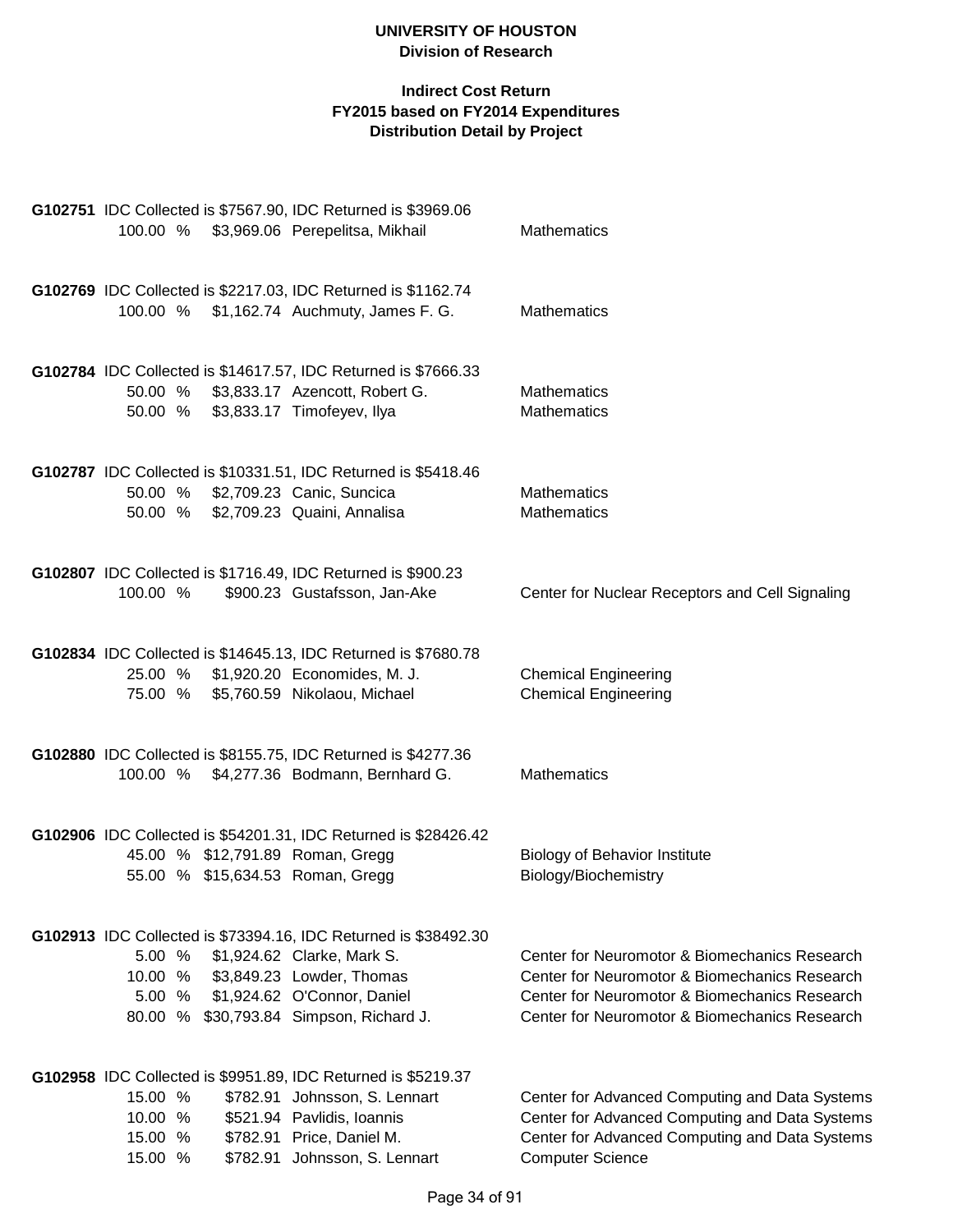**UNIVERSITY OF HOUSTON**
**Division of Research**

**Indirect Cost Return**
**FY2015 based on FY2014 Expenditures**
**Distribution Detail by Project**

**G102751** IDC Collected is $7567.90, IDC Returned is $3969.06

| % | Amount | Name | Department |
|---|---|---|---|
| 100.00 % | $3,969.06 | Perepelitsa, Mikhail | Mathematics |

**G102769** IDC Collected is $2217.03, IDC Returned is $1162.74

| % | Amount | Name | Department |
|---|---|---|---|
| 100.00 % | $1,162.74 | Auchmuty, James F. G. | Mathematics |

**G102784** IDC Collected is $14617.57, IDC Returned is $7666.33

| % | Amount | Name | Department |
|---|---|---|---|
| 50.00 % | $3,833.17 | Azencott, Robert G. | Mathematics |
| 50.00 % | $3,833.17 | Timofeyev, Ilya | Mathematics |

**G102787** IDC Collected is $10331.51, IDC Returned is $5418.46

| % | Amount | Name | Department |
|---|---|---|---|
| 50.00 % | $2,709.23 | Canic, Suncica | Mathematics |
| 50.00 % | $2,709.23 | Quaini, Annalisa | Mathematics |

**G102807** IDC Collected is $1716.49, IDC Returned is $900.23

| % | Amount | Name | Department |
|---|---|---|---|
| 100.00 % | $900.23 | Gustafsson, Jan-Ake | Center for Nuclear Receptors and Cell Signaling |

**G102834** IDC Collected is $14645.13, IDC Returned is $7680.78

| % | Amount | Name | Department |
|---|---|---|---|
| 25.00 % | $1,920.20 | Economides, M. J. | Chemical Engineering |
| 75.00 % | $5,760.59 | Nikolaou, Michael | Chemical Engineering |

**G102880** IDC Collected is $8155.75, IDC Returned is $4277.36

| % | Amount | Name | Department |
|---|---|---|---|
| 100.00 % | $4,277.36 | Bodmann, Bernhard G. | Mathematics |

**G102906** IDC Collected is $54201.31, IDC Returned is $28426.42

| % | Amount | Name | Department |
|---|---|---|---|
| 45.00 % | $12,791.89 | Roman, Gregg | Biology of Behavior Institute |
| 55.00 % | $15,634.53 | Roman, Gregg | Biology/Biochemistry |

**G102913** IDC Collected is $73394.16, IDC Returned is $38492.30

| % | Amount | Name | Department |
|---|---|---|---|
| 5.00 % | $1,924.62 | Clarke, Mark S. | Center for Neuromotor & Biomechanics Research |
| 10.00 % | $3,849.23 | Lowder, Thomas | Center for Neuromotor & Biomechanics Research |
| 5.00 % | $1,924.62 | O'Connor, Daniel | Center for Neuromotor & Biomechanics Research |
| 80.00 % | $30,793.84 | Simpson, Richard J. | Center for Neuromotor & Biomechanics Research |

**G102958** IDC Collected is $9951.89, IDC Returned is $5219.37

| % | Amount | Name | Department |
|---|---|---|---|
| 15.00 % | $782.91 | Johnsson, S. Lennart | Center for Advanced Computing and Data Systems |
| 10.00 % | $521.94 | Pavlidis, Ioannis | Center for Advanced Computing and Data Systems |
| 15.00 % | $782.91 | Price, Daniel M. | Center for Advanced Computing and Data Systems |
| 15.00 % | $782.91 | Johnsson, S. Lennart | Computer Science |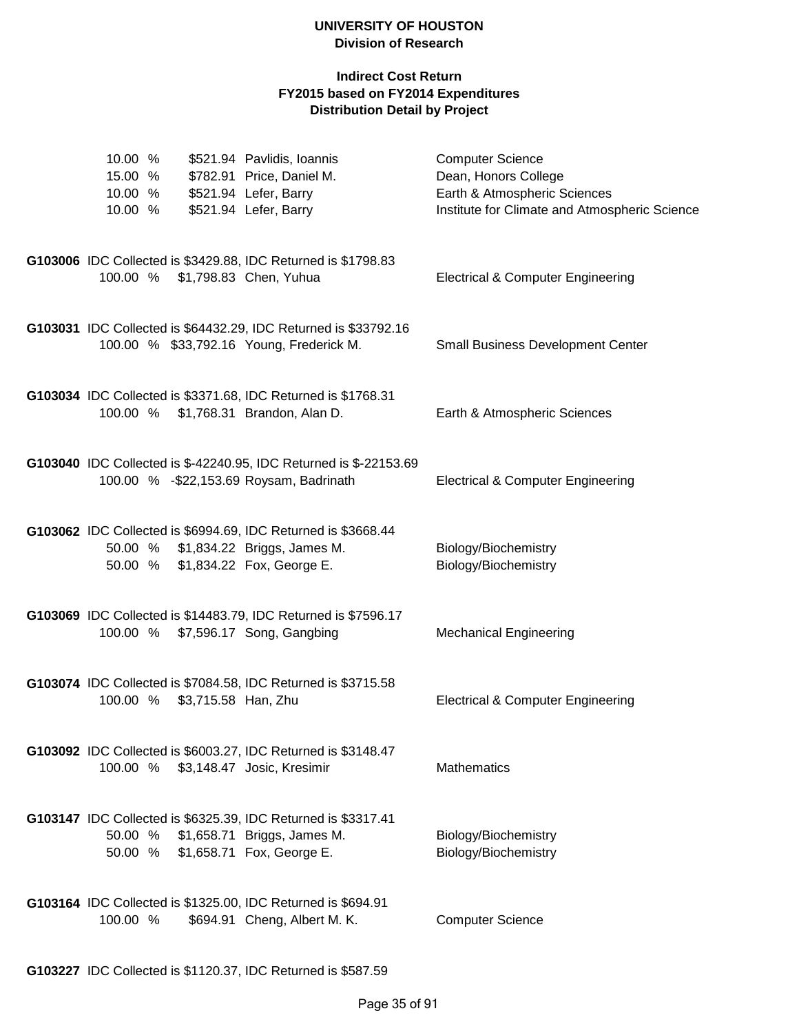| | | | |
|---|---|---|---|
| 10.00 % | $521.94 | Pavlidis, Ioannis | Computer Science |
| 15.00 % | $782.91 | Price, Daniel M. | Dean, Honors College |
| 10.00 % | $521.94 | Lefer, Barry | Earth & Atmospheric Sciences |
| 10.00 % | $521.94 | Lefer, Barry | Institute for Climate and Atmospheric Science |

**G103006** IDC Collected is $3429.88, IDC Returned is $1798.83

| | | | |
|---|---|---|---|
| 100.00 % | $1,798.83 | Chen, Yuhua | Electrical & Computer Engineering |

**G103031** IDC Collected is $64432.29, IDC Returned is $33792.16

| | | | |
|---|---|---|---|
| 100.00 % | $33,792.16 | Young, Frederick M. | Small Business Development Center |

**G103034** IDC Collected is $3371.68, IDC Returned is $1768.31

| | | | |
|---|---|---|---|
| 100.00 % | $1,768.31 | Brandon, Alan D. | Earth & Atmospheric Sciences |

**G103040** IDC Collected is $-42240.95, IDC Returned is $-22153.69

| | | | |
|---|---|---|---|
| 100.00 % | -$22,153.69 | Roysam, Badrinath | Electrical & Computer Engineering |

**G103062** IDC Collected is $6994.69, IDC Returned is $3668.44

| | | | |
|---|---|---|---|
| 50.00 % | $1,834.22 | Briggs, James M. | Biology/Biochemistry |
| 50.00 % | $1,834.22 | Fox, George E. | Biology/Biochemistry |

**G103069** IDC Collected is $14483.79, IDC Returned is $7596.17

| | | | |
|---|---|---|---|
| 100.00 % | $7,596.17 | Song, Gangbing | Mechanical Engineering |

**G103074** IDC Collected is $7084.58, IDC Returned is $3715.58

| | | | |
|---|---|---|---|
| 100.00 % | $3,715.58 | Han, Zhu | Electrical & Computer Engineering |

**G103092** IDC Collected is $6003.27, IDC Returned is $3148.47

| | | | |
|---|---|---|---|
| 100.00 % | $3,148.47 | Josic, Kresimir | Mathematics |

**G103147** IDC Collected is $6325.39, IDC Returned is $3317.41

| | | | |
|---|---|---|---|
| 50.00 % | $1,658.71 | Briggs, James M. | Biology/Biochemistry |
| 50.00 % | $1,658.71 | Fox, George E. | Biology/Biochemistry |

**G103164** IDC Collected is $1325.00, IDC Returned is $694.91

| | | | |
|---|---|---|---|
| 100.00 % | $694.91 | Cheng, Albert M. K. | Computer Science |

**G103227** IDC Collected is $1120.37, IDC Returned is $587.59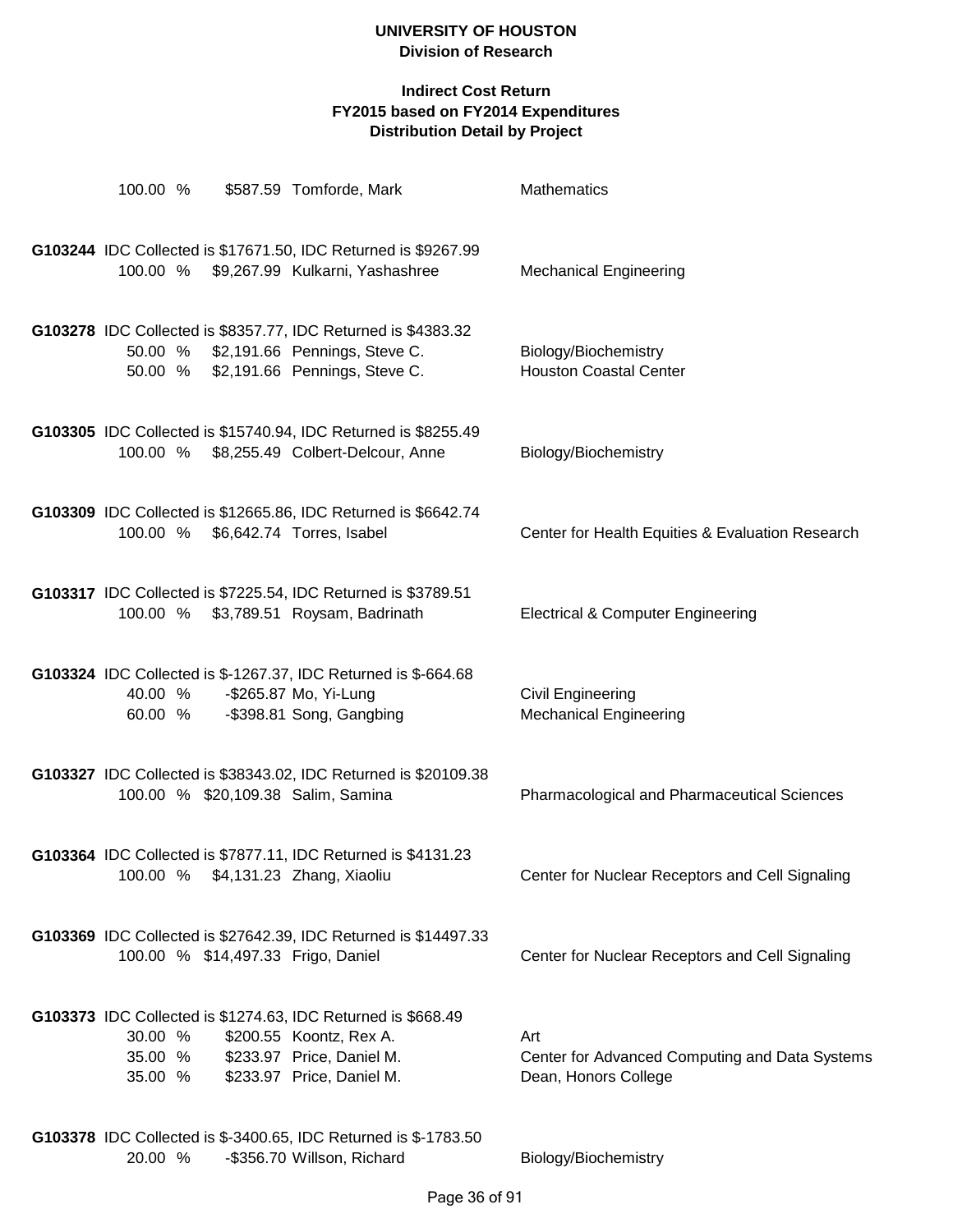# UNIVERSITY OF HOUSTON

## Division of Research

### Indirect Cost Return
### FY2015 based on FY2014 Expenditures
### Distribution Detail by Project

100.00 % $587.59 Tomforde, Mark — Mathematics

**G103244** IDC Collected is $17671.50, IDC Returned is $9267.99

| % | Amount | Name | Department |
|---|---|---|---|
| 100.00 % | $9,267.99 | Kulkarni, Yashashree | Mechanical Engineering |

**G103278** IDC Collected is $8357.77, IDC Returned is $4383.32

| % | Amount | Name | Department |
|---|---|---|---|
| 50.00 % | $2,191.66 | Pennings, Steve C. | Biology/Biochemistry |
| 50.00 % | $2,191.66 | Pennings, Steve C. | Houston Coastal Center |

**G103305** IDC Collected is $15740.94, IDC Returned is $8255.49

| % | Amount | Name | Department |
|---|---|---|---|
| 100.00 % | $8,255.49 | Colbert-Delcour, Anne | Biology/Biochemistry |

**G103309** IDC Collected is $12665.86, IDC Returned is $6642.74

| % | Amount | Name | Department |
|---|---|---|---|
| 100.00 % | $6,642.74 | Torres, Isabel | Center for Health Equities & Evaluation Research |

**G103317** IDC Collected is $7225.54, IDC Returned is $3789.51

| % | Amount | Name | Department |
|---|---|---|---|
| 100.00 % | $3,789.51 | Roysam, Badrinath | Electrical & Computer Engineering |

**G103324** IDC Collected is $-1267.37, IDC Returned is $-664.68

| % | Amount | Name | Department |
|---|---|---|---|
| 40.00 % | -$265.87 | Mo, Yi-Lung | Civil Engineering |
| 60.00 % | -$398.81 | Song, Gangbing | Mechanical Engineering |

**G103327** IDC Collected is $38343.02, IDC Returned is $20109.38

| % | Amount | Name | Department |
|---|---|---|---|
| 100.00 % | $20,109.38 | Salim, Samina | Pharmacological and Pharmaceutical Sciences |

**G103364** IDC Collected is $7877.11, IDC Returned is $4131.23

| % | Amount | Name | Department |
|---|---|---|---|
| 100.00 % | $4,131.23 | Zhang, Xiaoliu | Center for Nuclear Receptors and Cell Signaling |

**G103369** IDC Collected is $27642.39, IDC Returned is $14497.33

| % | Amount | Name | Department |
|---|---|---|---|
| 100.00 % | $14,497.33 | Frigo, Daniel | Center for Nuclear Receptors and Cell Signaling |

**G103373** IDC Collected is $1274.63, IDC Returned is $668.49

| % | Amount | Name | Department |
|---|---|---|---|
| 30.00 % | $200.55 | Koontz, Rex A. | Art |
| 35.00 % | $233.97 | Price, Daniel M. | Center for Advanced Computing and Data Systems |
| 35.00 % | $233.97 | Price, Daniel M. | Dean, Honors College |

**G103378** IDC Collected is $-3400.65, IDC Returned is $-1783.50

| % | Amount | Name | Department |
|---|---|---|---|
| 20.00 % | -$356.70 | Willson, Richard | Biology/Biochemistry |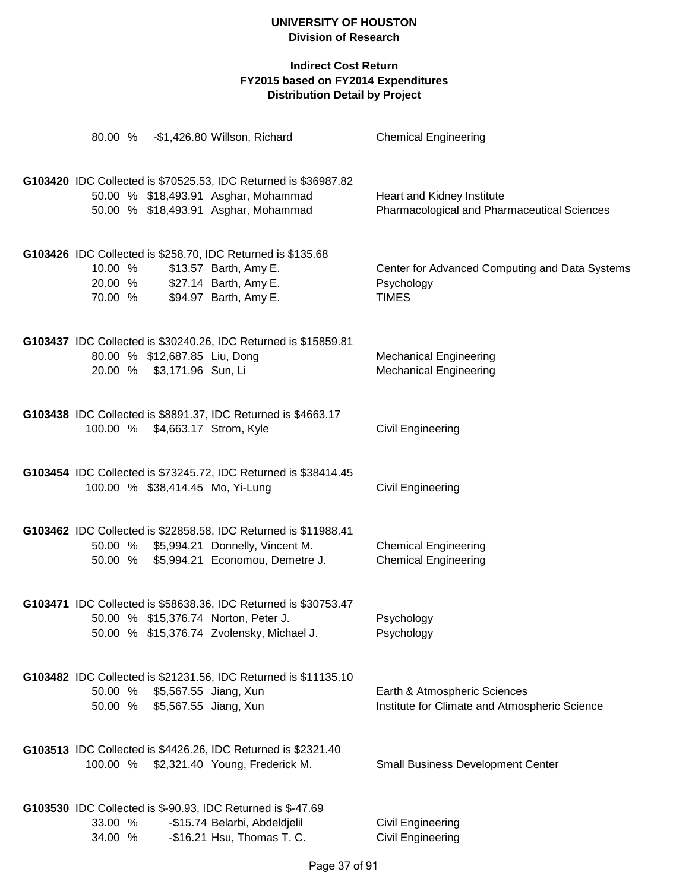**UNIVERSITY OF HOUSTON**
**Division of Research**

**Indirect Cost Return**
**FY2015 based on FY2014 Expenditures**
**Distribution Detail by Project**

80.00 % -$1,426.80 Willson, Richard — Chemical Engineering

**G103420** IDC Collected is $70525.53, IDC Returned is $36987.82

| % | Amount | Name | Department |
|---|---|---|---|
| 50.00 % | $18,493.91 | Asghar, Mohammad | Heart and Kidney Institute |
| 50.00 % | $18,493.91 | Asghar, Mohammad | Pharmacological and Pharmaceutical Sciences |

**G103426** IDC Collected is $258.70, IDC Returned is $135.68

| % | Amount | Name | Department |
|---|---|---|---|
| 10.00 % | $13.57 | Barth, Amy E. | Center for Advanced Computing and Data Systems |
| 20.00 % | $27.14 | Barth, Amy E. | Psychology |
| 70.00 % | $94.97 | Barth, Amy E. | TIMES |

**G103437** IDC Collected is $30240.26, IDC Returned is $15859.81

| % | Amount | Name | Department |
|---|---|---|---|
| 80.00 % | $12,687.85 | Liu, Dong | Mechanical Engineering |
| 20.00 % | $3,171.96 | Sun, Li | Mechanical Engineering |

**G103438** IDC Collected is $8891.37, IDC Returned is $4663.17

| % | Amount | Name | Department |
|---|---|---|---|
| 100.00 % | $4,663.17 | Strom, Kyle | Civil Engineering |

**G103454** IDC Collected is $73245.72, IDC Returned is $38414.45

| % | Amount | Name | Department |
|---|---|---|---|
| 100.00 % | $38,414.45 | Mo, Yi-Lung | Civil Engineering |

**G103462** IDC Collected is $22858.58, IDC Returned is $11988.41

| % | Amount | Name | Department |
|---|---|---|---|
| 50.00 % | $5,994.21 | Donnelly, Vincent M. | Chemical Engineering |
| 50.00 % | $5,994.21 | Economou, Demetre J. | Chemical Engineering |

**G103471** IDC Collected is $58638.36, IDC Returned is $30753.47

| % | Amount | Name | Department |
|---|---|---|---|
| 50.00 % | $15,376.74 | Norton, Peter J. | Psychology |
| 50.00 % | $15,376.74 | Zvolensky, Michael J. | Psychology |

**G103482** IDC Collected is $21231.56, IDC Returned is $11135.10

| % | Amount | Name | Department |
|---|---|---|---|
| 50.00 % | $5,567.55 | Jiang, Xun | Earth & Atmospheric Sciences |
| 50.00 % | $5,567.55 | Jiang, Xun | Institute for Climate and Atmospheric Science |

**G103513** IDC Collected is $4426.26, IDC Returned is $2321.40

| % | Amount | Name | Department |
|---|---|---|---|
| 100.00 % | $2,321.40 | Young, Frederick M. | Small Business Development Center |

**G103530** IDC Collected is $-90.93, IDC Returned is $-47.69

| % | Amount | Name | Department |
|---|---|---|---|
| 33.00 % | -$15.74 | Belarbi, Abdeldjelil | Civil Engineering |
| 34.00 % | -$16.21 | Hsu, Thomas T. C. | Civil Engineering |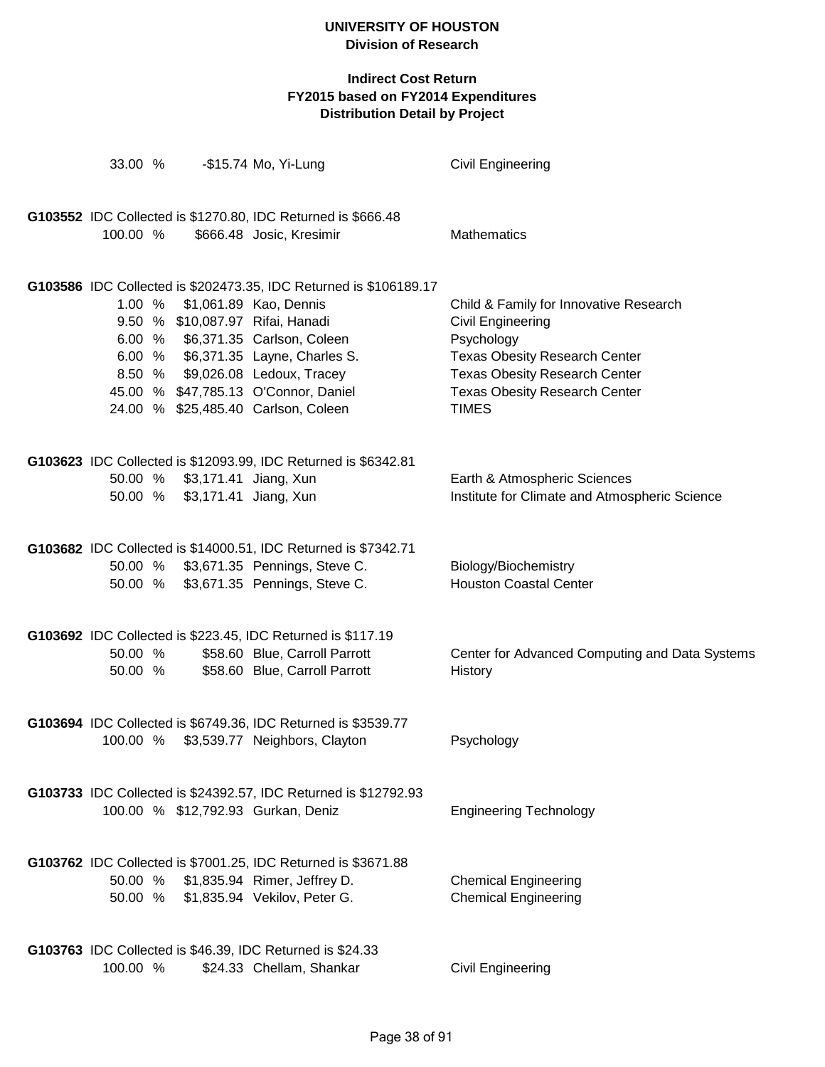# UNIVERSITY OF HOUSTON
## Division of Research

### Indirect Cost Return
### FY2015 based on FY2014 Expenditures
### Distribution Detail by Project

33.00 % -$15.74 Mo, Yi-Lung — Civil Engineering

**G103552** IDC Collected is $1270.80, IDC Returned is $666.48

| % | Amount | Name | Department |
|---|---|---|---|
| 100.00 % | $666.48 | Josic, Kresimir | Mathematics |

**G103586** IDC Collected is $202473.35, IDC Returned is $106189.17

| % | Amount | Name | Department |
|---|---|---|---|
| 1.00 % | $1,061.89 | Kao, Dennis | Child & Family for Innovative Research |
| 9.50 % | $10,087.97 | Rifai, Hanadi | Civil Engineering |
| 6.00 % | $6,371.35 | Carlson, Coleen | Psychology |
| 6.00 % | $6,371.35 | Layne, Charles S. | Texas Obesity Research Center |
| 8.50 % | $9,026.08 | Ledoux, Tracey | Texas Obesity Research Center |
| 45.00 % | $47,785.13 | O'Connor, Daniel | Texas Obesity Research Center |
| 24.00 % | $25,485.40 | Carlson, Coleen | TIMES |

**G103623** IDC Collected is $12093.99, IDC Returned is $6342.81

| % | Amount | Name | Department |
|---|---|---|---|
| 50.00 % | $3,171.41 | Jiang, Xun | Earth & Atmospheric Sciences |
| 50.00 % | $3,171.41 | Jiang, Xun | Institute for Climate and Atmospheric Science |

**G103682** IDC Collected is $14000.51, IDC Returned is $7342.71

| % | Amount | Name | Department |
|---|---|---|---|
| 50.00 % | $3,671.35 | Pennings, Steve C. | Biology/Biochemistry |
| 50.00 % | $3,671.35 | Pennings, Steve C. | Houston Coastal Center |

**G103692** IDC Collected is $223.45, IDC Returned is $117.19

| % | Amount | Name | Department |
|---|---|---|---|
| 50.00 % | $58.60 | Blue, Carroll Parrott | Center for Advanced Computing and Data Systems |
| 50.00 % | $58.60 | Blue, Carroll Parrott | History |

**G103694** IDC Collected is $6749.36, IDC Returned is $3539.77

| % | Amount | Name | Department |
|---|---|---|---|
| 100.00 % | $3,539.77 | Neighbors, Clayton | Psychology |

**G103733** IDC Collected is $24392.57, IDC Returned is $12792.93

| % | Amount | Name | Department |
|---|---|---|---|
| 100.00 % | $12,792.93 | Gurkan, Deniz | Engineering Technology |

**G103762** IDC Collected is $7001.25, IDC Returned is $3671.88

| % | Amount | Name | Department |
|---|---|---|---|
| 50.00 % | $1,835.94 | Rimer, Jeffrey D. | Chemical Engineering |
| 50.00 % | $1,835.94 | Vekilov, Peter G. | Chemical Engineering |

**G103763** IDC Collected is $46.39, IDC Returned is $24.33

| % | Amount | Name | Department |
|---|---|---|---|
| 100.00 % | $24.33 | Chellam, Shankar | Civil Engineering |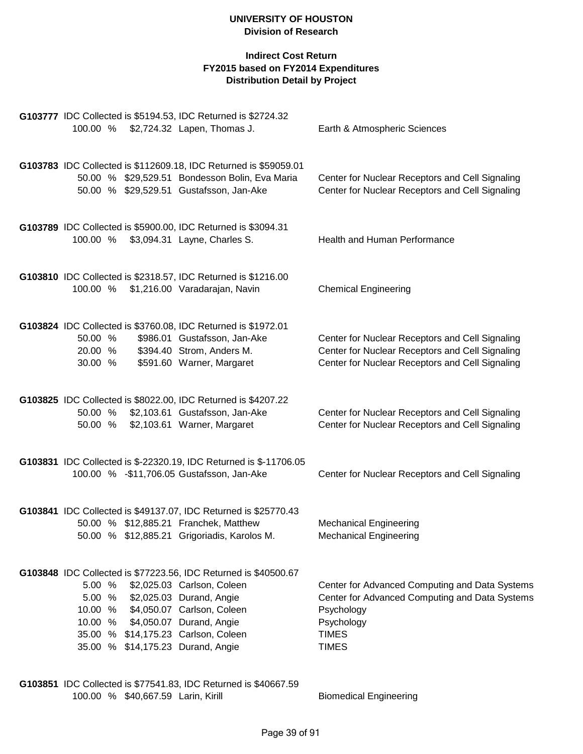**UNIVERSITY OF HOUSTON**
**Division of Research**

**Indirect Cost Return**
**FY2015 based on FY2014 Expenditures**
**Distribution Detail by Project**

**G103777** IDC Collected is $5194.53, IDC Returned is $2724.32

| % | Amount | Name | Department |
|---|---|---|---|
| 100.00 % | $2,724.32 | Lapen, Thomas J. | Earth & Atmospheric Sciences |

**G103783** IDC Collected is $112609.18, IDC Returned is $59059.01

| % | Amount | Name | Department |
|---|---|---|---|
| 50.00 % | $29,529.51 | Bondesson Bolin, Eva Maria | Center for Nuclear Receptors and Cell Signaling |
| 50.00 % | $29,529.51 | Gustafsson, Jan-Ake | Center for Nuclear Receptors and Cell Signaling |

**G103789** IDC Collected is $5900.00, IDC Returned is $3094.31

| % | Amount | Name | Department |
|---|---|---|---|
| 100.00 % | $3,094.31 | Layne, Charles S. | Health and Human Performance |

**G103810** IDC Collected is $2318.57, IDC Returned is $1216.00

| % | Amount | Name | Department |
|---|---|---|---|
| 100.00 % | $1,216.00 | Varadarajan, Navin | Chemical Engineering |

**G103824** IDC Collected is $3760.08, IDC Returned is $1972.01

| % | Amount | Name | Department |
|---|---|---|---|
| 50.00 % | $986.01 | Gustafsson, Jan-Ake | Center for Nuclear Receptors and Cell Signaling |
| 20.00 % | $394.40 | Strom, Anders M. | Center for Nuclear Receptors and Cell Signaling |
| 30.00 % | $591.60 | Warner, Margaret | Center for Nuclear Receptors and Cell Signaling |

**G103825** IDC Collected is $8022.00, IDC Returned is $4207.22

| % | Amount | Name | Department |
|---|---|---|---|
| 50.00 % | $2,103.61 | Gustafsson, Jan-Ake | Center for Nuclear Receptors and Cell Signaling |
| 50.00 % | $2,103.61 | Warner, Margaret | Center for Nuclear Receptors and Cell Signaling |

**G103831** IDC Collected is $-22320.19, IDC Returned is $-11706.05

| % | Amount | Name | Department |
|---|---|---|---|
| 100.00 % | -$11,706.05 | Gustafsson, Jan-Ake | Center for Nuclear Receptors and Cell Signaling |

**G103841** IDC Collected is $49137.07, IDC Returned is $25770.43

| % | Amount | Name | Department |
|---|---|---|---|
| 50.00 % | $12,885.21 | Franchek, Matthew | Mechanical Engineering |
| 50.00 % | $12,885.21 | Grigoriadis, Karolos M. | Mechanical Engineering |

**G103848** IDC Collected is $77223.56, IDC Returned is $40500.67

| % | Amount | Name | Department |
|---|---|---|---|
| 5.00 % | $2,025.03 | Carlson, Coleen | Center for Advanced Computing and Data Systems |
| 5.00 % | $2,025.03 | Durand, Angie | Center for Advanced Computing and Data Systems |
| 10.00 % | $4,050.07 | Carlson, Coleen | Psychology |
| 10.00 % | $4,050.07 | Durand, Angie | Psychology |
| 35.00 % | $14,175.23 | Carlson, Coleen | TIMES |
| 35.00 % | $14,175.23 | Durand, Angie | TIMES |

**G103851** IDC Collected is $77541.83, IDC Returned is $40667.59

| % | Amount | Name | Department |
|---|---|---|---|
| 100.00 % | $40,667.59 | Larin, Kirill | Biomedical Engineering |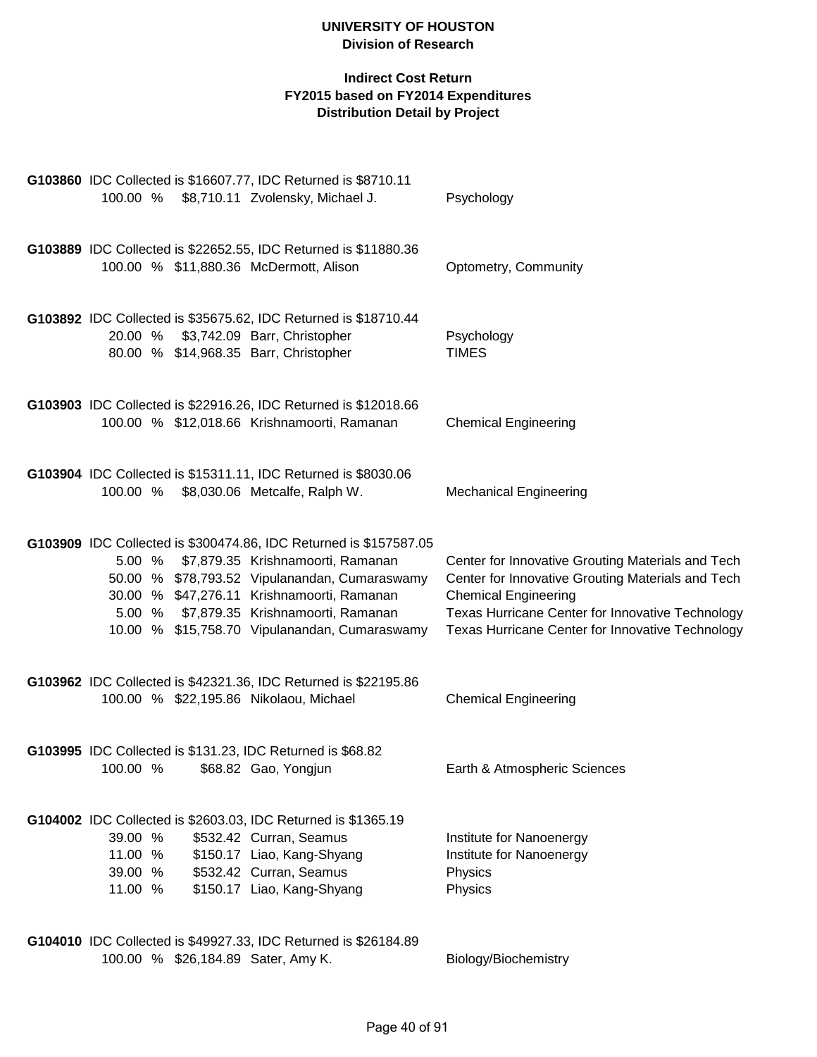**G103860** IDC Collected is $16607.77, IDC Returned is $8710.11

| % | Amount | Name | Department |
|---|---|---|---|
| 100.00 % | $8,710.11 | Zvolensky, Michael J. | Psychology |

**G103889** IDC Collected is $22652.55, IDC Returned is $11880.36

| % | Amount | Name | Department |
|---|---|---|---|
| 100.00 % | $11,880.36 | McDermott, Alison | Optometry, Community |

**G103892** IDC Collected is $35675.62, IDC Returned is $18710.44

| % | Amount | Name | Department |
|---|---|---|---|
| 20.00 % | $3,742.09 | Barr, Christopher | Psychology |
| 80.00 % | $14,968.35 | Barr, Christopher | TIMES |

**G103903** IDC Collected is $22916.26, IDC Returned is $12018.66

| % | Amount | Name | Department |
|---|---|---|---|
| 100.00 % | $12,018.66 | Krishnamoorti, Ramanan | Chemical Engineering |

**G103904** IDC Collected is $15311.11, IDC Returned is $8030.06

| % | Amount | Name | Department |
|---|---|---|---|
| 100.00 % | $8,030.06 | Metcalfe, Ralph W. | Mechanical Engineering |

**G103909** IDC Collected is $300474.86, IDC Returned is $157587.05

| % | Amount | Name | Department |
|---|---|---|---|
| 5.00 % | $7,879.35 | Krishnamoorti, Ramanan | Center for Innovative Grouting Materials and Tech |
| 50.00 % | $78,793.52 | Vipulanandan, Cumaraswamy | Center for Innovative Grouting Materials and Tech |
| 30.00 % | $47,276.11 | Krishnamoorti, Ramanan | Chemical Engineering |
| 5.00 % | $7,879.35 | Krishnamoorti, Ramanan | Texas Hurricane Center for Innovative Technology |
| 10.00 % | $15,758.70 | Vipulanandan, Cumaraswamy | Texas Hurricane Center for Innovative Technology |

**G103962** IDC Collected is $42321.36, IDC Returned is $22195.86

| % | Amount | Name | Department |
|---|---|---|---|
| 100.00 % | $22,195.86 | Nikolaou, Michael | Chemical Engineering |

**G103995** IDC Collected is $131.23, IDC Returned is $68.82

| % | Amount | Name | Department |
|---|---|---|---|
| 100.00 % | $68.82 | Gao, Yongjun | Earth & Atmospheric Sciences |

**G104002** IDC Collected is $2603.03, IDC Returned is $1365.19

| % | Amount | Name | Department |
|---|---|---|---|
| 39.00 % | $532.42 | Curran, Seamus | Institute for Nanoenergy |
| 11.00 % | $150.17 | Liao, Kang-Shyang | Institute for Nanoenergy |
| 39.00 % | $532.42 | Curran, Seamus | Physics |
| 11.00 % | $150.17 | Liao, Kang-Shyang | Physics |

**G104010** IDC Collected is $49927.33, IDC Returned is $26184.89

| % | Amount | Name | Department |
|---|---|---|---|
| 100.00 % | $26,184.89 | Sater, Amy K. | Biology/Biochemistry |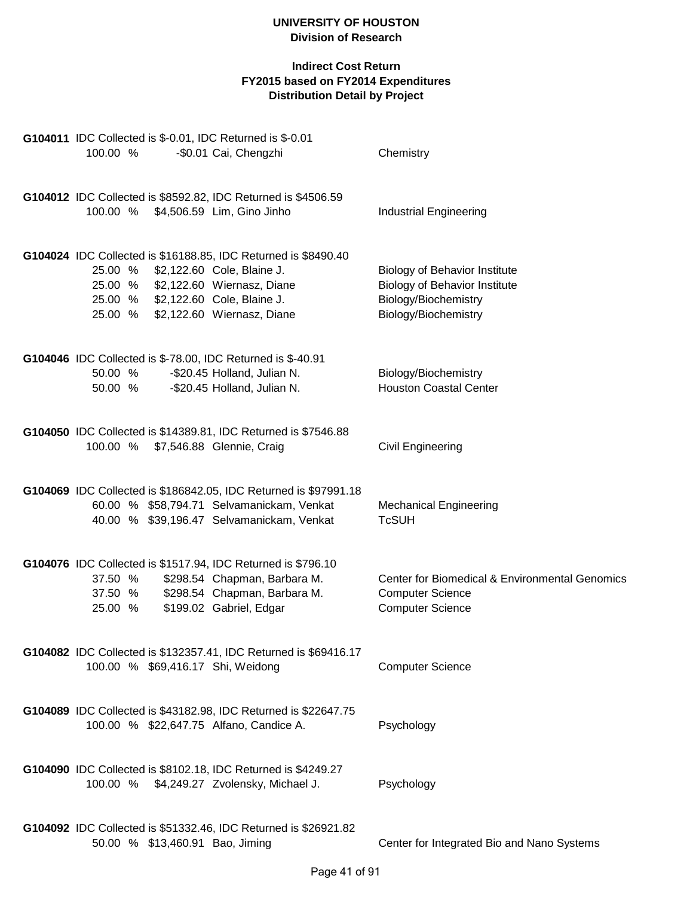**UNIVERSITY OF HOUSTON**
**Division of Research**

**Indirect Cost Return**
**FY2015 based on FY2014 Expenditures**
**Distribution Detail by Project**

**G104011** IDC Collected is $-0.01, IDC Returned is $-0.01

| % | Amount | Name | Department |
|---|---|---|---|
| 100.00 % | -$0.01 | Cai, Chengzhi | Chemistry |

**G104012** IDC Collected is $8592.82, IDC Returned is $4506.59

| % | Amount | Name | Department |
|---|---|---|---|
| 100.00 % | $4,506.59 | Lim, Gino Jinho | Industrial Engineering |

**G104024** IDC Collected is $16188.85, IDC Returned is $8490.40

| % | Amount | Name | Department |
|---|---|---|---|
| 25.00 % | $2,122.60 | Cole, Blaine J. | Biology of Behavior Institute |
| 25.00 % | $2,122.60 | Wiernasz, Diane | Biology of Behavior Institute |
| 25.00 % | $2,122.60 | Cole, Blaine J. | Biology/Biochemistry |
| 25.00 % | $2,122.60 | Wiernasz, Diane | Biology/Biochemistry |

**G104046** IDC Collected is $-78.00, IDC Returned is $-40.91

| % | Amount | Name | Department |
|---|---|---|---|
| 50.00 % | -$20.45 | Holland, Julian N. | Biology/Biochemistry |
| 50.00 % | -$20.45 | Holland, Julian N. | Houston Coastal Center |

**G104050** IDC Collected is $14389.81, IDC Returned is $7546.88

| % | Amount | Name | Department |
|---|---|---|---|
| 100.00 % | $7,546.88 | Glennie, Craig | Civil Engineering |

**G104069** IDC Collected is $186842.05, IDC Returned is $97991.18

| % | Amount | Name | Department |
|---|---|---|---|
| 60.00 % | $58,794.71 | Selvamanickam, Venkat | Mechanical Engineering |
| 40.00 % | $39,196.47 | Selvamanickam, Venkat | TcSUH |

**G104076** IDC Collected is $1517.94, IDC Returned is $796.10

| % | Amount | Name | Department |
|---|---|---|---|
| 37.50 % | $298.54 | Chapman, Barbara M. | Center for Biomedical & Environmental Genomics |
| 37.50 % | $298.54 | Chapman, Barbara M. | Computer Science |
| 25.00 % | $199.02 | Gabriel, Edgar | Computer Science |

**G104082** IDC Collected is $132357.41, IDC Returned is $69416.17

| % | Amount | Name | Department |
|---|---|---|---|
| 100.00 % | $69,416.17 | Shi, Weidong | Computer Science |

**G104089** IDC Collected is $43182.98, IDC Returned is $22647.75

| % | Amount | Name | Department |
|---|---|---|---|
| 100.00 % | $22,647.75 | Alfano, Candice A. | Psychology |

**G104090** IDC Collected is $8102.18, IDC Returned is $4249.27

| % | Amount | Name | Department |
|---|---|---|---|
| 100.00 % | $4,249.27 | Zvolensky, Michael J. | Psychology |

**G104092** IDC Collected is $51332.46, IDC Returned is $26921.82

| % | Amount | Name | Department |
|---|---|---|---|
| 50.00 % | $13,460.91 | Bao, Jiming | Center for Integrated Bio and Nano Systems |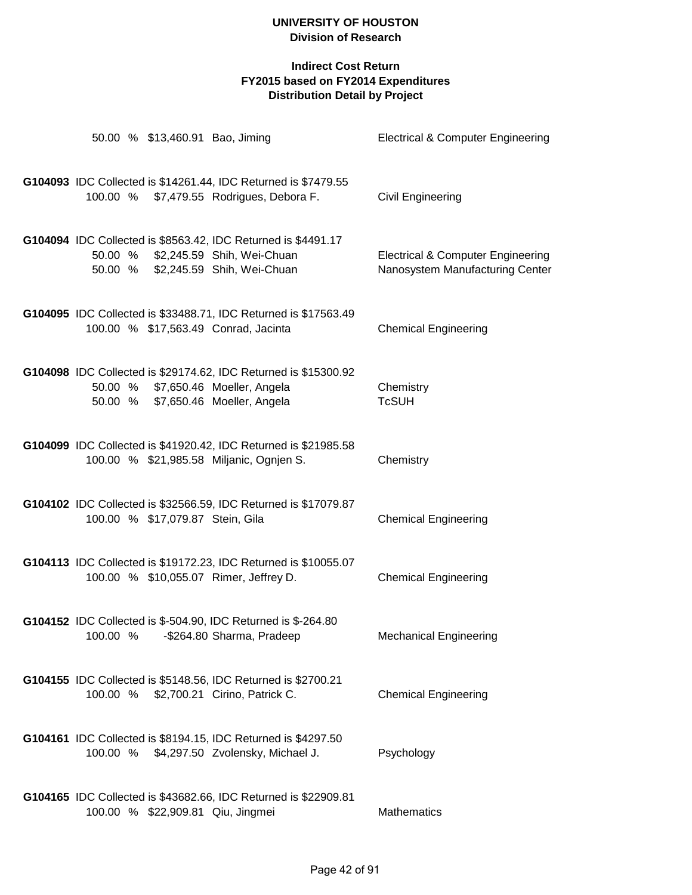50.00 % $13,460.91 Bao, Jiming — Electrical & Computer Engineering

**G104093** IDC Collected is $14261.44, IDC Returned is $7479.55

| Percent | Amount | Name | Department |
|---|---|---|---|
| 100.00 % | $7,479.55 | Rodrigues, Debora F. | Civil Engineering |

**G104094** IDC Collected is $8563.42, IDC Returned is $4491.17

| Percent | Amount | Name | Department |
|---|---|---|---|
| 50.00 % | $2,245.59 | Shih, Wei-Chuan | Electrical & Computer Engineering |
| 50.00 % | $2,245.59 | Shih, Wei-Chuan | Nanosystem Manufacturing Center |

**G104095** IDC Collected is $33488.71, IDC Returned is $17563.49

| Percent | Amount | Name | Department |
|---|---|---|---|
| 100.00 % | $17,563.49 | Conrad, Jacinta | Chemical Engineering |

**G104098** IDC Collected is $29174.62, IDC Returned is $15300.92

| Percent | Amount | Name | Department |
|---|---|---|---|
| 50.00 % | $7,650.46 | Moeller, Angela | Chemistry |
| 50.00 % | $7,650.46 | Moeller, Angela | TcSUH |

**G104099** IDC Collected is $41920.42, IDC Returned is $21985.58

| Percent | Amount | Name | Department |
|---|---|---|---|
| 100.00 % | $21,985.58 | Miljanic, Ognjen S. | Chemistry |

**G104102** IDC Collected is $32566.59, IDC Returned is $17079.87

| Percent | Amount | Name | Department |
|---|---|---|---|
| 100.00 % | $17,079.87 | Stein, Gila | Chemical Engineering |

**G104113** IDC Collected is $19172.23, IDC Returned is $10055.07

| Percent | Amount | Name | Department |
|---|---|---|---|
| 100.00 % | $10,055.07 | Rimer, Jeffrey D. | Chemical Engineering |

**G104152** IDC Collected is $-504.90, IDC Returned is $-264.80

| Percent | Amount | Name | Department |
|---|---|---|---|
| 100.00 % | -$264.80 | Sharma, Pradeep | Mechanical Engineering |

**G104155** IDC Collected is $5148.56, IDC Returned is $2700.21

| Percent | Amount | Name | Department |
|---|---|---|---|
| 100.00 % | $2,700.21 | Cirino, Patrick C. | Chemical Engineering |

**G104161** IDC Collected is $8194.15, IDC Returned is $4297.50

| Percent | Amount | Name | Department |
|---|---|---|---|
| 100.00 % | $4,297.50 | Zvolensky, Michael J. | Psychology |

**G104165** IDC Collected is $43682.66, IDC Returned is $22909.81

| Percent | Amount | Name | Department |
|---|---|---|---|
| 100.00 % | $22,909.81 | Qiu, Jingmei | Mathematics |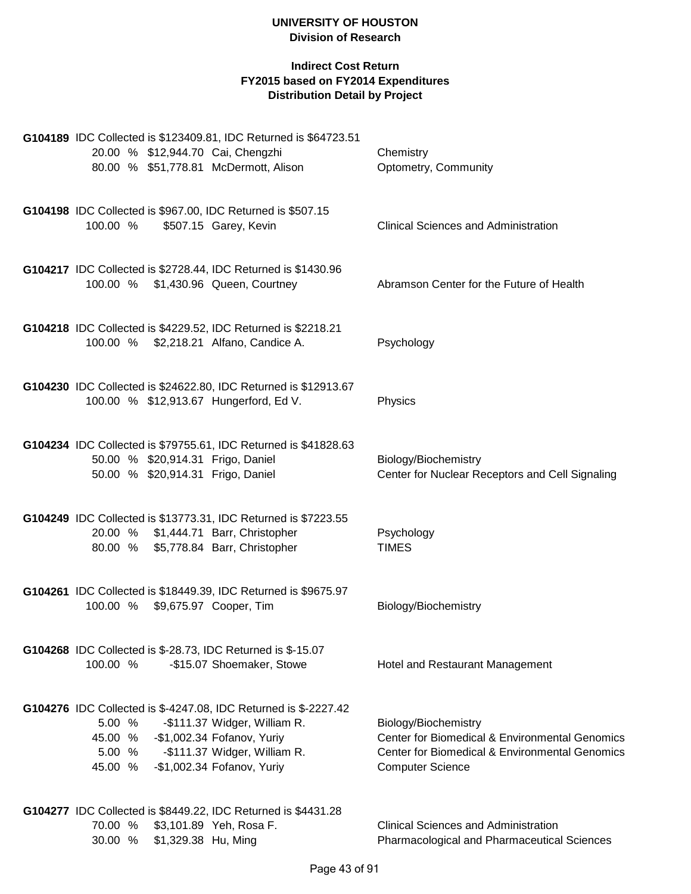**UNIVERSITY OF HOUSTON**
**Division of Research**

**Indirect Cost Return**
**FY2015 based on FY2014 Expenditures**
**Distribution Detail by Project**

**G104189** IDC Collected is $123409.81, IDC Returned is $64723.51

| % | Amount | Name | Department |
|---|---|---|---|
| 20.00 % | $12,944.70 | Cai, Chengzhi | Chemistry |
| 80.00 % | $51,778.81 | McDermott, Alison | Optometry, Community |

**G104198** IDC Collected is $967.00, IDC Returned is $507.15

| % | Amount | Name | Department |
|---|---|---|---|
| 100.00 % | $507.15 | Garey, Kevin | Clinical Sciences and Administration |

**G104217** IDC Collected is $2728.44, IDC Returned is $1430.96

| % | Amount | Name | Department |
|---|---|---|---|
| 100.00 % | $1,430.96 | Queen, Courtney | Abramson Center for the Future of Health |

**G104218** IDC Collected is $4229.52, IDC Returned is $2218.21

| % | Amount | Name | Department |
|---|---|---|---|
| 100.00 % | $2,218.21 | Alfano, Candice A. | Psychology |

**G104230** IDC Collected is $24622.80, IDC Returned is $12913.67

| % | Amount | Name | Department |
|---|---|---|---|
| 100.00 % | $12,913.67 | Hungerford, Ed V. | Physics |

**G104234** IDC Collected is $79755.61, IDC Returned is $41828.63

| % | Amount | Name | Department |
|---|---|---|---|
| 50.00 % | $20,914.31 | Frigo, Daniel | Biology/Biochemistry |
| 50.00 % | $20,914.31 | Frigo, Daniel | Center for Nuclear Receptors and Cell Signaling |

**G104249** IDC Collected is $13773.31, IDC Returned is $7223.55

| % | Amount | Name | Department |
|---|---|---|---|
| 20.00 % | $1,444.71 | Barr, Christopher | Psychology |
| 80.00 % | $5,778.84 | Barr, Christopher | TIMES |

**G104261** IDC Collected is $18449.39, IDC Returned is $9675.97

| % | Amount | Name | Department |
|---|---|---|---|
| 100.00 % | $9,675.97 | Cooper, Tim | Biology/Biochemistry |

**G104268** IDC Collected is $-28.73, IDC Returned is $-15.07

| % | Amount | Name | Department |
|---|---|---|---|
| 100.00 % | -$15.07 | Shoemaker, Stowe | Hotel and Restaurant Management |

**G104276** IDC Collected is $-4247.08, IDC Returned is $-2227.42

| % | Amount | Name | Department |
|---|---|---|---|
| 5.00 % | -$111.37 | Widger, William R. | Biology/Biochemistry |
| 45.00 % | -$1,002.34 | Fofanov, Yuriy | Center for Biomedical & Environmental Genomics |
| 5.00 % | -$111.37 | Widger, William R. | Center for Biomedical & Environmental Genomics |
| 45.00 % | -$1,002.34 | Fofanov, Yuriy | Computer Science |

**G104277** IDC Collected is $8449.22, IDC Returned is $4431.28

| % | Amount | Name | Department |
|---|---|---|---|
| 70.00 % | $3,101.89 | Yeh, Rosa F. | Clinical Sciences and Administration |
| 30.00 % | $1,329.38 | Hu, Ming | Pharmacological and Pharmaceutical Sciences |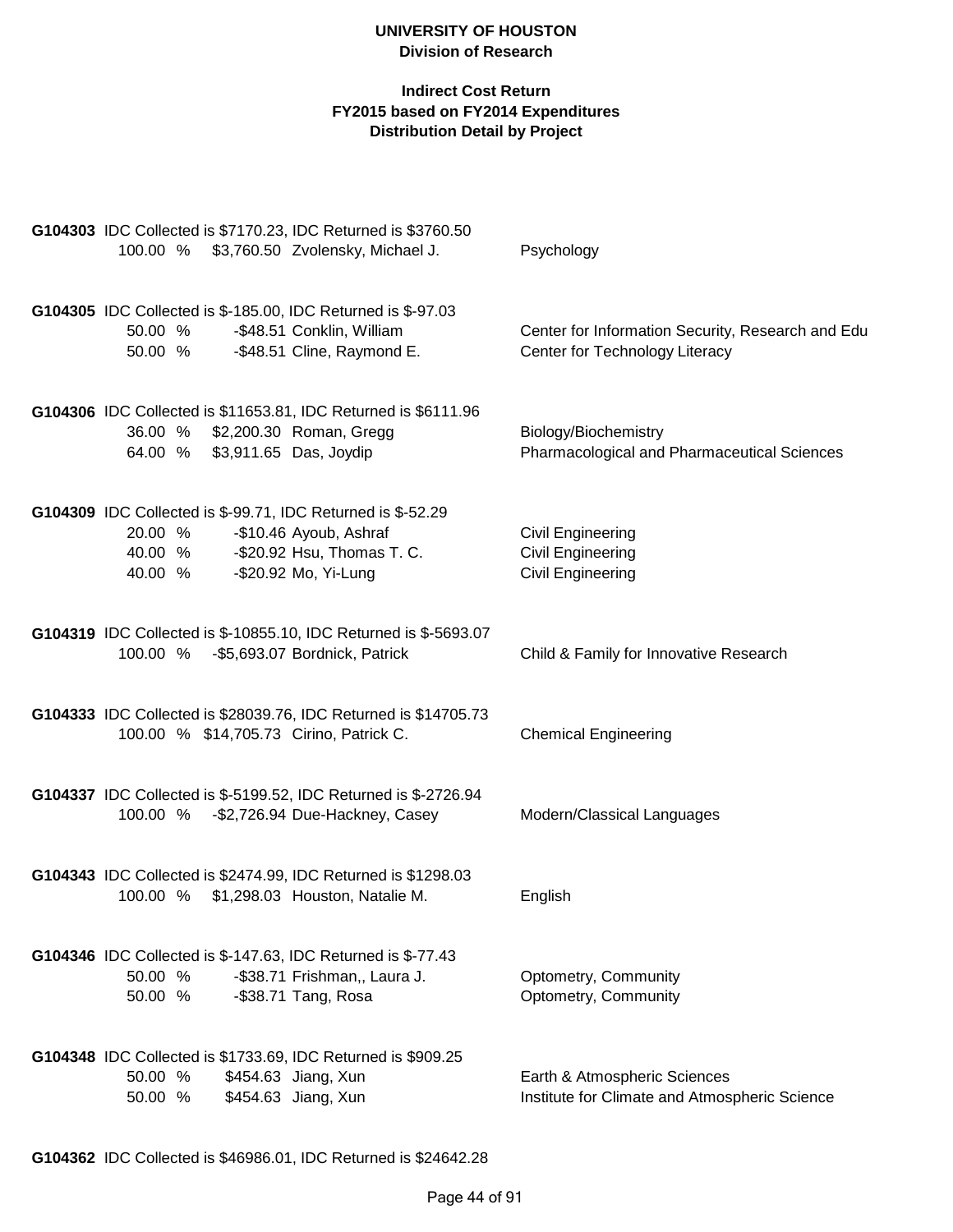**UNIVERSITY OF HOUSTON**
**Division of Research**

**Indirect Cost Return**
**FY2015 based on FY2014 Expenditures**
**Distribution Detail by Project**

**G104303** IDC Collected is $7170.23, IDC Returned is $3760.50

| % | Amount | Name | Department |
|---|---|---|---|
| 100.00 % | $3,760.50 | Zvolensky, Michael J. | Psychology |

**G104305** IDC Collected is $-185.00, IDC Returned is $-97.03

| % | Amount | Name | Department |
|---|---|---|---|
| 50.00 % | -$48.51 | Conklin, William | Center for Information Security, Research and Edu |
| 50.00 % | -$48.51 | Cline, Raymond E. | Center for Technology Literacy |

**G104306** IDC Collected is $11653.81, IDC Returned is $6111.96

| % | Amount | Name | Department |
|---|---|---|---|
| 36.00 % | $2,200.30 | Roman, Gregg | Biology/Biochemistry |
| 64.00 % | $3,911.65 | Das, Joydip | Pharmacological and Pharmaceutical Sciences |

**G104309** IDC Collected is $-99.71, IDC Returned is $-52.29

| % | Amount | Name | Department |
|---|---|---|---|
| 20.00 % | -$10.46 | Ayoub, Ashraf | Civil Engineering |
| 40.00 % | -$20.92 | Hsu, Thomas T. C. | Civil Engineering |
| 40.00 % | -$20.92 | Mo, Yi-Lung | Civil Engineering |

**G104319** IDC Collected is $-10855.10, IDC Returned is $-5693.07

| % | Amount | Name | Department |
|---|---|---|---|
| 100.00 % | -$5,693.07 | Bordnick, Patrick | Child & Family for Innovative Research |

**G104333** IDC Collected is $28039.76, IDC Returned is $14705.73

| % | Amount | Name | Department |
|---|---|---|---|
| 100.00 % | $14,705.73 | Cirino, Patrick C. | Chemical Engineering |

**G104337** IDC Collected is $-5199.52, IDC Returned is $-2726.94

| % | Amount | Name | Department |
|---|---|---|---|
| 100.00 % | -$2,726.94 | Due-Hackney, Casey | Modern/Classical Languages |

**G104343** IDC Collected is $2474.99, IDC Returned is $1298.03

| % | Amount | Name | Department |
|---|---|---|---|
| 100.00 % | $1,298.03 | Houston, Natalie M. | English |

**G104346** IDC Collected is $-147.63, IDC Returned is $-77.43

| % | Amount | Name | Department |
|---|---|---|---|
| 50.00 % | -$38.71 | Frishman,, Laura J. | Optometry, Community |
| 50.00 % | -$38.71 | Tang, Rosa | Optometry, Community |

**G104348** IDC Collected is $1733.69, IDC Returned is $909.25

| % | Amount | Name | Department |
|---|---|---|---|
| 50.00 % | $454.63 | Jiang, Xun | Earth & Atmospheric Sciences |
| 50.00 % | $454.63 | Jiang, Xun | Institute for Climate and Atmospheric Science |

**G104362** IDC Collected is $46986.01, IDC Returned is $24642.28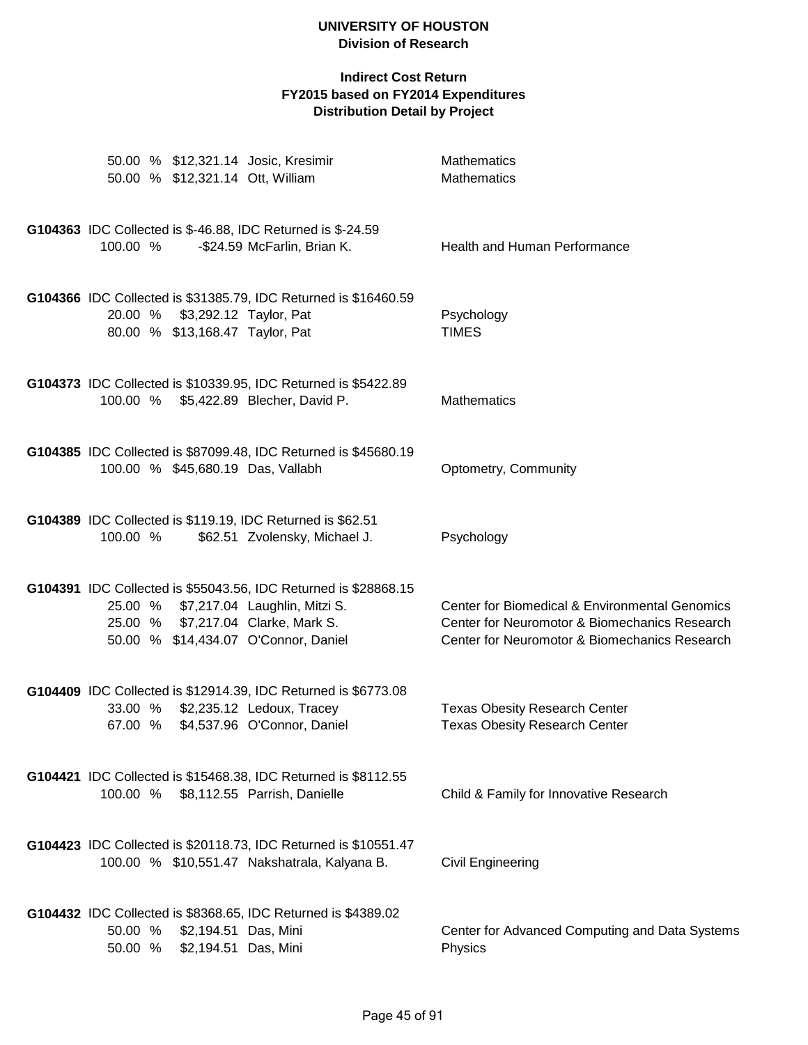| | | | |
|---|---|---|---|
| 50.00 % | $12,321.14 | Josic, Kresimir | Mathematics |
| 50.00 % | $12,321.14 | Ott, William | Mathematics |

**G104363** IDC Collected is $-46.88, IDC Returned is $-24.59

| | | | |
|---|---|---|---|
| 100.00 % | -$24.59 | McFarlin, Brian K. | Health and Human Performance |

**G104366** IDC Collected is $31385.79, IDC Returned is $16460.59

| | | | |
|---|---|---|---|
| 20.00 % | $3,292.12 | Taylor, Pat | Psychology |
| 80.00 % | $13,168.47 | Taylor, Pat | TIMES |

**G104373** IDC Collected is $10339.95, IDC Returned is $5422.89

| | | | |
|---|---|---|---|
| 100.00 % | $5,422.89 | Blecher, David P. | Mathematics |

**G104385** IDC Collected is $87099.48, IDC Returned is $45680.19

| | | | |
|---|---|---|---|
| 100.00 % | $45,680.19 | Das, Vallabh | Optometry, Community |

**G104389** IDC Collected is $119.19, IDC Returned is $62.51

| | | | |
|---|---|---|---|
| 100.00 % | $62.51 | Zvolensky, Michael J. | Psychology |

**G104391** IDC Collected is $55043.56, IDC Returned is $28868.15

| | | | |
|---|---|---|---|
| 25.00 % | $7,217.04 | Laughlin, Mitzi S. | Center for Biomedical & Environmental Genomics |
| 25.00 % | $7,217.04 | Clarke, Mark S. | Center for Neuromotor & Biomechanics Research |
| 50.00 % | $14,434.07 | O'Connor, Daniel | Center for Neuromotor & Biomechanics Research |

**G104409** IDC Collected is $12914.39, IDC Returned is $6773.08

| | | | |
|---|---|---|---|
| 33.00 % | $2,235.12 | Ledoux, Tracey | Texas Obesity Research Center |
| 67.00 % | $4,537.96 | O'Connor, Daniel | Texas Obesity Research Center |

**G104421** IDC Collected is $15468.38, IDC Returned is $8112.55

| | | | |
|---|---|---|---|
| 100.00 % | $8,112.55 | Parrish, Danielle | Child & Family for Innovative Research |

**G104423** IDC Collected is $20118.73, IDC Returned is $10551.47

| | | | |
|---|---|---|---|
| 100.00 % | $10,551.47 | Nakshatrala, Kalyana B. | Civil Engineering |

**G104432** IDC Collected is $8368.65, IDC Returned is $4389.02

| | | | |
|---|---|---|---|
| 50.00 % | $2,194.51 | Das, Mini | Center for Advanced Computing and Data Systems |
| 50.00 % | $2,194.51 | Das, Mini | Physics |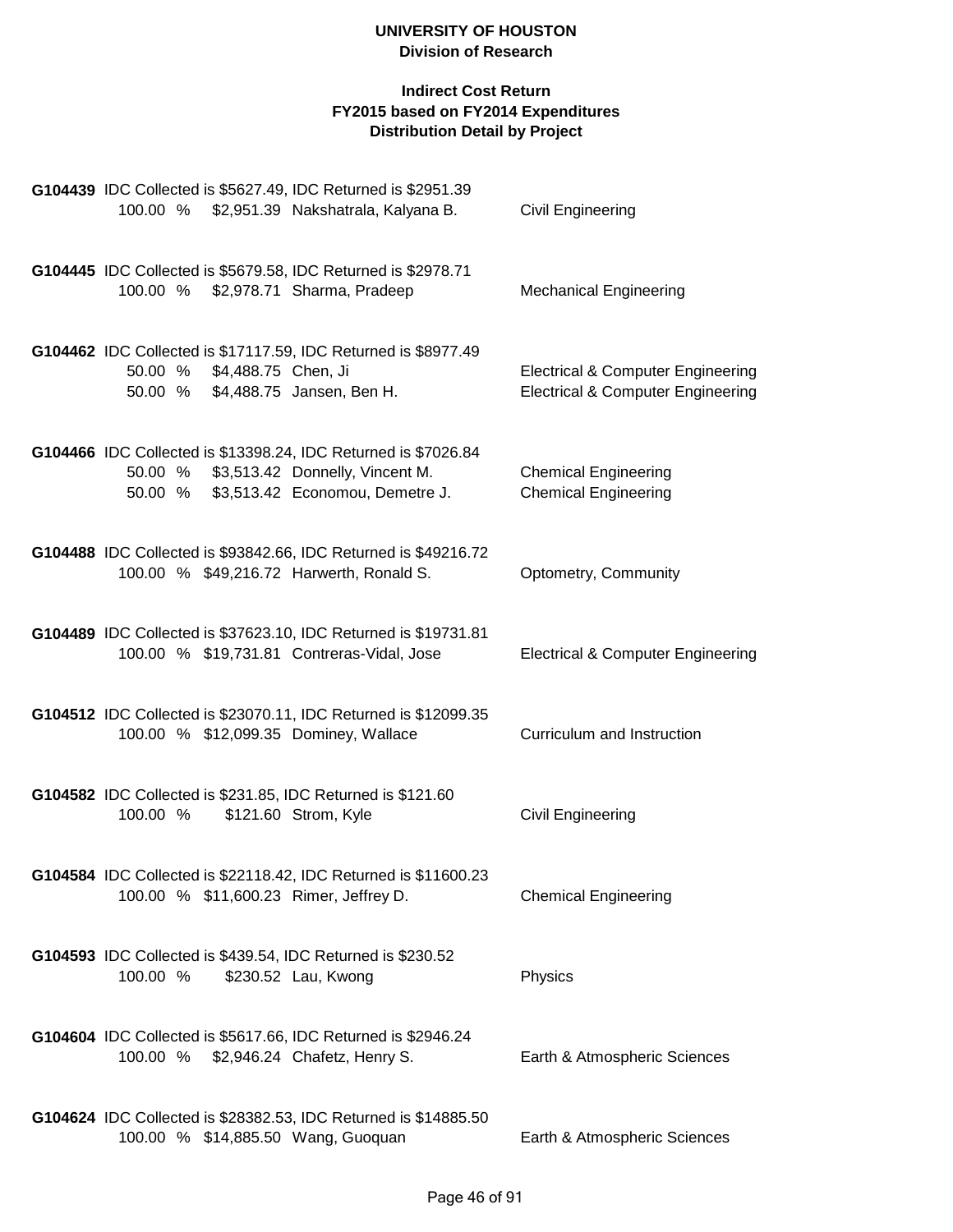**UNIVERSITY OF HOUSTON**
**Division of Research**

**Indirect Cost Return**
**FY2015 based on FY2014 Expenditures**
**Distribution Detail by Project**

**G104439** IDC Collected is $5627.49, IDC Returned is $2951.39

| % | Amount | Name | Department |
|---|---|---|---|
| 100.00 % | $2,951.39 | Nakshatrala, Kalyana B. | Civil Engineering |

**G104445** IDC Collected is $5679.58, IDC Returned is $2978.71

| % | Amount | Name | Department |
|---|---|---|---|
| 100.00 % | $2,978.71 | Sharma, Pradeep | Mechanical Engineering |

**G104462** IDC Collected is $17117.59, IDC Returned is $8977.49

| % | Amount | Name | Department |
|---|---|---|---|
| 50.00 % | $4,488.75 | Chen, Ji | Electrical & Computer Engineering |
| 50.00 % | $4,488.75 | Jansen, Ben H. | Electrical & Computer Engineering |

**G104466** IDC Collected is $13398.24, IDC Returned is $7026.84

| % | Amount | Name | Department |
|---|---|---|---|
| 50.00 % | $3,513.42 | Donnelly, Vincent M. | Chemical Engineering |
| 50.00 % | $3,513.42 | Economou, Demetre J. | Chemical Engineering |

**G104488** IDC Collected is $93842.66, IDC Returned is $49216.72

| % | Amount | Name | Department |
|---|---|---|---|
| 100.00 % | $49,216.72 | Harwerth, Ronald S. | Optometry, Community |

**G104489** IDC Collected is $37623.10, IDC Returned is $19731.81

| % | Amount | Name | Department |
|---|---|---|---|
| 100.00 % | $19,731.81 | Contreras-Vidal, Jose | Electrical & Computer Engineering |

**G104512** IDC Collected is $23070.11, IDC Returned is $12099.35

| % | Amount | Name | Department |
|---|---|---|---|
| 100.00 % | $12,099.35 | Dominey, Wallace | Curriculum and Instruction |

**G104582** IDC Collected is $231.85, IDC Returned is $121.60

| % | Amount | Name | Department |
|---|---|---|---|
| 100.00 % | $121.60 | Strom, Kyle | Civil Engineering |

**G104584** IDC Collected is $22118.42, IDC Returned is $11600.23

| % | Amount | Name | Department |
|---|---|---|---|
| 100.00 % | $11,600.23 | Rimer, Jeffrey D. | Chemical Engineering |

**G104593** IDC Collected is $439.54, IDC Returned is $230.52

| % | Amount | Name | Department |
|---|---|---|---|
| 100.00 % | $230.52 | Lau, Kwong | Physics |

**G104604** IDC Collected is $5617.66, IDC Returned is $2946.24

| % | Amount | Name | Department |
|---|---|---|---|
| 100.00 % | $2,946.24 | Chafetz, Henry S. | Earth & Atmospheric Sciences |

**G104624** IDC Collected is $28382.53, IDC Returned is $14885.50

| % | Amount | Name | Department |
|---|---|---|---|
| 100.00 % | $14,885.50 | Wang, Guoquan | Earth & Atmospheric Sciences |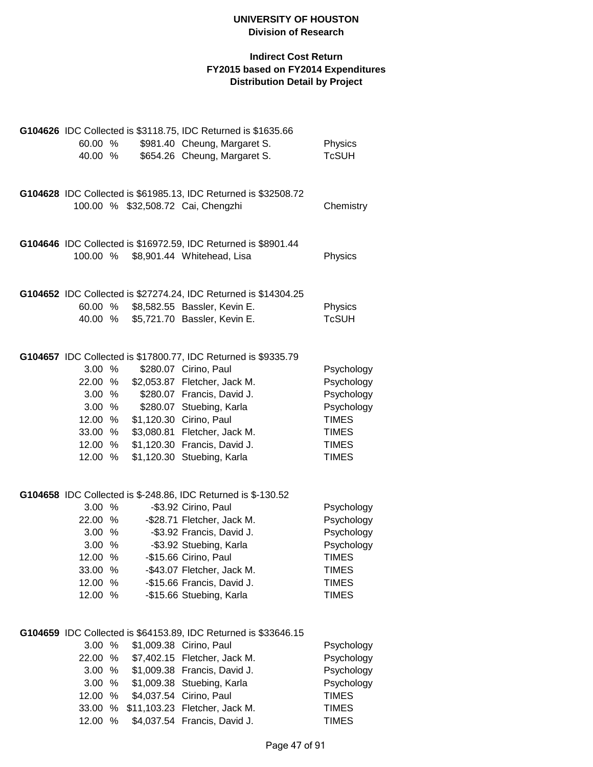**UNIVERSITY OF HOUSTON**
**Division of Research**

**Indirect Cost Return**
**FY2015 based on FY2014 Expenditures**
**Distribution Detail by Project**

**G104626** IDC Collected is $3118.75, IDC Returned is $1635.66

| % | Amount | Name | Department |
|---|---|---|---|
| 60.00 % | $981.40 | Cheung, Margaret S. | Physics |
| 40.00 % | $654.26 | Cheung, Margaret S. | TcSUH |

**G104628** IDC Collected is $61985.13, IDC Returned is $32508.72

| % | Amount | Name | Department |
|---|---|---|---|
| 100.00 % | $32,508.72 | Cai, Chengzhi | Chemistry |

**G104646** IDC Collected is $16972.59, IDC Returned is $8901.44

| % | Amount | Name | Department |
|---|---|---|---|
| 100.00 % | $8,901.44 | Whitehead, Lisa | Physics |

**G104652** IDC Collected is $27274.24, IDC Returned is $14304.25

| % | Amount | Name | Department |
|---|---|---|---|
| 60.00 % | $8,582.55 | Bassler, Kevin E. | Physics |
| 40.00 % | $5,721.70 | Bassler, Kevin E. | TcSUH |

**G104657** IDC Collected is $17800.77, IDC Returned is $9335.79

| % | Amount | Name | Department |
|---|---|---|---|
| 3.00 % | $280.07 | Cirino, Paul | Psychology |
| 22.00 % | $2,053.87 | Fletcher, Jack M. | Psychology |
| 3.00 % | $280.07 | Francis, David J. | Psychology |
| 3.00 % | $280.07 | Stuebing, Karla | Psychology |
| 12.00 % | $1,120.30 | Cirino, Paul | TIMES |
| 33.00 % | $3,080.81 | Fletcher, Jack M. | TIMES |
| 12.00 % | $1,120.30 | Francis, David J. | TIMES |
| 12.00 % | $1,120.30 | Stuebing, Karla | TIMES |

**G104658** IDC Collected is $-248.86, IDC Returned is $-130.52

| % | Amount | Name | Department |
|---|---|---|---|
| 3.00 % | -$3.92 | Cirino, Paul | Psychology |
| 22.00 % | -$28.71 | Fletcher, Jack M. | Psychology |
| 3.00 % | -$3.92 | Francis, David J. | Psychology |
| 3.00 % | -$3.92 | Stuebing, Karla | Psychology |
| 12.00 % | -$15.66 | Cirino, Paul | TIMES |
| 33.00 % | -$43.07 | Fletcher, Jack M. | TIMES |
| 12.00 % | -$15.66 | Francis, David J. | TIMES |
| 12.00 % | -$15.66 | Stuebing, Karla | TIMES |

**G104659** IDC Collected is $64153.89, IDC Returned is $33646.15

| % | Amount | Name | Department |
|---|---|---|---|
| 3.00 % | $1,009.38 | Cirino, Paul | Psychology |
| 22.00 % | $7,402.15 | Fletcher, Jack M. | Psychology |
| 3.00 % | $1,009.38 | Francis, David J. | Psychology |
| 3.00 % | $1,009.38 | Stuebing, Karla | Psychology |
| 12.00 % | $4,037.54 | Cirino, Paul | TIMES |
| 33.00 % | $11,103.23 | Fletcher, Jack M. | TIMES |
| 12.00 % | $4,037.54 | Francis, David J. | TIMES |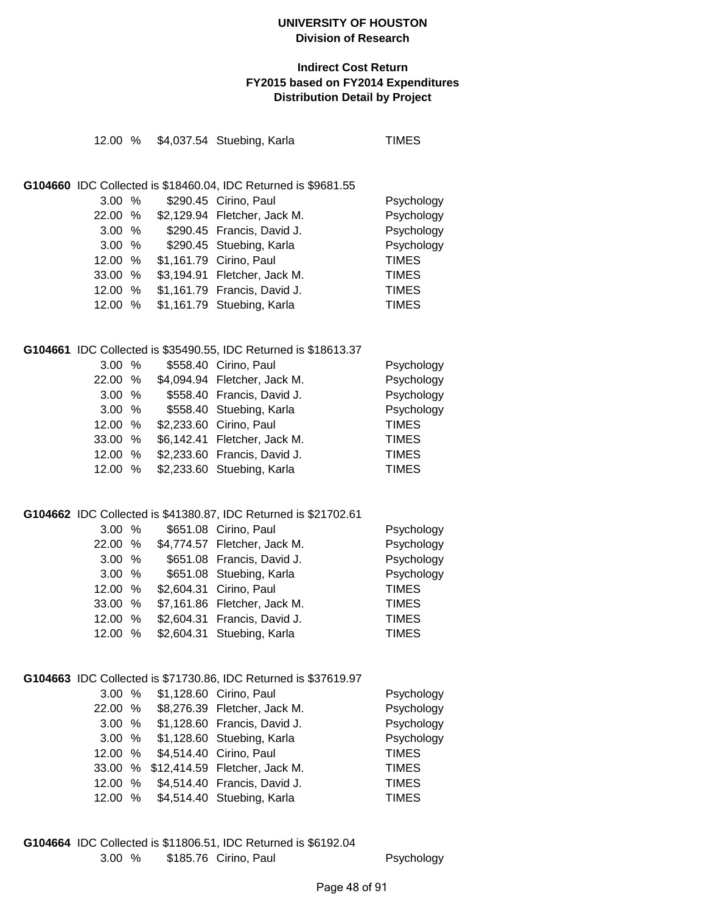**UNIVERSITY OF HOUSTON**
**Division of Research**

**Indirect Cost Return**
**FY2015 based on FY2014 Expenditures**
**Distribution Detail by Project**

| | | | |
|---|---|---|---|
| 12.00 % | $4,037.54 | Stuebing, Karla | TIMES |

**G104660** IDC Collected is $18460.04, IDC Returned is $9681.55

| | | | |
|---|---|---|---|
| 3.00 % | $290.45 | Cirino, Paul | Psychology |
| 22.00 % | $2,129.94 | Fletcher, Jack M. | Psychology |
| 3.00 % | $290.45 | Francis, David J. | Psychology |
| 3.00 % | $290.45 | Stuebing, Karla | Psychology |
| 12.00 % | $1,161.79 | Cirino, Paul | TIMES |
| 33.00 % | $3,194.91 | Fletcher, Jack M. | TIMES |
| 12.00 % | $1,161.79 | Francis, David J. | TIMES |
| 12.00 % | $1,161.79 | Stuebing, Karla | TIMES |

**G104661** IDC Collected is $35490.55, IDC Returned is $18613.37

| | | | |
|---|---|---|---|
| 3.00 % | $558.40 | Cirino, Paul | Psychology |
| 22.00 % | $4,094.94 | Fletcher, Jack M. | Psychology |
| 3.00 % | $558.40 | Francis, David J. | Psychology |
| 3.00 % | $558.40 | Stuebing, Karla | Psychology |
| 12.00 % | $2,233.60 | Cirino, Paul | TIMES |
| 33.00 % | $6,142.41 | Fletcher, Jack M. | TIMES |
| 12.00 % | $2,233.60 | Francis, David J. | TIMES |
| 12.00 % | $2,233.60 | Stuebing, Karla | TIMES |

**G104662** IDC Collected is $41380.87, IDC Returned is $21702.61

| | | | |
|---|---|---|---|
| 3.00 % | $651.08 | Cirino, Paul | Psychology |
| 22.00 % | $4,774.57 | Fletcher, Jack M. | Psychology |
| 3.00 % | $651.08 | Francis, David J. | Psychology |
| 3.00 % | $651.08 | Stuebing, Karla | Psychology |
| 12.00 % | $2,604.31 | Cirino, Paul | TIMES |
| 33.00 % | $7,161.86 | Fletcher, Jack M. | TIMES |
| 12.00 % | $2,604.31 | Francis, David J. | TIMES |
| 12.00 % | $2,604.31 | Stuebing, Karla | TIMES |

**G104663** IDC Collected is $71730.86, IDC Returned is $37619.97

| | | | |
|---|---|---|---|
| 3.00 % | $1,128.60 | Cirino, Paul | Psychology |
| 22.00 % | $8,276.39 | Fletcher, Jack M. | Psychology |
| 3.00 % | $1,128.60 | Francis, David J. | Psychology |
| 3.00 % | $1,128.60 | Stuebing, Karla | Psychology |
| 12.00 % | $4,514.40 | Cirino, Paul | TIMES |
| 33.00 % | $12,414.59 | Fletcher, Jack M. | TIMES |
| 12.00 % | $4,514.40 | Francis, David J. | TIMES |
| 12.00 % | $4,514.40 | Stuebing, Karla | TIMES |

**G104664** IDC Collected is $11806.51, IDC Returned is $6192.04

| | | | |
|---|---|---|---|
| 3.00 % | $185.76 | Cirino, Paul | Psychology |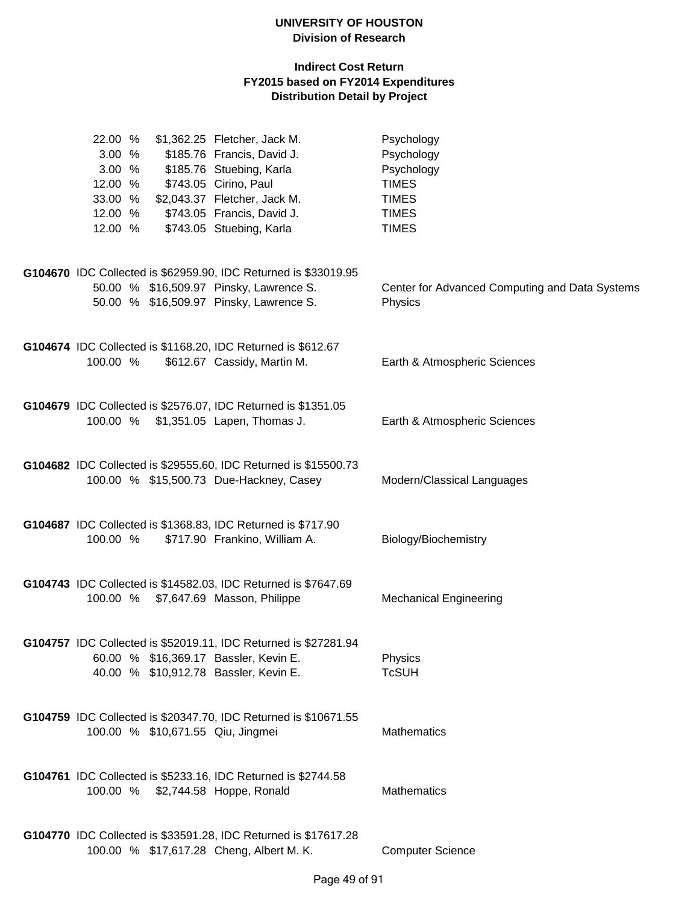# UNIVERSITY OF HOUSTON
## Division of Research

### Indirect Cost Return
### FY2015 based on FY2014 Expenditures
### Distribution Detail by Project

| | | | |
|---|---|---|---|
| 22.00 % | $1,362.25 | Fletcher, Jack M. | Psychology |
| 3.00 % | $185.76 | Francis, David J. | Psychology |
| 3.00 % | $185.76 | Stuebing, Karla | Psychology |
| 12.00 % | $743.05 | Cirino, Paul | TIMES |
| 33.00 % | $2,043.37 | Fletcher, Jack M. | TIMES |
| 12.00 % | $743.05 | Francis, David J. | TIMES |
| 12.00 % | $743.05 | Stuebing, Karla | TIMES |

**G104670** IDC Collected is $62959.90, IDC Returned is $33019.95

| | | | |
|---|---|---|---|
| 50.00 % | $16,509.97 | Pinsky, Lawrence S. | Center for Advanced Computing and Data Systems |
| 50.00 % | $16,509.97 | Pinsky, Lawrence S. | Physics |

**G104674** IDC Collected is $1168.20, IDC Returned is $612.67

| | | | |
|---|---|---|---|
| 100.00 % | $612.67 | Cassidy, Martin M. | Earth & Atmospheric Sciences |

**G104679** IDC Collected is $2576.07, IDC Returned is $1351.05

| | | | |
|---|---|---|---|
| 100.00 % | $1,351.05 | Lapen, Thomas J. | Earth & Atmospheric Sciences |

**G104682** IDC Collected is $29555.60, IDC Returned is $15500.73

| | | | |
|---|---|---|---|
| 100.00 % | $15,500.73 | Due-Hackney, Casey | Modern/Classical Languages |

**G104687** IDC Collected is $1368.83, IDC Returned is $717.90

| | | | |
|---|---|---|---|
| 100.00 % | $717.90 | Frankino, William A. | Biology/Biochemistry |

**G104743** IDC Collected is $14582.03, IDC Returned is $7647.69

| | | | |
|---|---|---|---|
| 100.00 % | $7,647.69 | Masson, Philippe | Mechanical Engineering |

**G104757** IDC Collected is $52019.11, IDC Returned is $27281.94

| | | | |
|---|---|---|---|
| 60.00 % | $16,369.17 | Bassler, Kevin E. | Physics |
| 40.00 % | $10,912.78 | Bassler, Kevin E. | TcSUH |

**G104759** IDC Collected is $20347.70, IDC Returned is $10671.55

| | | | |
|---|---|---|---|
| 100.00 % | $10,671.55 | Qiu, Jingmei | Mathematics |

**G104761** IDC Collected is $5233.16, IDC Returned is $2744.58

| | | | |
|---|---|---|---|
| 100.00 % | $2,744.58 | Hoppe, Ronald | Mathematics |

**G104770** IDC Collected is $33591.28, IDC Returned is $17617.28

| | | | |
|---|---|---|---|
| 100.00 % | $17,617.28 | Cheng, Albert M. K. | Computer Science |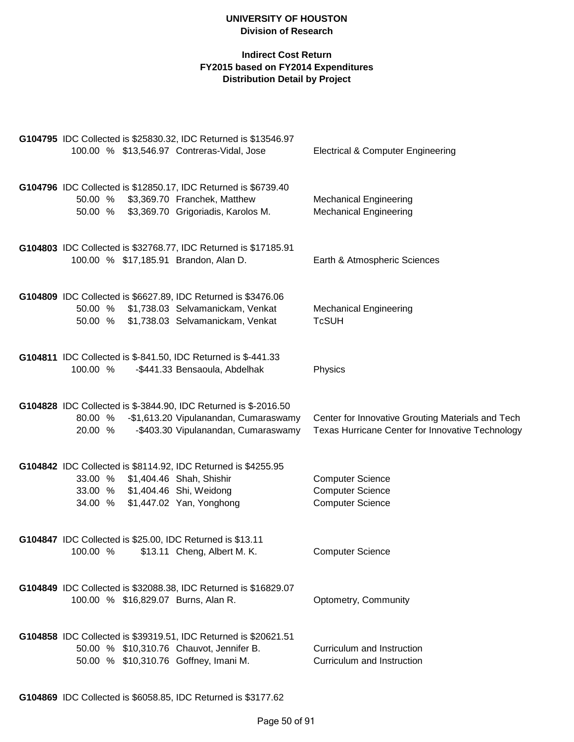**UNIVERSITY OF HOUSTON**
**Division of Research**

**Indirect Cost Return**
**FY2015 based on FY2014 Expenditures**
**Distribution Detail by Project**

**G104795** IDC Collected is $25830.32, IDC Returned is $13546.97

| % | Amount | Name | Department |
|---|---|---|---|
| 100.00 % | $13,546.97 | Contreras-Vidal, Jose | Electrical & Computer Engineering |

**G104796** IDC Collected is $12850.17, IDC Returned is $6739.40

| % | Amount | Name | Department |
|---|---|---|---|
| 50.00 % | $3,369.70 | Franchek, Matthew | Mechanical Engineering |
| 50.00 % | $3,369.70 | Grigoriadis, Karolos M. | Mechanical Engineering |

**G104803** IDC Collected is $32768.77, IDC Returned is $17185.91

| % | Amount | Name | Department |
|---|---|---|---|
| 100.00 % | $17,185.91 | Brandon, Alan D. | Earth & Atmospheric Sciences |

**G104809** IDC Collected is $6627.89, IDC Returned is $3476.06

| % | Amount | Name | Department |
|---|---|---|---|
| 50.00 % | $1,738.03 | Selvamanickam, Venkat | Mechanical Engineering |
| 50.00 % | $1,738.03 | Selvamanickam, Venkat | TcSUH |

**G104811** IDC Collected is $-841.50, IDC Returned is $-441.33

| % | Amount | Name | Department |
|---|---|---|---|
| 100.00 % | -$441.33 | Bensaoula, Abdelhak | Physics |

**G104828** IDC Collected is $-3844.90, IDC Returned is $-2016.50

| % | Amount | Name | Department |
|---|---|---|---|
| 80.00 % | -$1,613.20 | Vipulanandan, Cumaraswamy | Center for Innovative Grouting Materials and Tech |
| 20.00 % | -$403.30 | Vipulanandan, Cumaraswamy | Texas Hurricane Center for Innovative Technology |

**G104842** IDC Collected is $8114.92, IDC Returned is $4255.95

| % | Amount | Name | Department |
|---|---|---|---|
| 33.00 % | $1,404.46 | Shah, Shishir | Computer Science |
| 33.00 % | $1,404.46 | Shi, Weidong | Computer Science |
| 34.00 % | $1,447.02 | Yan, Yonghong | Computer Science |

**G104847** IDC Collected is $25.00, IDC Returned is $13.11

| % | Amount | Name | Department |
|---|---|---|---|
| 100.00 % | $13.11 | Cheng, Albert M. K. | Computer Science |

**G104849** IDC Collected is $32088.38, IDC Returned is $16829.07

| % | Amount | Name | Department |
|---|---|---|---|
| 100.00 % | $16,829.07 | Burns, Alan R. | Optometry, Community |

**G104858** IDC Collected is $39319.51, IDC Returned is $20621.51

| % | Amount | Name | Department |
|---|---|---|---|
| 50.00 % | $10,310.76 | Chauvot, Jennifer B. | Curriculum and Instruction |
| 50.00 % | $10,310.76 | Goffney, Imani M. | Curriculum and Instruction |

**G104869** IDC Collected is $6058.85, IDC Returned is $3177.62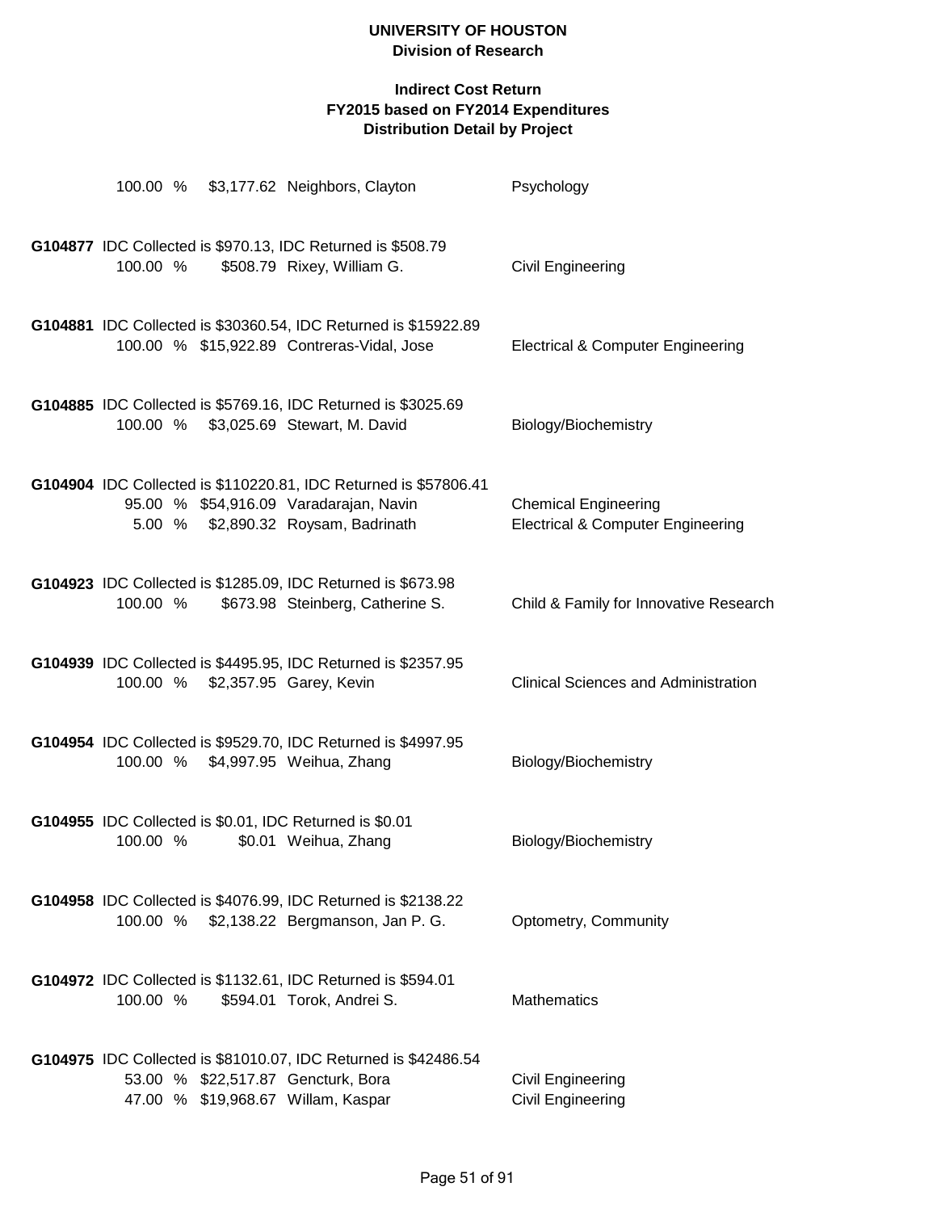100.00 % $3,177.62 Neighbors, Clayton Psychology

**G104877** IDC Collected is $970.13, IDC Returned is $508.79

| | | | |
|---|---|---|---|
| 100.00 % | $508.79 | Rixey, William G. | Civil Engineering |

**G104881** IDC Collected is $30360.54, IDC Returned is $15922.89

| | | | |
|---|---|---|---|
| 100.00 % | $15,922.89 | Contreras-Vidal, Jose | Electrical & Computer Engineering |

**G104885** IDC Collected is $5769.16, IDC Returned is $3025.69

| | | | |
|---|---|---|---|
| 100.00 % | $3,025.69 | Stewart, M. David | Biology/Biochemistry |

**G104904** IDC Collected is $110220.81, IDC Returned is $57806.41

| | | | |
|---|---|---|---|
| 95.00 % | $54,916.09 | Varadarajan, Navin | Chemical Engineering |
| 5.00 % | $2,890.32 | Roysam, Badrinath | Electrical & Computer Engineering |

**G104923** IDC Collected is $1285.09, IDC Returned is $673.98

| | | | |
|---|---|---|---|
| 100.00 % | $673.98 | Steinberg, Catherine S. | Child & Family for Innovative Research |

**G104939** IDC Collected is $4495.95, IDC Returned is $2357.95

| | | | |
|---|---|---|---|
| 100.00 % | $2,357.95 | Garey, Kevin | Clinical Sciences and Administration |

**G104954** IDC Collected is $9529.70, IDC Returned is $4997.95

| | | | |
|---|---|---|---|
| 100.00 % | $4,997.95 | Weihua, Zhang | Biology/Biochemistry |

**G104955** IDC Collected is $0.01, IDC Returned is $0.01

| | | | |
|---|---|---|---|
| 100.00 % | $0.01 | Weihua, Zhang | Biology/Biochemistry |

**G104958** IDC Collected is $4076.99, IDC Returned is $2138.22

| | | | |
|---|---|---|---|
| 100.00 % | $2,138.22 | Bergmanson, Jan P. G. | Optometry, Community |

**G104972** IDC Collected is $1132.61, IDC Returned is $594.01

| | | | |
|---|---|---|---|
| 100.00 % | $594.01 | Torok, Andrei S. | Mathematics |

**G104975** IDC Collected is $81010.07, IDC Returned is $42486.54

| | | | |
|---|---|---|---|
| 53.00 % | $22,517.87 | Gencturk, Bora | Civil Engineering |
| 47.00 % | $19,968.67 | Willam, Kaspar | Civil Engineering |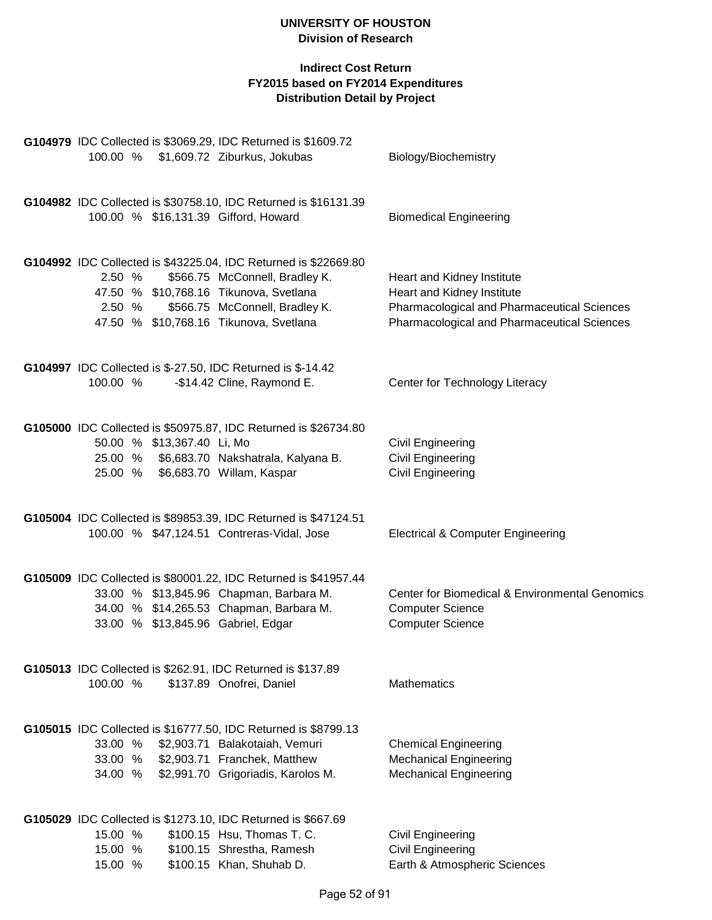**UNIVERSITY OF HOUSTON**
**Division of Research**

**Indirect Cost Return**
**FY2015 based on FY2014 Expenditures**
**Distribution Detail by Project**

**G104979** IDC Collected is $3069.29, IDC Returned is $1609.72

| % | Amount | Name | Department |
|---|---|---|---|
| 100.00 % | $1,609.72 | Ziburkus, Jokubas | Biology/Biochemistry |

**G104982** IDC Collected is $30758.10, IDC Returned is $16131.39

| % | Amount | Name | Department |
|---|---|---|---|
| 100.00 % | $16,131.39 | Gifford, Howard | Biomedical Engineering |

**G104992** IDC Collected is $43225.04, IDC Returned is $22669.80

| % | Amount | Name | Department |
|---|---|---|---|
| 2.50 % | $566.75 | McConnell, Bradley K. | Heart and Kidney Institute |
| 47.50 % | $10,768.16 | Tikunova, Svetlana | Heart and Kidney Institute |
| 2.50 % | $566.75 | McConnell, Bradley K. | Pharmacological and Pharmaceutical Sciences |
| 47.50 % | $10,768.16 | Tikunova, Svetlana | Pharmacological and Pharmaceutical Sciences |

**G104997** IDC Collected is $-27.50, IDC Returned is $-14.42

| % | Amount | Name | Department |
|---|---|---|---|
| 100.00 % | -$14.42 | Cline, Raymond E. | Center for Technology Literacy |

**G105000** IDC Collected is $50975.87, IDC Returned is $26734.80

| % | Amount | Name | Department |
|---|---|---|---|
| 50.00 % | $13,367.40 | Li, Mo | Civil Engineering |
| 25.00 % | $6,683.70 | Nakshatrala, Kalyana B. | Civil Engineering |
| 25.00 % | $6,683.70 | Willam, Kaspar | Civil Engineering |

**G105004** IDC Collected is $89853.39, IDC Returned is $47124.51

| % | Amount | Name | Department |
|---|---|---|---|
| 100.00 % | $47,124.51 | Contreras-Vidal, Jose | Electrical & Computer Engineering |

**G105009** IDC Collected is $80001.22, IDC Returned is $41957.44

| % | Amount | Name | Department |
|---|---|---|---|
| 33.00 % | $13,845.96 | Chapman, Barbara M. | Center for Biomedical & Environmental Genomics |
| 34.00 % | $14,265.53 | Chapman, Barbara M. | Computer Science |
| 33.00 % | $13,845.96 | Gabriel, Edgar | Computer Science |

**G105013** IDC Collected is $262.91, IDC Returned is $137.89

| % | Amount | Name | Department |
|---|---|---|---|
| 100.00 % | $137.89 | Onofrei, Daniel | Mathematics |

**G105015** IDC Collected is $16777.50, IDC Returned is $8799.13

| % | Amount | Name | Department |
|---|---|---|---|
| 33.00 % | $2,903.71 | Balakotaiah, Vemuri | Chemical Engineering |
| 33.00 % | $2,903.71 | Franchek, Matthew | Mechanical Engineering |
| 34.00 % | $2,991.70 | Grigoriadis, Karolos M. | Mechanical Engineering |

**G105029** IDC Collected is $1273.10, IDC Returned is $667.69

| % | Amount | Name | Department |
|---|---|---|---|
| 15.00 % | $100.15 | Hsu, Thomas T. C. | Civil Engineering |
| 15.00 % | $100.15 | Shrestha, Ramesh | Civil Engineering |
| 15.00 % | $100.15 | Khan, Shuhab D. | Earth & Atmospheric Sciences |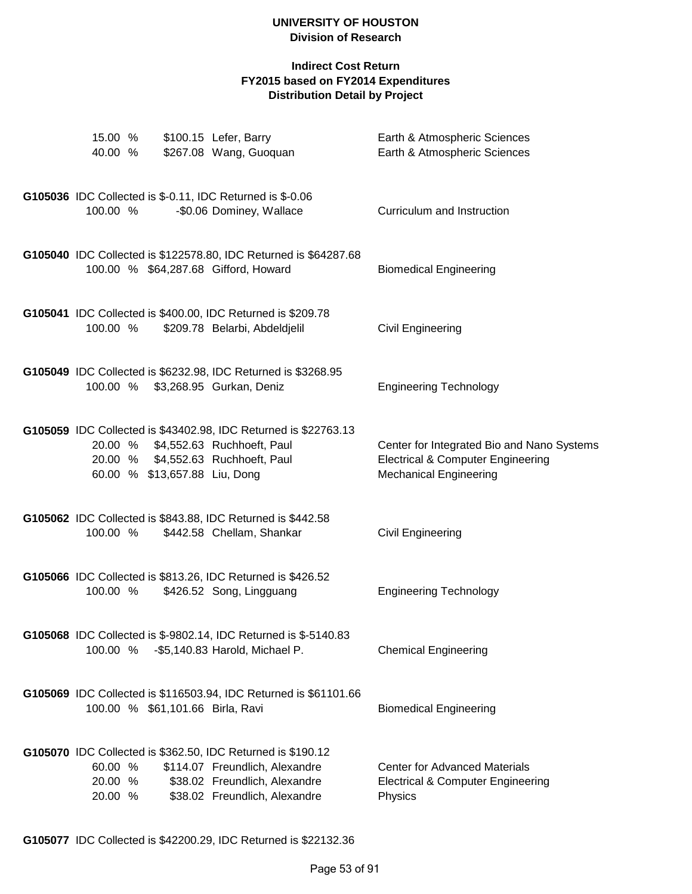# UNIVERSITY OF HOUSTON
## Division of Research

### Indirect Cost Return
### FY2015 based on FY2014 Expenditures
### Distribution Detail by Project

| | | | |
|---|---|---|---|
| 15.00 % | $100.15 | Lefer, Barry | Earth & Atmospheric Sciences |
| 40.00 % | $267.08 | Wang, Guoquan | Earth & Atmospheric Sciences |

**G105036** IDC Collected is $-0.11, IDC Returned is $-0.06

| | | | |
|---|---|---|---|
| 100.00 % | -$0.06 | Dominey, Wallace | Curriculum and Instruction |

**G105040** IDC Collected is $122578.80, IDC Returned is $64287.68

| | | | |
|---|---|---|---|
| 100.00 % | $64,287.68 | Gifford, Howard | Biomedical Engineering |

**G105041** IDC Collected is $400.00, IDC Returned is $209.78

| | | | |
|---|---|---|---|
| 100.00 % | $209.78 | Belarbi, Abdeldjelil | Civil Engineering |

**G105049** IDC Collected is $6232.98, IDC Returned is $3268.95

| | | | |
|---|---|---|---|
| 100.00 % | $3,268.95 | Gurkan, Deniz | Engineering Technology |

**G105059** IDC Collected is $43402.98, IDC Returned is $22763.13

| | | | |
|---|---|---|---|
| 20.00 % | $4,552.63 | Ruchhoeft, Paul | Center for Integrated Bio and Nano Systems |
| 20.00 % | $4,552.63 | Ruchhoeft, Paul | Electrical & Computer Engineering |
| 60.00 % | $13,657.88 | Liu, Dong | Mechanical Engineering |

**G105062** IDC Collected is $843.88, IDC Returned is $442.58

| | | | |
|---|---|---|---|
| 100.00 % | $442.58 | Chellam, Shankar | Civil Engineering |

**G105066** IDC Collected is $813.26, IDC Returned is $426.52

| | | | |
|---|---|---|---|
| 100.00 % | $426.52 | Song, Lingguang | Engineering Technology |

**G105068** IDC Collected is $-9802.14, IDC Returned is $-5140.83

| | | | |
|---|---|---|---|
| 100.00 % | -$5,140.83 | Harold, Michael P. | Chemical Engineering |

**G105069** IDC Collected is $116503.94, IDC Returned is $61101.66

| | | | |
|---|---|---|---|
| 100.00 % | $61,101.66 | Birla, Ravi | Biomedical Engineering |

**G105070** IDC Collected is $362.50, IDC Returned is $190.12

| | | | |
|---|---|---|---|
| 60.00 % | $114.07 | Freundlich, Alexandre | Center for Advanced Materials |
| 20.00 % | $38.02 | Freundlich, Alexandre | Electrical & Computer Engineering |
| 20.00 % | $38.02 | Freundlich, Alexandre | Physics |

**G105077** IDC Collected is $42200.29, IDC Returned is $22132.36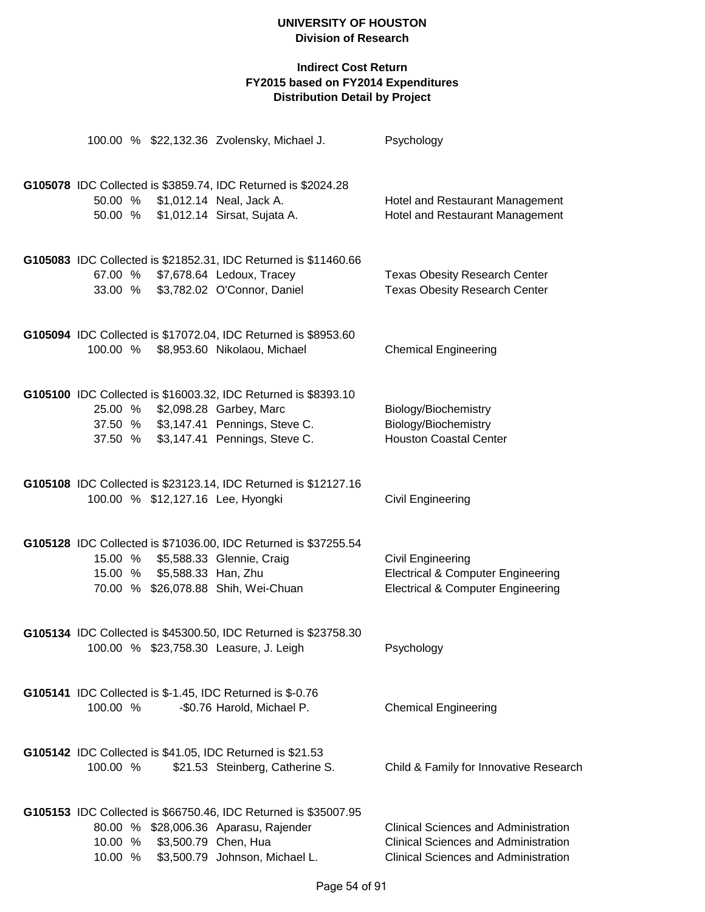**UNIVERSITY OF HOUSTON**
**Division of Research**

**Indirect Cost Return**
**FY2015 based on FY2014 Expenditures**
**Distribution Detail by Project**

100.00 % $22,132.36 Zvolensky, Michael J. — Psychology

**G105078** IDC Collected is $3859.74, IDC Returned is $2024.28

| Percent | Amount | Name | Department |
|---|---|---|---|
| 50.00 % | $1,012.14 | Neal, Jack A. | Hotel and Restaurant Management |
| 50.00 % | $1,012.14 | Sirsat, Sujata A. | Hotel and Restaurant Management |

**G105083** IDC Collected is $21852.31, IDC Returned is $11460.66

| Percent | Amount | Name | Department |
|---|---|---|---|
| 67.00 % | $7,678.64 | Ledoux, Tracey | Texas Obesity Research Center |
| 33.00 % | $3,782.02 | O'Connor, Daniel | Texas Obesity Research Center |

**G105094** IDC Collected is $17072.04, IDC Returned is $8953.60

| Percent | Amount | Name | Department |
|---|---|---|---|
| 100.00 % | $8,953.60 | Nikolaou, Michael | Chemical Engineering |

**G105100** IDC Collected is $16003.32, IDC Returned is $8393.10

| Percent | Amount | Name | Department |
|---|---|---|---|
| 25.00 % | $2,098.28 | Garbey, Marc | Biology/Biochemistry |
| 37.50 % | $3,147.41 | Pennings, Steve C. | Biology/Biochemistry |
| 37.50 % | $3,147.41 | Pennings, Steve C. | Houston Coastal Center |

**G105108** IDC Collected is $23123.14, IDC Returned is $12127.16

| Percent | Amount | Name | Department |
|---|---|---|---|
| 100.00 % | $12,127.16 | Lee, Hyongki | Civil Engineering |

**G105128** IDC Collected is $71036.00, IDC Returned is $37255.54

| Percent | Amount | Name | Department |
|---|---|---|---|
| 15.00 % | $5,588.33 | Glennie, Craig | Civil Engineering |
| 15.00 % | $5,588.33 | Han, Zhu | Electrical & Computer Engineering |
| 70.00 % | $26,078.88 | Shih, Wei-Chuan | Electrical & Computer Engineering |

**G105134** IDC Collected is $45300.50, IDC Returned is $23758.30

| Percent | Amount | Name | Department |
|---|---|---|---|
| 100.00 % | $23,758.30 | Leasure, J. Leigh | Psychology |

**G105141** IDC Collected is $-1.45, IDC Returned is $-0.76

| Percent | Amount | Name | Department |
|---|---|---|---|
| 100.00 % | -$0.76 | Harold, Michael P. | Chemical Engineering |

**G105142** IDC Collected is $41.05, IDC Returned is $21.53

| Percent | Amount | Name | Department |
|---|---|---|---|
| 100.00 % | $21.53 | Steinberg, Catherine S. | Child & Family for Innovative Research |

**G105153** IDC Collected is $66750.46, IDC Returned is $35007.95

| Percent | Amount | Name | Department |
|---|---|---|---|
| 80.00 % | $28,006.36 | Aparasu, Rajender | Clinical Sciences and Administration |
| 10.00 % | $3,500.79 | Chen, Hua | Clinical Sciences and Administration |
| 10.00 % | $3,500.79 | Johnson, Michael L. | Clinical Sciences and Administration |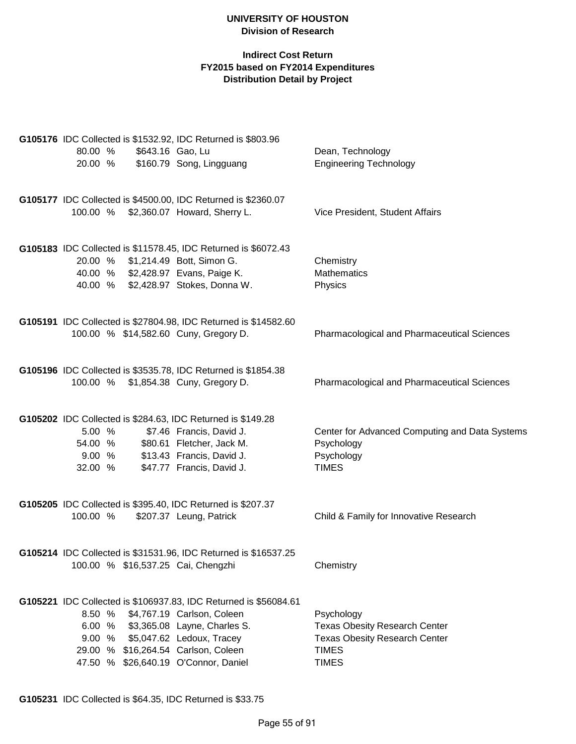**UNIVERSITY OF HOUSTON**
**Division of Research**

**Indirect Cost Return**
**FY2015 based on FY2014 Expenditures**
**Distribution Detail by Project**

**G105176** IDC Collected is $1532.92, IDC Returned is $803.96

| % | Amount | Name | Department |
|---|---|---|---|
| 80.00 % | $643.16 | Gao, Lu | Dean, Technology |
| 20.00 % | $160.79 | Song, Lingguang | Engineering Technology |

**G105177** IDC Collected is $4500.00, IDC Returned is $2360.07

| % | Amount | Name | Department |
|---|---|---|---|
| 100.00 % | $2,360.07 | Howard, Sherry L. | Vice President, Student Affairs |

**G105183** IDC Collected is $11578.45, IDC Returned is $6072.43

| % | Amount | Name | Department |
|---|---|---|---|
| 20.00 % | $1,214.49 | Bott, Simon G. | Chemistry |
| 40.00 % | $2,428.97 | Evans, Paige K. | Mathematics |
| 40.00 % | $2,428.97 | Stokes, Donna W. | Physics |

**G105191** IDC Collected is $27804.98, IDC Returned is $14582.60

| % | Amount | Name | Department |
|---|---|---|---|
| 100.00 % | $14,582.60 | Cuny, Gregory D. | Pharmacological and Pharmaceutical Sciences |

**G105196** IDC Collected is $3535.78, IDC Returned is $1854.38

| % | Amount | Name | Department |
|---|---|---|---|
| 100.00 % | $1,854.38 | Cuny, Gregory D. | Pharmacological and Pharmaceutical Sciences |

**G105202** IDC Collected is $284.63, IDC Returned is $149.28

| % | Amount | Name | Department |
|---|---|---|---|
| 5.00 % | $7.46 | Francis, David J. | Center for Advanced Computing and Data Systems |
| 54.00 % | $80.61 | Fletcher, Jack M. | Psychology |
| 9.00 % | $13.43 | Francis, David J. | Psychology |
| 32.00 % | $47.77 | Francis, David J. | TIMES |

**G105205** IDC Collected is $395.40, IDC Returned is $207.37

| % | Amount | Name | Department |
|---|---|---|---|
| 100.00 % | $207.37 | Leung, Patrick | Child & Family for Innovative Research |

**G105214** IDC Collected is $31531.96, IDC Returned is $16537.25

| % | Amount | Name | Department |
|---|---|---|---|
| 100.00 % | $16,537.25 | Cai, Chengzhi | Chemistry |

**G105221** IDC Collected is $106937.83, IDC Returned is $56084.61

| % | Amount | Name | Department |
|---|---|---|---|
| 8.50 % | $4,767.19 | Carlson, Coleen | Psychology |
| 6.00 % | $3,365.08 | Layne, Charles S. | Texas Obesity Research Center |
| 9.00 % | $5,047.62 | Ledoux, Tracey | Texas Obesity Research Center |
| 29.00 % | $16,264.54 | Carlson, Coleen | TIMES |
| 47.50 % | $26,640.19 | O'Connor, Daniel | TIMES |

**G105231** IDC Collected is $64.35, IDC Returned is $33.75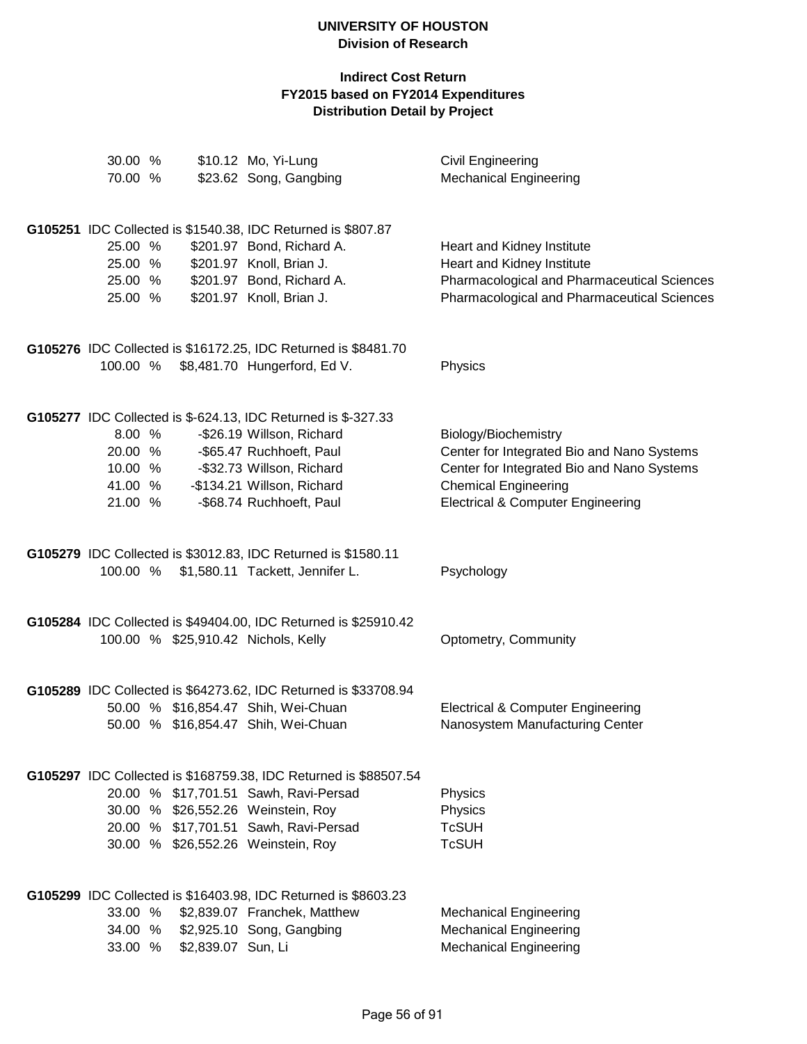| | | | |
|---|---|---|---|
| 30.00 % | $10.12 | Mo, Yi-Lung | Civil Engineering |
| 70.00 % | $23.62 | Song, Gangbing | Mechanical Engineering |

**G105251** IDC Collected is $1540.38, IDC Returned is $807.87

| | | | |
|---|---|---|---|
| 25.00 % | $201.97 | Bond, Richard A. | Heart and Kidney Institute |
| 25.00 % | $201.97 | Knoll, Brian J. | Heart and Kidney Institute |
| 25.00 % | $201.97 | Bond, Richard A. | Pharmacological and Pharmaceutical Sciences |
| 25.00 % | $201.97 | Knoll, Brian J. | Pharmacological and Pharmaceutical Sciences |

**G105276** IDC Collected is $16172.25, IDC Returned is $8481.70

| | | | |
|---|---|---|---|
| 100.00 % | $8,481.70 | Hungerford, Ed V. | Physics |

**G105277** IDC Collected is $-624.13, IDC Returned is $-327.33

| | | | |
|---|---|---|---|
| 8.00 % | -$26.19 | Willson, Richard | Biology/Biochemistry |
| 20.00 % | -$65.47 | Ruchhoeft, Paul | Center for Integrated Bio and Nano Systems |
| 10.00 % | -$32.73 | Willson, Richard | Center for Integrated Bio and Nano Systems |
| 41.00 % | -$134.21 | Willson, Richard | Chemical Engineering |
| 21.00 % | -$68.74 | Ruchhoeft, Paul | Electrical & Computer Engineering |

**G105279** IDC Collected is $3012.83, IDC Returned is $1580.11

| | | | |
|---|---|---|---|
| 100.00 % | $1,580.11 | Tackett, Jennifer L. | Psychology |

**G105284** IDC Collected is $49404.00, IDC Returned is $25910.42

| | | | |
|---|---|---|---|
| 100.00 % | $25,910.42 | Nichols, Kelly | Optometry, Community |

**G105289** IDC Collected is $64273.62, IDC Returned is $33708.94

| | | | |
|---|---|---|---|
| 50.00 % | $16,854.47 | Shih, Wei-Chuan | Electrical & Computer Engineering |
| 50.00 % | $16,854.47 | Shih, Wei-Chuan | Nanosystem Manufacturing Center |

**G105297** IDC Collected is $168759.38, IDC Returned is $88507.54

| | | | |
|---|---|---|---|
| 20.00 % | $17,701.51 | Sawh, Ravi-Persad | Physics |
| 30.00 % | $26,552.26 | Weinstein, Roy | Physics |
| 20.00 % | $17,701.51 | Sawh, Ravi-Persad | TcSUH |
| 30.00 % | $26,552.26 | Weinstein, Roy | TcSUH |

**G105299** IDC Collected is $16403.98, IDC Returned is $8603.23

| | | | |
|---|---|---|---|
| 33.00 % | $2,839.07 | Franchek, Matthew | Mechanical Engineering |
| 34.00 % | $2,925.10 | Song, Gangbing | Mechanical Engineering |
| 33.00 % | $2,839.07 | Sun, Li | Mechanical Engineering |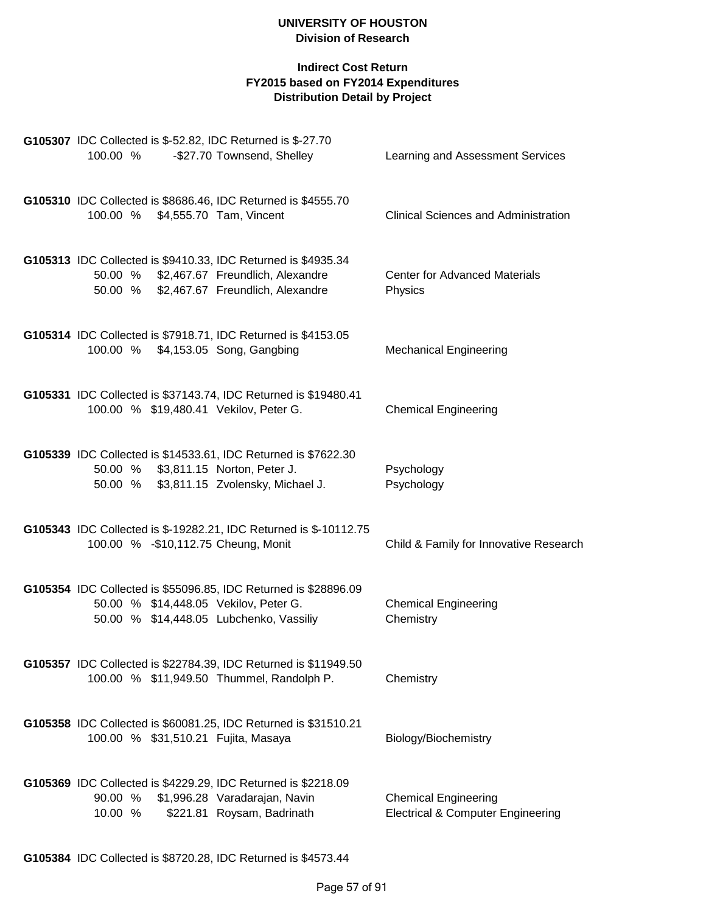# UNIVERSITY OF HOUSTON
## Division of Research

### Indirect Cost Return
### FY2015 based on FY2014 Expenditures
### Distribution Detail by Project

**G105307** IDC Collected is $-52.82, IDC Returned is $-27.70

| | | | |
|---|---|---|---|
| 100.00 % | -$27.70 | Townsend, Shelley | Learning and Assessment Services |

**G105310** IDC Collected is $8686.46, IDC Returned is $4555.70

| | | | |
|---|---|---|---|
| 100.00 % | $4,555.70 | Tam, Vincent | Clinical Sciences and Administration |

**G105313** IDC Collected is $9410.33, IDC Returned is $4935.34

| | | | |
|---|---|---|---|
| 50.00 % | $2,467.67 | Freundlich, Alexandre | Center for Advanced Materials |
| 50.00 % | $2,467.67 | Freundlich, Alexandre | Physics |

**G105314** IDC Collected is $7918.71, IDC Returned is $4153.05

| | | | |
|---|---|---|---|
| 100.00 % | $4,153.05 | Song, Gangbing | Mechanical Engineering |

**G105331** IDC Collected is $37143.74, IDC Returned is $19480.41

| | | | |
|---|---|---|---|
| 100.00 % | $19,480.41 | Vekilov, Peter G. | Chemical Engineering |

**G105339** IDC Collected is $14533.61, IDC Returned is $7622.30

| | | | |
|---|---|---|---|
| 50.00 % | $3,811.15 | Norton, Peter J. | Psychology |
| 50.00 % | $3,811.15 | Zvolensky, Michael J. | Psychology |

**G105343** IDC Collected is $-19282.21, IDC Returned is $-10112.75

| | | | |
|---|---|---|---|
| 100.00 % | -$10,112.75 | Cheung, Monit | Child & Family for Innovative Research |

**G105354** IDC Collected is $55096.85, IDC Returned is $28896.09

| | | | |
|---|---|---|---|
| 50.00 % | $14,448.05 | Vekilov, Peter G. | Chemical Engineering |
| 50.00 % | $14,448.05 | Lubchenko, Vassiliy | Chemistry |

**G105357** IDC Collected is $22784.39, IDC Returned is $11949.50

| | | | |
|---|---|---|---|
| 100.00 % | $11,949.50 | Thummel, Randolph P. | Chemistry |

**G105358** IDC Collected is $60081.25, IDC Returned is $31510.21

| | | | |
|---|---|---|---|
| 100.00 % | $31,510.21 | Fujita, Masaya | Biology/Biochemistry |

**G105369** IDC Collected is $4229.29, IDC Returned is $2218.09

| | | | |
|---|---|---|---|
| 90.00 % | $1,996.28 | Varadarajan, Navin | Chemical Engineering |
| 10.00 % | $221.81 | Roysam, Badrinath | Electrical & Computer Engineering |

**G105384** IDC Collected is $8720.28, IDC Returned is $4573.44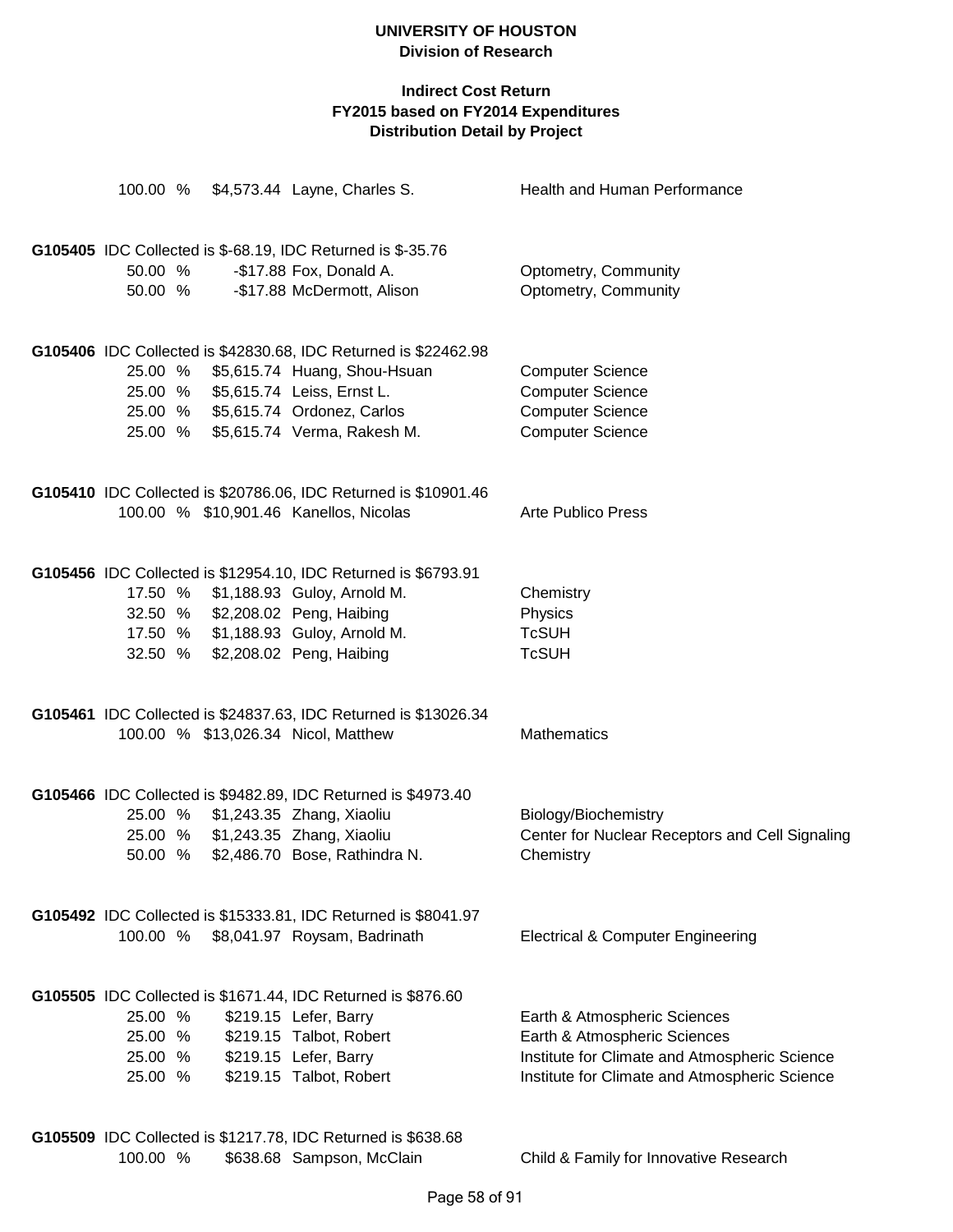**UNIVERSITY OF HOUSTON**
**Division of Research**

**Indirect Cost Return**
**FY2015 based on FY2014 Expenditures**
**Distribution Detail by Project**

| | | | |
|---|---|---|---|
| 100.00 % | $4,573.44 | Layne, Charles S. | Health and Human Performance |

**G105405** IDC Collected is $-68.19, IDC Returned is $-35.76

| | | | |
|---|---|---|---|
| 50.00 % | -$17.88 | Fox, Donald A. | Optometry, Community |
| 50.00 % | -$17.88 | McDermott, Alison | Optometry, Community |

**G105406** IDC Collected is $42830.68, IDC Returned is $22462.98

| | | | |
|---|---|---|---|
| 25.00 % | $5,615.74 | Huang, Shou-Hsuan | Computer Science |
| 25.00 % | $5,615.74 | Leiss, Ernst L. | Computer Science |
| 25.00 % | $5,615.74 | Ordonez, Carlos | Computer Science |
| 25.00 % | $5,615.74 | Verma, Rakesh M. | Computer Science |

**G105410** IDC Collected is $20786.06, IDC Returned is $10901.46

| | | | |
|---|---|---|---|
| 100.00 % | $10,901.46 | Kanellos, Nicolas | Arte Publico Press |

**G105456** IDC Collected is $12954.10, IDC Returned is $6793.91

| | | | |
|---|---|---|---|
| 17.50 % | $1,188.93 | Guloy, Arnold M. | Chemistry |
| 32.50 % | $2,208.02 | Peng, Haibing | Physics |
| 17.50 % | $1,188.93 | Guloy, Arnold M. | TcSUH |
| 32.50 % | $2,208.02 | Peng, Haibing | TcSUH |

**G105461** IDC Collected is $24837.63, IDC Returned is $13026.34

| | | | |
|---|---|---|---|
| 100.00 % | $13,026.34 | Nicol, Matthew | Mathematics |

**G105466** IDC Collected is $9482.89, IDC Returned is $4973.40

| | | | |
|---|---|---|---|
| 25.00 % | $1,243.35 | Zhang, Xiaoliu | Biology/Biochemistry |
| 25.00 % | $1,243.35 | Zhang, Xiaoliu | Center for Nuclear Receptors and Cell Signaling |
| 50.00 % | $2,486.70 | Bose, Rathindra N. | Chemistry |

**G105492** IDC Collected is $15333.81, IDC Returned is $8041.97

| | | | |
|---|---|---|---|
| 100.00 % | $8,041.97 | Roysam, Badrinath | Electrical & Computer Engineering |

**G105505** IDC Collected is $1671.44, IDC Returned is $876.60

| | | | |
|---|---|---|---|
| 25.00 % | $219.15 | Lefer, Barry | Earth & Atmospheric Sciences |
| 25.00 % | $219.15 | Talbot, Robert | Earth & Atmospheric Sciences |
| 25.00 % | $219.15 | Lefer, Barry | Institute for Climate and Atmospheric Science |
| 25.00 % | $219.15 | Talbot, Robert | Institute for Climate and Atmospheric Science |

**G105509** IDC Collected is $1217.78, IDC Returned is $638.68

| | | | |
|---|---|---|---|
| 100.00 % | $638.68 | Sampson, McClain | Child & Family for Innovative Research |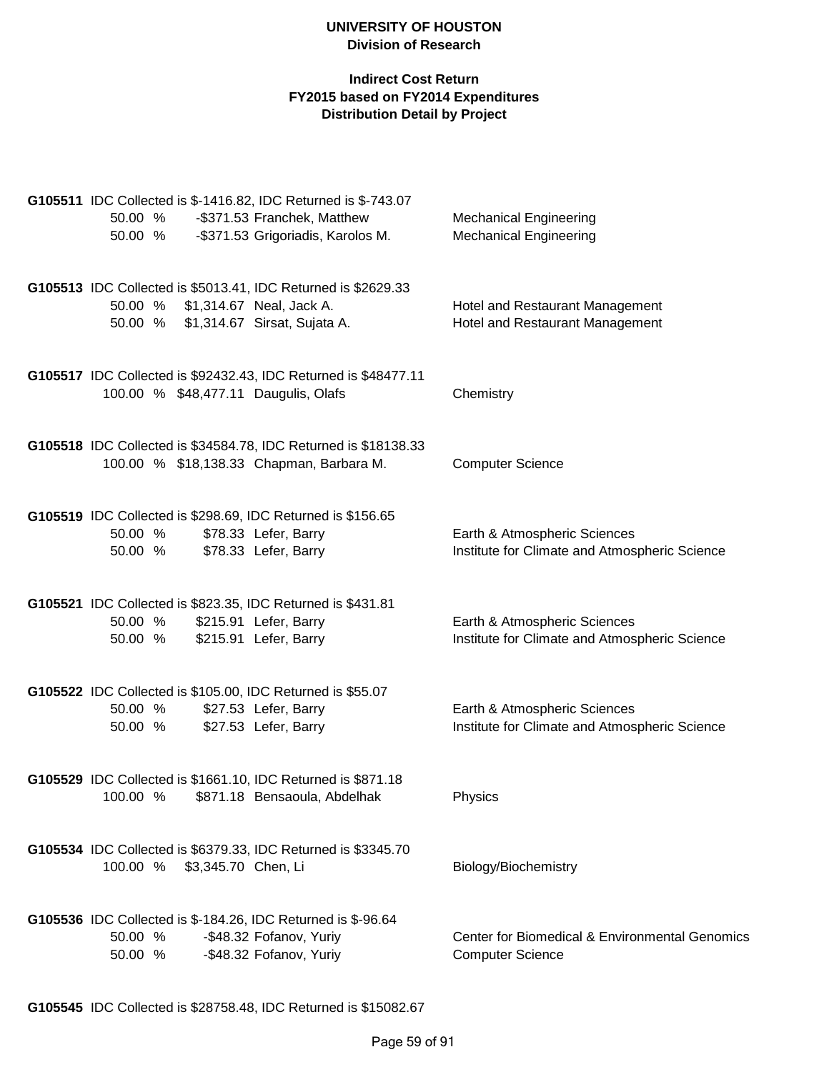**UNIVERSITY OF HOUSTON**
**Division of Research**

**Indirect Cost Return**
**FY2015 based on FY2014 Expenditures**
**Distribution Detail by Project**

**G105511** IDC Collected is $-1416.82, IDC Returned is $-743.07

| | | | |
|---|---|---|---|
| 50.00 % | -$371.53 | Franchek, Matthew | Mechanical Engineering |
| 50.00 % | -$371.53 | Grigoriadis, Karolos M. | Mechanical Engineering |

**G105513** IDC Collected is $5013.41, IDC Returned is $2629.33

| | | | |
|---|---|---|---|
| 50.00 % | $1,314.67 | Neal, Jack A. | Hotel and Restaurant Management |
| 50.00 % | $1,314.67 | Sirsat, Sujata A. | Hotel and Restaurant Management |

**G105517** IDC Collected is $92432.43, IDC Returned is $48477.11

| | | | |
|---|---|---|---|
| 100.00 % | $48,477.11 | Daugulis, Olafs | Chemistry |

**G105518** IDC Collected is $34584.78, IDC Returned is $18138.33

| | | | |
|---|---|---|---|
| 100.00 % | $18,138.33 | Chapman, Barbara M. | Computer Science |

**G105519** IDC Collected is $298.69, IDC Returned is $156.65

| | | | |
|---|---|---|---|
| 50.00 % | $78.33 | Lefer, Barry | Earth & Atmospheric Sciences |
| 50.00 % | $78.33 | Lefer, Barry | Institute for Climate and Atmospheric Science |

**G105521** IDC Collected is $823.35, IDC Returned is $431.81

| | | | |
|---|---|---|---|
| 50.00 % | $215.91 | Lefer, Barry | Earth & Atmospheric Sciences |
| 50.00 % | $215.91 | Lefer, Barry | Institute for Climate and Atmospheric Science |

**G105522** IDC Collected is $105.00, IDC Returned is $55.07

| | | | |
|---|---|---|---|
| 50.00 % | $27.53 | Lefer, Barry | Earth & Atmospheric Sciences |
| 50.00 % | $27.53 | Lefer, Barry | Institute for Climate and Atmospheric Science |

**G105529** IDC Collected is $1661.10, IDC Returned is $871.18

| | | | |
|---|---|---|---|
| 100.00 % | $871.18 | Bensaoula, Abdelhak | Physics |

**G105534** IDC Collected is $6379.33, IDC Returned is $3345.70

| | | | |
|---|---|---|---|
| 100.00 % | $3,345.70 | Chen, Li | Biology/Biochemistry |

**G105536** IDC Collected is $-184.26, IDC Returned is $-96.64

| | | | |
|---|---|---|---|
| 50.00 % | -$48.32 | Fofanov, Yuriy | Center for Biomedical & Environmental Genomics |
| 50.00 % | -$48.32 | Fofanov, Yuriy | Computer Science |

**G105545** IDC Collected is $28758.48, IDC Returned is $15082.67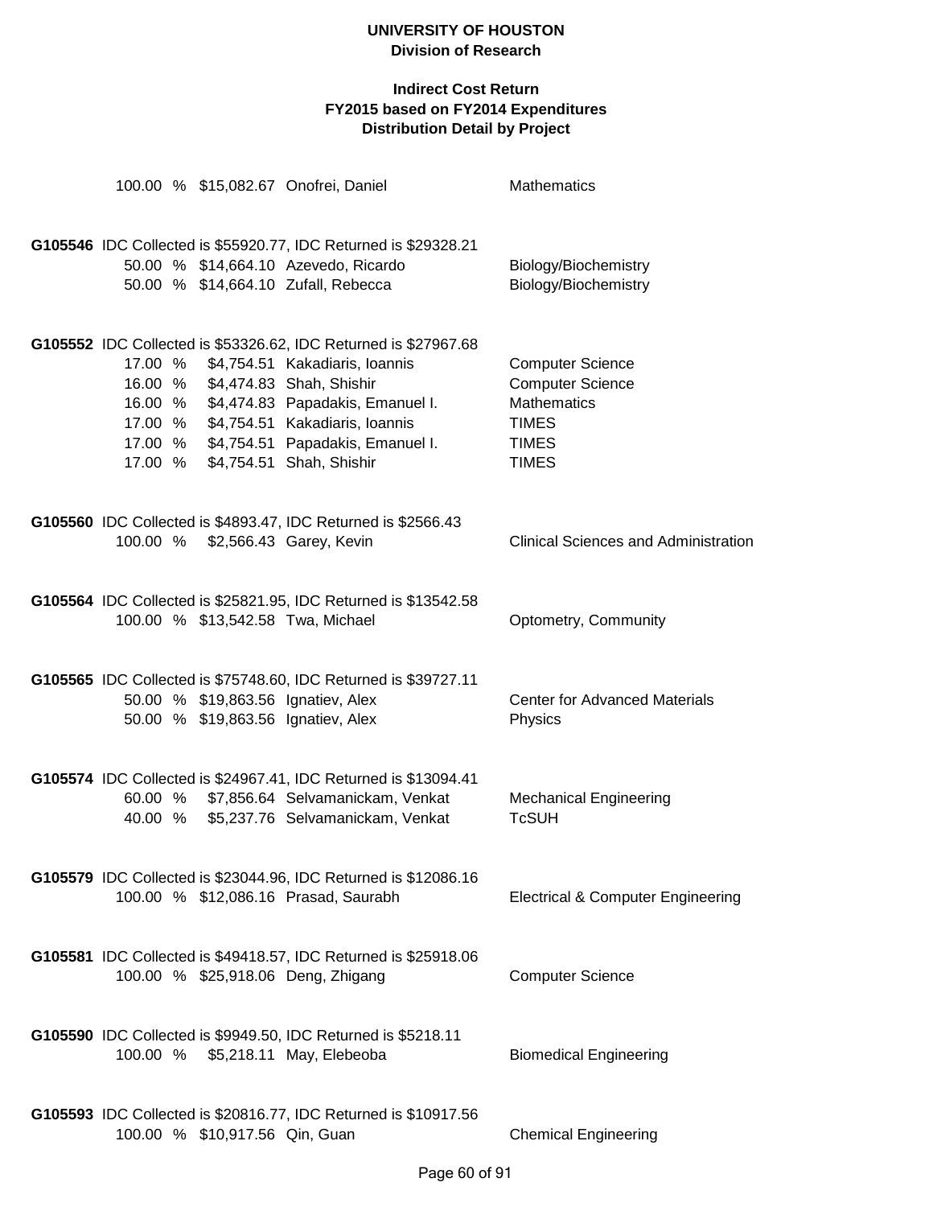**UNIVERSITY OF HOUSTON**
**Division of Research**

**Indirect Cost Return**
**FY2015 based on FY2014 Expenditures**
**Distribution Detail by Project**

100.00 % $15,082.67 Onofrei, Daniel — Mathematics

**G105546** IDC Collected is $55920.77, IDC Returned is $29328.21

| % | Amount | Name | Department |
|---|---|---|---|
| 50.00 % | $14,664.10 | Azevedo, Ricardo | Biology/Biochemistry |
| 50.00 % | $14,664.10 | Zufall, Rebecca | Biology/Biochemistry |

**G105552** IDC Collected is $53326.62, IDC Returned is $27967.68

| % | Amount | Name | Department |
|---|---|---|---|
| 17.00 % | $4,754.51 | Kakadiaris, Ioannis | Computer Science |
| 16.00 % | $4,474.83 | Shah, Shishir | Computer Science |
| 16.00 % | $4,474.83 | Papadakis, Emanuel I. | Mathematics |
| 17.00 % | $4,754.51 | Kakadiaris, Ioannis | TIMES |
| 17.00 % | $4,754.51 | Papadakis, Emanuel I. | TIMES |
| 17.00 % | $4,754.51 | Shah, Shishir | TIMES |

**G105560** IDC Collected is $4893.47, IDC Returned is $2566.43

| % | Amount | Name | Department |
|---|---|---|---|
| 100.00 % | $2,566.43 | Garey, Kevin | Clinical Sciences and Administration |

**G105564** IDC Collected is $25821.95, IDC Returned is $13542.58

| % | Amount | Name | Department |
|---|---|---|---|
| 100.00 % | $13,542.58 | Twa, Michael | Optometry, Community |

**G105565** IDC Collected is $75748.60, IDC Returned is $39727.11

| % | Amount | Name | Department |
|---|---|---|---|
| 50.00 % | $19,863.56 | Ignatiev, Alex | Center for Advanced Materials |
| 50.00 % | $19,863.56 | Ignatiev, Alex | Physics |

**G105574** IDC Collected is $24967.41, IDC Returned is $13094.41

| % | Amount | Name | Department |
|---|---|---|---|
| 60.00 % | $7,856.64 | Selvamanickam, Venkat | Mechanical Engineering |
| 40.00 % | $5,237.76 | Selvamanickam, Venkat | TcSUH |

**G105579** IDC Collected is $23044.96, IDC Returned is $12086.16

| % | Amount | Name | Department |
|---|---|---|---|
| 100.00 % | $12,086.16 | Prasad, Saurabh | Electrical & Computer Engineering |

**G105581** IDC Collected is $49418.57, IDC Returned is $25918.06

| % | Amount | Name | Department |
|---|---|---|---|
| 100.00 % | $25,918.06 | Deng, Zhigang | Computer Science |

**G105590** IDC Collected is $9949.50, IDC Returned is $5218.11

| % | Amount | Name | Department |
|---|---|---|---|
| 100.00 % | $5,218.11 | May, Elebeoba | Biomedical Engineering |

**G105593** IDC Collected is $20816.77, IDC Returned is $10917.56

| % | Amount | Name | Department |
|---|---|---|---|
| 100.00 % | $10,917.56 | Qin, Guan | Chemical Engineering |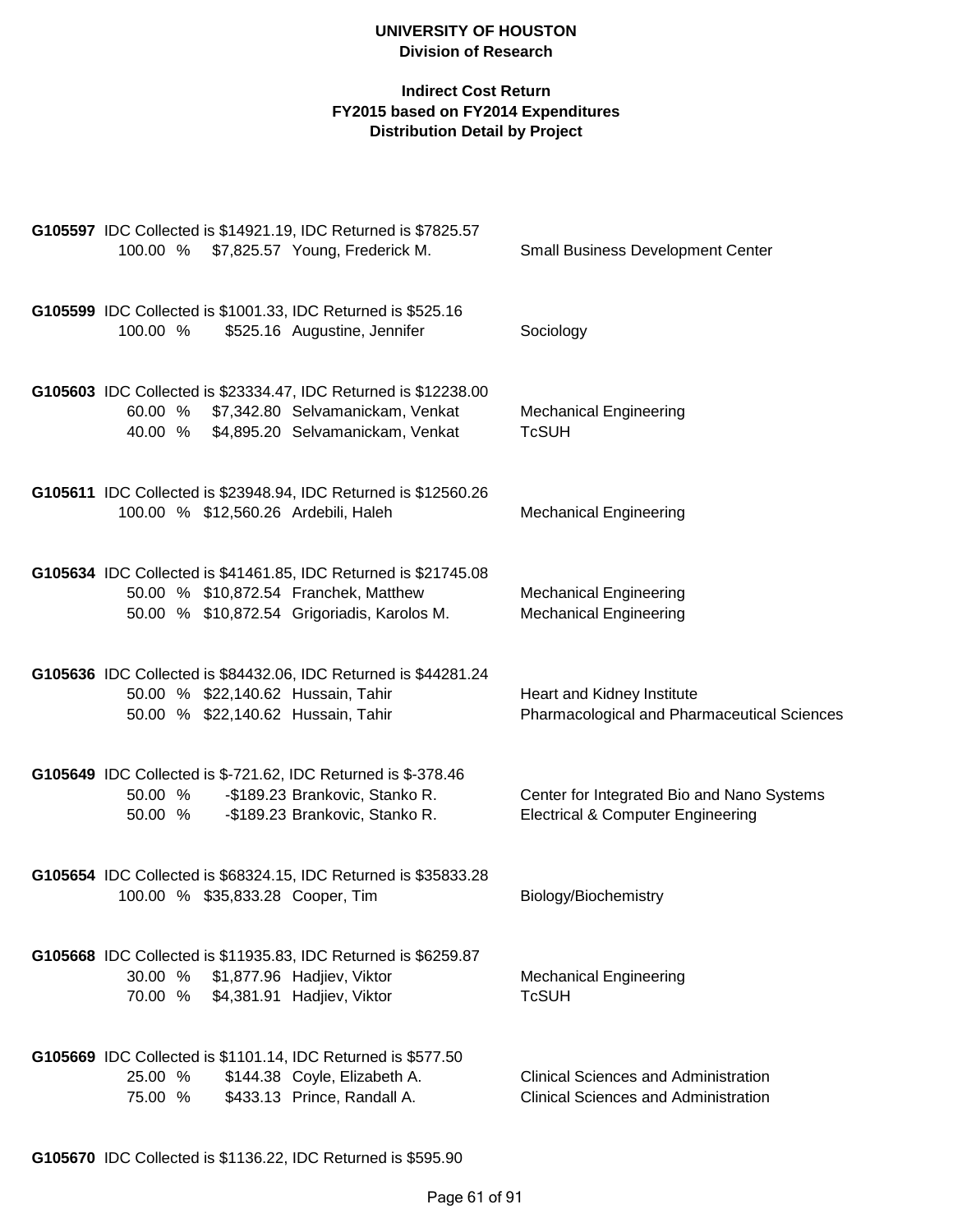**UNIVERSITY OF HOUSTON**
**Division of Research**

**Indirect Cost Return**
**FY2015 based on FY2014 Expenditures**
**Distribution Detail by Project**

**G105597** IDC Collected is $14921.19, IDC Returned is $7825.57

| % | Amount | Name | Department |
|---|---|---|---|
| 100.00 % | $7,825.57 | Young, Frederick M. | Small Business Development Center |

**G105599** IDC Collected is $1001.33, IDC Returned is $525.16

| % | Amount | Name | Department |
|---|---|---|---|
| 100.00 % | $525.16 | Augustine, Jennifer | Sociology |

**G105603** IDC Collected is $23334.47, IDC Returned is $12238.00

| % | Amount | Name | Department |
|---|---|---|---|
| 60.00 % | $7,342.80 | Selvamanickam, Venkat | Mechanical Engineering |
| 40.00 % | $4,895.20 | Selvamanickam, Venkat | TcSUH |

**G105611** IDC Collected is $23948.94, IDC Returned is $12560.26

| % | Amount | Name | Department |
|---|---|---|---|
| 100.00 % | $12,560.26 | Ardebili, Haleh | Mechanical Engineering |

**G105634** IDC Collected is $41461.85, IDC Returned is $21745.08

| % | Amount | Name | Department |
|---|---|---|---|
| 50.00 % | $10,872.54 | Franchek, Matthew | Mechanical Engineering |
| 50.00 % | $10,872.54 | Grigoriadis, Karolos M. | Mechanical Engineering |

**G105636** IDC Collected is $84432.06, IDC Returned is $44281.24

| % | Amount | Name | Department |
|---|---|---|---|
| 50.00 % | $22,140.62 | Hussain, Tahir | Heart and Kidney Institute |
| 50.00 % | $22,140.62 | Hussain, Tahir | Pharmacological and Pharmaceutical Sciences |

**G105649** IDC Collected is $-721.62, IDC Returned is $-378.46

| % | Amount | Name | Department |
|---|---|---|---|
| 50.00 % | -$189.23 | Brankovic, Stanko R. | Center for Integrated Bio and Nano Systems |
| 50.00 % | -$189.23 | Brankovic, Stanko R. | Electrical & Computer Engineering |

**G105654** IDC Collected is $68324.15, IDC Returned is $35833.28

| % | Amount | Name | Department |
|---|---|---|---|
| 100.00 % | $35,833.28 | Cooper, Tim | Biology/Biochemistry |

**G105668** IDC Collected is $11935.83, IDC Returned is $6259.87

| % | Amount | Name | Department |
|---|---|---|---|
| 30.00 % | $1,877.96 | Hadjiev, Viktor | Mechanical Engineering |
| 70.00 % | $4,381.91 | Hadjiev, Viktor | TcSUH |

**G105669** IDC Collected is $1101.14, IDC Returned is $577.50

| % | Amount | Name | Department |
|---|---|---|---|
| 25.00 % | $144.38 | Coyle, Elizabeth A. | Clinical Sciences and Administration |
| 75.00 % | $433.13 | Prince, Randall A. | Clinical Sciences and Administration |

**G105670** IDC Collected is $1136.22, IDC Returned is $595.90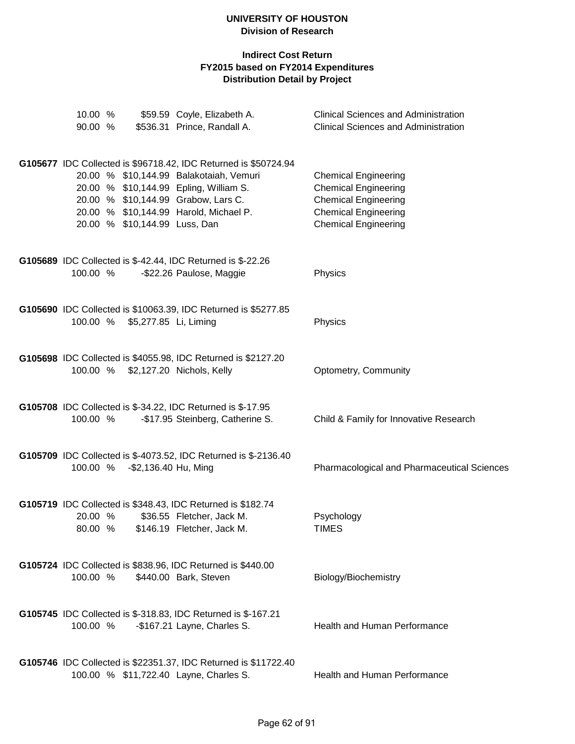# UNIVERSITY OF HOUSTON
## Division of Research

### Indirect Cost Return
### FY2015 based on FY2014 Expenditures
### Distribution Detail by Project

| 10.00 % | $59.59 | Coyle, Elizabeth A. | Clinical Sciences and Administration |
|---|---|---|---|
| 90.00 % | $536.31 | Prince, Randall A. | Clinical Sciences and Administration |

**G105677** IDC Collected is $96718.42, IDC Returned is $50724.94

| 20.00 % | $10,144.99 | Balakotaiah, Vemuri | Chemical Engineering |
|---|---|---|---|
| 20.00 % | $10,144.99 | Epling, William S. | Chemical Engineering |
| 20.00 % | $10,144.99 | Grabow, Lars C. | Chemical Engineering |
| 20.00 % | $10,144.99 | Harold, Michael P. | Chemical Engineering |
| 20.00 % | $10,144.99 | Luss, Dan | Chemical Engineering |

**G105689** IDC Collected is $-42.44, IDC Returned is $-22.26

| 100.00 % | -$22.26 | Paulose, Maggie | Physics |
|---|---|---|---|

**G105690** IDC Collected is $10063.39, IDC Returned is $5277.85

| 100.00 % | $5,277.85 | Li, Liming | Physics |
|---|---|---|---|

**G105698** IDC Collected is $4055.98, IDC Returned is $2127.20

| 100.00 % | $2,127.20 | Nichols, Kelly | Optometry, Community |
|---|---|---|---|

**G105708** IDC Collected is $-34.22, IDC Returned is $-17.95

| 100.00 % | -$17.95 | Steinberg, Catherine S. | Child & Family for Innovative Research |
|---|---|---|---|

**G105709** IDC Collected is $-4073.52, IDC Returned is $-2136.40

| 100.00 % | -$2,136.40 | Hu, Ming | Pharmacological and Pharmaceutical Sciences |
|---|---|---|---|

**G105719** IDC Collected is $348.43, IDC Returned is $182.74

| 20.00 % | $36.55 | Fletcher, Jack M. | Psychology |
|---|---|---|---|
| 80.00 % | $146.19 | Fletcher, Jack M. | TIMES |

**G105724** IDC Collected is $838.96, IDC Returned is $440.00

| 100.00 % | $440.00 | Bark, Steven | Biology/Biochemistry |
|---|---|---|---|

**G105745** IDC Collected is $-318.83, IDC Returned is $-167.21

| 100.00 % | -$167.21 | Layne, Charles S. | Health and Human Performance |
|---|---|---|---|

**G105746** IDC Collected is $22351.37, IDC Returned is $11722.40

| 100.00 % | $11,722.40 | Layne, Charles S. | Health and Human Performance |
|---|---|---|---|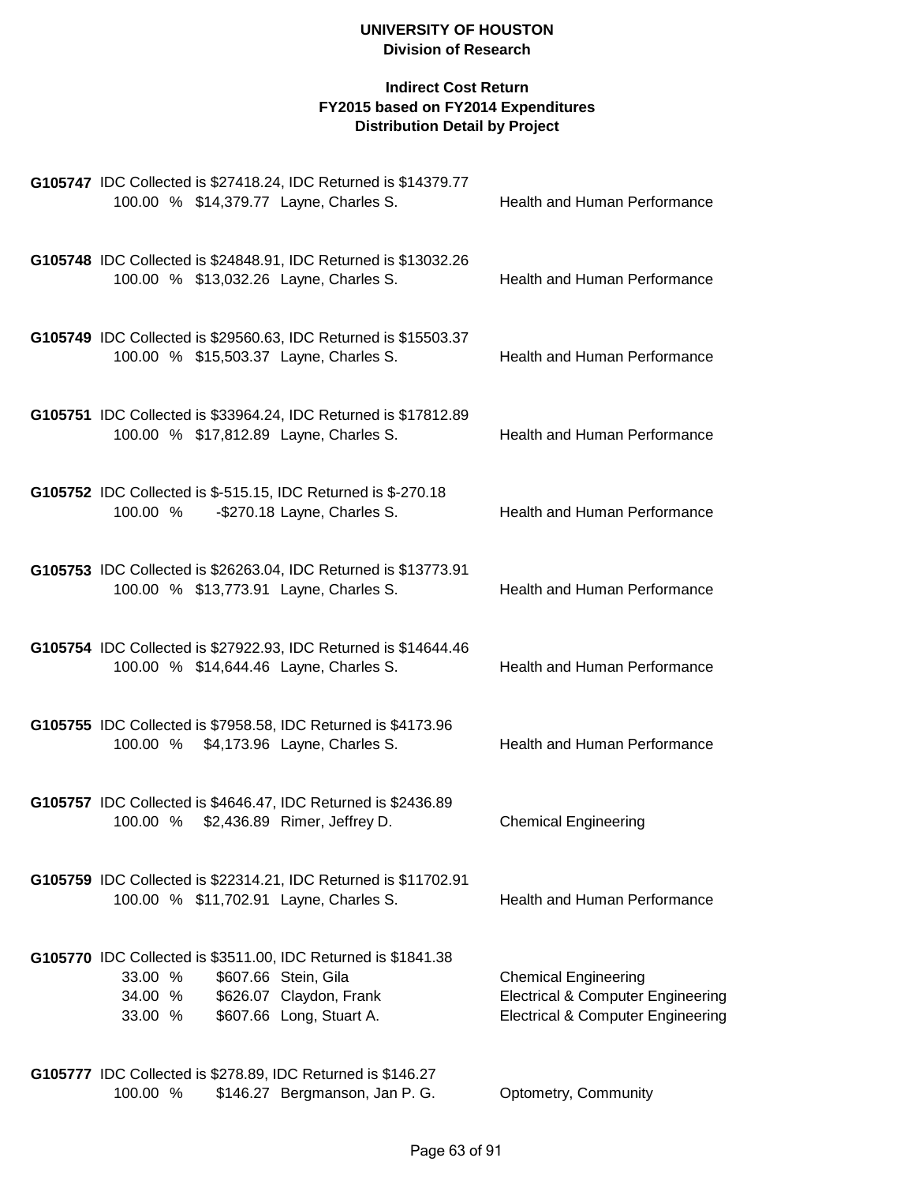**UNIVERSITY OF HOUSTON**
**Division of Research**

**Indirect Cost Return**
**FY2015 based on FY2014 Expenditures**
**Distribution Detail by Project**

**G105747** IDC Collected is $27418.24, IDC Returned is $14379.77

| % | Amount | Name | Department |
|---|---|---|---|
| 100.00 % | $14,379.77 | Layne, Charles S. | Health and Human Performance |

**G105748** IDC Collected is $24848.91, IDC Returned is $13032.26

| % | Amount | Name | Department |
|---|---|---|---|
| 100.00 % | $13,032.26 | Layne, Charles S. | Health and Human Performance |

**G105749** IDC Collected is $29560.63, IDC Returned is $15503.37

| % | Amount | Name | Department |
|---|---|---|---|
| 100.00 % | $15,503.37 | Layne, Charles S. | Health and Human Performance |

**G105751** IDC Collected is $33964.24, IDC Returned is $17812.89

| % | Amount | Name | Department |
|---|---|---|---|
| 100.00 % | $17,812.89 | Layne, Charles S. | Health and Human Performance |

**G105752** IDC Collected is $-515.15, IDC Returned is $-270.18

| % | Amount | Name | Department |
|---|---|---|---|
| 100.00 % | -$270.18 | Layne, Charles S. | Health and Human Performance |

**G105753** IDC Collected is $26263.04, IDC Returned is $13773.91

| % | Amount | Name | Department |
|---|---|---|---|
| 100.00 % | $13,773.91 | Layne, Charles S. | Health and Human Performance |

**G105754** IDC Collected is $27922.93, IDC Returned is $14644.46

| % | Amount | Name | Department |
|---|---|---|---|
| 100.00 % | $14,644.46 | Layne, Charles S. | Health and Human Performance |

**G105755** IDC Collected is $7958.58, IDC Returned is $4173.96

| % | Amount | Name | Department |
|---|---|---|---|
| 100.00 % | $4,173.96 | Layne, Charles S. | Health and Human Performance |

**G105757** IDC Collected is $4646.47, IDC Returned is $2436.89

| % | Amount | Name | Department |
|---|---|---|---|
| 100.00 % | $2,436.89 | Rimer, Jeffrey D. | Chemical Engineering |

**G105759** IDC Collected is $22314.21, IDC Returned is $11702.91

| % | Amount | Name | Department |
|---|---|---|---|
| 100.00 % | $11,702.91 | Layne, Charles S. | Health and Human Performance |

**G105770** IDC Collected is $3511.00, IDC Returned is $1841.38

| % | Amount | Name | Department |
|---|---|---|---|
| 33.00 % | $607.66 | Stein, Gila | Chemical Engineering |
| 34.00 % | $626.07 | Claydon, Frank | Electrical & Computer Engineering |
| 33.00 % | $607.66 | Long, Stuart A. | Electrical & Computer Engineering |

**G105777** IDC Collected is $278.89, IDC Returned is $146.27

| % | Amount | Name | Department |
|---|---|---|---|
| 100.00 % | $146.27 | Bergmanson, Jan P. G. | Optometry, Community |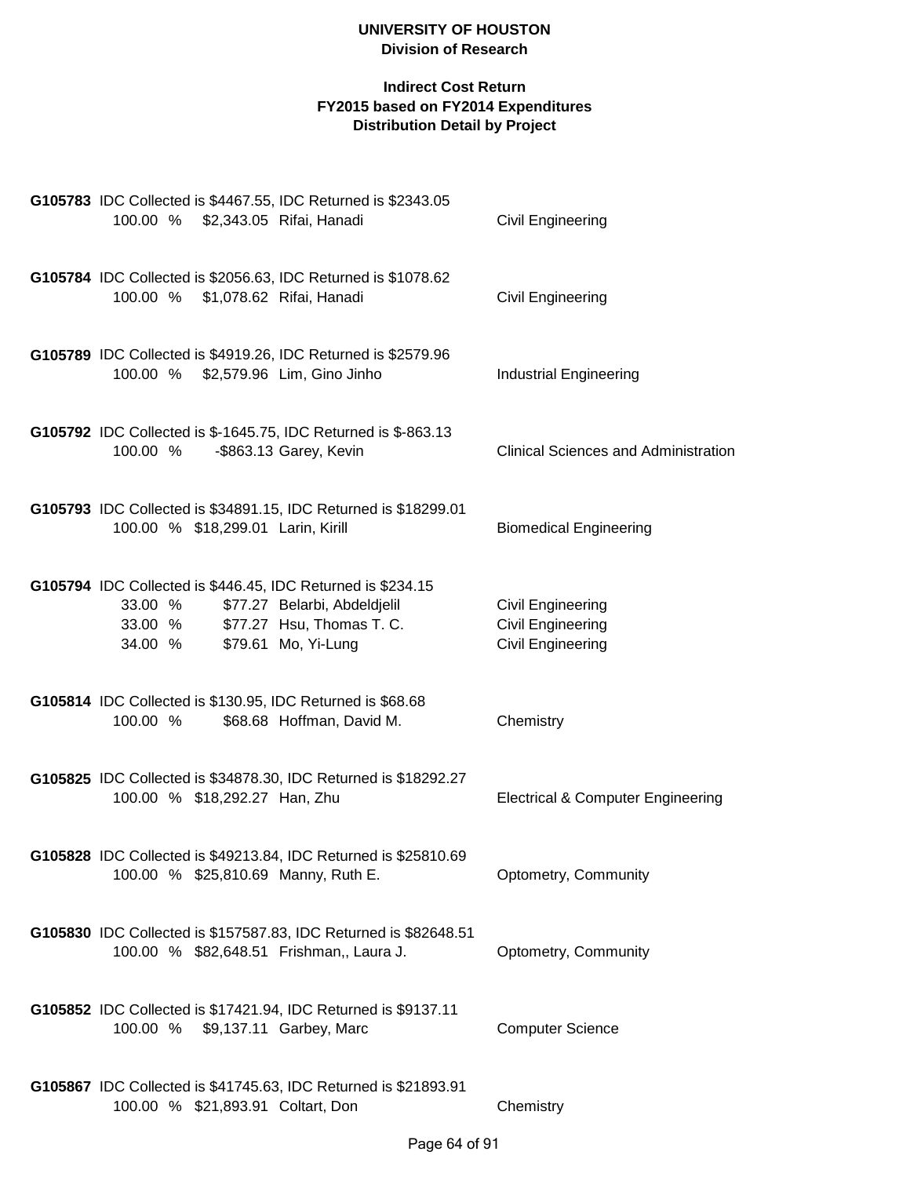**UNIVERSITY OF HOUSTON**
**Division of Research**

**Indirect Cost Return**
**FY2015 based on FY2014 Expenditures**
**Distribution Detail by Project**

**G105783** IDC Collected is $4467.55, IDC Returned is $2343.05

| 100.00 % | $2,343.05 | Rifai, Hanadi | Civil Engineering |
|---|---|---|---|

**G105784** IDC Collected is $2056.63, IDC Returned is $1078.62

| 100.00 % | $1,078.62 | Rifai, Hanadi | Civil Engineering |
|---|---|---|---|

**G105789** IDC Collected is $4919.26, IDC Returned is $2579.96

| 100.00 % | $2,579.96 | Lim, Gino Jinho | Industrial Engineering |
|---|---|---|---|

**G105792** IDC Collected is $-1645.75, IDC Returned is $-863.13

| 100.00 % | -$863.13 | Garey, Kevin | Clinical Sciences and Administration |
|---|---|---|---|

**G105793** IDC Collected is $34891.15, IDC Returned is $18299.01

| 100.00 % | $18,299.01 | Larin, Kirill | Biomedical Engineering |
|---|---|---|---|

**G105794** IDC Collected is $446.45, IDC Returned is $234.15

| 33.00 % | $77.27 | Belarbi, Abdeldjelil | Civil Engineering |
|---|---|---|---|
| 33.00 % | $77.27 | Hsu, Thomas T. C. | Civil Engineering |
| 34.00 % | $79.61 | Mo, Yi-Lung | Civil Engineering |

**G105814** IDC Collected is $130.95, IDC Returned is $68.68

| 100.00 % | $68.68 | Hoffman, David M. | Chemistry |
|---|---|---|---|

**G105825** IDC Collected is $34878.30, IDC Returned is $18292.27

| 100.00 % | $18,292.27 | Han, Zhu | Electrical & Computer Engineering |
|---|---|---|---|

**G105828** IDC Collected is $49213.84, IDC Returned is $25810.69

| 100.00 % | $25,810.69 | Manny, Ruth E. | Optometry, Community |
|---|---|---|---|

**G105830** IDC Collected is $157587.83, IDC Returned is $82648.51

| 100.00 % | $82,648.51 | Frishman,, Laura J. | Optometry, Community |
|---|---|---|---|

**G105852** IDC Collected is $17421.94, IDC Returned is $9137.11

| 100.00 % | $9,137.11 | Garbey, Marc | Computer Science |
|---|---|---|---|

**G105867** IDC Collected is $41745.63, IDC Returned is $21893.91

| 100.00 % | $21,893.91 | Coltart, Don | Chemistry |
|---|---|---|---|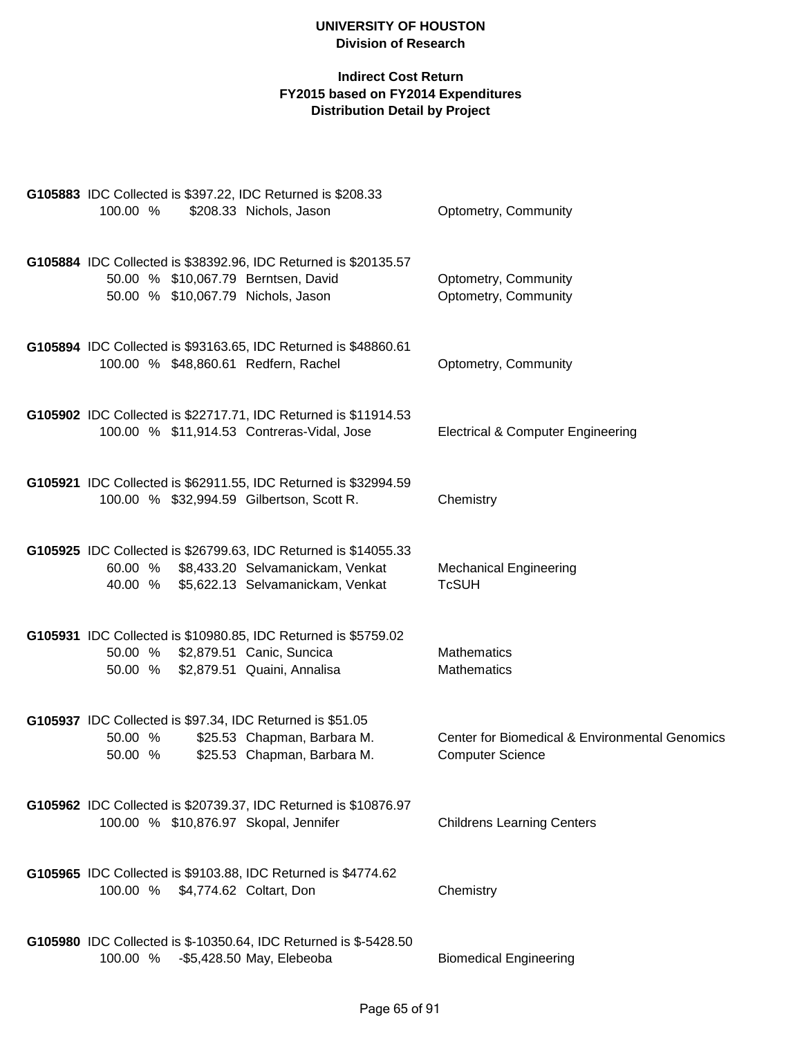**UNIVERSITY OF HOUSTON**
**Division of Research**

**Indirect Cost Return**
**FY2015 based on FY2014 Expenditures**
**Distribution Detail by Project**

**G105883** IDC Collected is $397.22, IDC Returned is $208.33

| | | | |
|---|---|---|---|
| 100.00 % | $208.33 | Nichols, Jason | Optometry, Community |

**G105884** IDC Collected is $38392.96, IDC Returned is $20135.57

| | | | |
|---|---|---|---|
| 50.00 % | $10,067.79 | Berntsen, David | Optometry, Community |
| 50.00 % | $10,067.79 | Nichols, Jason | Optometry, Community |

**G105894** IDC Collected is $93163.65, IDC Returned is $48860.61

| | | | |
|---|---|---|---|
| 100.00 % | $48,860.61 | Redfern, Rachel | Optometry, Community |

**G105902** IDC Collected is $22717.71, IDC Returned is $11914.53

| | | | |
|---|---|---|---|
| 100.00 % | $11,914.53 | Contreras-Vidal, Jose | Electrical & Computer Engineering |

**G105921** IDC Collected is $62911.55, IDC Returned is $32994.59

| | | | |
|---|---|---|---|
| 100.00 % | $32,994.59 | Gilbertson, Scott R. | Chemistry |

**G105925** IDC Collected is $26799.63, IDC Returned is $14055.33

| | | | |
|---|---|---|---|
| 60.00 % | $8,433.20 | Selvamanickam, Venkat | Mechanical Engineering |
| 40.00 % | $5,622.13 | Selvamanickam, Venkat | TcSUH |

**G105931** IDC Collected is $10980.85, IDC Returned is $5759.02

| | | | |
|---|---|---|---|
| 50.00 % | $2,879.51 | Canic, Suncica | Mathematics |
| 50.00 % | $2,879.51 | Quaini, Annalisa | Mathematics |

**G105937** IDC Collected is $97.34, IDC Returned is $51.05

| | | | |
|---|---|---|---|
| 50.00 % | $25.53 | Chapman, Barbara M. | Center for Biomedical & Environmental Genomics |
| 50.00 % | $25.53 | Chapman, Barbara M. | Computer Science |

**G105962** IDC Collected is $20739.37, IDC Returned is $10876.97

| | | | |
|---|---|---|---|
| 100.00 % | $10,876.97 | Skopal, Jennifer | Childrens Learning Centers |

**G105965** IDC Collected is $9103.88, IDC Returned is $4774.62

| | | | |
|---|---|---|---|
| 100.00 % | $4,774.62 | Coltart, Don | Chemistry |

**G105980** IDC Collected is $-10350.64, IDC Returned is $-5428.50

| | | | |
|---|---|---|---|
| 100.00 % | -$5,428.50 | May, Elebeoba | Biomedical Engineering |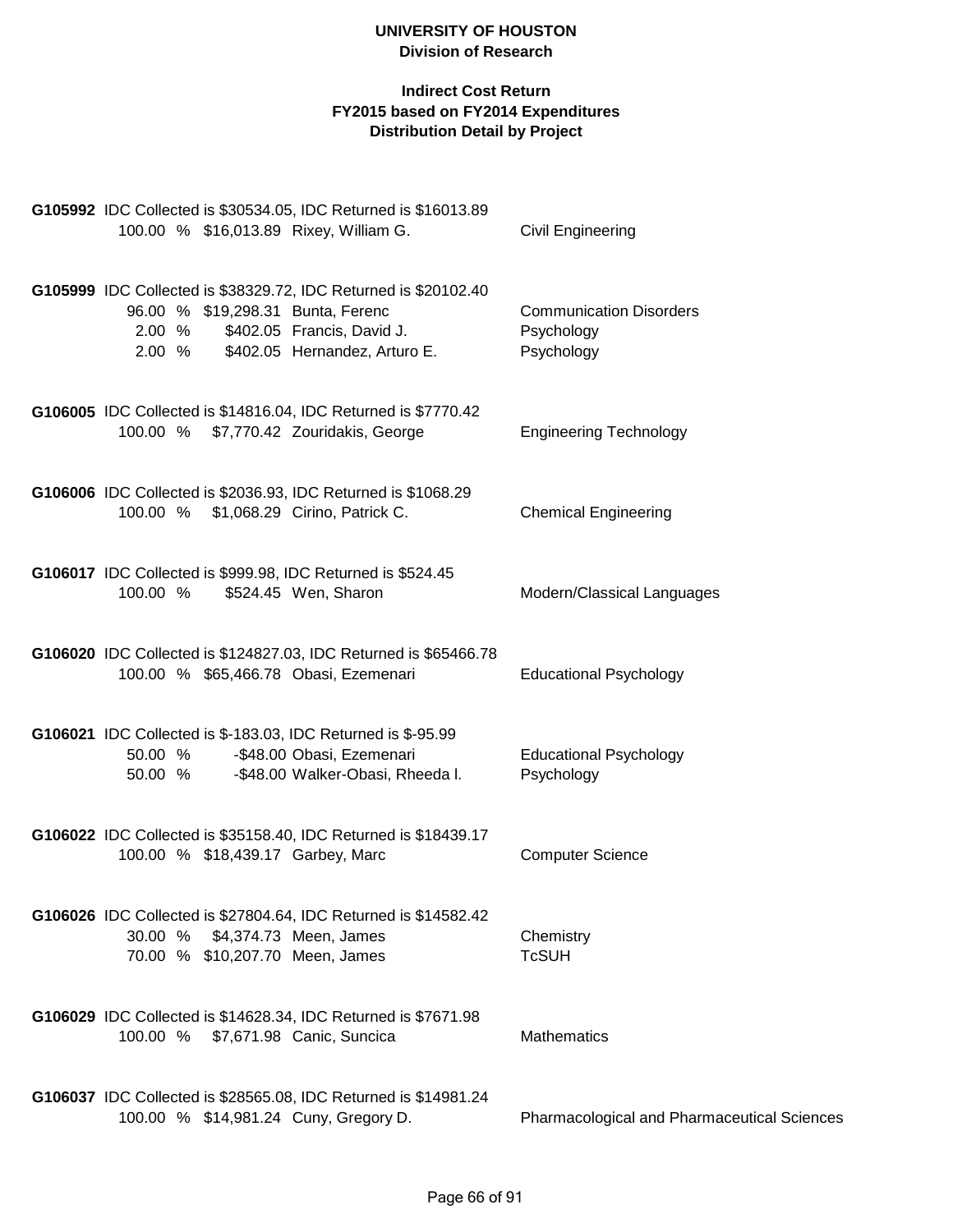# UNIVERSITY OF HOUSTON
## Division of Research

### Indirect Cost Return
### FY2015 based on FY2014 Expenditures
### Distribution Detail by Project

**G105992** IDC Collected is $30534.05, IDC Returned is $16013.89

| Percent | Amount | Name | Department |
|---|---|---|---|
| 100.00 % | $16,013.89 | Rixey, William G. | Civil Engineering |

**G105999** IDC Collected is $38329.72, IDC Returned is $20102.40

| Percent | Amount | Name | Department |
|---|---|---|---|
| 96.00 % | $19,298.31 | Bunta, Ferenc | Communication Disorders |
| 2.00 % | $402.05 | Francis, David J. | Psychology |
| 2.00 % | $402.05 | Hernandez, Arturo E. | Psychology |

**G106005** IDC Collected is $14816.04, IDC Returned is $7770.42

| Percent | Amount | Name | Department |
|---|---|---|---|
| 100.00 % | $7,770.42 | Zouridakis, George | Engineering Technology |

**G106006** IDC Collected is $2036.93, IDC Returned is $1068.29

| Percent | Amount | Name | Department |
|---|---|---|---|
| 100.00 % | $1,068.29 | Cirino, Patrick C. | Chemical Engineering |

**G106017** IDC Collected is $999.98, IDC Returned is $524.45

| Percent | Amount | Name | Department |
|---|---|---|---|
| 100.00 % | $524.45 | Wen, Sharon | Modern/Classical Languages |

**G106020** IDC Collected is $124827.03, IDC Returned is $65466.78

| Percent | Amount | Name | Department |
|---|---|---|---|
| 100.00 % | $65,466.78 | Obasi, Ezemenari | Educational Psychology |

**G106021** IDC Collected is $-183.03, IDC Returned is $-95.99

| Percent | Amount | Name | Department |
|---|---|---|---|
| 50.00 % | -$48.00 | Obasi, Ezemenari | Educational Psychology |
| 50.00 % | -$48.00 | Walker-Obasi, Rheeda l. | Psychology |

**G106022** IDC Collected is $35158.40, IDC Returned is $18439.17

| Percent | Amount | Name | Department |
|---|---|---|---|
| 100.00 % | $18,439.17 | Garbey, Marc | Computer Science |

**G106026** IDC Collected is $27804.64, IDC Returned is $14582.42

| Percent | Amount | Name | Department |
|---|---|---|---|
| 30.00 % | $4,374.73 | Meen, James | Chemistry |
| 70.00 % | $10,207.70 | Meen, James | TcSUH |

**G106029** IDC Collected is $14628.34, IDC Returned is $7671.98

| Percent | Amount | Name | Department |
|---|---|---|---|
| 100.00 % | $7,671.98 | Canic, Suncica | Mathematics |

**G106037** IDC Collected is $28565.08, IDC Returned is $14981.24

| Percent | Amount | Name | Department |
|---|---|---|---|
| 100.00 % | $14,981.24 | Cuny, Gregory D. | Pharmacological and Pharmaceutical Sciences |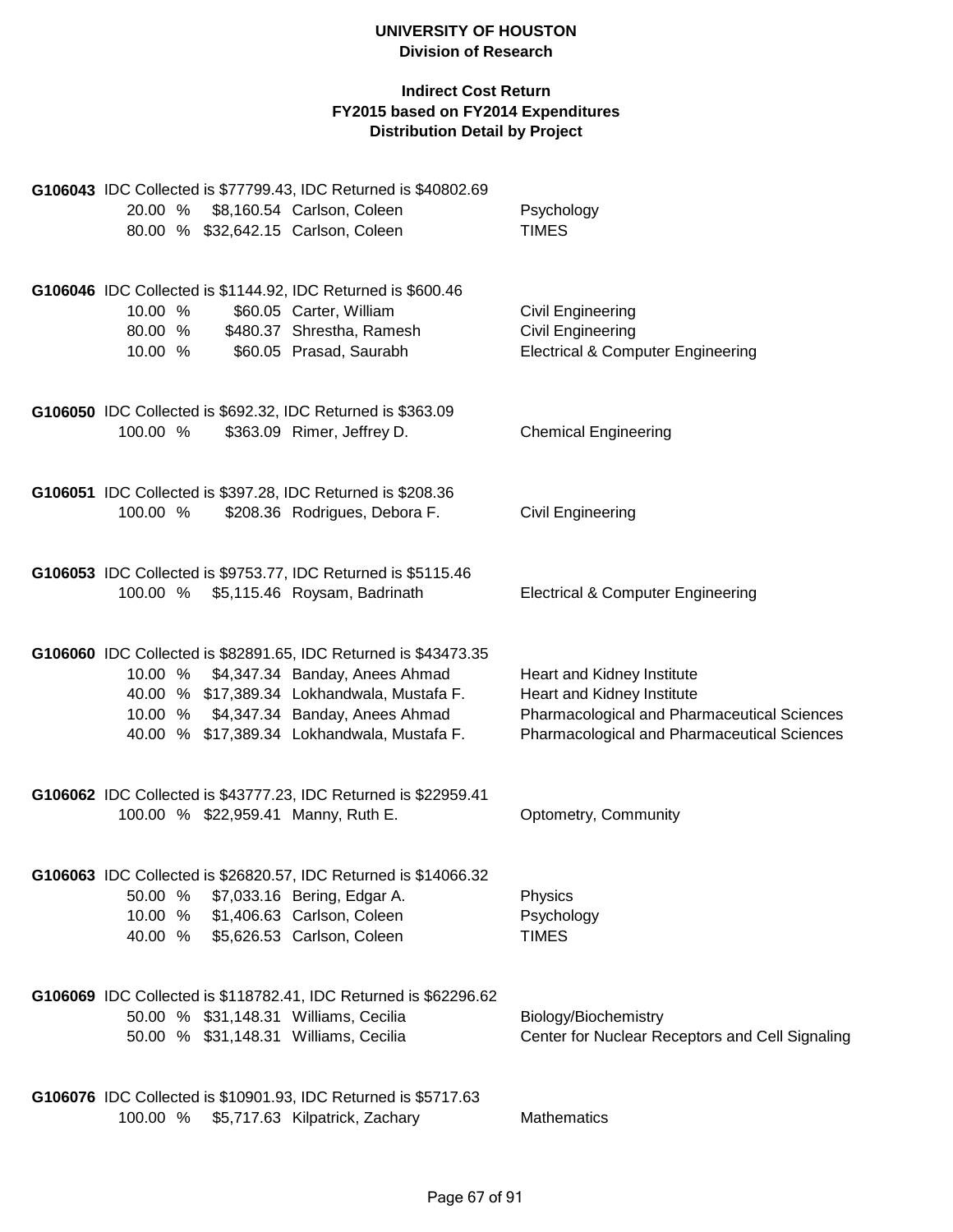# UNIVERSITY OF HOUSTON
## Division of Research

### Indirect Cost Return
### FY2015 based on FY2014 Expenditures
### Distribution Detail by Project

**G106043** IDC Collected is $77799.43, IDC Returned is $40802.69

| % | Amount | Name | Department |
|---|---|---|---|
| 20.00 % | $8,160.54 | Carlson, Coleen | Psychology |
| 80.00 % | $32,642.15 | Carlson, Coleen | TIMES |

**G106046** IDC Collected is $1144.92, IDC Returned is $600.46

| % | Amount | Name | Department |
|---|---|---|---|
| 10.00 % | $60.05 | Carter, William | Civil Engineering |
| 80.00 % | $480.37 | Shrestha, Ramesh | Civil Engineering |
| 10.00 % | $60.05 | Prasad, Saurabh | Electrical & Computer Engineering |

**G106050** IDC Collected is $692.32, IDC Returned is $363.09

| % | Amount | Name | Department |
|---|---|---|---|
| 100.00 % | $363.09 | Rimer, Jeffrey D. | Chemical Engineering |

**G106051** IDC Collected is $397.28, IDC Returned is $208.36

| % | Amount | Name | Department |
|---|---|---|---|
| 100.00 % | $208.36 | Rodrigues, Debora F. | Civil Engineering |

**G106053** IDC Collected is $9753.77, IDC Returned is $5115.46

| % | Amount | Name | Department |
|---|---|---|---|
| 100.00 % | $5,115.46 | Roysam, Badrinath | Electrical & Computer Engineering |

**G106060** IDC Collected is $82891.65, IDC Returned is $43473.35

| % | Amount | Name | Department |
|---|---|---|---|
| 10.00 % | $4,347.34 | Banday, Anees Ahmad | Heart and Kidney Institute |
| 40.00 % | $17,389.34 | Lokhandwala, Mustafa F. | Heart and Kidney Institute |
| 10.00 % | $4,347.34 | Banday, Anees Ahmad | Pharmacological and Pharmaceutical Sciences |
| 40.00 % | $17,389.34 | Lokhandwala, Mustafa F. | Pharmacological and Pharmaceutical Sciences |

**G106062** IDC Collected is $43777.23, IDC Returned is $22959.41

| % | Amount | Name | Department |
|---|---|---|---|
| 100.00 % | $22,959.41 | Manny, Ruth E. | Optometry, Community |

**G106063** IDC Collected is $26820.57, IDC Returned is $14066.32

| % | Amount | Name | Department |
|---|---|---|---|
| 50.00 % | $7,033.16 | Bering, Edgar A. | Physics |
| 10.00 % | $1,406.63 | Carlson, Coleen | Psychology |
| 40.00 % | $5,626.53 | Carlson, Coleen | TIMES |

**G106069** IDC Collected is $118782.41, IDC Returned is $62296.62

| % | Amount | Name | Department |
|---|---|---|---|
| 50.00 % | $31,148.31 | Williams, Cecilia | Biology/Biochemistry |
| 50.00 % | $31,148.31 | Williams, Cecilia | Center for Nuclear Receptors and Cell Signaling |

**G106076** IDC Collected is $10901.93, IDC Returned is $5717.63

| % | Amount | Name | Department |
|---|---|---|---|
| 100.00 % | $5,717.63 | Kilpatrick, Zachary | Mathematics |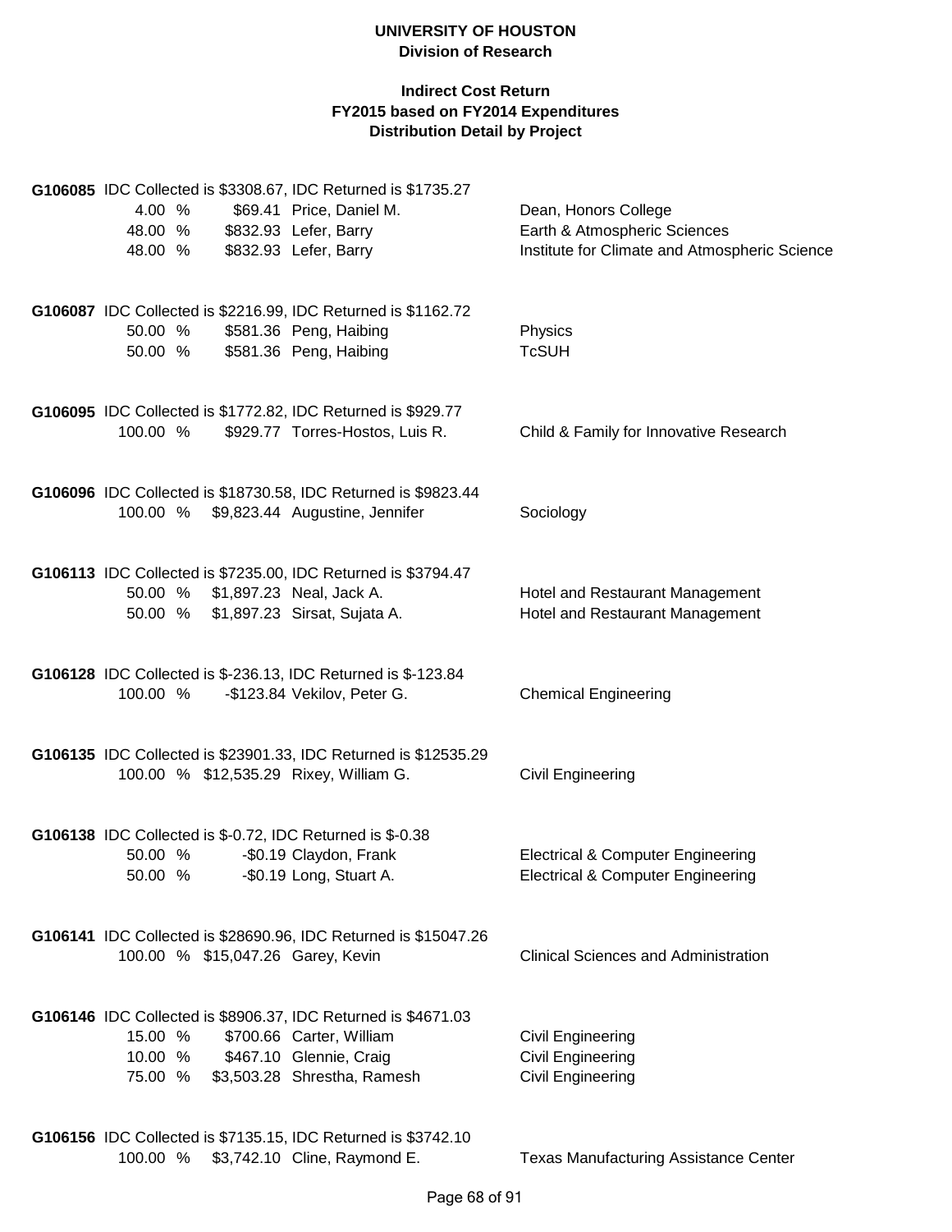# UNIVERSITY OF HOUSTON
## Division of Research

### Indirect Cost Return
### FY2015 based on FY2014 Expenditures
### Distribution Detail by Project

**G106085** IDC Collected is $3308.67, IDC Returned is $1735.27

| % | Amount | Name | Department |
|---|---|---|---|
| 4.00 % | $69.41 | Price, Daniel M. | Dean, Honors College |
| 48.00 % | $832.93 | Lefer, Barry | Earth & Atmospheric Sciences |
| 48.00 % | $832.93 | Lefer, Barry | Institute for Climate and Atmospheric Science |

**G106087** IDC Collected is $2216.99, IDC Returned is $1162.72

| % | Amount | Name | Department |
|---|---|---|---|
| 50.00 % | $581.36 | Peng, Haibing | Physics |
| 50.00 % | $581.36 | Peng, Haibing | TcSUH |

**G106095** IDC Collected is $1772.82, IDC Returned is $929.77

| % | Amount | Name | Department |
|---|---|---|---|
| 100.00 % | $929.77 | Torres-Hostos, Luis R. | Child & Family for Innovative Research |

**G106096** IDC Collected is $18730.58, IDC Returned is $9823.44

| % | Amount | Name | Department |
|---|---|---|---|
| 100.00 % | $9,823.44 | Augustine, Jennifer | Sociology |

**G106113** IDC Collected is $7235.00, IDC Returned is $3794.47

| % | Amount | Name | Department |
|---|---|---|---|
| 50.00 % | $1,897.23 | Neal, Jack A. | Hotel and Restaurant Management |
| 50.00 % | $1,897.23 | Sirsat, Sujata A. | Hotel and Restaurant Management |

**G106128** IDC Collected is $-236.13, IDC Returned is $-123.84

| % | Amount | Name | Department |
|---|---|---|---|
| 100.00 % | -$123.84 | Vekilov, Peter G. | Chemical Engineering |

**G106135** IDC Collected is $23901.33, IDC Returned is $12535.29

| % | Amount | Name | Department |
|---|---|---|---|
| 100.00 % | $12,535.29 | Rixey, William G. | Civil Engineering |

**G106138** IDC Collected is $-0.72, IDC Returned is $-0.38

| % | Amount | Name | Department |
|---|---|---|---|
| 50.00 % | -$0.19 | Claydon, Frank | Electrical & Computer Engineering |
| 50.00 % | -$0.19 | Long, Stuart A. | Electrical & Computer Engineering |

**G106141** IDC Collected is $28690.96, IDC Returned is $15047.26

| % | Amount | Name | Department |
|---|---|---|---|
| 100.00 % | $15,047.26 | Garey, Kevin | Clinical Sciences and Administration |

**G106146** IDC Collected is $8906.37, IDC Returned is $4671.03

| % | Amount | Name | Department |
|---|---|---|---|
| 15.00 % | $700.66 | Carter, William | Civil Engineering |
| 10.00 % | $467.10 | Glennie, Craig | Civil Engineering |
| 75.00 % | $3,503.28 | Shrestha, Ramesh | Civil Engineering |

**G106156** IDC Collected is $7135.15, IDC Returned is $3742.10

| % | Amount | Name | Department |
|---|---|---|---|
| 100.00 % | $3,742.10 | Cline, Raymond E. | Texas Manufacturing Assistance Center |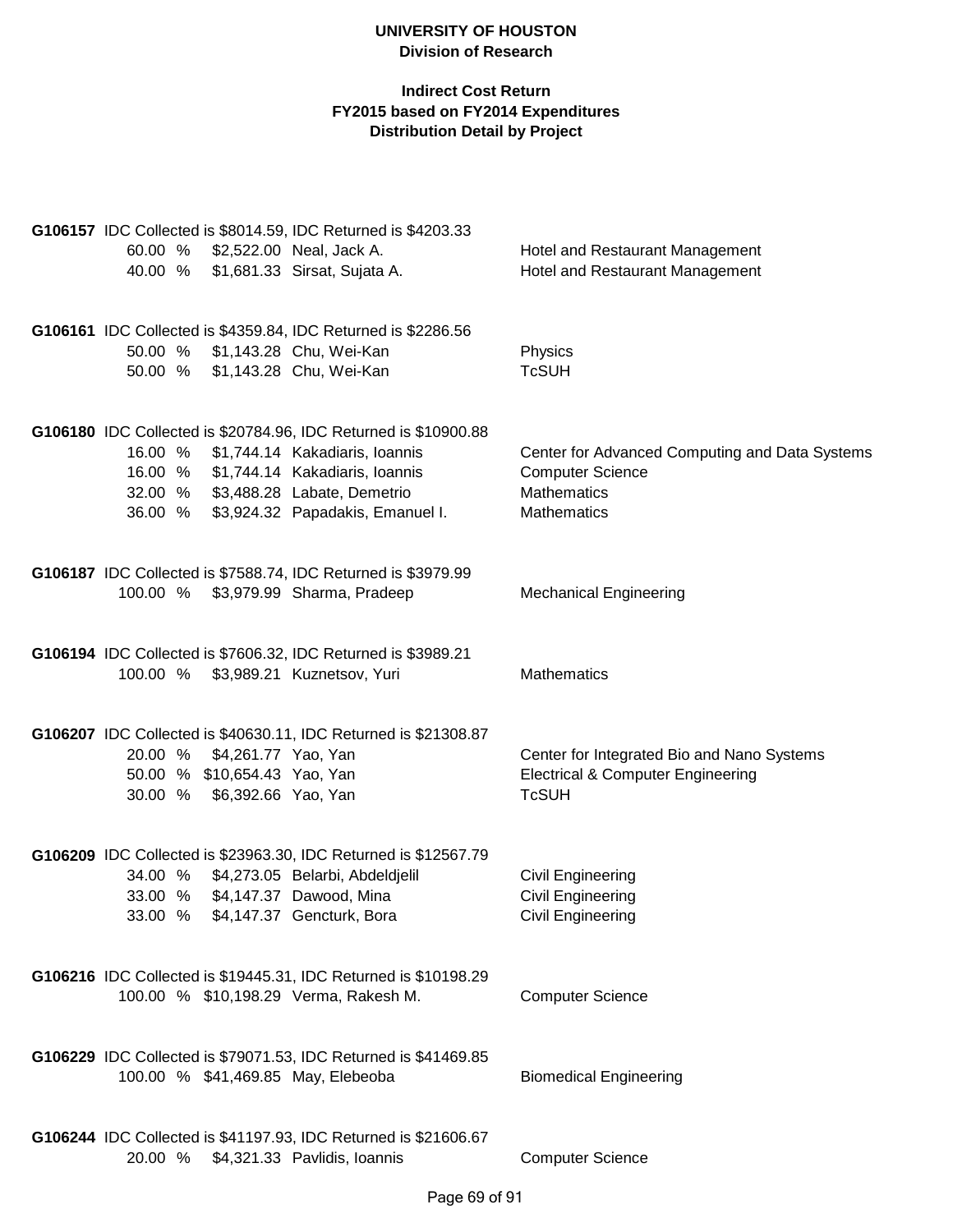**UNIVERSITY OF HOUSTON**
**Division of Research**

**Indirect Cost Return**
**FY2015 based on FY2014 Expenditures**
**Distribution Detail by Project**

**G106157** IDC Collected is $8014.59, IDC Returned is $4203.33

| % | Amount | Name | Department |
|---|---|---|---|
| 60.00 % | $2,522.00 | Neal, Jack A. | Hotel and Restaurant Management |
| 40.00 % | $1,681.33 | Sirsat, Sujata A. | Hotel and Restaurant Management |

**G106161** IDC Collected is $4359.84, IDC Returned is $2286.56

| % | Amount | Name | Department |
|---|---|---|---|
| 50.00 % | $1,143.28 | Chu, Wei-Kan | Physics |
| 50.00 % | $1,143.28 | Chu, Wei-Kan | TcSUH |

**G106180** IDC Collected is $20784.96, IDC Returned is $10900.88

| % | Amount | Name | Department |
|---|---|---|---|
| 16.00 % | $1,744.14 | Kakadiaris, Ioannis | Center for Advanced Computing and Data Systems |
| 16.00 % | $1,744.14 | Kakadiaris, Ioannis | Computer Science |
| 32.00 % | $3,488.28 | Labate, Demetrio | Mathematics |
| 36.00 % | $3,924.32 | Papadakis, Emanuel I. | Mathematics |

**G106187** IDC Collected is $7588.74, IDC Returned is $3979.99

| % | Amount | Name | Department |
|---|---|---|---|
| 100.00 % | $3,979.99 | Sharma, Pradeep | Mechanical Engineering |

**G106194** IDC Collected is $7606.32, IDC Returned is $3989.21

| % | Amount | Name | Department |
|---|---|---|---|
| 100.00 % | $3,989.21 | Kuznetsov, Yuri | Mathematics |

**G106207** IDC Collected is $40630.11, IDC Returned is $21308.87

| % | Amount | Name | Department |
|---|---|---|---|
| 20.00 % | $4,261.77 | Yao, Yan | Center for Integrated Bio and Nano Systems |
| 50.00 % | $10,654.43 | Yao, Yan | Electrical & Computer Engineering |
| 30.00 % | $6,392.66 | Yao, Yan | TcSUH |

**G106209** IDC Collected is $23963.30, IDC Returned is $12567.79

| % | Amount | Name | Department |
|---|---|---|---|
| 34.00 % | $4,273.05 | Belarbi, Abdeldjelil | Civil Engineering |
| 33.00 % | $4,147.37 | Dawood, Mina | Civil Engineering |
| 33.00 % | $4,147.37 | Gencturk, Bora | Civil Engineering |

**G106216** IDC Collected is $19445.31, IDC Returned is $10198.29

| % | Amount | Name | Department |
|---|---|---|---|
| 100.00 % | $10,198.29 | Verma, Rakesh M. | Computer Science |

**G106229** IDC Collected is $79071.53, IDC Returned is $41469.85

| % | Amount | Name | Department |
|---|---|---|---|
| 100.00 % | $41,469.85 | May, Elebeoba | Biomedical Engineering |

**G106244** IDC Collected is $41197.93, IDC Returned is $21606.67

| % | Amount | Name | Department |
|---|---|---|---|
| 20.00 % | $4,321.33 | Pavlidis, Ioannis | Computer Science |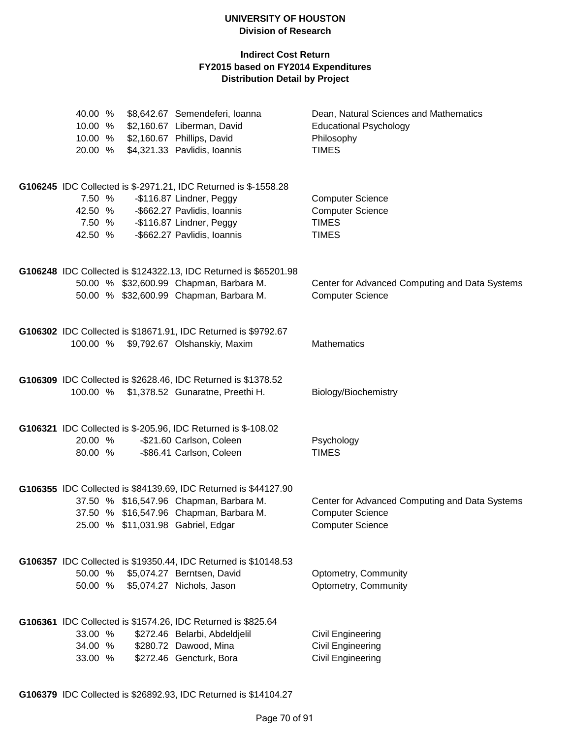# UNIVERSITY OF HOUSTON
## Division of Research

### Indirect Cost Return
### FY2015 based on FY2014 Expenditures
### Distribution Detail by Project

| Percent | Amount | Name | Department |
|---|---|---|---|
| 40.00 % | $8,642.67 | Semendeferi, Ioanna | Dean, Natural Sciences and Mathematics |
| 10.00 % | $2,160.67 | Liberman, David | Educational Psychology |
| 10.00 % | $2,160.67 | Phillips, David | Philosophy |
| 20.00 % | $4,321.33 | Pavlidis, Ioannis | TIMES |

**G106245** IDC Collected is $-2971.21, IDC Returned is $-1558.28

| Percent | Amount | Name | Department |
|---|---|---|---|
| 7.50 % | -$116.87 | Lindner, Peggy | Computer Science |
| 42.50 % | -$662.27 | Pavlidis, Ioannis | Computer Science |
| 7.50 % | -$116.87 | Lindner, Peggy | TIMES |
| 42.50 % | -$662.27 | Pavlidis, Ioannis | TIMES |

**G106248** IDC Collected is $124322.13, IDC Returned is $65201.98

| Percent | Amount | Name | Department |
|---|---|---|---|
| 50.00 % | $32,600.99 | Chapman, Barbara M. | Center for Advanced Computing and Data Systems |
| 50.00 % | $32,600.99 | Chapman, Barbara M. | Computer Science |

**G106302** IDC Collected is $18671.91, IDC Returned is $9792.67

| Percent | Amount | Name | Department |
|---|---|---|---|
| 100.00 % | $9,792.67 | Olshanskiy, Maxim | Mathematics |

**G106309** IDC Collected is $2628.46, IDC Returned is $1378.52

| Percent | Amount | Name | Department |
|---|---|---|---|
| 100.00 % | $1,378.52 | Gunaratne, Preethi H. | Biology/Biochemistry |

**G106321** IDC Collected is $-205.96, IDC Returned is $-108.02

| Percent | Amount | Name | Department |
|---|---|---|---|
| 20.00 % | -$21.60 | Carlson, Coleen | Psychology |
| 80.00 % | -$86.41 | Carlson, Coleen | TIMES |

**G106355** IDC Collected is $84139.69, IDC Returned is $44127.90

| Percent | Amount | Name | Department |
|---|---|---|---|
| 37.50 % | $16,547.96 | Chapman, Barbara M. | Center for Advanced Computing and Data Systems |
| 37.50 % | $16,547.96 | Chapman, Barbara M. | Computer Science |
| 25.00 % | $11,031.98 | Gabriel, Edgar | Computer Science |

**G106357** IDC Collected is $19350.44, IDC Returned is $10148.53

| Percent | Amount | Name | Department |
|---|---|---|---|
| 50.00 % | $5,074.27 | Berntsen, David | Optometry, Community |
| 50.00 % | $5,074.27 | Nichols, Jason | Optometry, Community |

**G106361** IDC Collected is $1574.26, IDC Returned is $825.64

| Percent | Amount | Name | Department |
|---|---|---|---|
| 33.00 % | $272.46 | Belarbi, Abdeldjelil | Civil Engineering |
| 34.00 % | $280.72 | Dawood, Mina | Civil Engineering |
| 33.00 % | $272.46 | Gencturk, Bora | Civil Engineering |

**G106379** IDC Collected is $26892.93, IDC Returned is $14104.27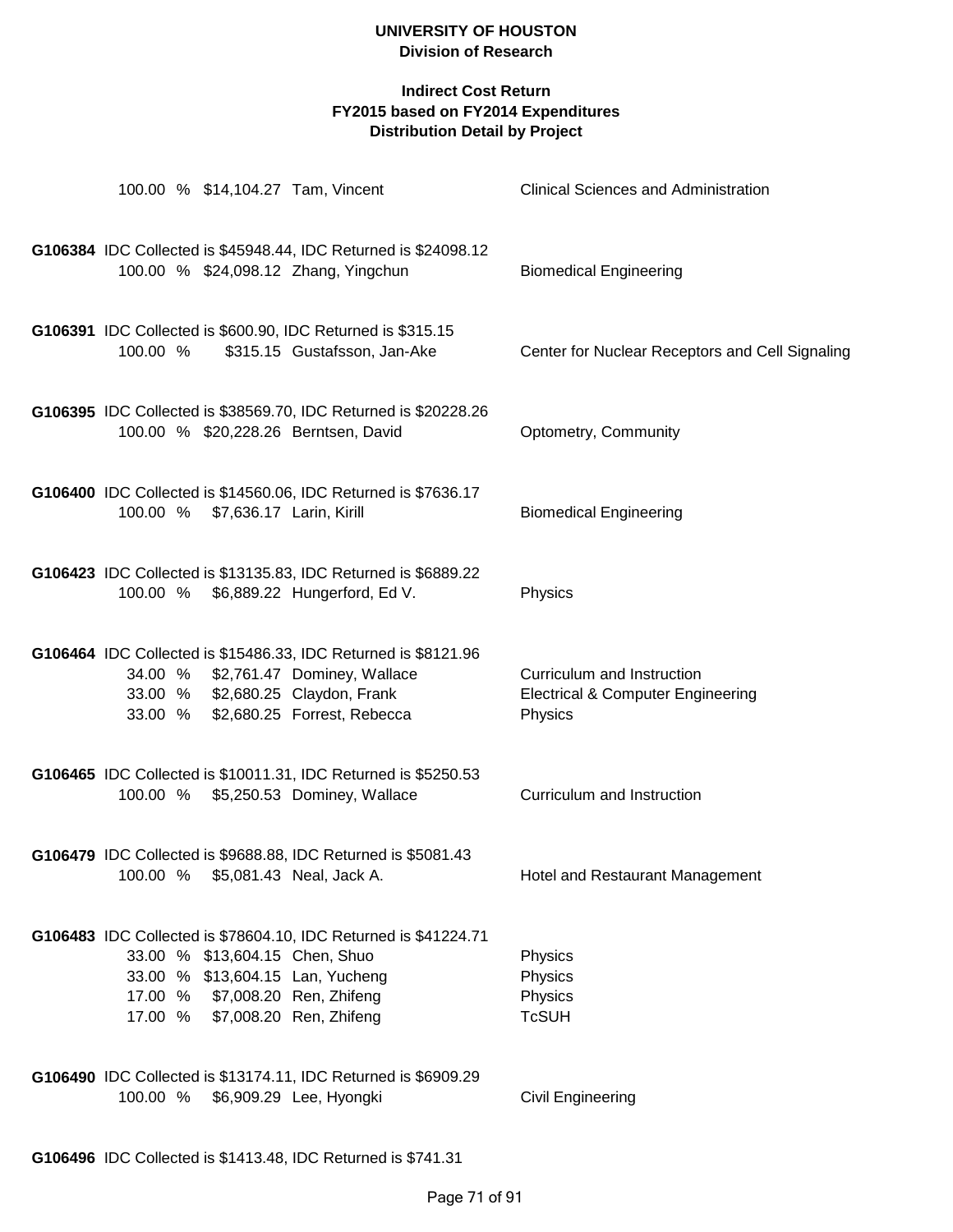100.00 % $14,104.27 Tam, Vincent — Clinical Sciences and Administration

**G106384** IDC Collected is $45948.44, IDC Returned is $24098.12

| Percent | Amount | Name | Department |
|---|---|---|---|
| 100.00 % | $24,098.12 | Zhang, Yingchun | Biomedical Engineering |

**G106391** IDC Collected is $600.90, IDC Returned is $315.15

| Percent | Amount | Name | Department |
|---|---|---|---|
| 100.00 % | $315.15 | Gustafsson, Jan-Ake | Center for Nuclear Receptors and Cell Signaling |

**G106395** IDC Collected is $38569.70, IDC Returned is $20228.26

| Percent | Amount | Name | Department |
|---|---|---|---|
| 100.00 % | $20,228.26 | Berntsen, David | Optometry, Community |

**G106400** IDC Collected is $14560.06, IDC Returned is $7636.17

| Percent | Amount | Name | Department |
|---|---|---|---|
| 100.00 % | $7,636.17 | Larin, Kirill | Biomedical Engineering |

**G106423** IDC Collected is $13135.83, IDC Returned is $6889.22

| Percent | Amount | Name | Department |
|---|---|---|---|
| 100.00 % | $6,889.22 | Hungerford, Ed V. | Physics |

**G106464** IDC Collected is $15486.33, IDC Returned is $8121.96

| Percent | Amount | Name | Department |
|---|---|---|---|
| 34.00 % | $2,761.47 | Dominey, Wallace | Curriculum and Instruction |
| 33.00 % | $2,680.25 | Claydon, Frank | Electrical & Computer Engineering |
| 33.00 % | $2,680.25 | Forrest, Rebecca | Physics |

**G106465** IDC Collected is $10011.31, IDC Returned is $5250.53

| Percent | Amount | Name | Department |
|---|---|---|---|
| 100.00 % | $5,250.53 | Dominey, Wallace | Curriculum and Instruction |

**G106479** IDC Collected is $9688.88, IDC Returned is $5081.43

| Percent | Amount | Name | Department |
|---|---|---|---|
| 100.00 % | $5,081.43 | Neal, Jack A. | Hotel and Restaurant Management |

**G106483** IDC Collected is $78604.10, IDC Returned is $41224.71

| Percent | Amount | Name | Department |
|---|---|---|---|
| 33.00 % | $13,604.15 | Chen, Shuo | Physics |
| 33.00 % | $13,604.15 | Lan, Yucheng | Physics |
| 17.00 % | $7,008.20 | Ren, Zhifeng | Physics |
| 17.00 % | $7,008.20 | Ren, Zhifeng | TcSUH |

**G106490** IDC Collected is $13174.11, IDC Returned is $6909.29

| Percent | Amount | Name | Department |
|---|---|---|---|
| 100.00 % | $6,909.29 | Lee, Hyongki | Civil Engineering |

**G106496** IDC Collected is $1413.48, IDC Returned is $741.31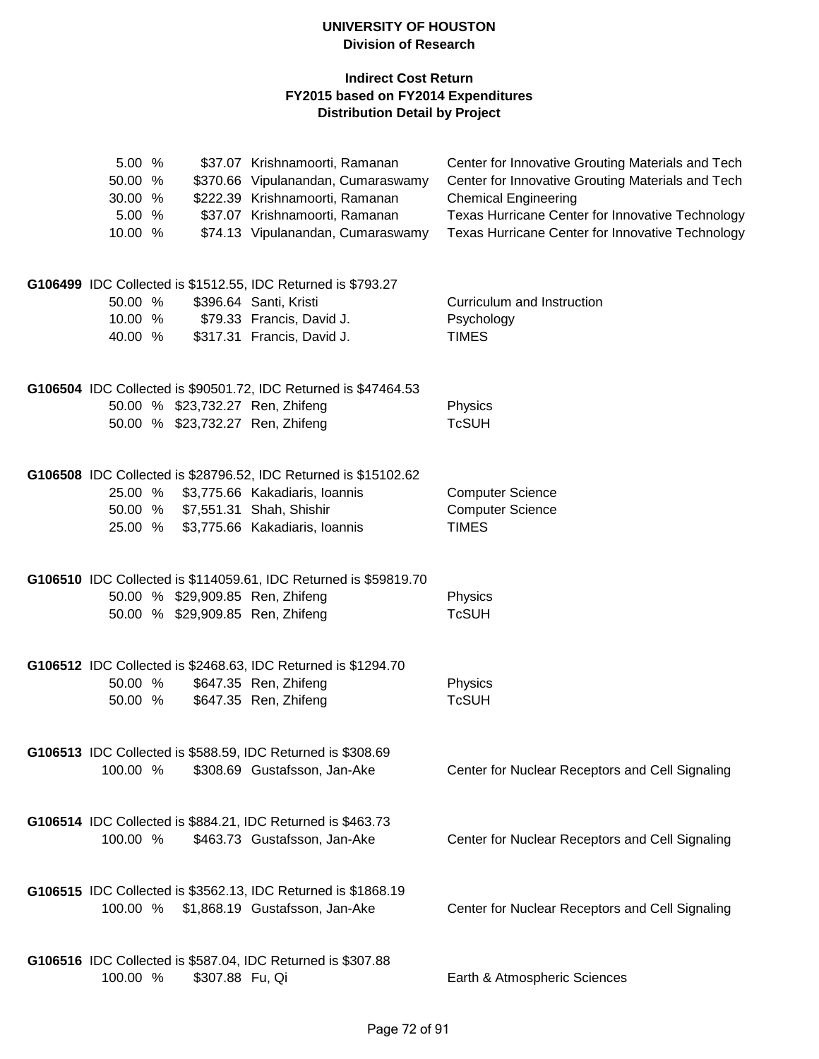**UNIVERSITY OF HOUSTON**
**Division of Research**

**Indirect Cost Return**
**FY2015 based on FY2014 Expenditures**
**Distribution Detail by Project**

| | | | |
|---|---|---|---|
| 5.00 % | $37.07 | Krishnamoorti, Ramanan | Center for Innovative Grouting Materials and Tech |
| 50.00 % | $370.66 | Vipulanandan, Cumaraswamy | Center for Innovative Grouting Materials and Tech |
| 30.00 % | $222.39 | Krishnamoorti, Ramanan | Chemical Engineering |
| 5.00 % | $37.07 | Krishnamoorti, Ramanan | Texas Hurricane Center for Innovative Technology |
| 10.00 % | $74.13 | Vipulanandan, Cumaraswamy | Texas Hurricane Center for Innovative Technology |

**G106499** IDC Collected is $1512.55, IDC Returned is $793.27

| | | | |
|---|---|---|---|
| 50.00 % | $396.64 | Santi, Kristi | Curriculum and Instruction |
| 10.00 % | $79.33 | Francis, David J. | Psychology |
| 40.00 % | $317.31 | Francis, David J. | TIMES |

**G106504** IDC Collected is $90501.72, IDC Returned is $47464.53

| | | | |
|---|---|---|---|
| 50.00 % | $23,732.27 | Ren, Zhifeng | Physics |
| 50.00 % | $23,732.27 | Ren, Zhifeng | TcSUH |

**G106508** IDC Collected is $28796.52, IDC Returned is $15102.62

| | | | |
|---|---|---|---|
| 25.00 % | $3,775.66 | Kakadiaris, Ioannis | Computer Science |
| 50.00 % | $7,551.31 | Shah, Shishir | Computer Science |
| 25.00 % | $3,775.66 | Kakadiaris, Ioannis | TIMES |

**G106510** IDC Collected is $114059.61, IDC Returned is $59819.70

| | | | |
|---|---|---|---|
| 50.00 % | $29,909.85 | Ren, Zhifeng | Physics |
| 50.00 % | $29,909.85 | Ren, Zhifeng | TcSUH |

**G106512** IDC Collected is $2468.63, IDC Returned is $1294.70

| | | | |
|---|---|---|---|
| 50.00 % | $647.35 | Ren, Zhifeng | Physics |
| 50.00 % | $647.35 | Ren, Zhifeng | TcSUH |

**G106513** IDC Collected is $588.59, IDC Returned is $308.69

| | | | |
|---|---|---|---|
| 100.00 % | $308.69 | Gustafsson, Jan-Ake | Center for Nuclear Receptors and Cell Signaling |

**G106514** IDC Collected is $884.21, IDC Returned is $463.73

| | | | |
|---|---|---|---|
| 100.00 % | $463.73 | Gustafsson, Jan-Ake | Center for Nuclear Receptors and Cell Signaling |

**G106515** IDC Collected is $3562.13, IDC Returned is $1868.19

| | | | |
|---|---|---|---|
| 100.00 % | $1,868.19 | Gustafsson, Jan-Ake | Center for Nuclear Receptors and Cell Signaling |

**G106516** IDC Collected is $587.04, IDC Returned is $307.88

| | | | |
|---|---|---|---|
| 100.00 % | $307.88 | Fu, Qi | Earth & Atmospheric Sciences |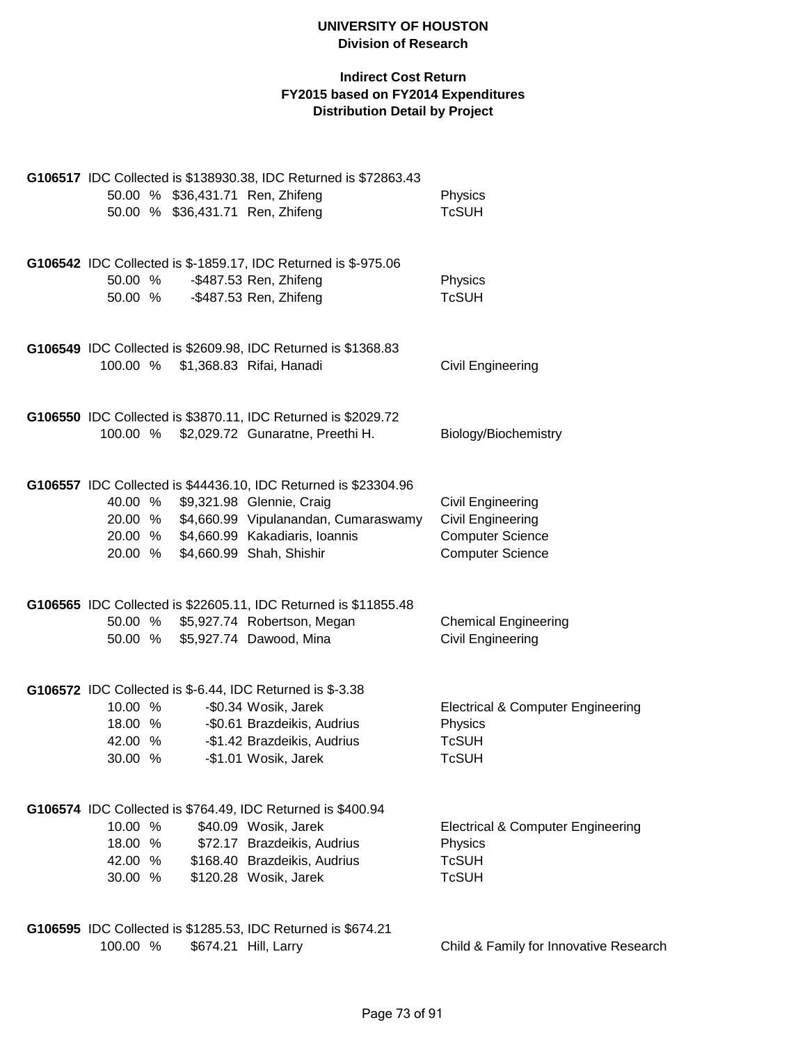**UNIVERSITY OF HOUSTON**
**Division of Research**

**Indirect Cost Return**
**FY2015 based on FY2014 Expenditures**
**Distribution Detail by Project**

**G106517** IDC Collected is $138930.38, IDC Returned is $72863.43

| % | Amount | Name | Department |
|---|---|---|---|
| 50.00 % | $36,431.71 | Ren, Zhifeng | Physics |
| 50.00 % | $36,431.71 | Ren, Zhifeng | TcSUH |

**G106542** IDC Collected is $-1859.17, IDC Returned is $-975.06

| % | Amount | Name | Department |
|---|---|---|---|
| 50.00 % | -$487.53 | Ren, Zhifeng | Physics |
| 50.00 % | -$487.53 | Ren, Zhifeng | TcSUH |

**G106549** IDC Collected is $2609.98, IDC Returned is $1368.83

| % | Amount | Name | Department |
|---|---|---|---|
| 100.00 % | $1,368.83 | Rifai, Hanadi | Civil Engineering |

**G106550** IDC Collected is $3870.11, IDC Returned is $2029.72

| % | Amount | Name | Department |
|---|---|---|---|
| 100.00 % | $2,029.72 | Gunaratne, Preethi H. | Biology/Biochemistry |

**G106557** IDC Collected is $44436.10, IDC Returned is $23304.96

| % | Amount | Name | Department |
|---|---|---|---|
| 40.00 % | $9,321.98 | Glennie, Craig | Civil Engineering |
| 20.00 % | $4,660.99 | Vipulanandan, Cumaraswamy | Civil Engineering |
| 20.00 % | $4,660.99 | Kakadiaris, Ioannis | Computer Science |
| 20.00 % | $4,660.99 | Shah, Shishir | Computer Science |

**G106565** IDC Collected is $22605.11, IDC Returned is $11855.48

| % | Amount | Name | Department |
|---|---|---|---|
| 50.00 % | $5,927.74 | Robertson, Megan | Chemical Engineering |
| 50.00 % | $5,927.74 | Dawood, Mina | Civil Engineering |

**G106572** IDC Collected is $-6.44, IDC Returned is $-3.38

| % | Amount | Name | Department |
|---|---|---|---|
| 10.00 % | -$0.34 | Wosik, Jarek | Electrical & Computer Engineering |
| 18.00 % | -$0.61 | Brazdeikis, Audrius | Physics |
| 42.00 % | -$1.42 | Brazdeikis, Audrius | TcSUH |
| 30.00 % | -$1.01 | Wosik, Jarek | TcSUH |

**G106574** IDC Collected is $764.49, IDC Returned is $400.94

| % | Amount | Name | Department |
|---|---|---|---|
| 10.00 % | $40.09 | Wosik, Jarek | Electrical & Computer Engineering |
| 18.00 % | $72.17 | Brazdeikis, Audrius | Physics |
| 42.00 % | $168.40 | Brazdeikis, Audrius | TcSUH |
| 30.00 % | $120.28 | Wosik, Jarek | TcSUH |

**G106595** IDC Collected is $1285.53, IDC Returned is $674.21

| % | Amount | Name | Department |
|---|---|---|---|
| 100.00 % | $674.21 | Hill, Larry | Child & Family for Innovative Research |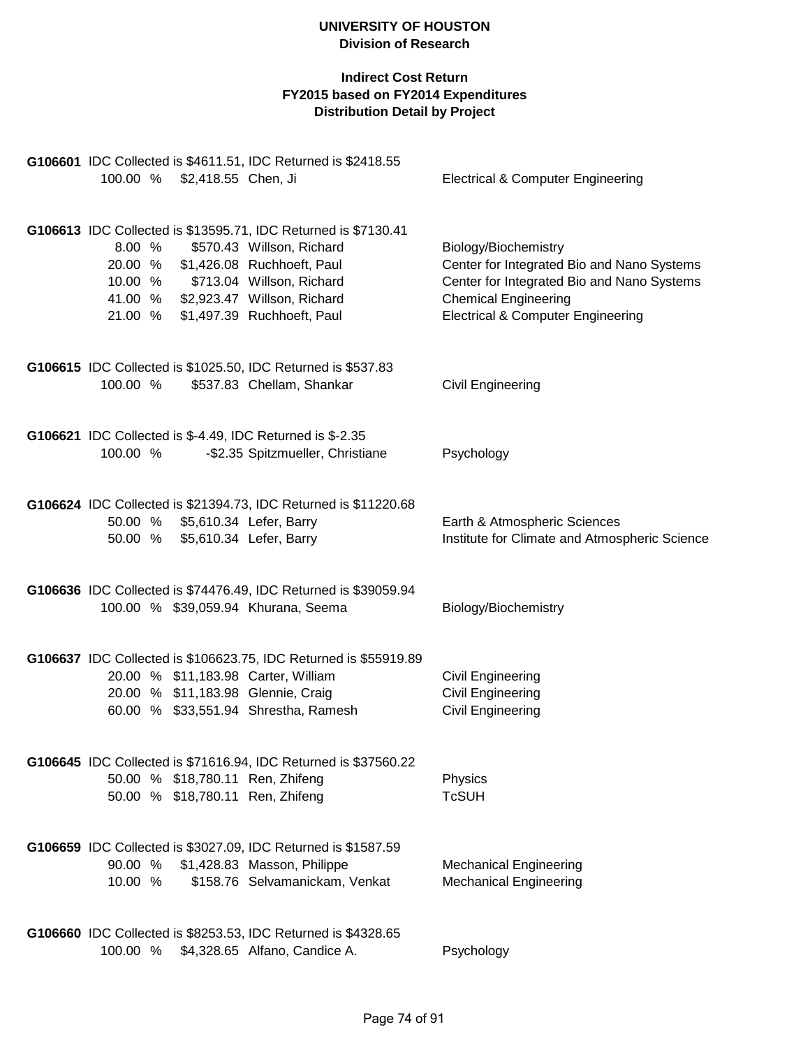**UNIVERSITY OF HOUSTON**
**Division of Research**

**Indirect Cost Return**
**FY2015 based on FY2014 Expenditures**
**Distribution Detail by Project**

**G106601** IDC Collected is $4611.51, IDC Returned is $2418.55

| % | Amount | Name | Department |
|---|---|---|---|
| 100.00 % | $2,418.55 | Chen, Ji | Electrical & Computer Engineering |

**G106613** IDC Collected is $13595.71, IDC Returned is $7130.41

| % | Amount | Name | Department |
|---|---|---|---|
| 8.00 % | $570.43 | Willson, Richard | Biology/Biochemistry |
| 20.00 % | $1,426.08 | Ruchhoeft, Paul | Center for Integrated Bio and Nano Systems |
| 10.00 % | $713.04 | Willson, Richard | Center for Integrated Bio and Nano Systems |
| 41.00 % | $2,923.47 | Willson, Richard | Chemical Engineering |
| 21.00 % | $1,497.39 | Ruchhoeft, Paul | Electrical & Computer Engineering |

**G106615** IDC Collected is $1025.50, IDC Returned is $537.83

| % | Amount | Name | Department |
|---|---|---|---|
| 100.00 % | $537.83 | Chellam, Shankar | Civil Engineering |

**G106621** IDC Collected is $-4.49, IDC Returned is $-2.35

| % | Amount | Name | Department |
|---|---|---|---|
| 100.00 % | -$2.35 | Spitzmueller, Christiane | Psychology |

**G106624** IDC Collected is $21394.73, IDC Returned is $11220.68

| % | Amount | Name | Department |
|---|---|---|---|
| 50.00 % | $5,610.34 | Lefer, Barry | Earth & Atmospheric Sciences |
| 50.00 % | $5,610.34 | Lefer, Barry | Institute for Climate and Atmospheric Science |

**G106636** IDC Collected is $74476.49, IDC Returned is $39059.94

| % | Amount | Name | Department |
|---|---|---|---|
| 100.00 % | $39,059.94 | Khurana, Seema | Biology/Biochemistry |

**G106637** IDC Collected is $106623.75, IDC Returned is $55919.89

| % | Amount | Name | Department |
|---|---|---|---|
| 20.00 % | $11,183.98 | Carter, William | Civil Engineering |
| 20.00 % | $11,183.98 | Glennie, Craig | Civil Engineering |
| 60.00 % | $33,551.94 | Shrestha, Ramesh | Civil Engineering |

**G106645** IDC Collected is $71616.94, IDC Returned is $37560.22

| % | Amount | Name | Department |
|---|---|---|---|
| 50.00 % | $18,780.11 | Ren, Zhifeng | Physics |
| 50.00 % | $18,780.11 | Ren, Zhifeng | TcSUH |

**G106659** IDC Collected is $3027.09, IDC Returned is $1587.59

| % | Amount | Name | Department |
|---|---|---|---|
| 90.00 % | $1,428.83 | Masson, Philippe | Mechanical Engineering |
| 10.00 % | $158.76 | Selvamanickam, Venkat | Mechanical Engineering |

**G106660** IDC Collected is $8253.53, IDC Returned is $4328.65

| % | Amount | Name | Department |
|---|---|---|---|
| 100.00 % | $4,328.65 | Alfano, Candice A. | Psychology |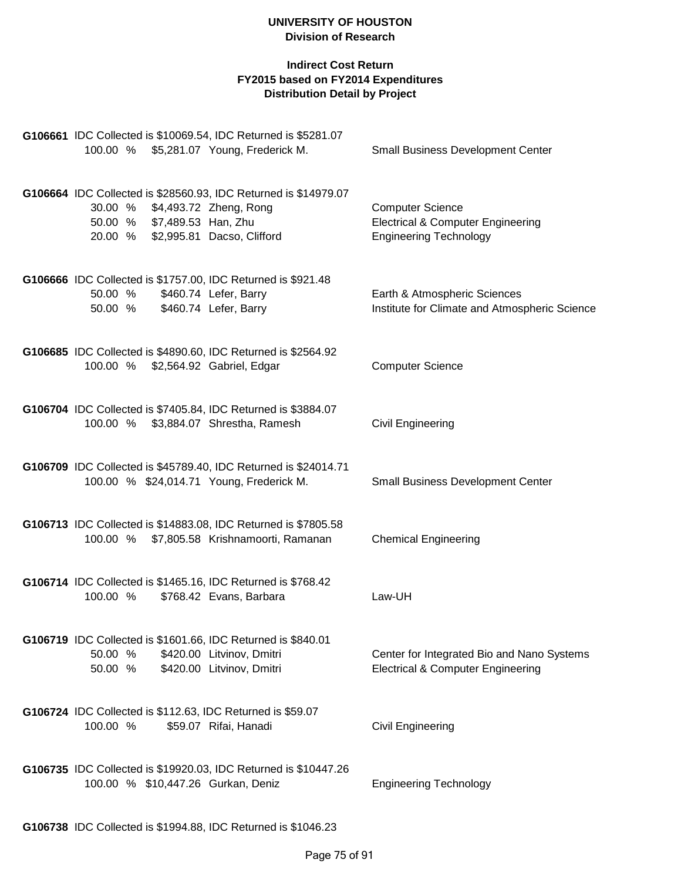**UNIVERSITY OF HOUSTON**
**Division of Research**

**Indirect Cost Return**
**FY2015 based on FY2014 Expenditures**
**Distribution Detail by Project**

**G106661** IDC Collected is $10069.54, IDC Returned is $5281.07

| | | | |
|---|---|---|---|
| 100.00 % | $5,281.07 | Young, Frederick M. | Small Business Development Center |

**G106664** IDC Collected is $28560.93, IDC Returned is $14979.07

| | | | |
|---|---|---|---|
| 30.00 % | $4,493.72 | Zheng, Rong | Computer Science |
| 50.00 % | $7,489.53 | Han, Zhu | Electrical & Computer Engineering |
| 20.00 % | $2,995.81 | Dacso, Clifford | Engineering Technology |

**G106666** IDC Collected is $1757.00, IDC Returned is $921.48

| | | | |
|---|---|---|---|
| 50.00 % | $460.74 | Lefer, Barry | Earth & Atmospheric Sciences |
| 50.00 % | $460.74 | Lefer, Barry | Institute for Climate and Atmospheric Science |

**G106685** IDC Collected is $4890.60, IDC Returned is $2564.92

| | | | |
|---|---|---|---|
| 100.00 % | $2,564.92 | Gabriel, Edgar | Computer Science |

**G106704** IDC Collected is $7405.84, IDC Returned is $3884.07

| | | | |
|---|---|---|---|
| 100.00 % | $3,884.07 | Shrestha, Ramesh | Civil Engineering |

**G106709** IDC Collected is $45789.40, IDC Returned is $24014.71

| | | | |
|---|---|---|---|
| 100.00 % | $24,014.71 | Young, Frederick M. | Small Business Development Center |

**G106713** IDC Collected is $14883.08, IDC Returned is $7805.58

| | | | |
|---|---|---|---|
| 100.00 % | $7,805.58 | Krishnamoorti, Ramanan | Chemical Engineering |

**G106714** IDC Collected is $1465.16, IDC Returned is $768.42

| | | | |
|---|---|---|---|
| 100.00 % | $768.42 | Evans, Barbara | Law-UH |

**G106719** IDC Collected is $1601.66, IDC Returned is $840.01

| | | | |
|---|---|---|---|
| 50.00 % | $420.00 | Litvinov, Dmitri | Center for Integrated Bio and Nano Systems |
| 50.00 % | $420.00 | Litvinov, Dmitri | Electrical & Computer Engineering |

**G106724** IDC Collected is $112.63, IDC Returned is $59.07

| | | | |
|---|---|---|---|
| 100.00 % | $59.07 | Rifai, Hanadi | Civil Engineering |

**G106735** IDC Collected is $19920.03, IDC Returned is $10447.26

| | | | |
|---|---|---|---|
| 100.00 % | $10,447.26 | Gurkan, Deniz | Engineering Technology |

**G106738** IDC Collected is $1994.88, IDC Returned is $1046.23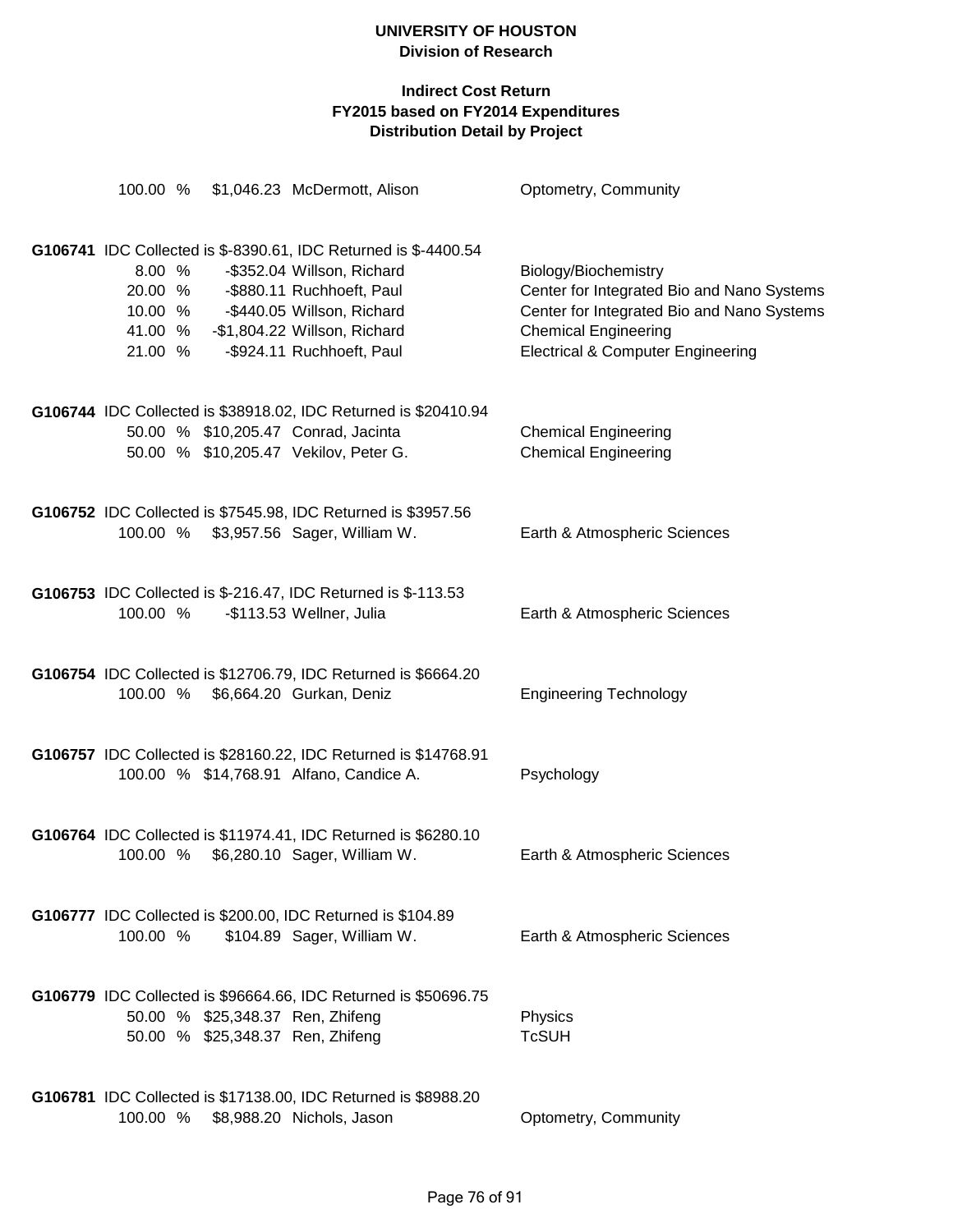# UNIVERSITY OF HOUSTON
## Division of Research

### Indirect Cost Return
### FY2015 based on FY2014 Expenditures
### Distribution Detail by Project

| | | | |
|---|---|---|---|
| 100.00 % | $1,046.23 | McDermott, Alison | Optometry, Community |

**G106741** IDC Collected is $-8390.61, IDC Returned is $-4400.54

| | | | |
|---|---|---|---|
| 8.00 % | -$352.04 | Willson, Richard | Biology/Biochemistry |
| 20.00 % | -$880.11 | Ruchhoeft, Paul | Center for Integrated Bio and Nano Systems |
| 10.00 % | -$440.05 | Willson, Richard | Center for Integrated Bio and Nano Systems |
| 41.00 % | -$1,804.22 | Willson, Richard | Chemical Engineering |
| 21.00 % | -$924.11 | Ruchhoeft, Paul | Electrical & Computer Engineering |

**G106744** IDC Collected is $38918.02, IDC Returned is $20410.94

| | | | |
|---|---|---|---|
| 50.00 % | $10,205.47 | Conrad, Jacinta | Chemical Engineering |
| 50.00 % | $10,205.47 | Vekilov, Peter G. | Chemical Engineering |

**G106752** IDC Collected is $7545.98, IDC Returned is $3957.56

| | | | |
|---|---|---|---|
| 100.00 % | $3,957.56 | Sager, William W. | Earth & Atmospheric Sciences |

**G106753** IDC Collected is $-216.47, IDC Returned is $-113.53

| | | | |
|---|---|---|---|
| 100.00 % | -$113.53 | Wellner, Julia | Earth & Atmospheric Sciences |

**G106754** IDC Collected is $12706.79, IDC Returned is $6664.20

| | | | |
|---|---|---|---|
| 100.00 % | $6,664.20 | Gurkan, Deniz | Engineering Technology |

**G106757** IDC Collected is $28160.22, IDC Returned is $14768.91

| | | | |
|---|---|---|---|
| 100.00 % | $14,768.91 | Alfano, Candice A. | Psychology |

**G106764** IDC Collected is $11974.41, IDC Returned is $6280.10

| | | | |
|---|---|---|---|
| 100.00 % | $6,280.10 | Sager, William W. | Earth & Atmospheric Sciences |

**G106777** IDC Collected is $200.00, IDC Returned is $104.89

| | | | |
|---|---|---|---|
| 100.00 % | $104.89 | Sager, William W. | Earth & Atmospheric Sciences |

**G106779** IDC Collected is $96664.66, IDC Returned is $50696.75

| | | | |
|---|---|---|---|
| 50.00 % | $25,348.37 | Ren, Zhifeng | Physics |
| 50.00 % | $25,348.37 | Ren, Zhifeng | TcSUH |

**G106781** IDC Collected is $17138.00, IDC Returned is $8988.20

| | | | |
|---|---|---|---|
| 100.00 % | $8,988.20 | Nichols, Jason | Optometry, Community |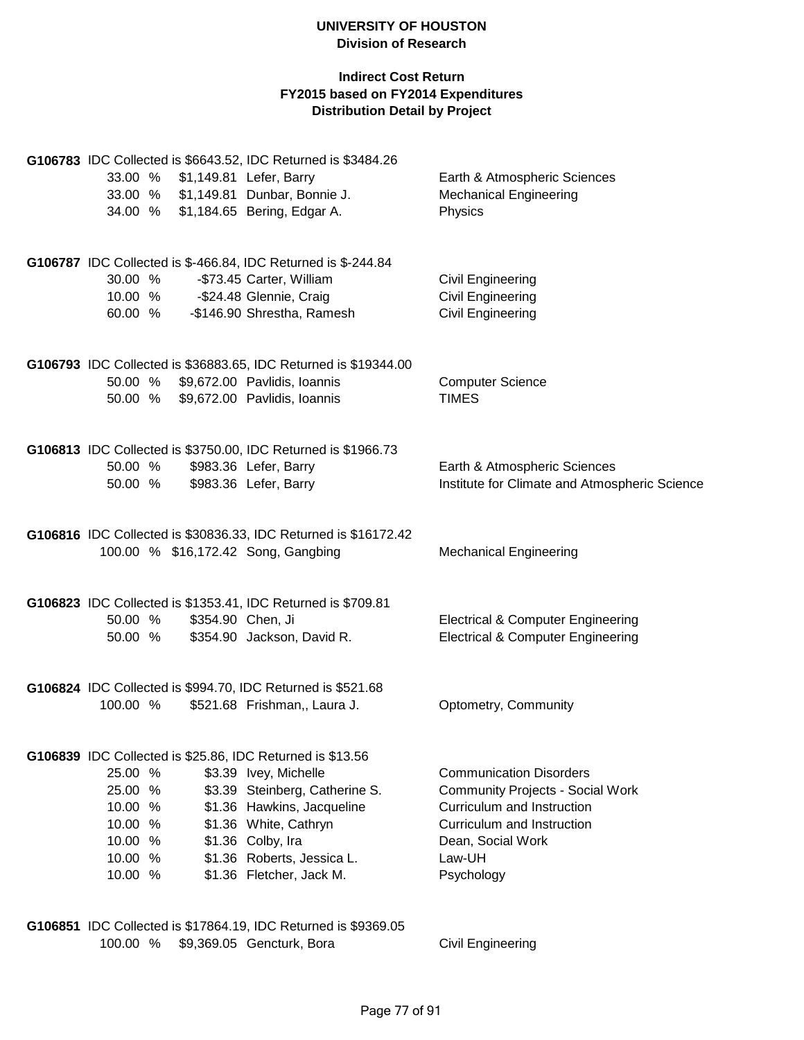# UNIVERSITY OF HOUSTON
## Division of Research

### Indirect Cost Return
### FY2015 based on FY2014 Expenditures
### Distribution Detail by Project

**G106783** IDC Collected is $6643.52, IDC Returned is $3484.26

| % | Amount | Name | Department |
|---|---|---|---|
| 33.00 % | $1,149.81 | Lefer, Barry | Earth & Atmospheric Sciences |
| 33.00 % | $1,149.81 | Dunbar, Bonnie J. | Mechanical Engineering |
| 34.00 % | $1,184.65 | Bering, Edgar A. | Physics |

**G106787** IDC Collected is $-466.84, IDC Returned is $-244.84

| % | Amount | Name | Department |
|---|---|---|---|
| 30.00 % | -$73.45 | Carter, William | Civil Engineering |
| 10.00 % | -$24.48 | Glennie, Craig | Civil Engineering |
| 60.00 % | -$146.90 | Shrestha, Ramesh | Civil Engineering |

**G106793** IDC Collected is $36883.65, IDC Returned is $19344.00

| % | Amount | Name | Department |
|---|---|---|---|
| 50.00 % | $9,672.00 | Pavlidis, Ioannis | Computer Science |
| 50.00 % | $9,672.00 | Pavlidis, Ioannis | TIMES |

**G106813** IDC Collected is $3750.00, IDC Returned is $1966.73

| % | Amount | Name | Department |
|---|---|---|---|
| 50.00 % | $983.36 | Lefer, Barry | Earth & Atmospheric Sciences |
| 50.00 % | $983.36 | Lefer, Barry | Institute for Climate and Atmospheric Science |

**G106816** IDC Collected is $30836.33, IDC Returned is $16172.42

| % | Amount | Name | Department |
|---|---|---|---|
| 100.00 % | $16,172.42 | Song, Gangbing | Mechanical Engineering |

**G106823** IDC Collected is $1353.41, IDC Returned is $709.81

| % | Amount | Name | Department |
|---|---|---|---|
| 50.00 % | $354.90 | Chen, Ji | Electrical & Computer Engineering |
| 50.00 % | $354.90 | Jackson, David R. | Electrical & Computer Engineering |

**G106824** IDC Collected is $994.70, IDC Returned is $521.68

| % | Amount | Name | Department |
|---|---|---|---|
| 100.00 % | $521.68 | Frishman,, Laura J. | Optometry, Community |

**G106839** IDC Collected is $25.86, IDC Returned is $13.56

| % | Amount | Name | Department |
|---|---|---|---|
| 25.00 % | $3.39 | Ivey, Michelle | Communication Disorders |
| 25.00 % | $3.39 | Steinberg, Catherine S. | Community Projects - Social Work |
| 10.00 % | $1.36 | Hawkins, Jacqueline | Curriculum and Instruction |
| 10.00 % | $1.36 | White, Cathryn | Curriculum and Instruction |
| 10.00 % | $1.36 | Colby, Ira | Dean, Social Work |
| 10.00 % | $1.36 | Roberts, Jessica L. | Law-UH |
| 10.00 % | $1.36 | Fletcher, Jack M. | Psychology |

**G106851** IDC Collected is $17864.19, IDC Returned is $9369.05

| % | Amount | Name | Department |
|---|---|---|---|
| 100.00 % | $9,369.05 | Gencturk, Bora | Civil Engineering |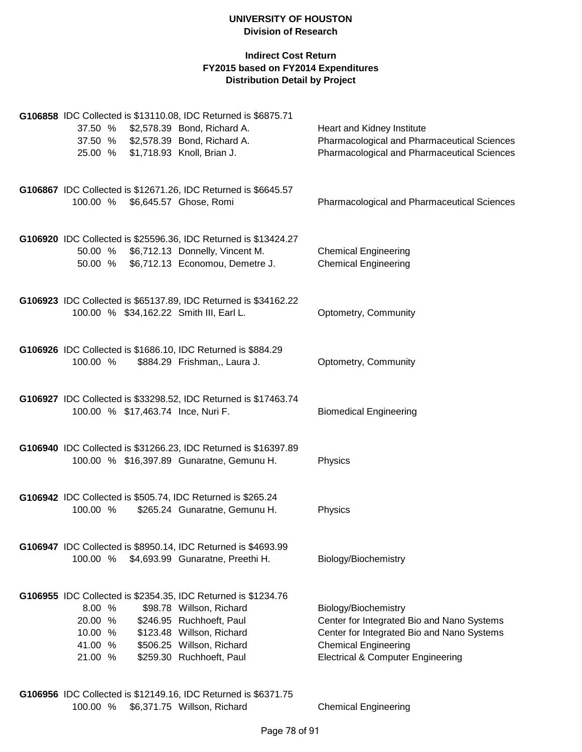**UNIVERSITY OF HOUSTON**
**Division of Research**

**Indirect Cost Return**
**FY2015 based on FY2014 Expenditures**
**Distribution Detail by Project**

**G106858** IDC Collected is $13110.08, IDC Returned is $6875.71

| Percent | Amount | Name | Department |
|---|---|---|---|
| 37.50 % | $2,578.39 | Bond, Richard A. | Heart and Kidney Institute |
| 37.50 % | $2,578.39 | Bond, Richard A. | Pharmacological and Pharmaceutical Sciences |
| 25.00 % | $1,718.93 | Knoll, Brian J. | Pharmacological and Pharmaceutical Sciences |

**G106867** IDC Collected is $12671.26, IDC Returned is $6645.57

| Percent | Amount | Name | Department |
|---|---|---|---|
| 100.00 % | $6,645.57 | Ghose, Romi | Pharmacological and Pharmaceutical Sciences |

**G106920** IDC Collected is $25596.36, IDC Returned is $13424.27

| Percent | Amount | Name | Department |
|---|---|---|---|
| 50.00 % | $6,712.13 | Donnelly, Vincent M. | Chemical Engineering |
| 50.00 % | $6,712.13 | Economou, Demetre J. | Chemical Engineering |

**G106923** IDC Collected is $65137.89, IDC Returned is $34162.22

| Percent | Amount | Name | Department |
|---|---|---|---|
| 100.00 % | $34,162.22 | Smith III, Earl L. | Optometry, Community |

**G106926** IDC Collected is $1686.10, IDC Returned is $884.29

| Percent | Amount | Name | Department |
|---|---|---|---|
| 100.00 % | $884.29 | Frishman,, Laura J. | Optometry, Community |

**G106927** IDC Collected is $33298.52, IDC Returned is $17463.74

| Percent | Amount | Name | Department |
|---|---|---|---|
| 100.00 % | $17,463.74 | Ince, Nuri F. | Biomedical Engineering |

**G106940** IDC Collected is $31266.23, IDC Returned is $16397.89

| Percent | Amount | Name | Department |
|---|---|---|---|
| 100.00 % | $16,397.89 | Gunaratne, Gemunu H. | Physics |

**G106942** IDC Collected is $505.74, IDC Returned is $265.24

| Percent | Amount | Name | Department |
|---|---|---|---|
| 100.00 % | $265.24 | Gunaratne, Gemunu H. | Physics |

**G106947** IDC Collected is $8950.14, IDC Returned is $4693.99

| Percent | Amount | Name | Department |
|---|---|---|---|
| 100.00 % | $4,693.99 | Gunaratne, Preethi H. | Biology/Biochemistry |

**G106955** IDC Collected is $2354.35, IDC Returned is $1234.76

| Percent | Amount | Name | Department |
|---|---|---|---|
| 8.00 % | $98.78 | Willson, Richard | Biology/Biochemistry |
| 20.00 % | $246.95 | Ruchhoeft, Paul | Center for Integrated Bio and Nano Systems |
| 10.00 % | $123.48 | Willson, Richard | Center for Integrated Bio and Nano Systems |
| 41.00 % | $506.25 | Willson, Richard | Chemical Engineering |
| 21.00 % | $259.30 | Ruchhoeft, Paul | Electrical & Computer Engineering |

**G106956** IDC Collected is $12149.16, IDC Returned is $6371.75

| Percent | Amount | Name | Department |
|---|---|---|---|
| 100.00 % | $6,371.75 | Willson, Richard | Chemical Engineering |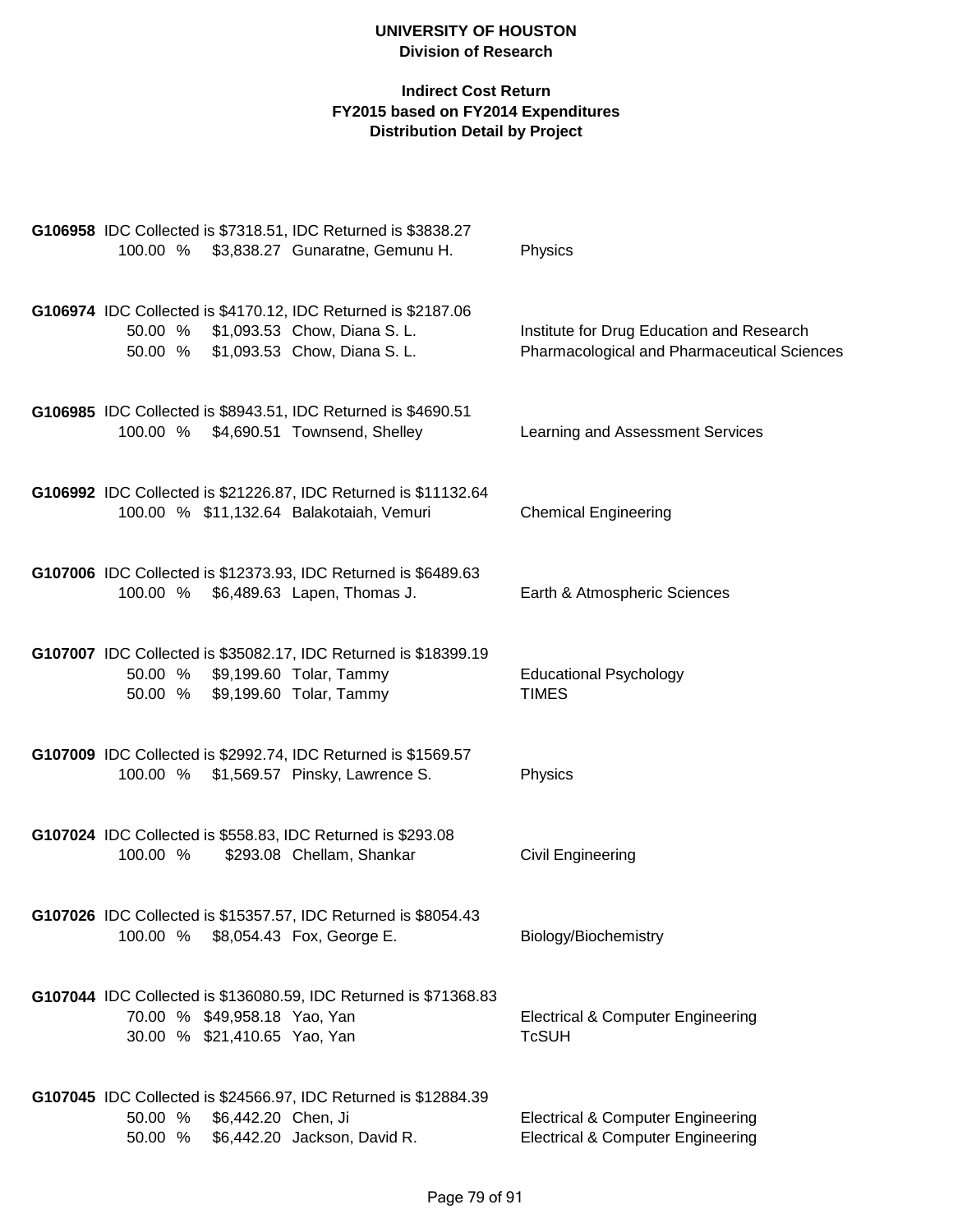**UNIVERSITY OF HOUSTON**
**Division of Research**

**Indirect Cost Return**
**FY2015 based on FY2014 Expenditures**
**Distribution Detail by Project**

**G106958** IDC Collected is $7318.51, IDC Returned is $3838.27

| | | | |
|---|---|---|---|
| 100.00 % | $3,838.27 | Gunaratne, Gemunu H. | Physics |

**G106974** IDC Collected is $4170.12, IDC Returned is $2187.06

| | | | |
|---|---|---|---|
| 50.00 % | $1,093.53 | Chow, Diana S. L. | Institute for Drug Education and Research |
| 50.00 % | $1,093.53 | Chow, Diana S. L. | Pharmacological and Pharmaceutical Sciences |

**G106985** IDC Collected is $8943.51, IDC Returned is $4690.51

| | | | |
|---|---|---|---|
| 100.00 % | $4,690.51 | Townsend, Shelley | Learning and Assessment Services |

**G106992** IDC Collected is $21226.87, IDC Returned is $11132.64

| | | | |
|---|---|---|---|
| 100.00 % | $11,132.64 | Balakotaiah, Vemuri | Chemical Engineering |

**G107006** IDC Collected is $12373.93, IDC Returned is $6489.63

| | | | |
|---|---|---|---|
| 100.00 % | $6,489.63 | Lapen, Thomas J. | Earth & Atmospheric Sciences |

**G107007** IDC Collected is $35082.17, IDC Returned is $18399.19

| | | | |
|---|---|---|---|
| 50.00 % | $9,199.60 | Tolar, Tammy | Educational Psychology |
| 50.00 % | $9,199.60 | Tolar, Tammy | TIMES |

**G107009** IDC Collected is $2992.74, IDC Returned is $1569.57

| | | | |
|---|---|---|---|
| 100.00 % | $1,569.57 | Pinsky, Lawrence S. | Physics |

**G107024** IDC Collected is $558.83, IDC Returned is $293.08

| | | | |
|---|---|---|---|
| 100.00 % | $293.08 | Chellam, Shankar | Civil Engineering |

**G107026** IDC Collected is $15357.57, IDC Returned is $8054.43

| | | | |
|---|---|---|---|
| 100.00 % | $8,054.43 | Fox, George E. | Biology/Biochemistry |

**G107044** IDC Collected is $136080.59, IDC Returned is $71368.83

| | | | |
|---|---|---|---|
| 70.00 % | $49,958.18 | Yao, Yan | Electrical & Computer Engineering |
| 30.00 % | $21,410.65 | Yao, Yan | TcSUH |

**G107045** IDC Collected is $24566.97, IDC Returned is $12884.39

| | | | |
|---|---|---|---|
| 50.00 % | $6,442.20 | Chen, Ji | Electrical & Computer Engineering |
| 50.00 % | $6,442.20 | Jackson, David R. | Electrical & Computer Engineering |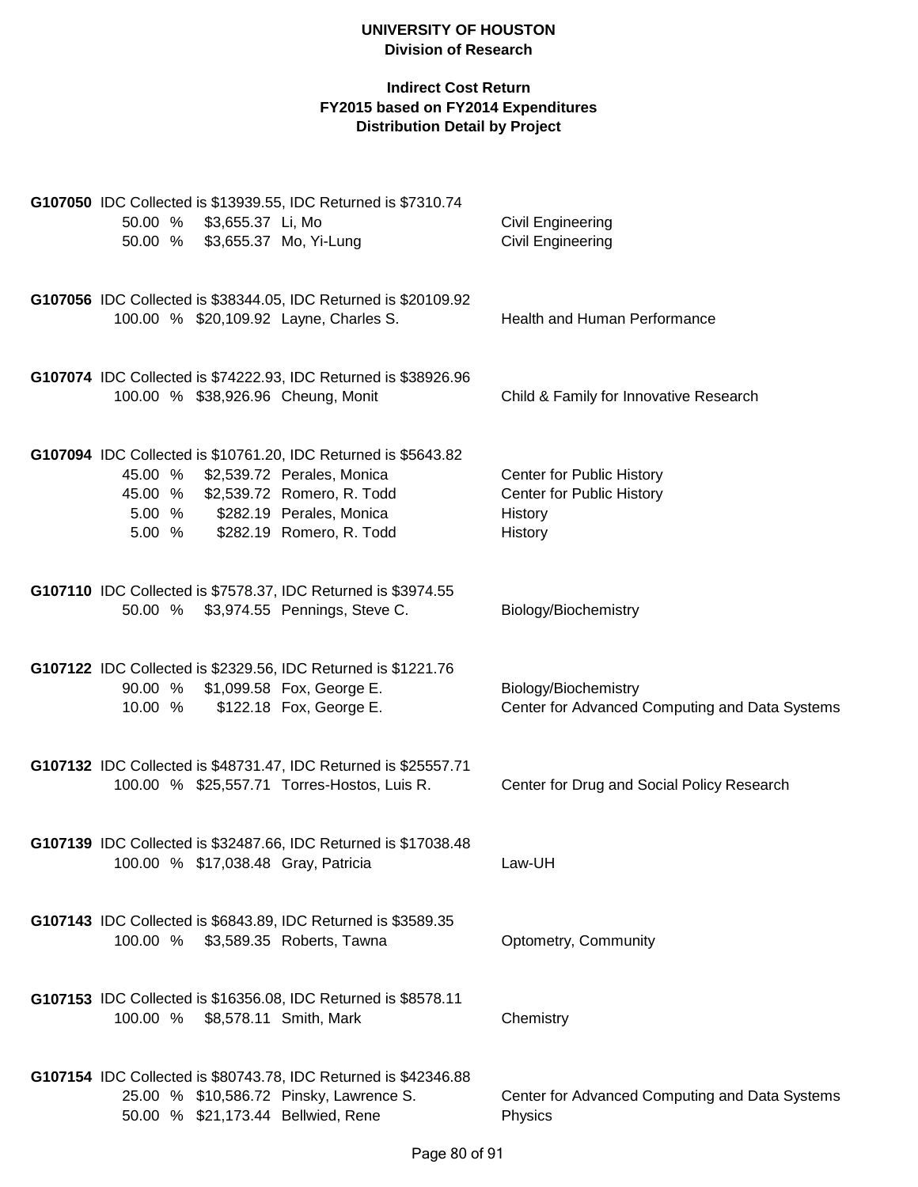**UNIVERSITY OF HOUSTON**
**Division of Research**

**Indirect Cost Return**
**FY2015 based on FY2014 Expenditures**
**Distribution Detail by Project**

**G107050** IDC Collected is $13939.55, IDC Returned is $7310.74

| % | Amount | Name | Department |
|---|---|---|---|
| 50.00 % | $3,655.37 | Li, Mo | Civil Engineering |
| 50.00 % | $3,655.37 | Mo, Yi-Lung | Civil Engineering |

**G107056** IDC Collected is $38344.05, IDC Returned is $20109.92

| % | Amount | Name | Department |
|---|---|---|---|
| 100.00 % | $20,109.92 | Layne, Charles S. | Health and Human Performance |

**G107074** IDC Collected is $74222.93, IDC Returned is $38926.96

| % | Amount | Name | Department |
|---|---|---|---|
| 100.00 % | $38,926.96 | Cheung, Monit | Child & Family for Innovative Research |

**G107094** IDC Collected is $10761.20, IDC Returned is $5643.82

| % | Amount | Name | Department |
|---|---|---|---|
| 45.00 % | $2,539.72 | Perales, Monica | Center for Public History |
| 45.00 % | $2,539.72 | Romero, R. Todd | Center for Public History |
| 5.00 % | $282.19 | Perales, Monica | History |
| 5.00 % | $282.19 | Romero, R. Todd | History |

**G107110** IDC Collected is $7578.37, IDC Returned is $3974.55

| % | Amount | Name | Department |
|---|---|---|---|
| 50.00 % | $3,974.55 | Pennings, Steve C. | Biology/Biochemistry |

**G107122** IDC Collected is $2329.56, IDC Returned is $1221.76

| % | Amount | Name | Department |
|---|---|---|---|
| 90.00 % | $1,099.58 | Fox, George E. | Biology/Biochemistry |
| 10.00 % | $122.18 | Fox, George E. | Center for Advanced Computing and Data Systems |

**G107132** IDC Collected is $48731.47, IDC Returned is $25557.71

| % | Amount | Name | Department |
|---|---|---|---|
| 100.00 % | $25,557.71 | Torres-Hostos, Luis R. | Center for Drug and Social Policy Research |

**G107139** IDC Collected is $32487.66, IDC Returned is $17038.48

| % | Amount | Name | Department |
|---|---|---|---|
| 100.00 % | $17,038.48 | Gray, Patricia | Law-UH |

**G107143** IDC Collected is $6843.89, IDC Returned is $3589.35

| % | Amount | Name | Department |
|---|---|---|---|
| 100.00 % | $3,589.35 | Roberts, Tawna | Optometry, Community |

**G107153** IDC Collected is $16356.08, IDC Returned is $8578.11

| % | Amount | Name | Department |
|---|---|---|---|
| 100.00 % | $8,578.11 | Smith, Mark | Chemistry |

**G107154** IDC Collected is $80743.78, IDC Returned is $42346.88

| % | Amount | Name | Department |
|---|---|---|---|
| 25.00 % | $10,586.72 | Pinsky, Lawrence S. | Center for Advanced Computing and Data Systems |
| 50.00 % | $21,173.44 | Bellwied, Rene | Physics |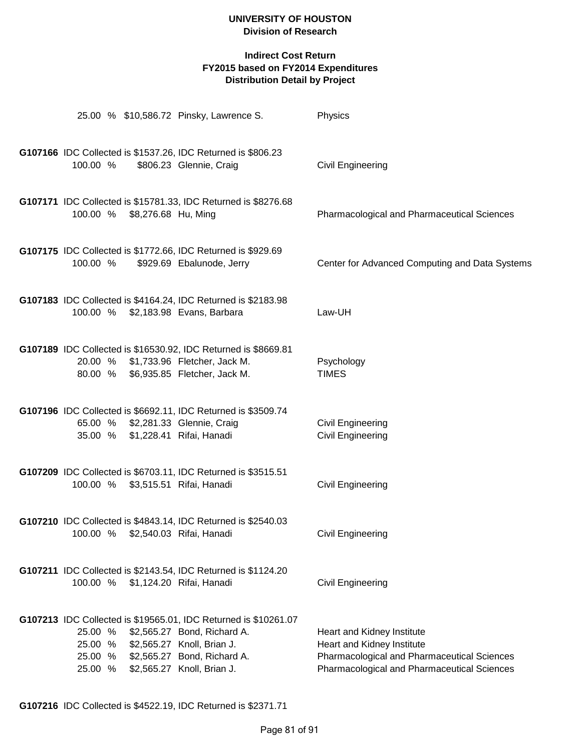**UNIVERSITY OF HOUSTON**
**Division of Research**

**Indirect Cost Return**
**FY2015 based on FY2014 Expenditures**
**Distribution Detail by Project**

| | | | |
|---|---|---|---|
| 25.00 % | $10,586.72 | Pinsky, Lawrence S. | Physics |

**G107166** IDC Collected is $1537.26, IDC Returned is $806.23

| | | | |
|---|---|---|---|
| 100.00 % | $806.23 | Glennie, Craig | Civil Engineering |

**G107171** IDC Collected is $15781.33, IDC Returned is $8276.68

| | | | |
|---|---|---|---|
| 100.00 % | $8,276.68 | Hu, Ming | Pharmacological and Pharmaceutical Sciences |

**G107175** IDC Collected is $1772.66, IDC Returned is $929.69

| | | | |
|---|---|---|---|
| 100.00 % | $929.69 | Ebalunode, Jerry | Center for Advanced Computing and Data Systems |

**G107183** IDC Collected is $4164.24, IDC Returned is $2183.98

| | | | |
|---|---|---|---|
| 100.00 % | $2,183.98 | Evans, Barbara | Law-UH |

**G107189** IDC Collected is $16530.92, IDC Returned is $8669.81

| | | | |
|---|---|---|---|
| 20.00 % | $1,733.96 | Fletcher, Jack M. | Psychology |
| 80.00 % | $6,935.85 | Fletcher, Jack M. | TIMES |

**G107196** IDC Collected is $6692.11, IDC Returned is $3509.74

| | | | |
|---|---|---|---|
| 65.00 % | $2,281.33 | Glennie, Craig | Civil Engineering |
| 35.00 % | $1,228.41 | Rifai, Hanadi | Civil Engineering |

**G107209** IDC Collected is $6703.11, IDC Returned is $3515.51

| | | | |
|---|---|---|---|
| 100.00 % | $3,515.51 | Rifai, Hanadi | Civil Engineering |

**G107210** IDC Collected is $4843.14, IDC Returned is $2540.03

| | | | |
|---|---|---|---|
| 100.00 % | $2,540.03 | Rifai, Hanadi | Civil Engineering |

**G107211** IDC Collected is $2143.54, IDC Returned is $1124.20

| | | | |
|---|---|---|---|
| 100.00 % | $1,124.20 | Rifai, Hanadi | Civil Engineering |

**G107213** IDC Collected is $19565.01, IDC Returned is $10261.07

| | | | |
|---|---|---|---|
| 25.00 % | $2,565.27 | Bond, Richard A. | Heart and Kidney Institute |
| 25.00 % | $2,565.27 | Knoll, Brian J. | Heart and Kidney Institute |
| 25.00 % | $2,565.27 | Bond, Richard A. | Pharmacological and Pharmaceutical Sciences |
| 25.00 % | $2,565.27 | Knoll, Brian J. | Pharmacological and Pharmaceutical Sciences |

**G107216** IDC Collected is $4522.19, IDC Returned is $2371.71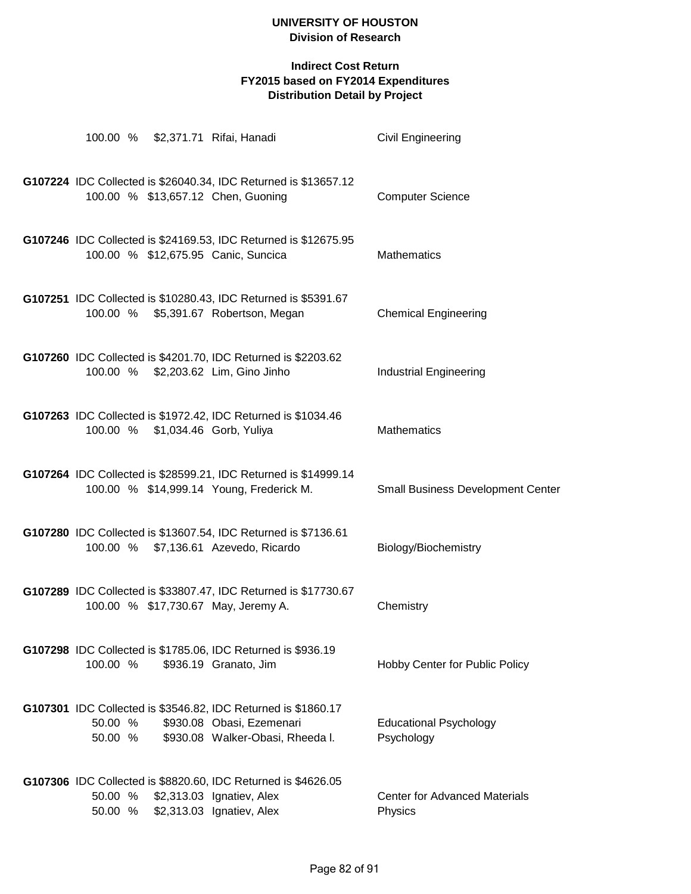# UNIVERSITY OF HOUSTON

## Division of Research

### Indirect Cost Return
### FY2015 based on FY2014 Expenditures
### Distribution Detail by Project

100.00 % $2,371.71 Rifai, Hanadi — Civil Engineering

**G107224** IDC Collected is $26040.34, IDC Returned is $13657.12

100.00 % $13,657.12 Chen, Guoning — Computer Science

**G107246** IDC Collected is $24169.53, IDC Returned is $12675.95

100.00 % $12,675.95 Canic, Suncica — Mathematics

**G107251** IDC Collected is $10280.43, IDC Returned is $5391.67

100.00 % $5,391.67 Robertson, Megan — Chemical Engineering

**G107260** IDC Collected is $4201.70, IDC Returned is $2203.62

100.00 % $2,203.62 Lim, Gino Jinho — Industrial Engineering

**G107263** IDC Collected is $1972.42, IDC Returned is $1034.46

100.00 % $1,034.46 Gorb, Yuliya — Mathematics

**G107264** IDC Collected is $28599.21, IDC Returned is $14999.14

100.00 % $14,999.14 Young, Frederick M. — Small Business Development Center

**G107280** IDC Collected is $13607.54, IDC Returned is $7136.61

100.00 % $7,136.61 Azevedo, Ricardo — Biology/Biochemistry

**G107289** IDC Collected is $33807.47, IDC Returned is $17730.67

100.00 % $17,730.67 May, Jeremy A. — Chemistry

**G107298** IDC Collected is $1785.06, IDC Returned is $936.19

100.00 % $936.19 Granato, Jim — Hobby Center for Public Policy

**G107301** IDC Collected is $3546.82, IDC Returned is $1860.17

50.00 % $930.08 Obasi, Ezemenari — Educational Psychology

50.00 % $930.08 Walker-Obasi, Rheeda l. — Psychology

**G107306** IDC Collected is $8820.60, IDC Returned is $4626.05

50.00 % $2,313.03 Ignatiev, Alex — Center for Advanced Materials

50.00 % $2,313.03 Ignatiev, Alex — Physics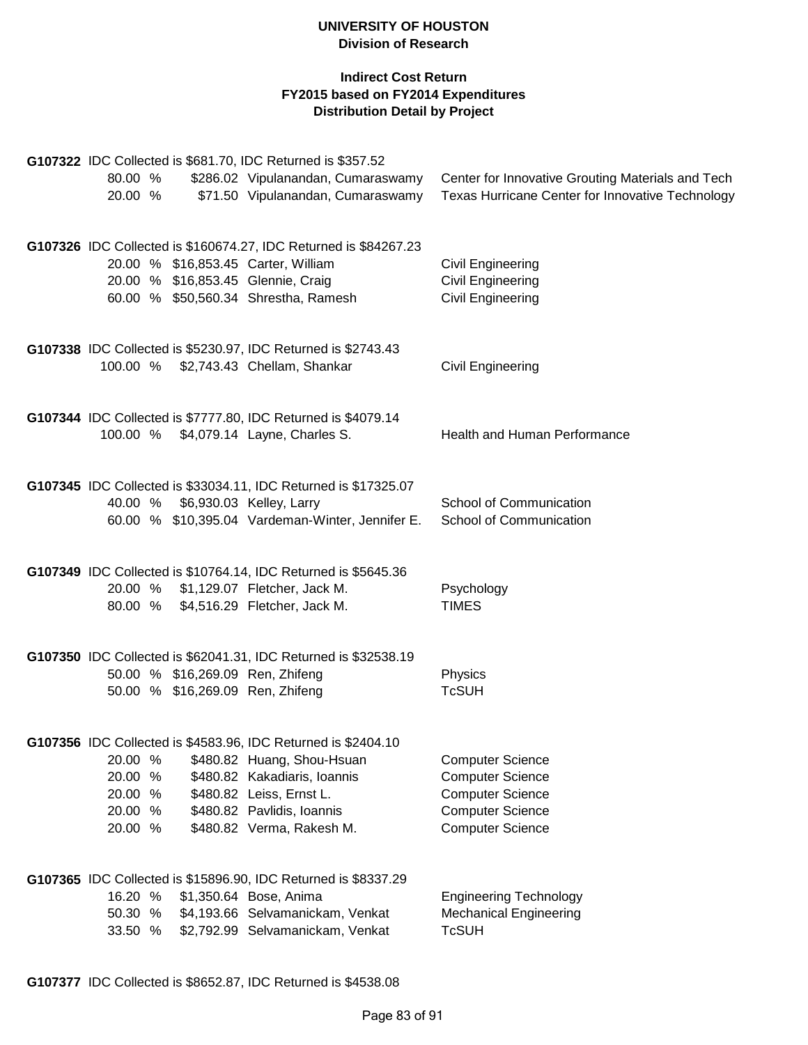**UNIVERSITY OF HOUSTON**
**Division of Research**

**Indirect Cost Return**
**FY2015 based on FY2014 Expenditures**
**Distribution Detail by Project**

**G107322** IDC Collected is $681.70, IDC Returned is $357.52

| % | Amount | Name | Department |
|---|---|---|---|
| 80.00 % | $286.02 | Vipulanandan, Cumaraswamy | Center for Innovative Grouting Materials and Tech |
| 20.00 % | $71.50 | Vipulanandan, Cumaraswamy | Texas Hurricane Center for Innovative Technology |

**G107326** IDC Collected is $160674.27, IDC Returned is $84267.23

| % | Amount | Name | Department |
|---|---|---|---|
| 20.00 % | $16,853.45 | Carter, William | Civil Engineering |
| 20.00 % | $16,853.45 | Glennie, Craig | Civil Engineering |
| 60.00 % | $50,560.34 | Shrestha, Ramesh | Civil Engineering |

**G107338** IDC Collected is $5230.97, IDC Returned is $2743.43

| % | Amount | Name | Department |
|---|---|---|---|
| 100.00 % | $2,743.43 | Chellam, Shankar | Civil Engineering |

**G107344** IDC Collected is $7777.80, IDC Returned is $4079.14

| % | Amount | Name | Department |
|---|---|---|---|
| 100.00 % | $4,079.14 | Layne, Charles S. | Health and Human Performance |

**G107345** IDC Collected is $33034.11, IDC Returned is $17325.07

| % | Amount | Name | Department |
|---|---|---|---|
| 40.00 % | $6,930.03 | Kelley, Larry | School of Communication |
| 60.00 % | $10,395.04 | Vardeman-Winter, Jennifer E. | School of Communication |

**G107349** IDC Collected is $10764.14, IDC Returned is $5645.36

| % | Amount | Name | Department |
|---|---|---|---|
| 20.00 % | $1,129.07 | Fletcher, Jack M. | Psychology |
| 80.00 % | $4,516.29 | Fletcher, Jack M. | TIMES |

**G107350** IDC Collected is $62041.31, IDC Returned is $32538.19

| % | Amount | Name | Department |
|---|---|---|---|
| 50.00 % | $16,269.09 | Ren, Zhifeng | Physics |
| 50.00 % | $16,269.09 | Ren, Zhifeng | TcSUH |

**G107356** IDC Collected is $4583.96, IDC Returned is $2404.10

| % | Amount | Name | Department |
|---|---|---|---|
| 20.00 % | $480.82 | Huang, Shou-Hsuan | Computer Science |
| 20.00 % | $480.82 | Kakadiaris, Ioannis | Computer Science |
| 20.00 % | $480.82 | Leiss, Ernst L. | Computer Science |
| 20.00 % | $480.82 | Pavlidis, Ioannis | Computer Science |
| 20.00 % | $480.82 | Verma, Rakesh M. | Computer Science |

**G107365** IDC Collected is $15896.90, IDC Returned is $8337.29

| % | Amount | Name | Department |
|---|---|---|---|
| 16.20 % | $1,350.64 | Bose, Anima | Engineering Technology |
| 50.30 % | $4,193.66 | Selvamanickam, Venkat | Mechanical Engineering |
| 33.50 % | $2,792.99 | Selvamanickam, Venkat | TcSUH |

**G107377** IDC Collected is $8652.87, IDC Returned is $4538.08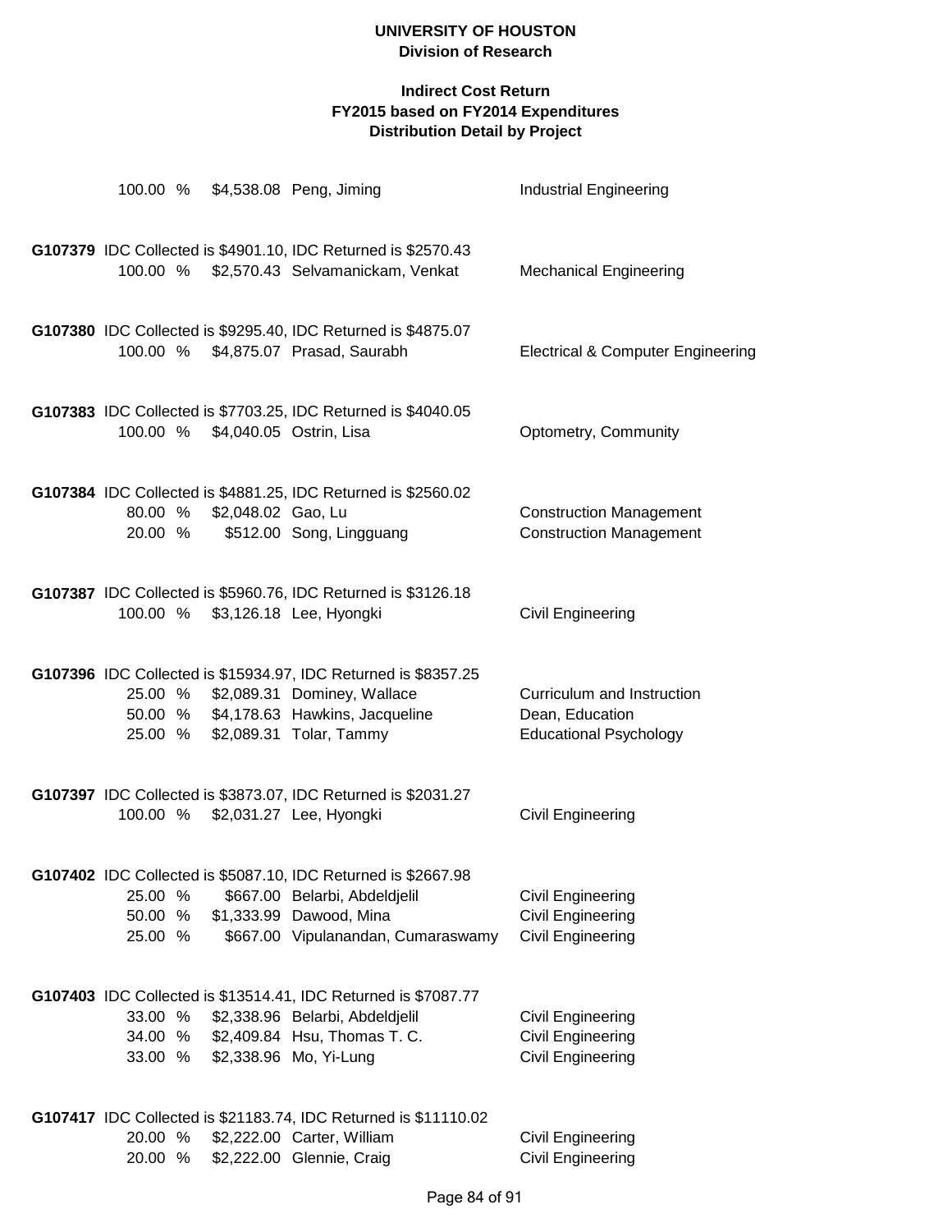# UNIVERSITY OF HOUSTON
## Division of Research

### Indirect Cost Return
### FY2015 based on FY2014 Expenditures
### Distribution Detail by Project

| | | | |
|---|---|---|---|
| 100.00 % | $4,538.08 | Peng, Jiming | Industrial Engineering |

**G107379** IDC Collected is $4901.10, IDC Returned is $2570.43

| | | | |
|---|---|---|---|
| 100.00 % | $2,570.43 | Selvamanickam, Venkat | Mechanical Engineering |

**G107380** IDC Collected is $9295.40, IDC Returned is $4875.07

| | | | |
|---|---|---|---|
| 100.00 % | $4,875.07 | Prasad, Saurabh | Electrical & Computer Engineering |

**G107383** IDC Collected is $7703.25, IDC Returned is $4040.05

| | | | |
|---|---|---|---|
| 100.00 % | $4,040.05 | Ostrin, Lisa | Optometry, Community |

**G107384** IDC Collected is $4881.25, IDC Returned is $2560.02

| | | | |
|---|---|---|---|
| 80.00 % | $2,048.02 | Gao, Lu | Construction Management |
| 20.00 % | $512.00 | Song, Lingguang | Construction Management |

**G107387** IDC Collected is $5960.76, IDC Returned is $3126.18

| | | | |
|---|---|---|---|
| 100.00 % | $3,126.18 | Lee, Hyongki | Civil Engineering |

**G107396** IDC Collected is $15934.97, IDC Returned is $8357.25

| | | | |
|---|---|---|---|
| 25.00 % | $2,089.31 | Dominey, Wallace | Curriculum and Instruction |
| 50.00 % | $4,178.63 | Hawkins, Jacqueline | Dean, Education |
| 25.00 % | $2,089.31 | Tolar, Tammy | Educational Psychology |

**G107397** IDC Collected is $3873.07, IDC Returned is $2031.27

| | | | |
|---|---|---|---|
| 100.00 % | $2,031.27 | Lee, Hyongki | Civil Engineering |

**G107402** IDC Collected is $5087.10, IDC Returned is $2667.98

| | | | |
|---|---|---|---|
| 25.00 % | $667.00 | Belarbi, Abdeldjelil | Civil Engineering |
| 50.00 % | $1,333.99 | Dawood, Mina | Civil Engineering |
| 25.00 % | $667.00 | Vipulanandan, Cumaraswamy | Civil Engineering |

**G107403** IDC Collected is $13514.41, IDC Returned is $7087.77

| | | | |
|---|---|---|---|
| 33.00 % | $2,338.96 | Belarbi, Abdeldjelil | Civil Engineering |
| 34.00 % | $2,409.84 | Hsu, Thomas T. C. | Civil Engineering |
| 33.00 % | $2,338.96 | Mo, Yi-Lung | Civil Engineering |

**G107417** IDC Collected is $21183.74, IDC Returned is $11110.02

| | | | |
|---|---|---|---|
| 20.00 % | $2,222.00 | Carter, William | Civil Engineering |
| 20.00 % | $2,222.00 | Glennie, Craig | Civil Engineering |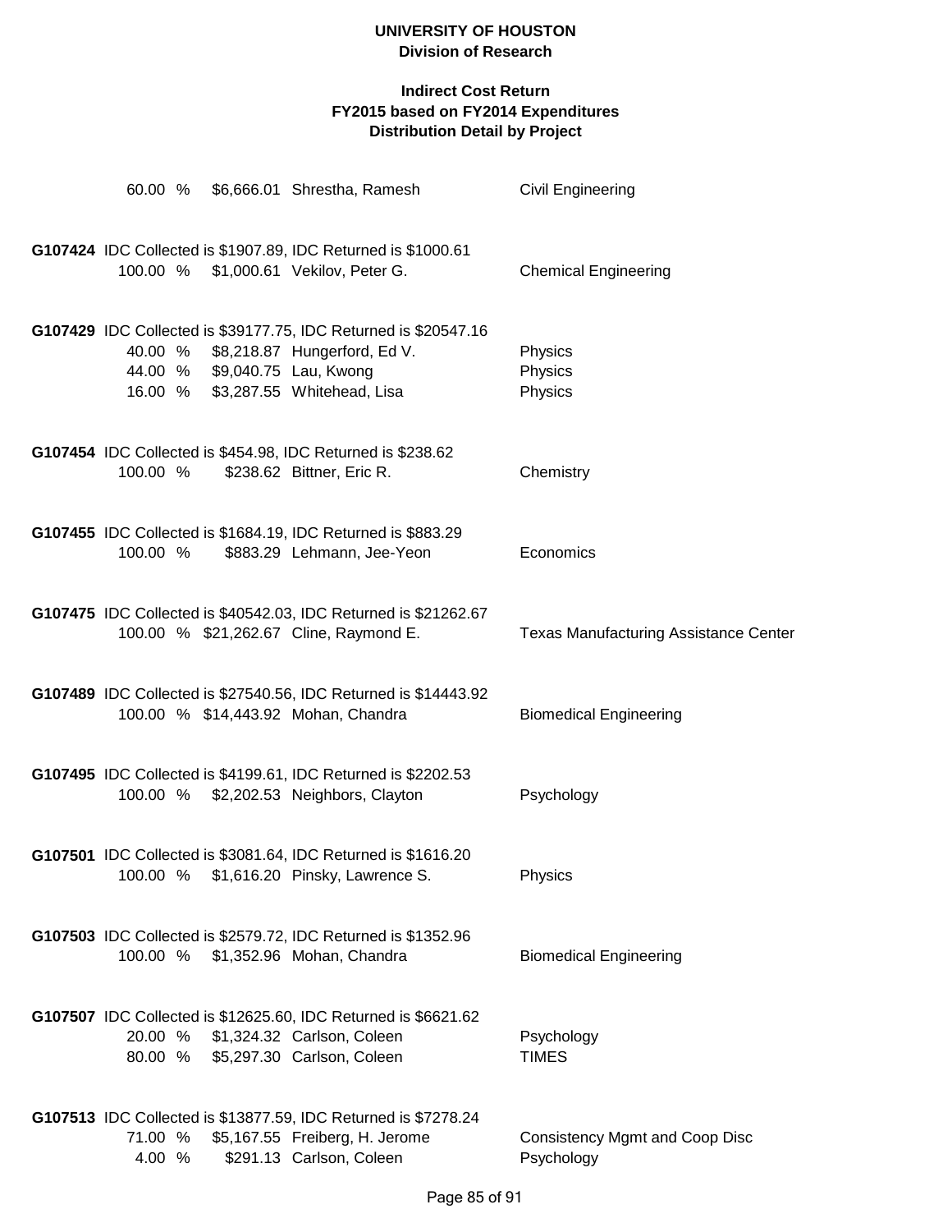60.00 % $6,666.01 Shrestha, Ramesh Civil Engineering

**G107424** IDC Collected is $1907.89, IDC Returned is $1000.61

| Percent | Amount | Name | Department |
|---|---|---|---|
| 100.00 % | $1,000.61 | Vekilov, Peter G. | Chemical Engineering |

**G107429** IDC Collected is $39177.75, IDC Returned is $20547.16

| Percent | Amount | Name | Department |
|---|---|---|---|
| 40.00 % | $8,218.87 | Hungerford, Ed V. | Physics |
| 44.00 % | $9,040.75 | Lau, Kwong | Physics |
| 16.00 % | $3,287.55 | Whitehead, Lisa | Physics |

**G107454** IDC Collected is $454.98, IDC Returned is $238.62

| Percent | Amount | Name | Department |
|---|---|---|---|
| 100.00 % | $238.62 | Bittner, Eric R. | Chemistry |

**G107455** IDC Collected is $1684.19, IDC Returned is $883.29

| Percent | Amount | Name | Department |
|---|---|---|---|
| 100.00 % | $883.29 | Lehmann, Jee-Yeon | Economics |

**G107475** IDC Collected is $40542.03, IDC Returned is $21262.67

| Percent | Amount | Name | Department |
|---|---|---|---|
| 100.00 % | $21,262.67 | Cline, Raymond E. | Texas Manufacturing Assistance Center |

**G107489** IDC Collected is $27540.56, IDC Returned is $14443.92

| Percent | Amount | Name | Department |
|---|---|---|---|
| 100.00 % | $14,443.92 | Mohan, Chandra | Biomedical Engineering |

**G107495** IDC Collected is $4199.61, IDC Returned is $2202.53

| Percent | Amount | Name | Department |
|---|---|---|---|
| 100.00 % | $2,202.53 | Neighbors, Clayton | Psychology |

**G107501** IDC Collected is $3081.64, IDC Returned is $1616.20

| Percent | Amount | Name | Department |
|---|---|---|---|
| 100.00 % | $1,616.20 | Pinsky, Lawrence S. | Physics |

**G107503** IDC Collected is $2579.72, IDC Returned is $1352.96

| Percent | Amount | Name | Department |
|---|---|---|---|
| 100.00 % | $1,352.96 | Mohan, Chandra | Biomedical Engineering |

**G107507** IDC Collected is $12625.60, IDC Returned is $6621.62

| Percent | Amount | Name | Department |
|---|---|---|---|
| 20.00 % | $1,324.32 | Carlson, Coleen | Psychology |
| 80.00 % | $5,297.30 | Carlson, Coleen | TIMES |

**G107513** IDC Collected is $13877.59, IDC Returned is $7278.24

| Percent | Amount | Name | Department |
|---|---|---|---|
| 71.00 % | $5,167.55 | Freiberg, H. Jerome | Consistency Mgmt and Coop Disc |
| 4.00 % | $291.13 | Carlson, Coleen | Psychology |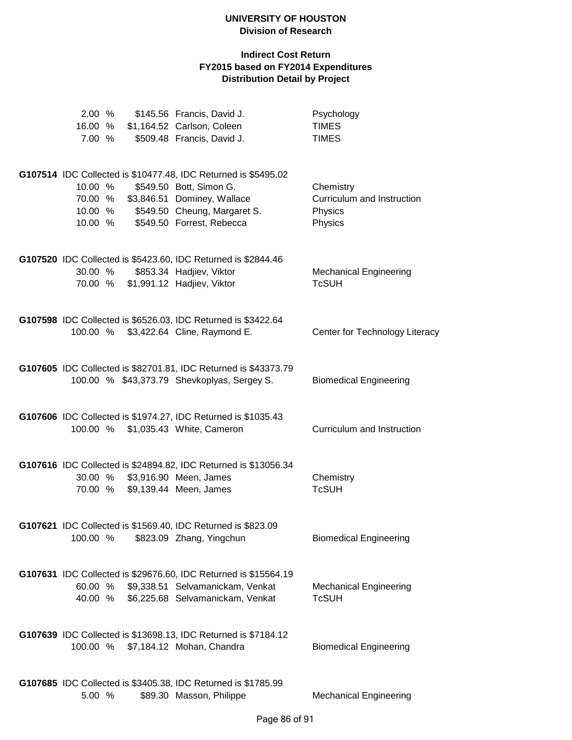**UNIVERSITY OF HOUSTON**
**Division of Research**

**Indirect Cost Return**
**FY2015 based on FY2014 Expenditures**
**Distribution Detail by Project**

| | | | |
|---|---|---|---|
| 2.00 % | $145.56 | Francis, David J. | Psychology |
| 16.00 % | $1,164.52 | Carlson, Coleen | TIMES |
| 7.00 % | $509.48 | Francis, David J. | TIMES |

**G107514** IDC Collected is $10477.48, IDC Returned is $5495.02

| | | | |
|---|---|---|---|
| 10.00 % | $549.50 | Bott, Simon G. | Chemistry |
| 70.00 % | $3,846.51 | Dominey, Wallace | Curriculum and Instruction |
| 10.00 % | $549.50 | Cheung, Margaret S. | Physics |
| 10.00 % | $549.50 | Forrest, Rebecca | Physics |

**G107520** IDC Collected is $5423.60, IDC Returned is $2844.46

| | | | |
|---|---|---|---|
| 30.00 % | $853.34 | Hadjiev, Viktor | Mechanical Engineering |
| 70.00 % | $1,991.12 | Hadjiev, Viktor | TcSUH |

**G107598** IDC Collected is $6526.03, IDC Returned is $3422.64

| | | | |
|---|---|---|---|
| 100.00 % | $3,422.64 | Cline, Raymond E. | Center for Technology Literacy |

**G107605** IDC Collected is $82701.81, IDC Returned is $43373.79

| | | | |
|---|---|---|---|
| 100.00 % | $43,373.79 | Shevkoplyas, Sergey S. | Biomedical Engineering |

**G107606** IDC Collected is $1974.27, IDC Returned is $1035.43

| | | | |
|---|---|---|---|
| 100.00 % | $1,035.43 | White, Cameron | Curriculum and Instruction |

**G107616** IDC Collected is $24894.82, IDC Returned is $13056.34

| | | | |
|---|---|---|---|
| 30.00 % | $3,916.90 | Meen, James | Chemistry |
| 70.00 % | $9,139.44 | Meen, James | TcSUH |

**G107621** IDC Collected is $1569.40, IDC Returned is $823.09

| | | | |
|---|---|---|---|
| 100.00 % | $823.09 | Zhang, Yingchun | Biomedical Engineering |

**G107631** IDC Collected is $29676.60, IDC Returned is $15564.19

| | | | |
|---|---|---|---|
| 60.00 % | $9,338.51 | Selvamanickam, Venkat | Mechanical Engineering |
| 40.00 % | $6,225.68 | Selvamanickam, Venkat | TcSUH |

**G107639** IDC Collected is $13698.13, IDC Returned is $7184.12

| | | | |
|---|---|---|---|
| 100.00 % | $7,184.12 | Mohan, Chandra | Biomedical Engineering |

**G107685** IDC Collected is $3405.38, IDC Returned is $1785.99

| | | | |
|---|---|---|---|
| 5.00 % | $89.30 | Masson, Philippe | Mechanical Engineering |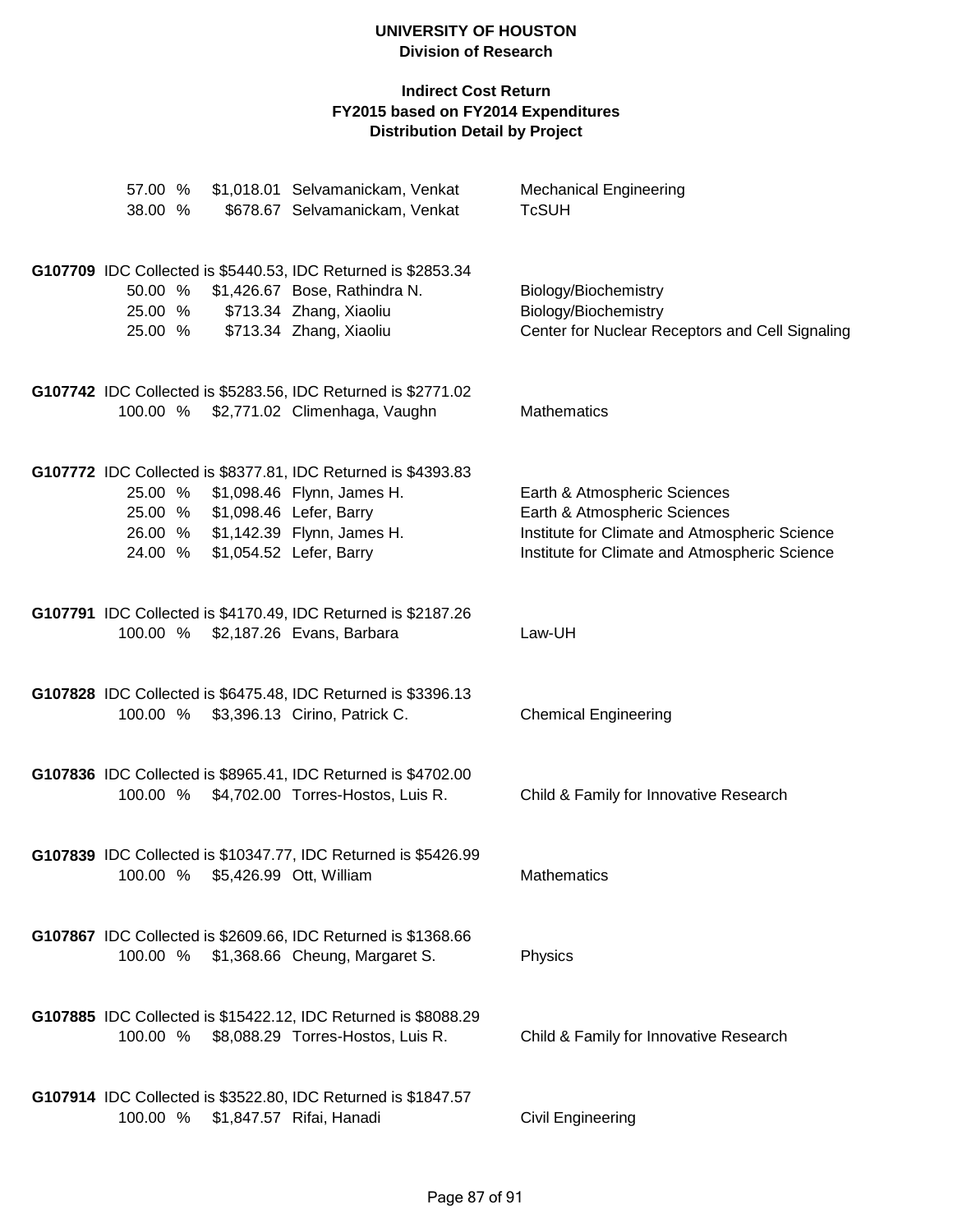**UNIVERSITY OF HOUSTON**
**Division of Research**

**Indirect Cost Return**
**FY2015 based on FY2014 Expenditures**
**Distribution Detail by Project**

| | | | |
|---|---|---|---|
| 57.00 % | $1,018.01 | Selvamanickam, Venkat | Mechanical Engineering |
| 38.00 % | $678.67 | Selvamanickam, Venkat | TcSUH |

**G107709** IDC Collected is $5440.53, IDC Returned is $2853.34

| | | | |
|---|---|---|---|
| 50.00 % | $1,426.67 | Bose, Rathindra N. | Biology/Biochemistry |
| 25.00 % | $713.34 | Zhang, Xiaoliu | Biology/Biochemistry |
| 25.00 % | $713.34 | Zhang, Xiaoliu | Center for Nuclear Receptors and Cell Signaling |

**G107742** IDC Collected is $5283.56, IDC Returned is $2771.02

| | | | |
|---|---|---|---|
| 100.00 % | $2,771.02 | Climenhaga, Vaughn | Mathematics |

**G107772** IDC Collected is $8377.81, IDC Returned is $4393.83

| | | | |
|---|---|---|---|
| 25.00 % | $1,098.46 | Flynn, James H. | Earth & Atmospheric Sciences |
| 25.00 % | $1,098.46 | Lefer, Barry | Earth & Atmospheric Sciences |
| 26.00 % | $1,142.39 | Flynn, James H. | Institute for Climate and Atmospheric Science |
| 24.00 % | $1,054.52 | Lefer, Barry | Institute for Climate and Atmospheric Science |

**G107791** IDC Collected is $4170.49, IDC Returned is $2187.26

| | | | |
|---|---|---|---|
| 100.00 % | $2,187.26 | Evans, Barbara | Law-UH |

**G107828** IDC Collected is $6475.48, IDC Returned is $3396.13

| | | | |
|---|---|---|---|
| 100.00 % | $3,396.13 | Cirino, Patrick C. | Chemical Engineering |

**G107836** IDC Collected is $8965.41, IDC Returned is $4702.00

| | | | |
|---|---|---|---|
| 100.00 % | $4,702.00 | Torres-Hostos, Luis R. | Child & Family for Innovative Research |

**G107839** IDC Collected is $10347.77, IDC Returned is $5426.99

| | | | |
|---|---|---|---|
| 100.00 % | $5,426.99 | Ott, William | Mathematics |

**G107867** IDC Collected is $2609.66, IDC Returned is $1368.66

| | | | |
|---|---|---|---|
| 100.00 % | $1,368.66 | Cheung, Margaret S. | Physics |

**G107885** IDC Collected is $15422.12, IDC Returned is $8088.29

| | | | |
|---|---|---|---|
| 100.00 % | $8,088.29 | Torres-Hostos, Luis R. | Child & Family for Innovative Research |

**G107914** IDC Collected is $3522.80, IDC Returned is $1847.57

| | | | |
|---|---|---|---|
| 100.00 % | $1,847.57 | Rifai, Hanadi | Civil Engineering |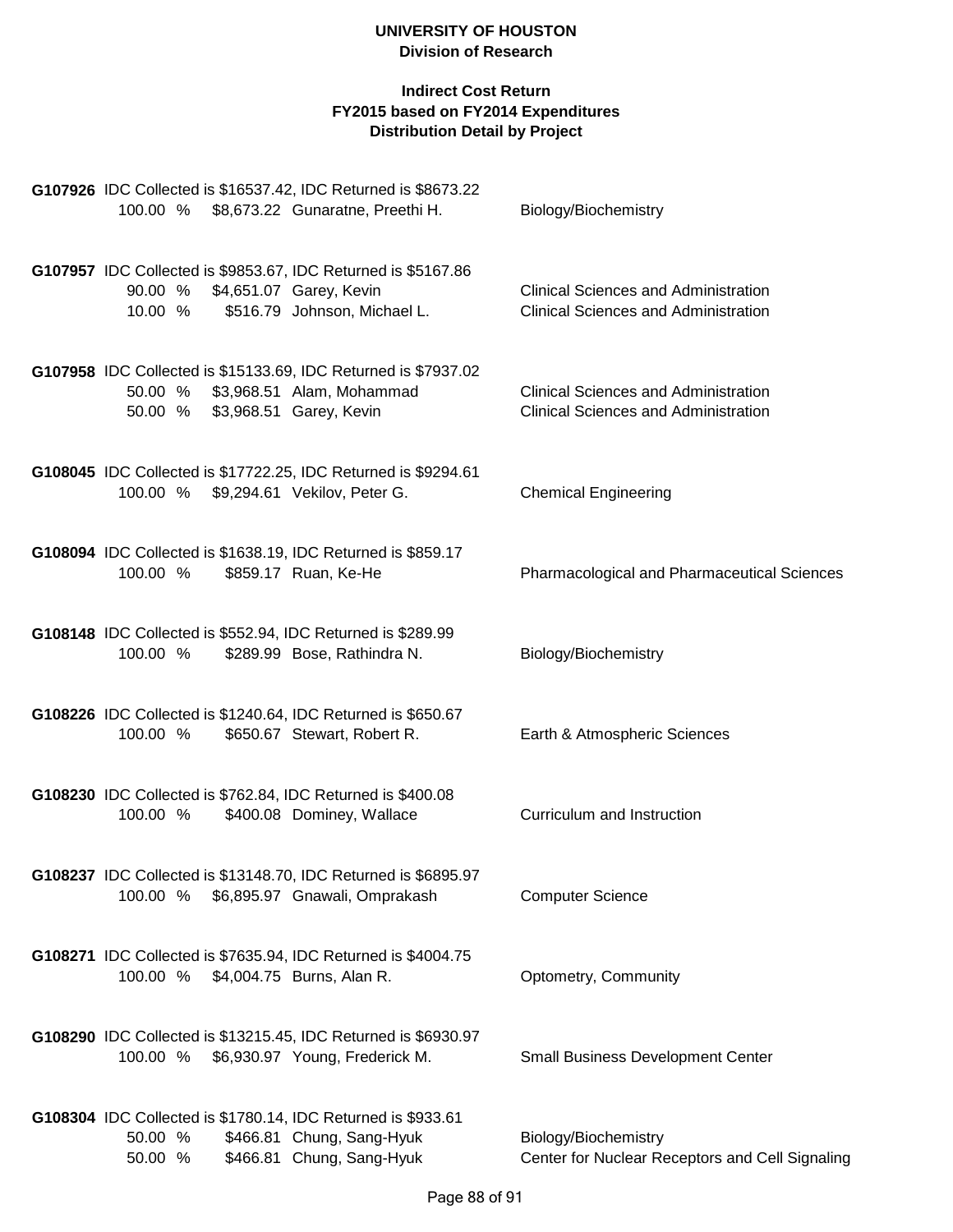**UNIVERSITY OF HOUSTON**
**Division of Research**

**Indirect Cost Return**
**FY2015 based on FY2014 Expenditures**
**Distribution Detail by Project**

**G107926** IDC Collected is $16537.42, IDC Returned is $8673.22

| 100.00 % | $8,673.22 | Gunaratne, Preethi H. | Biology/Biochemistry |
|---|---|---|---|

**G107957** IDC Collected is $9853.67, IDC Returned is $5167.86

| 90.00 % | $4,651.07 | Garey, Kevin | Clinical Sciences and Administration |
|---|---|---|---|
| 10.00 % | $516.79 | Johnson, Michael L. | Clinical Sciences and Administration |

**G107958** IDC Collected is $15133.69, IDC Returned is $7937.02

| 50.00 % | $3,968.51 | Alam, Mohammad | Clinical Sciences and Administration |
|---|---|---|---|
| 50.00 % | $3,968.51 | Garey, Kevin | Clinical Sciences and Administration |

**G108045** IDC Collected is $17722.25, IDC Returned is $9294.61

| 100.00 % | $9,294.61 | Vekilov, Peter G. | Chemical Engineering |
|---|---|---|---|

**G108094** IDC Collected is $1638.19, IDC Returned is $859.17

| 100.00 % | $859.17 | Ruan, Ke-He | Pharmacological and Pharmaceutical Sciences |
|---|---|---|---|

**G108148** IDC Collected is $552.94, IDC Returned is $289.99

| 100.00 % | $289.99 | Bose, Rathindra N. | Biology/Biochemistry |
|---|---|---|---|

**G108226** IDC Collected is $1240.64, IDC Returned is $650.67

| 100.00 % | $650.67 | Stewart, Robert R. | Earth & Atmospheric Sciences |
|---|---|---|---|

**G108230** IDC Collected is $762.84, IDC Returned is $400.08

| 100.00 % | $400.08 | Dominey, Wallace | Curriculum and Instruction |
|---|---|---|---|

**G108237** IDC Collected is $13148.70, IDC Returned is $6895.97

| 100.00 % | $6,895.97 | Gnawali, Omprakash | Computer Science |
|---|---|---|---|

**G108271** IDC Collected is $7635.94, IDC Returned is $4004.75

| 100.00 % | $4,004.75 | Burns, Alan R. | Optometry, Community |
|---|---|---|---|

**G108290** IDC Collected is $13215.45, IDC Returned is $6930.97

| 100.00 % | $6,930.97 | Young, Frederick M. | Small Business Development Center |
|---|---|---|---|

**G108304** IDC Collected is $1780.14, IDC Returned is $933.61

| 50.00 % | $466.81 | Chung, Sang-Hyuk | Biology/Biochemistry |
|---|---|---|---|
| 50.00 % | $466.81 | Chung, Sang-Hyuk | Center for Nuclear Receptors and Cell Signaling |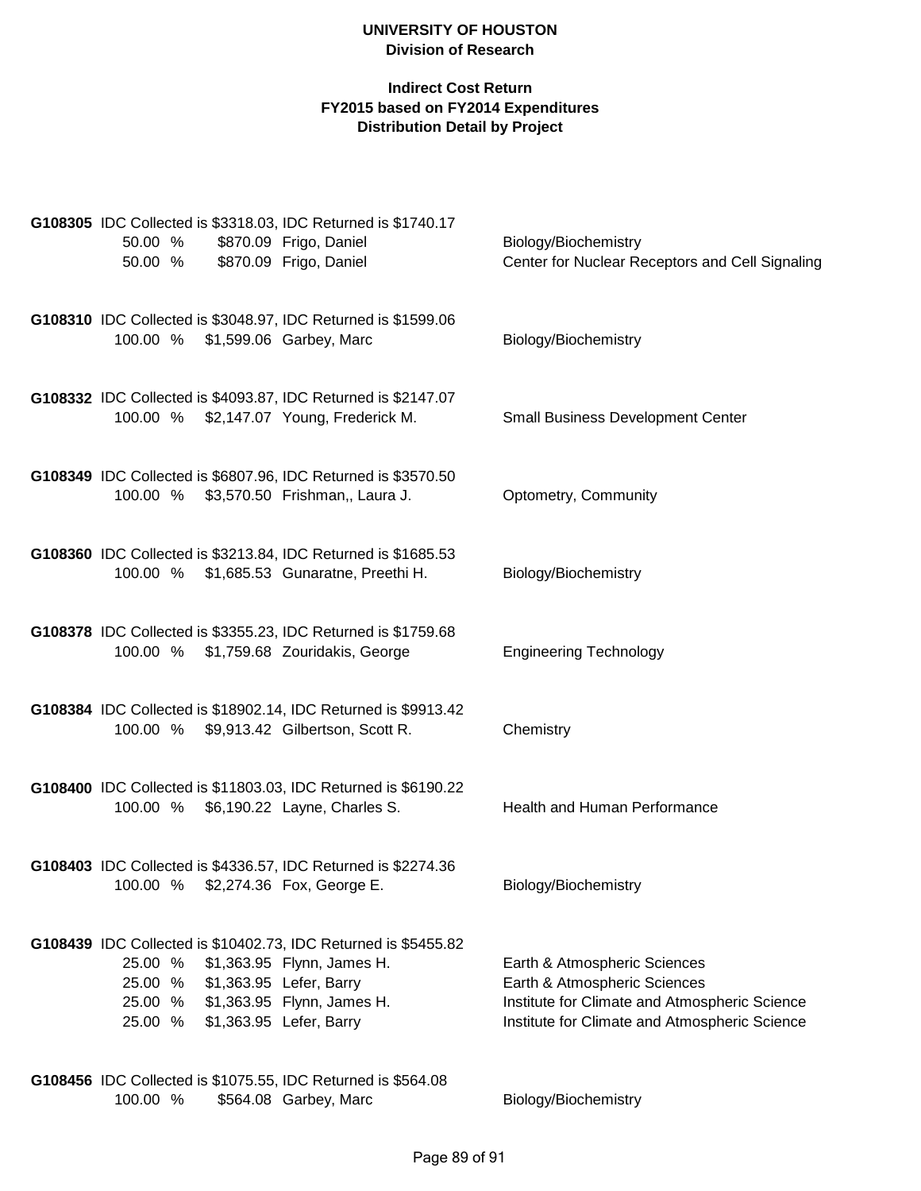**UNIVERSITY OF HOUSTON**
**Division of Research**

**Indirect Cost Return**
**FY2015 based on FY2014 Expenditures**
**Distribution Detail by Project**

**G108305** IDC Collected is $3318.03, IDC Returned is $1740.17

| | | | |
|---|---|---|---|
| 50.00 % | $870.09 | Frigo, Daniel | Biology/Biochemistry |
| 50.00 % | $870.09 | Frigo, Daniel | Center for Nuclear Receptors and Cell Signaling |

**G108310** IDC Collected is $3048.97, IDC Returned is $1599.06

| | | | |
|---|---|---|---|
| 100.00 % | $1,599.06 | Garbey, Marc | Biology/Biochemistry |

**G108332** IDC Collected is $4093.87, IDC Returned is $2147.07

| | | | |
|---|---|---|---|
| 100.00 % | $2,147.07 | Young, Frederick M. | Small Business Development Center |

**G108349** IDC Collected is $6807.96, IDC Returned is $3570.50

| | | | |
|---|---|---|---|
| 100.00 % | $3,570.50 | Frishman,, Laura J. | Optometry, Community |

**G108360** IDC Collected is $3213.84, IDC Returned is $1685.53

| | | | |
|---|---|---|---|
| 100.00 % | $1,685.53 | Gunaratne, Preethi H. | Biology/Biochemistry |

**G108378** IDC Collected is $3355.23, IDC Returned is $1759.68

| | | | |
|---|---|---|---|
| 100.00 % | $1,759.68 | Zouridakis, George | Engineering Technology |

**G108384** IDC Collected is $18902.14, IDC Returned is $9913.42

| | | | |
|---|---|---|---|
| 100.00 % | $9,913.42 | Gilbertson, Scott R. | Chemistry |

**G108400** IDC Collected is $11803.03, IDC Returned is $6190.22

| | | | |
|---|---|---|---|
| 100.00 % | $6,190.22 | Layne, Charles S. | Health and Human Performance |

**G108403** IDC Collected is $4336.57, IDC Returned is $2274.36

| | | | |
|---|---|---|---|
| 100.00 % | $2,274.36 | Fox, George E. | Biology/Biochemistry |

**G108439** IDC Collected is $10402.73, IDC Returned is $5455.82

| | | | |
|---|---|---|---|
| 25.00 % | $1,363.95 | Flynn, James H. | Earth & Atmospheric Sciences |
| 25.00 % | $1,363.95 | Lefer, Barry | Earth & Atmospheric Sciences |
| 25.00 % | $1,363.95 | Flynn, James H. | Institute for Climate and Atmospheric Science |
| 25.00 % | $1,363.95 | Lefer, Barry | Institute for Climate and Atmospheric Science |

**G108456** IDC Collected is $1075.55, IDC Returned is $564.08

| | | | |
|---|---|---|---|
| 100.00 % | $564.08 | Garbey, Marc | Biology/Biochemistry |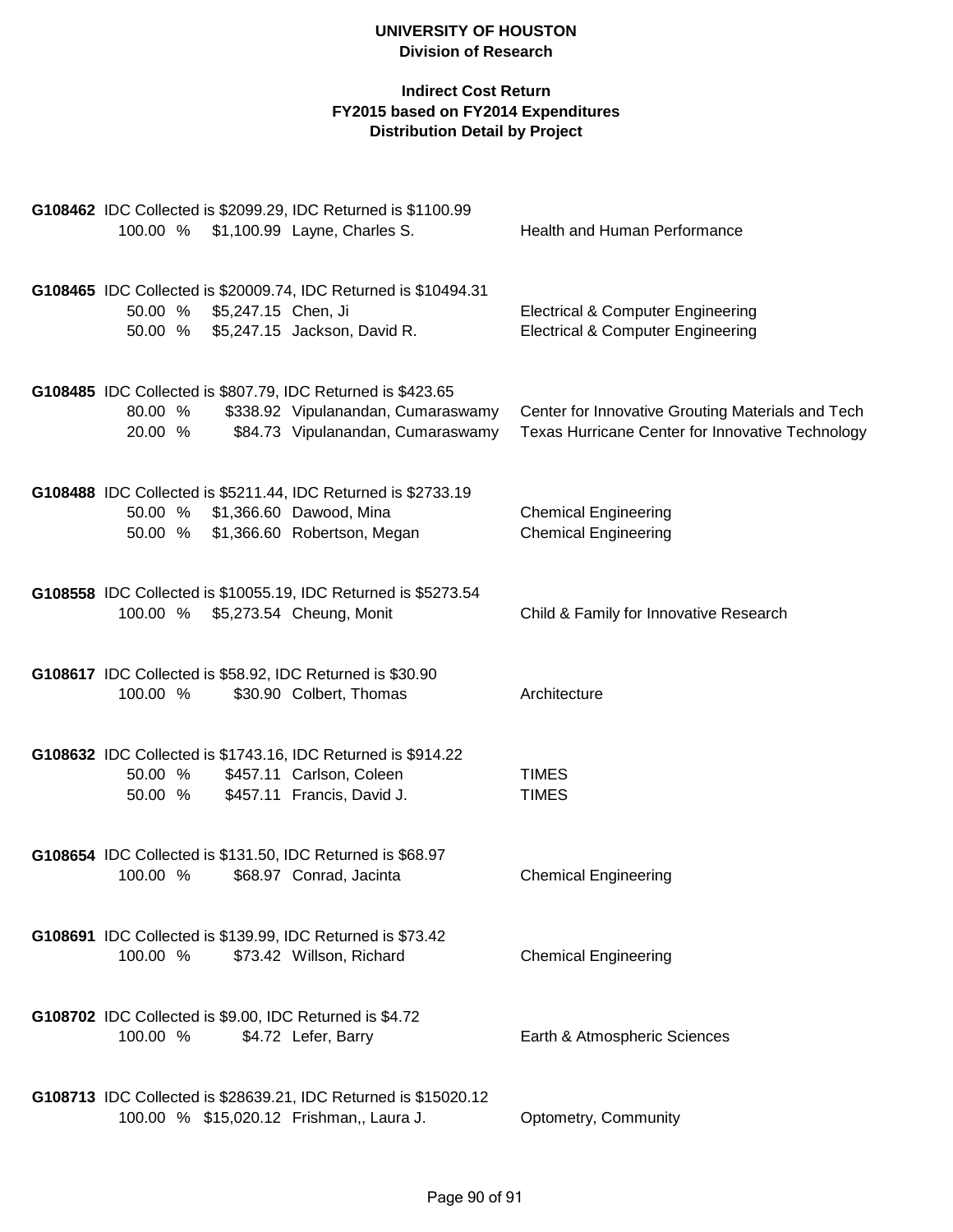**UNIVERSITY OF HOUSTON**
**Division of Research**

**Indirect Cost Return**
**FY2015 based on FY2014 Expenditures**
**Distribution Detail by Project**

**G108462** IDC Collected is $2099.29, IDC Returned is $1100.99

| 100.00 % | $1,100.99 | Layne, Charles S. | Health and Human Performance |
|---|---|---|---|

**G108465** IDC Collected is $20009.74, IDC Returned is $10494.31

| 50.00 % | $5,247.15 | Chen, Ji | Electrical & Computer Engineering |
|---|---|---|---|
| 50.00 % | $5,247.15 | Jackson, David R. | Electrical & Computer Engineering |

**G108485** IDC Collected is $807.79, IDC Returned is $423.65

| 80.00 % | $338.92 | Vipulanandan, Cumaraswamy | Center for Innovative Grouting Materials and Tech |
|---|---|---|---|
| 20.00 % | $84.73 | Vipulanandan, Cumaraswamy | Texas Hurricane Center for Innovative Technology |

**G108488** IDC Collected is $5211.44, IDC Returned is $2733.19

| 50.00 % | $1,366.60 | Dawood, Mina | Chemical Engineering |
|---|---|---|---|
| 50.00 % | $1,366.60 | Robertson, Megan | Chemical Engineering |

**G108558** IDC Collected is $10055.19, IDC Returned is $5273.54

| 100.00 % | $5,273.54 | Cheung, Monit | Child & Family for Innovative Research |
|---|---|---|---|

**G108617** IDC Collected is $58.92, IDC Returned is $30.90

| 100.00 % | $30.90 | Colbert, Thomas | Architecture |
|---|---|---|---|

**G108632** IDC Collected is $1743.16, IDC Returned is $914.22

| 50.00 % | $457.11 | Carlson, Coleen | TIMES |
|---|---|---|---|
| 50.00 % | $457.11 | Francis, David J. | TIMES |

**G108654** IDC Collected is $131.50, IDC Returned is $68.97

| 100.00 % | $68.97 | Conrad, Jacinta | Chemical Engineering |
|---|---|---|---|

**G108691** IDC Collected is $139.99, IDC Returned is $73.42

| 100.00 % | $73.42 | Willson, Richard | Chemical Engineering |
|---|---|---|---|

**G108702** IDC Collected is $9.00, IDC Returned is $4.72

| 100.00 % | $4.72 | Lefer, Barry | Earth & Atmospheric Sciences |
|---|---|---|---|

**G108713** IDC Collected is $28639.21, IDC Returned is $15020.12

| 100.00 % | $15,020.12 | Frishman,, Laura J. | Optometry, Community |
|---|---|---|---|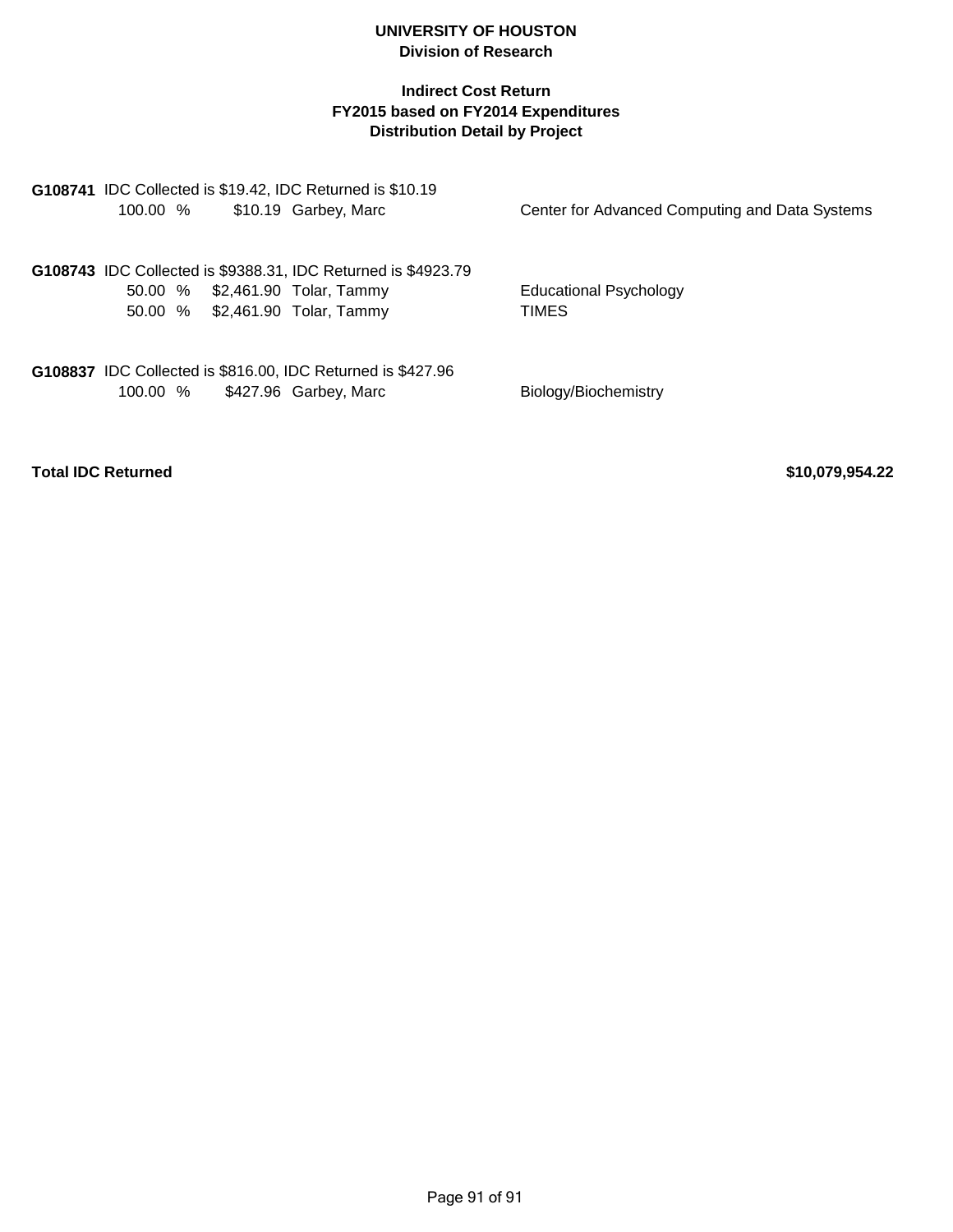**UNIVERSITY OF HOUSTON**
**Division of Research**

**Indirect Cost Return**
**FY2015 based on FY2014 Expenditures**
**Distribution Detail by Project**

**G108741** IDC Collected is $19.42, IDC Returned is $10.19

| | | | |
|---|---|---|---|
| 100.00 % | $10.19 | Garbey, Marc | Center for Advanced Computing and Data Systems |

**G108743** IDC Collected is $9388.31, IDC Returned is $4923.79

| | | | |
|---|---|---|---|
| 50.00 % | $2,461.90 | Tolar, Tammy | Educational Psychology |
| 50.00 % | $2,461.90 | Tolar, Tammy | TIMES |

**G108837** IDC Collected is $816.00, IDC Returned is $427.96

| | | | |
|---|---|---|---|
| 100.00 % | $427.96 | Garbey, Marc | Biology/Biochemistry |

**Total IDC Returned** **$10,079,954.22**